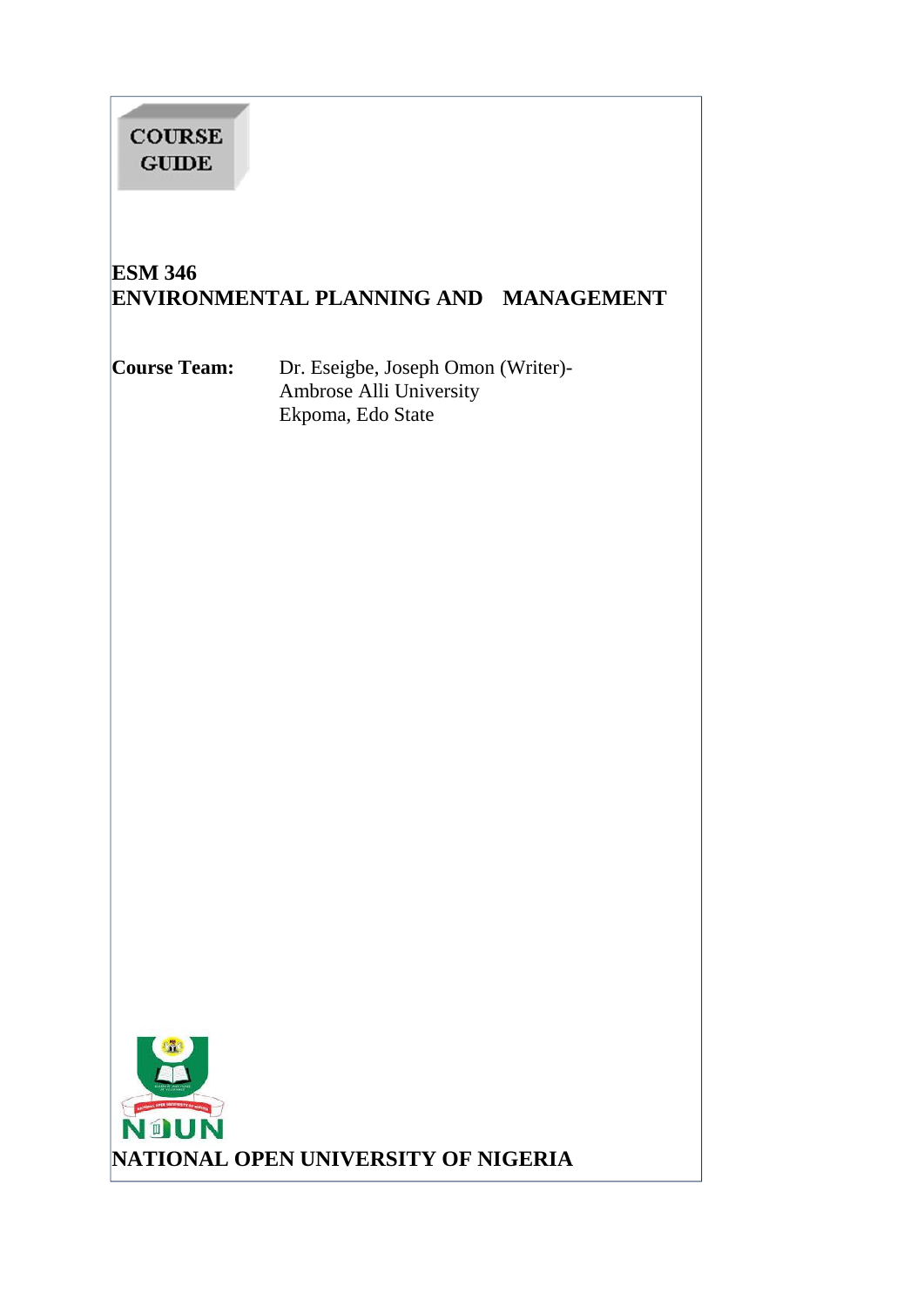**COURSE GUIDE**

# ESM 346
# ENVIRONMENTAL PLANNING AND MANAGEMENT

**Course Team:** Dr. Eseigbe, Joseph Omon (Writer)- Ambrose Alli University Ekpoma, Edo State

**NATIONAL OPEN UNIVERSITY OF NIGERIA**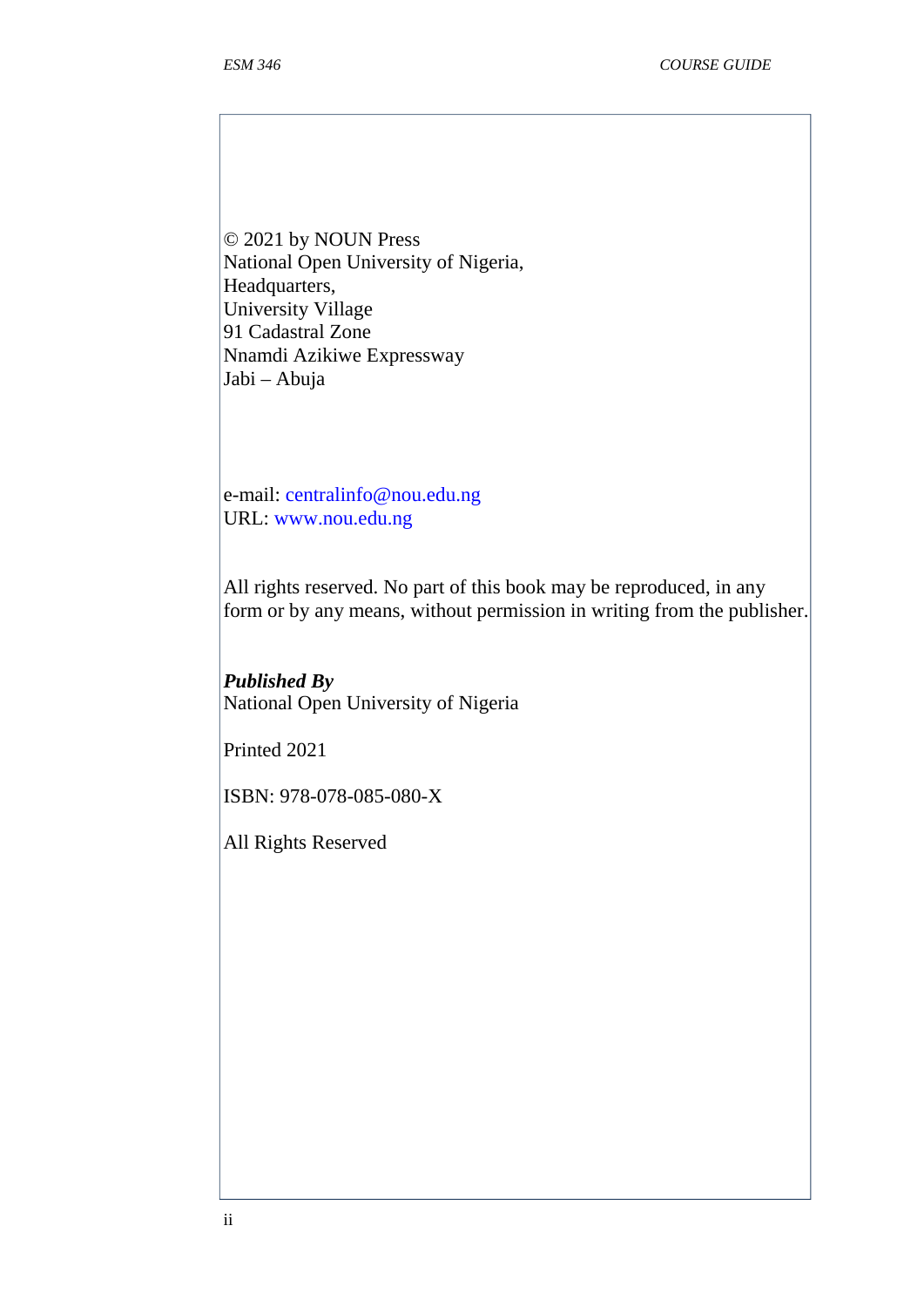© 2021 by NOUN Press
National Open University of Nigeria,
Headquarters,
University Village
91 Cadastral Zone
Nnamdi Azikiwe Expressway
Jabi – Abuja

e-mail: centralinfo@nou.edu.ng
URL: www.nou.edu.ng

All rights reserved. No part of this book may be reproduced, in any form or by any means, without permission in writing from the publisher.

***Published By***
National Open University of Nigeria

Printed 2021

ISBN: 978-078-085-080-X

All Rights Reserved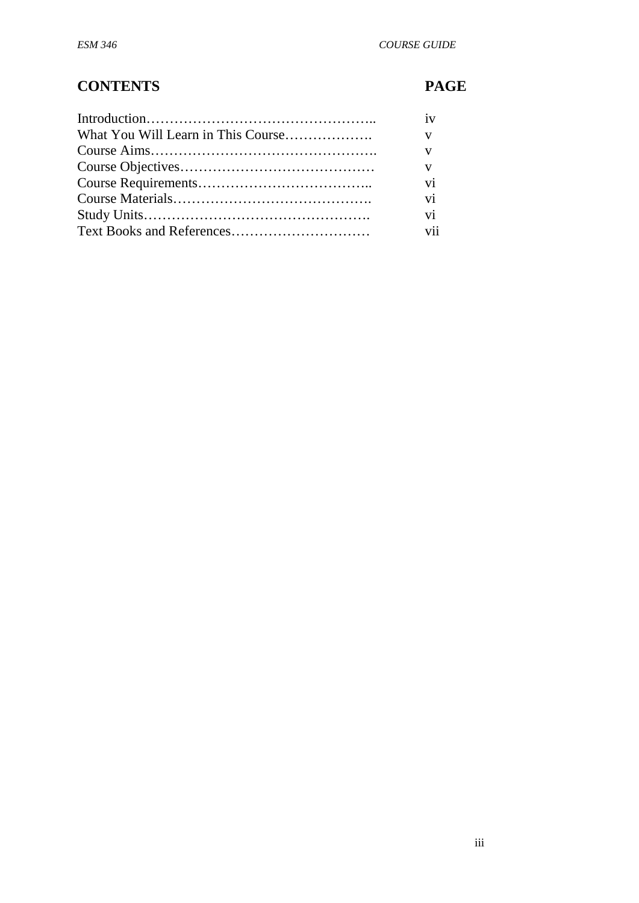| CONTENTS | PAGE |
|---|---|
| Introduction………………………………………….. | iv |
| What You Will Learn in This Course………………. | v |
| Course Aims…………………………………………. | v |
| Course Objectives…………………………………… | v |
| Course Requirements……………………………….. | vi |
| Course Materials……………………………………. | vi |
| Study Units…………………………………………. | vi |
| Text Books and References………………………… | vii |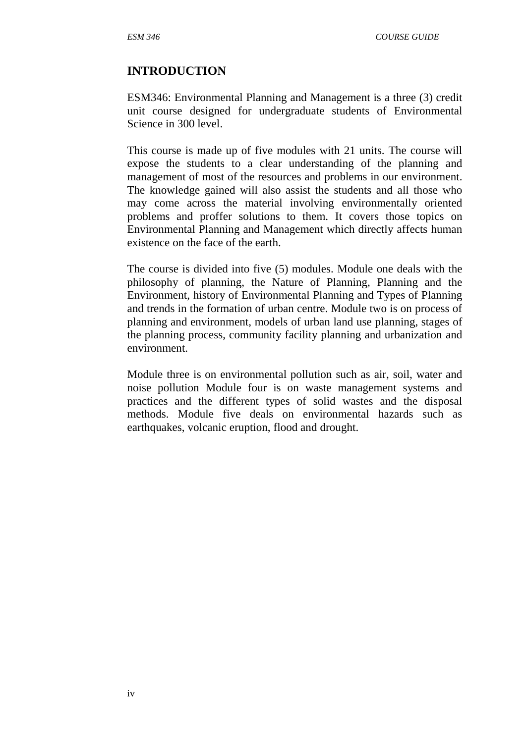# INTRODUCTION

ESM346: Environmental Planning and Management is a three (3) credit unit course designed for undergraduate students of Environmental Science in 300 level.

This course is made up of five modules with 21 units. The course will expose the students to a clear understanding of the planning and management of most of the resources and problems in our environment. The knowledge gained will also assist the students and all those who may come across the material involving environmentally oriented problems and proffer solutions to them. It covers those topics on Environmental Planning and Management which directly affects human existence on the face of the earth.

The course is divided into five (5) modules. Module one deals with the philosophy of planning, the Nature of Planning, Planning and the Environment, history of Environmental Planning and Types of Planning and trends in the formation of urban centre. Module two is on process of planning and environment, models of urban land use planning, stages of the planning process, community facility planning and urbanization and environment.

Module three is on environmental pollution such as air, soil, water and noise pollution Module four is on waste management systems and practices and the different types of solid wastes and the disposal methods. Module five deals on environmental hazards such as earthquakes, volcanic eruption, flood and drought.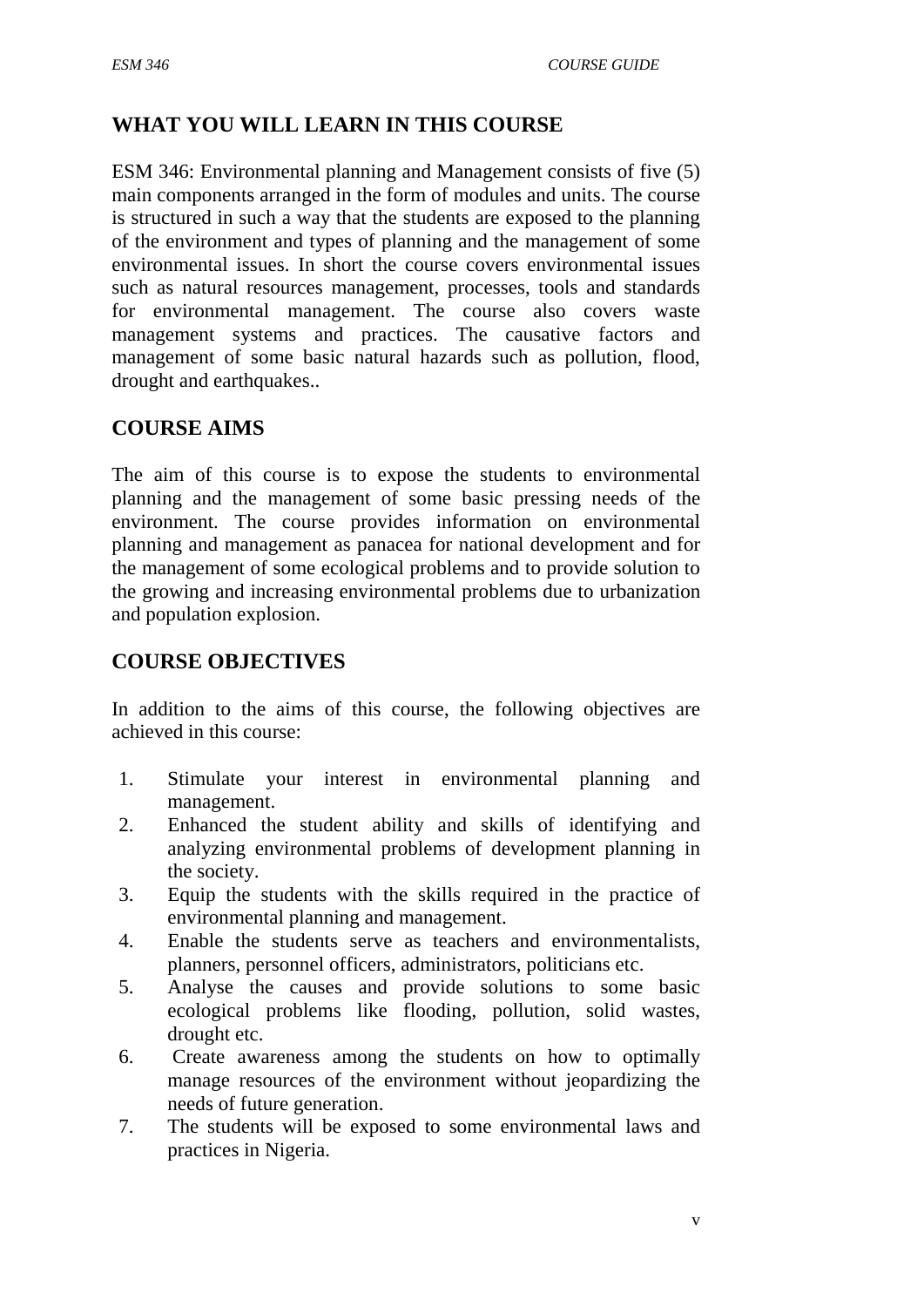## WHAT YOU WILL LEARN IN THIS COURSE

ESM 346: Environmental planning and Management consists of five (5) main components arranged in the form of modules and units. The course is structured in such a way that the students are exposed to the planning of the environment and types of planning and the management of some environmental issues. In short the course covers environmental issues such as natural resources management, processes, tools and standards for environmental management. The course also covers waste management systems and practices. The causative factors and management of some basic natural hazards such as pollution, flood, drought and earthquakes..

## COURSE AIMS

The aim of this course is to expose the students to environmental planning and the management of some basic pressing needs of the environment. The course provides information on environmental planning and management as panacea for national development and for the management of some ecological problems and to provide solution to the growing and increasing environmental problems due to urbanization and population explosion.

## COURSE OBJECTIVES

In addition to the aims of this course, the following objectives are achieved in this course:

1. Stimulate your interest in environmental planning and management.
2. Enhanced the student ability and skills of identifying and analyzing environmental problems of development planning in the society.
3. Equip the students with the skills required in the practice of environmental planning and management.
4. Enable the students serve as teachers and environmentalists, planners, personnel officers, administrators, politicians etc.
5. Analyse the causes and provide solutions to some basic ecological problems like flooding, pollution, solid wastes, drought etc.
6. Create awareness among the students on how to optimally manage resources of the environment without jeopardizing the needs of future generation.
7. The students will be exposed to some environmental laws and practices in Nigeria.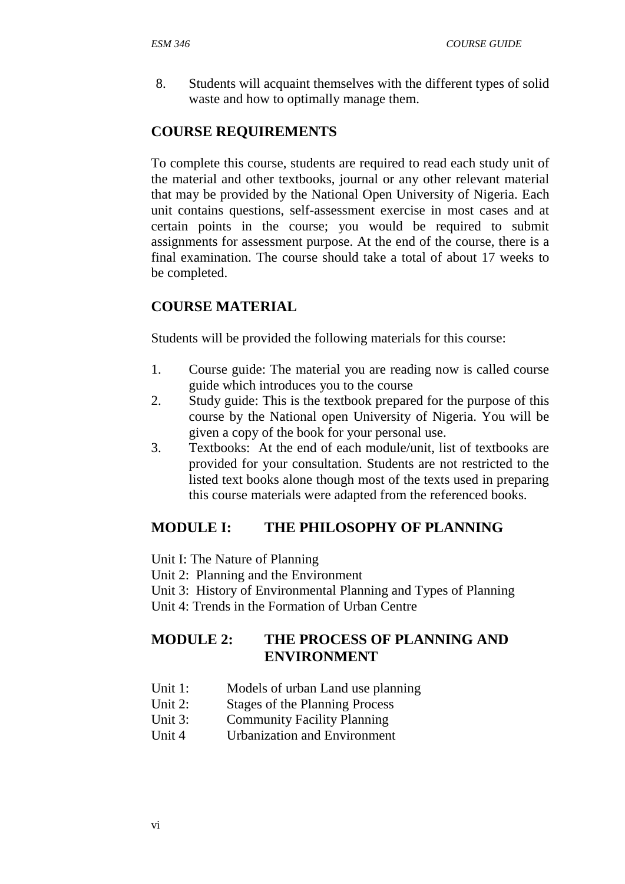8. Students will acquaint themselves with the different types of solid waste and how to optimally manage them.

## COURSE REQUIREMENTS

To complete this course, students are required to read each study unit of the material and other textbooks, journal or any other relevant material that may be provided by the National Open University of Nigeria. Each unit contains questions, self-assessment exercise in most cases and at certain points in the course; you would be required to submit assignments for assessment purpose. At the end of the course, there is a final examination. The course should take a total of about 17 weeks to be completed.

## COURSE MATERIAL

Students will be provided the following materials for this course:

1. Course guide: The material you are reading now is called course guide which introduces you to the course
2. Study guide: This is the textbook prepared for the purpose of this course by the National open University of Nigeria. You will be given a copy of the book for your personal use.
3. Textbooks: At the end of each module/unit, list of textbooks are provided for your consultation. Students are not restricted to the listed text books alone though most of the texts used in preparing this course materials were adapted from the referenced books.

## MODULE I: THE PHILOSOPHY OF PLANNING

Unit I: The Nature of Planning
Unit 2: Planning and the Environment
Unit 3: History of Environmental Planning and Types of Planning
Unit 4: Trends in the Formation of Urban Centre

## MODULE 2: THE PROCESS OF PLANNING AND ENVIRONMENT

Unit 1: Models of urban Land use planning
Unit 2: Stages of the Planning Process
Unit 3: Community Facility Planning
Unit 4 Urbanization and Environment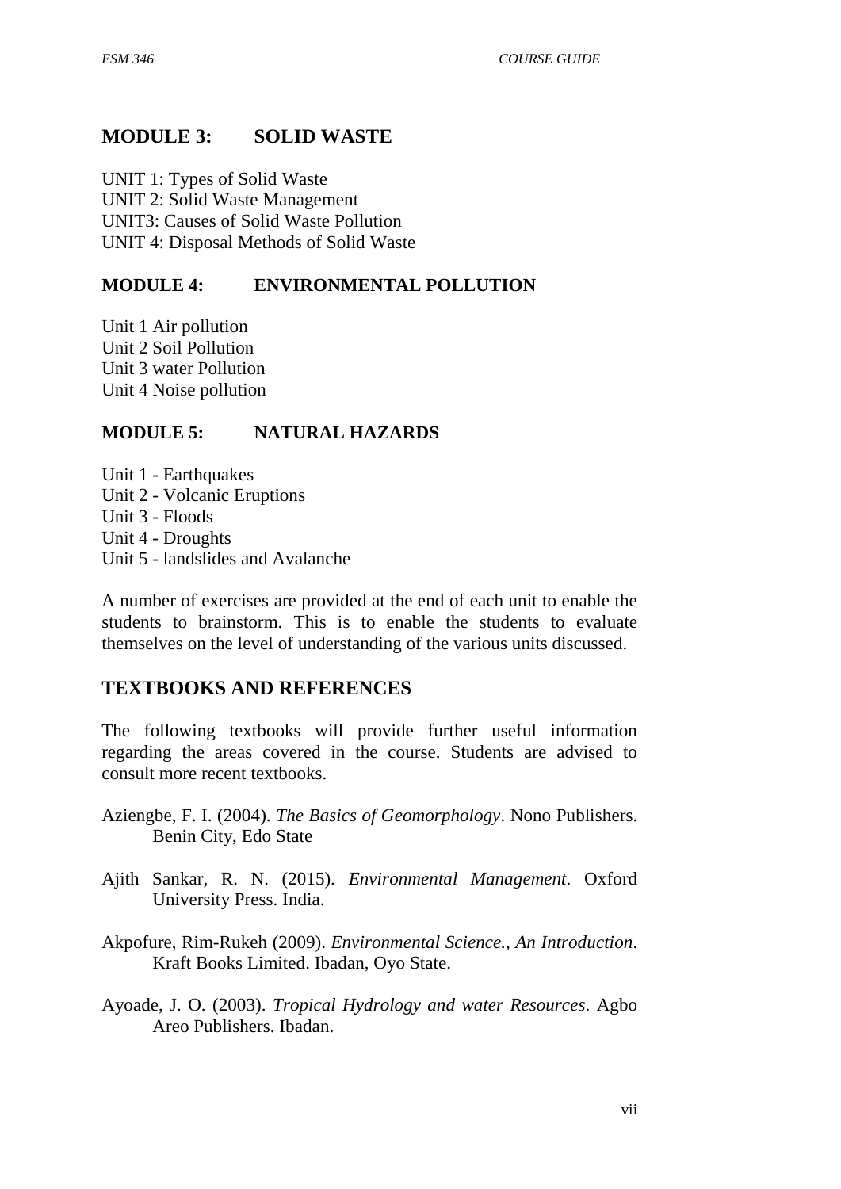## MODULE 3: SOLID WASTE

UNIT 1: Types of Solid Waste
UNIT 2: Solid Waste Management
UNIT3: Causes of Solid Waste Pollution
UNIT 4: Disposal Methods of Solid Waste

### MODULE 4: ENVIRONMENTAL POLLUTION

Unit 1 Air pollution
Unit 2 Soil Pollution
Unit 3 water Pollution
Unit 4 Noise pollution

### MODULE 5: NATURAL HAZARDS

Unit 1 - Earthquakes
Unit 2 - Volcanic Eruptions
Unit 3 - Floods
Unit 4 - Droughts
Unit 5 - landslides and Avalanche

A number of exercises are provided at the end of each unit to enable the students to brainstorm. This is to enable the students to evaluate themselves on the level of understanding of the various units discussed.

## TEXTBOOKS AND REFERENCES

The following textbooks will provide further useful information regarding the areas covered in the course. Students are advised to consult more recent textbooks.

Aziengbe, F. I. (2004). *The Basics of Geomorphology*. Nono Publishers. Benin City, Edo State

Ajith Sankar, R. N. (2015). *Environmental Management*. Oxford University Press. India.

Akpofure, Rim-Rukeh (2009). *Environmental Science., An Introduction*. Kraft Books Limited. Ibadan, Oyo State.

Ayoade, J. O. (2003). *Tropical Hydrology and water Resources*. Agbo Areo Publishers. Ibadan.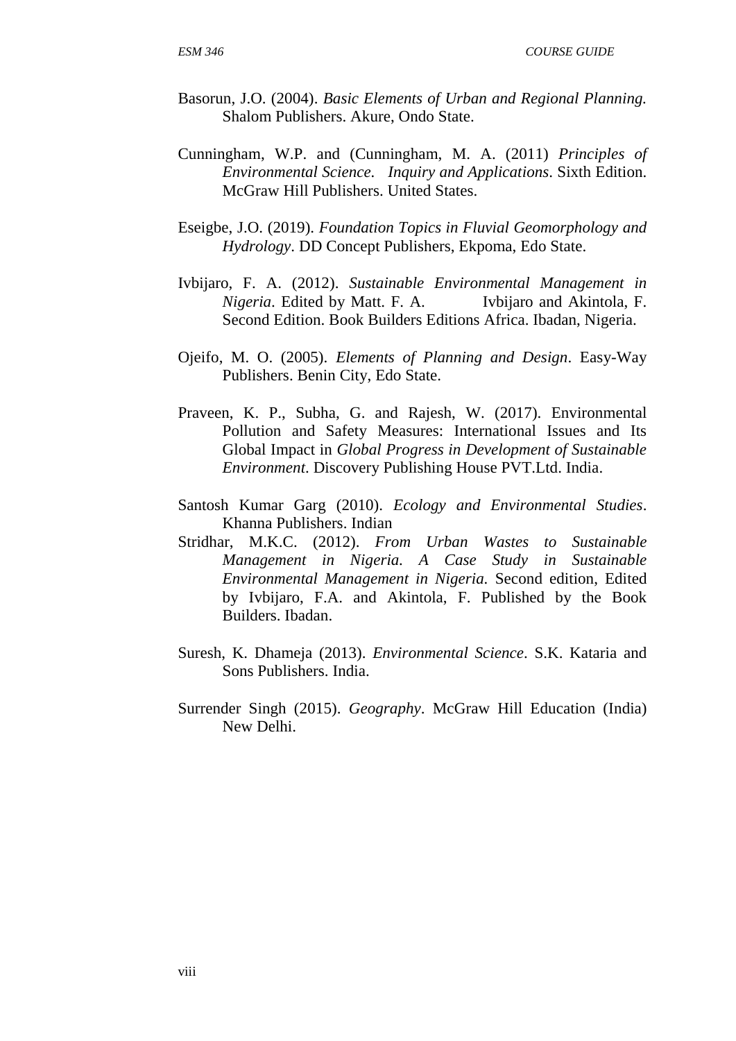Basorun, J.O. (2004). *Basic Elements of Urban and Regional Planning.* Shalom Publishers. Akure, Ondo State.

Cunningham, W.P. and (Cunningham, M. A. (2011) *Principles of Environmental Science. Inquiry and Applications*. Sixth Edition. McGraw Hill Publishers. United States.

Eseigbe, J.O. (2019). *Foundation Topics in Fluvial Geomorphology and Hydrology*. DD Concept Publishers, Ekpoma, Edo State.

Ivbijaro, F. A. (2012). *Sustainable Environmental Management in Nigeria*. Edited by Matt. F. A. Ivbijaro and Akintola, F. Second Edition. Book Builders Editions Africa. Ibadan, Nigeria.

Ojeifo, M. O. (2005). *Elements of Planning and Design*. Easy-Way Publishers. Benin City, Edo State.

Praveen, K. P., Subha, G. and Rajesh, W. (2017). Environmental Pollution and Safety Measures: International Issues and Its Global Impact in *Global Progress in Development of Sustainable Environment*. Discovery Publishing House PVT.Ltd. India.

Santosh Kumar Garg (2010). *Ecology and Environmental Studies*. Khanna Publishers. Indian

Stridhar, M.K.C. (2012). *From Urban Wastes to Sustainable Management in Nigeria. A Case Study in Sustainable Environmental Management in Nigeria.* Second edition, Edited by Ivbijaro, F.A. and Akintola, F. Published by the Book Builders. Ibadan.

Suresh, K. Dhameja (2013). *Environmental Science*. S.K. Kataria and Sons Publishers. India.

Surrender Singh (2015). *Geography*. McGraw Hill Education (India) New Delhi.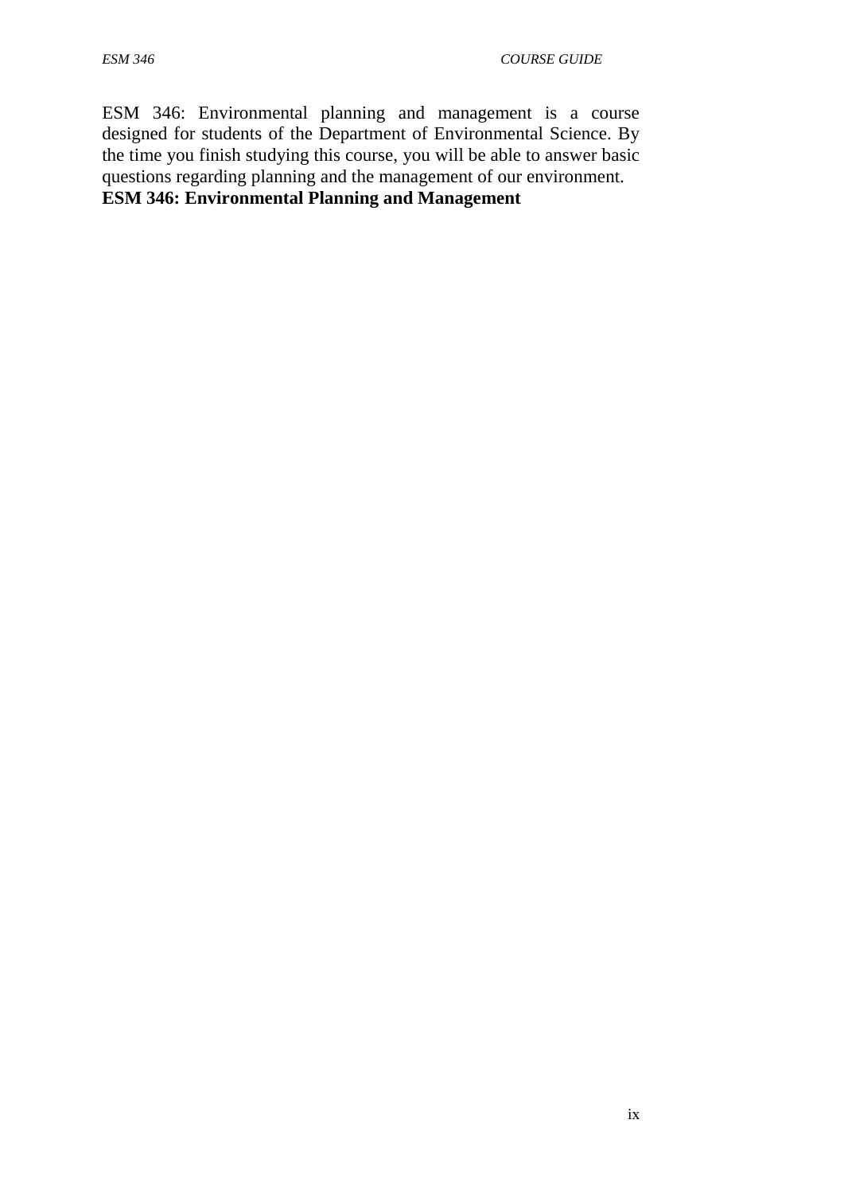ESM 346: Environmental planning and management is a course designed for students of the Department of Environmental Science. By the time you finish studying this course, you will be able to answer basic questions regarding planning and the management of our environment.

**ESM 346: Environmental Planning and Management**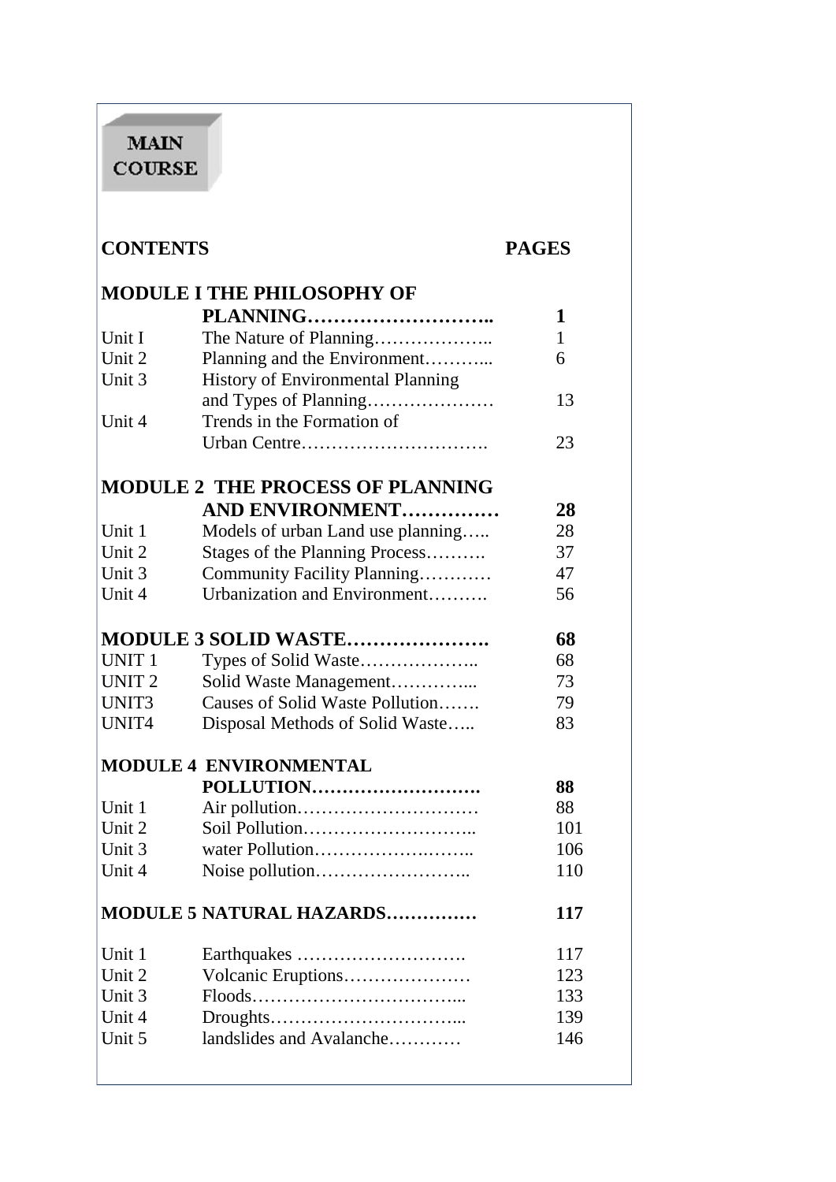**MAIN COURSE**

| CONTENTS | | PAGES |
|---|---|---|
| **MODULE I THE PHILOSOPHY OF PLANNING………………………..** | | **1** |
| Unit I | The Nature of Planning……………….. | 1 |
| Unit 2 | Planning and the Environment………... | 6 |
| Unit 3 | History of Environmental Planning and Types of Planning………………… | 13 |
| Unit 4 | Trends in the Formation of Urban Centre…………………………. | 23 |
| **MODULE 2 THE PROCESS OF PLANNING AND ENVIRONMENT……………** | | **28** |
| Unit 1 | Models of urban Land use planning….. | 28 |
| Unit 2 | Stages of the Planning Process………. | 37 |
| Unit 3 | Community Facility Planning………… | 47 |
| Unit 4 | Urbanization and Environment………. | 56 |
| **MODULE 3 SOLID WASTE………………….** | | **68** |
| UNIT 1 | Types of Solid Waste……………….. | 68 |
| UNIT 2 | Solid Waste Management…………... | 73 |
| UNIT3 | Causes of Solid Waste Pollution……. | 79 |
| UNIT4 | Disposal Methods of Solid Waste….. | 83 |
| **MODULE 4 ENVIRONMENTAL POLLUTION……………………….** | | **88** |
| Unit 1 | Air pollution………………………… | 88 |
| Unit 2 | Soil Pollution……………………….. | 101 |
| Unit 3 | water Pollution……………….…….. | 106 |
| Unit 4 | Noise pollution…………………….. | 110 |
| **MODULE 5 NATURAL HAZARDS……………** | | **117** |
| Unit 1 | Earthquakes ………………………. | 117 |
| Unit 2 | Volcanic Eruptions………………… | 123 |
| Unit 3 | Floods……………………………... | 133 |
| Unit 4 | Droughts…………………………... | 139 |
| Unit 5 | landslides and Avalanche………… | 146 |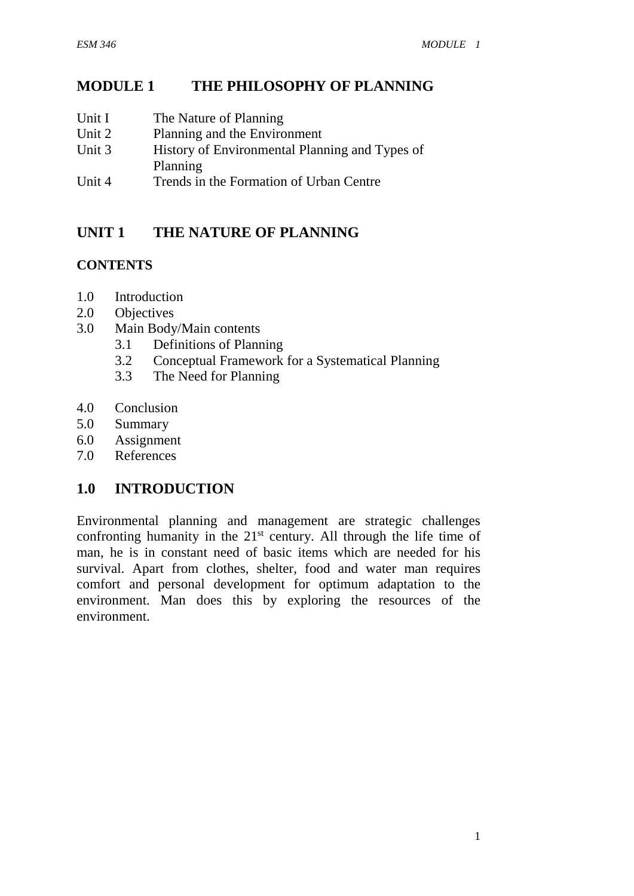# MODULE 1 THE PHILOSOPHY OF PLANNING

Unit I The Nature of Planning
Unit 2 Planning and the Environment
Unit 3 History of Environmental Planning and Types of Planning
Unit 4 Trends in the Formation of Urban Centre

## UNIT 1 THE NATURE OF PLANNING

### CONTENTS

1.0 Introduction
2.0 Objectives
3.0 Main Body/Main contents
    3.1 Definitions of Planning
    3.2 Conceptual Framework for a Systematical Planning
    3.3 The Need for Planning

4.0 Conclusion
5.0 Summary
6.0 Assignment
7.0 References

## 1.0 INTRODUCTION

Environmental planning and management are strategic challenges confronting humanity in the 21st century. All through the life time of man, he is in constant need of basic items which are needed for his survival. Apart from clothes, shelter, food and water man requires comfort and personal development for optimum adaptation to the environment. Man does this by exploring the resources of the environment.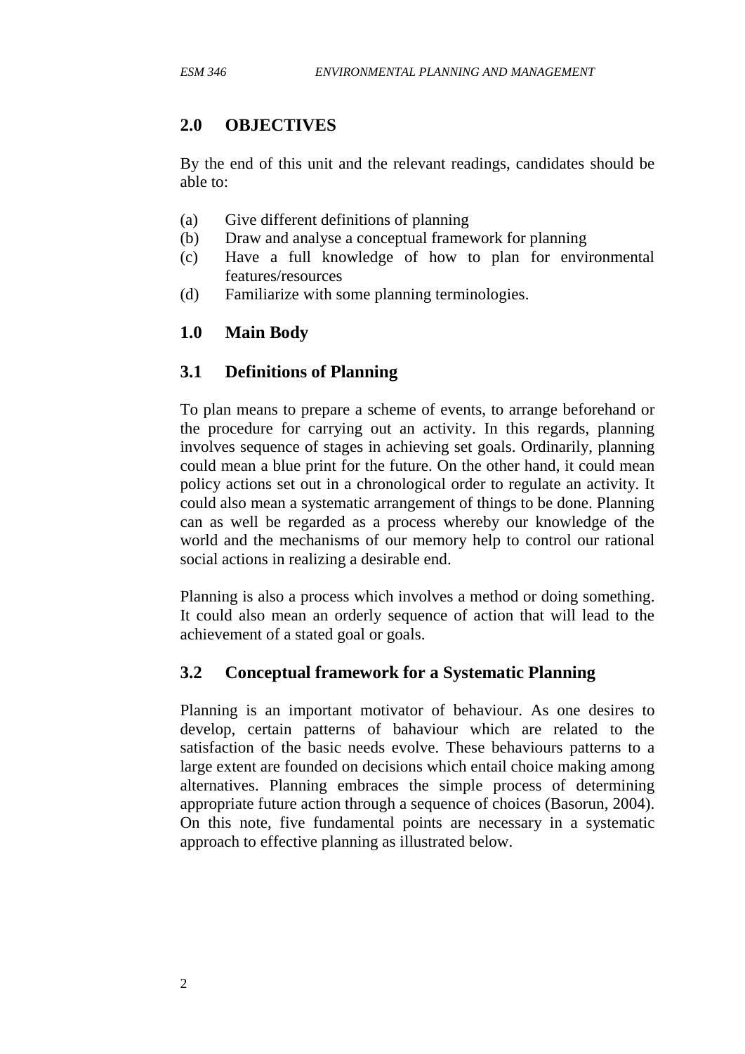## 2.0 OBJECTIVES

By the end of this unit and the relevant readings, candidates should be able to:

(a) Give different definitions of planning
(b) Draw and analyse a conceptual framework for planning
(c) Have a full knowledge of how to plan for environmental features/resources
(d) Familiarize with some planning terminologies.

## 1.0 Main Body

### 3.1 Definitions of Planning

To plan means to prepare a scheme of events, to arrange beforehand or the procedure for carrying out an activity. In this regards, planning involves sequence of stages in achieving set goals. Ordinarily, planning could mean a blue print for the future. On the other hand, it could mean policy actions set out in a chronological order to regulate an activity. It could also mean a systematic arrangement of things to be done. Planning can as well be regarded as a process whereby our knowledge of the world and the mechanisms of our memory help to control our rational social actions in realizing a desirable end.

Planning is also a process which involves a method or doing something. It could also mean an orderly sequence of action that will lead to the achievement of a stated goal or goals.

### 3.2 Conceptual framework for a Systematic Planning

Planning is an important motivator of behaviour. As one desires to develop, certain patterns of bahaviour which are related to the satisfaction of the basic needs evolve. These behaviours patterns to a large extent are founded on decisions which entail choice making among alternatives. Planning embraces the simple process of determining appropriate future action through a sequence of choices (Basorun, 2004). On this note, five fundamental points are necessary in a systematic approach to effective planning as illustrated below.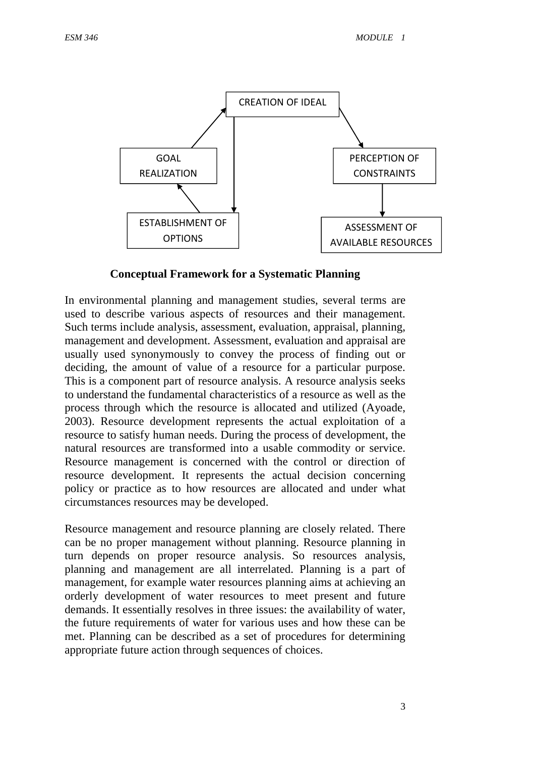CREATION OF IDEAL

GOAL REALIZATION

PERCEPTION OF CONSTRAINTS

ESTABLISHMENT OF OPTIONS

ASSESSMENT OF AVAILABLE RESOURCES

**Conceptual Framework for a Systematic Planning**

In environmental planning and management studies, several terms are used to describe various aspects of resources and their management. Such terms include analysis, assessment, evaluation, appraisal, planning, management and development. Assessment, evaluation and appraisal are usually used synonymously to convey the process of finding out or deciding, the amount of value of a resource for a particular purpose. This is a component part of resource analysis. A resource analysis seeks to understand the fundamental characteristics of a resource as well as the process through which the resource is allocated and utilized (Ayoade, 2003). Resource development represents the actual exploitation of a resource to satisfy human needs. During the process of development, the natural resources are transformed into a usable commodity or service. Resource management is concerned with the control or direction of resource development. It represents the actual decision concerning policy or practice as to how resources are allocated and under what circumstances resources may be developed.

Resource management and resource planning are closely related. There can be no proper management without planning. Resource planning in turn depends on proper resource analysis. So resources analysis, planning and management are all interrelated. Planning is a part of management, for example water resources planning aims at achieving an orderly development of water resources to meet present and future demands. It essentially resolves in three issues: the availability of water, the future requirements of water for various uses and how these can be met. Planning can be described as a set of procedures for determining appropriate future action through sequences of choices.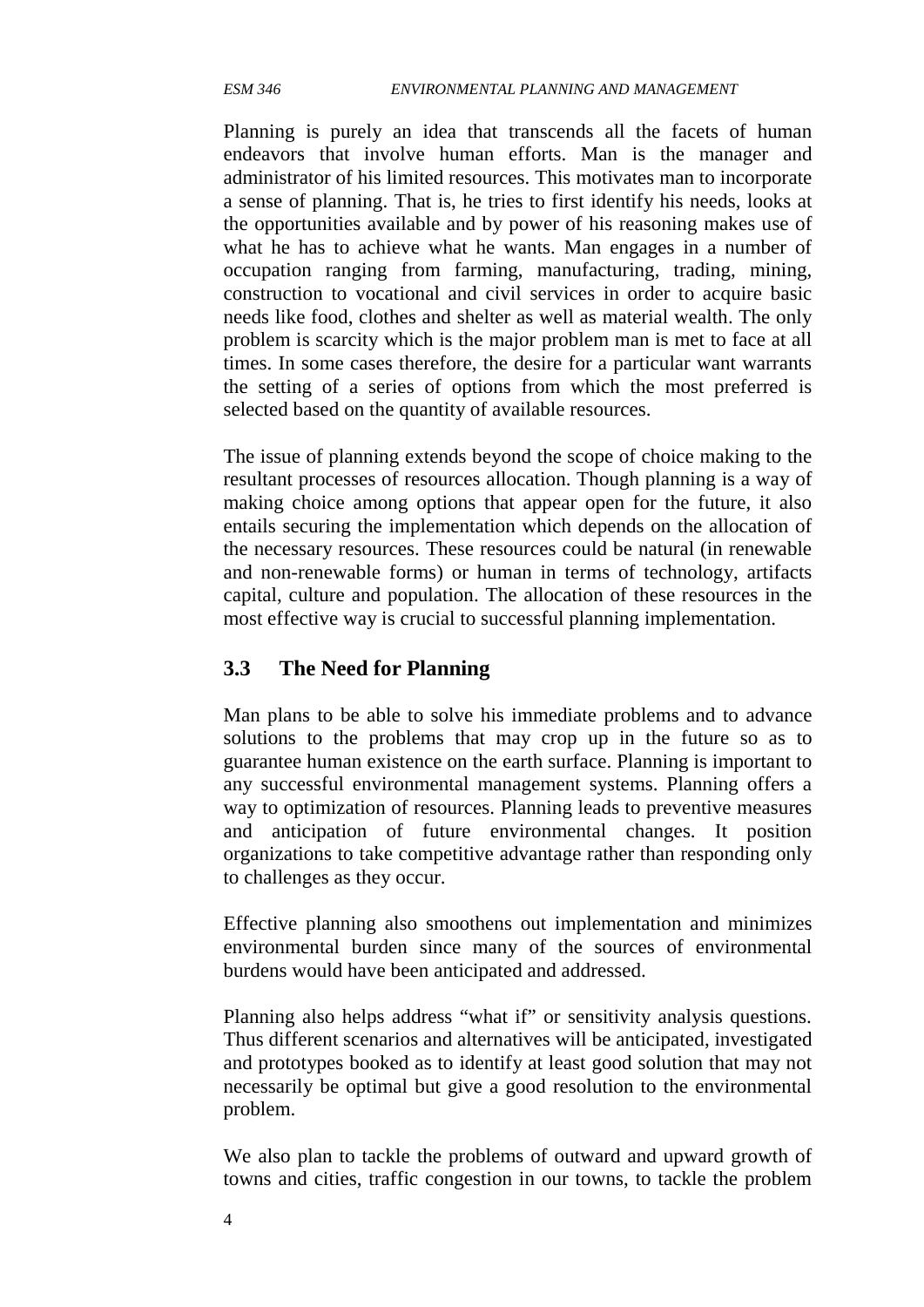Planning is purely an idea that transcends all the facets of human endeavors that involve human efforts. Man is the manager and administrator of his limited resources. This motivates man to incorporate a sense of planning. That is, he tries to first identify his needs, looks at the opportunities available and by power of his reasoning makes use of what he has to achieve what he wants. Man engages in a number of occupation ranging from farming, manufacturing, trading, mining, construction to vocational and civil services in order to acquire basic needs like food, clothes and shelter as well as material wealth. The only problem is scarcity which is the major problem man is met to face at all times. In some cases therefore, the desire for a particular want warrants the setting of a series of options from which the most preferred is selected based on the quantity of available resources.

The issue of planning extends beyond the scope of choice making to the resultant processes of resources allocation. Though planning is a way of making choice among options that appear open for the future, it also entails securing the implementation which depends on the allocation of the necessary resources. These resources could be natural (in renewable and non-renewable forms) or human in terms of technology, artifacts capital, culture and population. The allocation of these resources in the most effective way is crucial to successful planning implementation.

## 3.3 The Need for Planning

Man plans to be able to solve his immediate problems and to advance solutions to the problems that may crop up in the future so as to guarantee human existence on the earth surface. Planning is important to any successful environmental management systems. Planning offers a way to optimization of resources. Planning leads to preventive measures and anticipation of future environmental changes. It position organizations to take competitive advantage rather than responding only to challenges as they occur.

Effective planning also smoothens out implementation and minimizes environmental burden since many of the sources of environmental burdens would have been anticipated and addressed.

Planning also helps address "what if" or sensitivity analysis questions. Thus different scenarios and alternatives will be anticipated, investigated and prototypes booked as to identify at least good solution that may not necessarily be optimal but give a good resolution to the environmental problem.

We also plan to tackle the problems of outward and upward growth of towns and cities, traffic congestion in our towns, to tackle the problem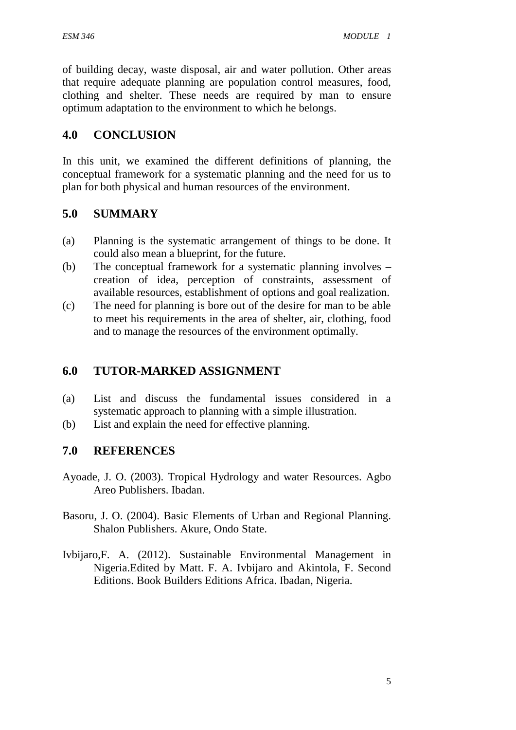of building decay, waste disposal, air and water pollution. Other areas that require adequate planning are population control measures, food, clothing and shelter. These needs are required by man to ensure optimum adaptation to the environment to which he belongs.

## 4.0 CONCLUSION

In this unit, we examined the different definitions of planning, the conceptual framework for a systematic planning and the need for us to plan for both physical and human resources of the environment.

## 5.0 SUMMARY

(a) Planning is the systematic arrangement of things to be done. It could also mean a blueprint, for the future.

(b) The conceptual framework for a systematic planning involves – creation of idea, perception of constraints, assessment of available resources, establishment of options and goal realization.

(c) The need for planning is bore out of the desire for man to be able to meet his requirements in the area of shelter, air, clothing, food and to manage the resources of the environment optimally.

## 6.0 TUTOR-MARKED ASSIGNMENT

(a) List and discuss the fundamental issues considered in a systematic approach to planning with a simple illustration.

(b) List and explain the need for effective planning.

## 7.0 REFERENCES

Ayoade, J. O. (2003). Tropical Hydrology and water Resources. Agbo Areo Publishers. Ibadan.

Basoru, J. O. (2004). Basic Elements of Urban and Regional Planning. Shalon Publishers. Akure, Ondo State.

Ivbijaro,F. A. (2012). Sustainable Environmental Management in Nigeria.Edited by Matt. F. A. Ivbijaro and Akintola, F. Second Editions. Book Builders Editions Africa. Ibadan, Nigeria.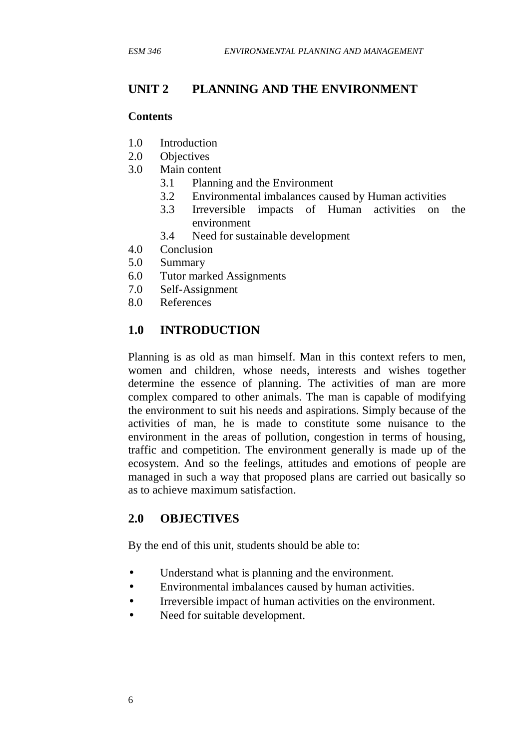## UNIT 2 PLANNING AND THE ENVIRONMENT

**Contents**

1.0 Introduction
2.0 Objectives
3.0 Main content
   3.1 Planning and the Environment
   3.2 Environmental imbalances caused by Human activities
   3.3 Irreversible impacts of Human activities on the environment
   3.4 Need for sustainable development
4.0 Conclusion
5.0 Summary
6.0 Tutor marked Assignments
7.0 Self-Assignment
8.0 References

## 1.0 INTRODUCTION

Planning is as old as man himself. Man in this context refers to men, women and children, whose needs, interests and wishes together determine the essence of planning. The activities of man are more complex compared to other animals. The man is capable of modifying the environment to suit his needs and aspirations. Simply because of the activities of man, he is made to constitute some nuisance to the environment in the areas of pollution, congestion in terms of housing, traffic and competition. The environment generally is made up of the ecosystem. And so the feelings, attitudes and emotions of people are managed in such a way that proposed plans are carried out basically so as to achieve maximum satisfaction.

## 2.0 OBJECTIVES

By the end of this unit, students should be able to:

- Understand what is planning and the environment.
- Environmental imbalances caused by human activities.
- Irreversible impact of human activities on the environment.
- Need for suitable development.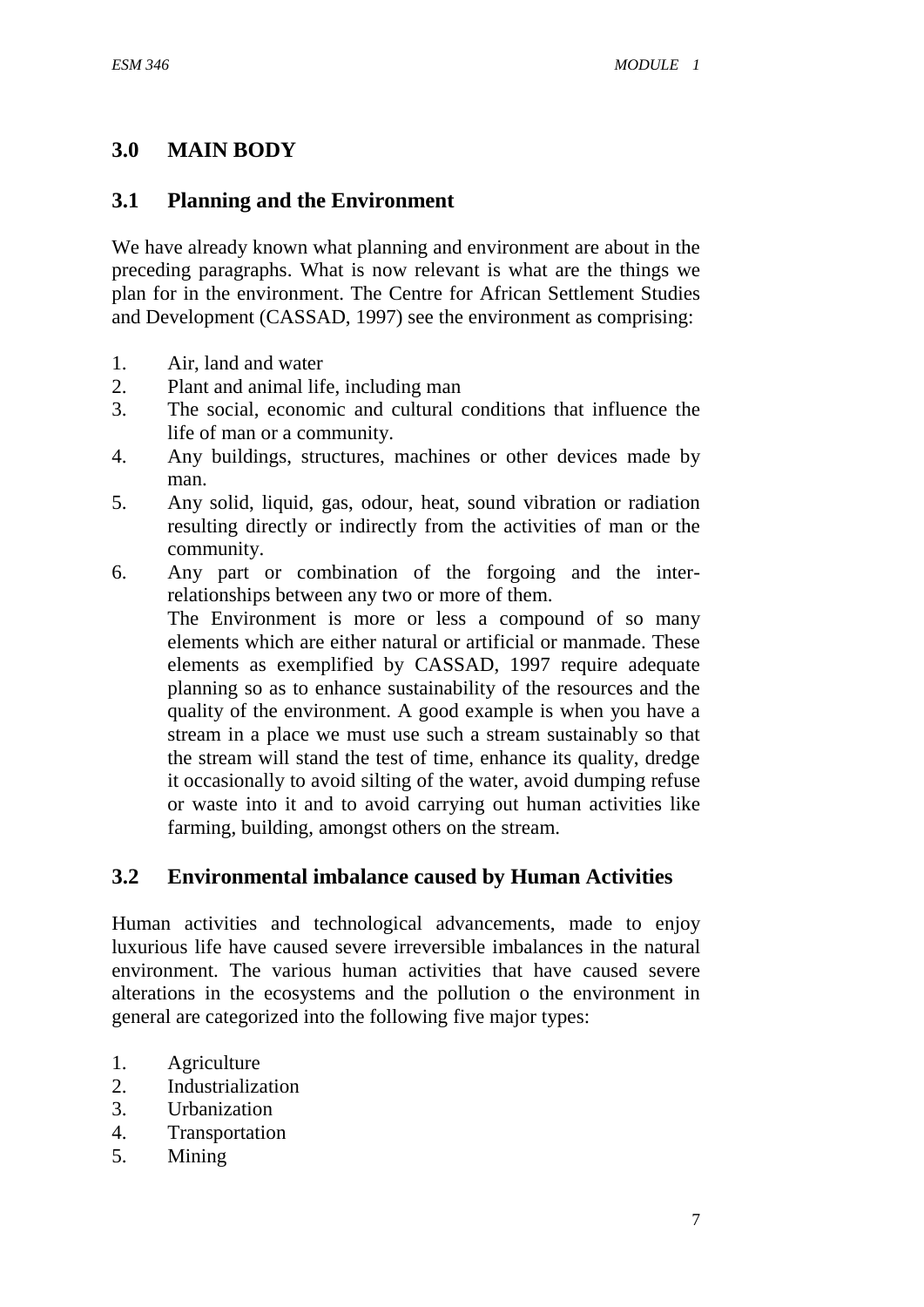## 3.0 MAIN BODY

### 3.1 Planning and the Environment

We have already known what planning and environment are about in the preceding paragraphs. What is now relevant is what are the things we plan for in the environment. The Centre for African Settlement Studies and Development (CASSAD, 1997) see the environment as comprising:

1. Air, land and water
2. Plant and animal life, including man
3. The social, economic and cultural conditions that influence the life of man or a community.
4. Any buildings, structures, machines or other devices made by man.
5. Any solid, liquid, gas, odour, heat, sound vibration or radiation resulting directly or indirectly from the activities of man or the community.
6. Any part or combination of the forgoing and the inter-relationships between any two or more of them.

   The Environment is more or less a compound of so many elements which are either natural or artificial or manmade. These elements as exemplified by CASSAD, 1997 require adequate planning so as to enhance sustainability of the resources and the quality of the environment. A good example is when you have a stream in a place we must use such a stream sustainably so that the stream will stand the test of time, enhance its quality, dredge it occasionally to avoid silting of the water, avoid dumping refuse or waste into it and to avoid carrying out human activities like farming, building, amongst others on the stream.

### 3.2 Environmental imbalance caused by Human Activities

Human activities and technological advancements, made to enjoy luxurious life have caused severe irreversible imbalances in the natural environment. The various human activities that have caused severe alterations in the ecosystems and the pollution o the environment in general are categorized into the following five major types:

1. Agriculture
2. Industrialization
3. Urbanization
4. Transportation
5. Mining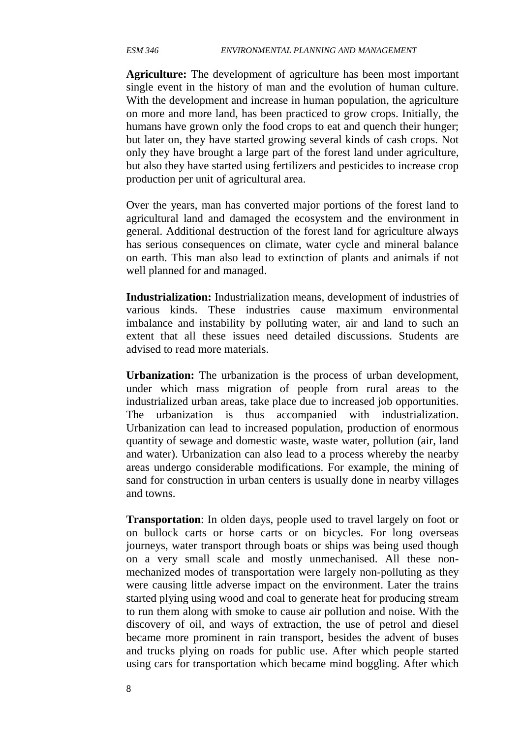**Agriculture:** The development of agriculture has been most important single event in the history of man and the evolution of human culture. With the development and increase in human population, the agriculture on more and more land, has been practiced to grow crops. Initially, the humans have grown only the food crops to eat and quench their hunger; but later on, they have started growing several kinds of cash crops. Not only they have brought a large part of the forest land under agriculture, but also they have started using fertilizers and pesticides to increase crop production per unit of agricultural area.

Over the years, man has converted major portions of the forest land to agricultural land and damaged the ecosystem and the environment in general. Additional destruction of the forest land for agriculture always has serious consequences on climate, water cycle and mineral balance on earth. This man also lead to extinction of plants and animals if not well planned for and managed.

**Industrialization:** Industrialization means, development of industries of various kinds. These industries cause maximum environmental imbalance and instability by polluting water, air and land to such an extent that all these issues need detailed discussions. Students are advised to read more materials.

**Urbanization:** The urbanization is the process of urban development, under which mass migration of people from rural areas to the industrialized urban areas, take place due to increased job opportunities. The urbanization is thus accompanied with industrialization. Urbanization can lead to increased population, production of enormous quantity of sewage and domestic waste, waste water, pollution (air, land and water). Urbanization can also lead to a process whereby the nearby areas undergo considerable modifications. For example, the mining of sand for construction in urban centers is usually done in nearby villages and towns.

**Transportation**: In olden days, people used to travel largely on foot or on bullock carts or horse carts or on bicycles. For long overseas journeys, water transport through boats or ships was being used though on a very small scale and mostly unmechanised. All these non-mechanized modes of transportation were largely non-polluting as they were causing little adverse impact on the environment. Later the trains started plying using wood and coal to generate heat for producing stream to run them along with smoke to cause air pollution and noise. With the discovery of oil, and ways of extraction, the use of petrol and diesel became more prominent in rain transport, besides the advent of buses and trucks plying on roads for public use. After which people started using cars for transportation which became mind boggling. After which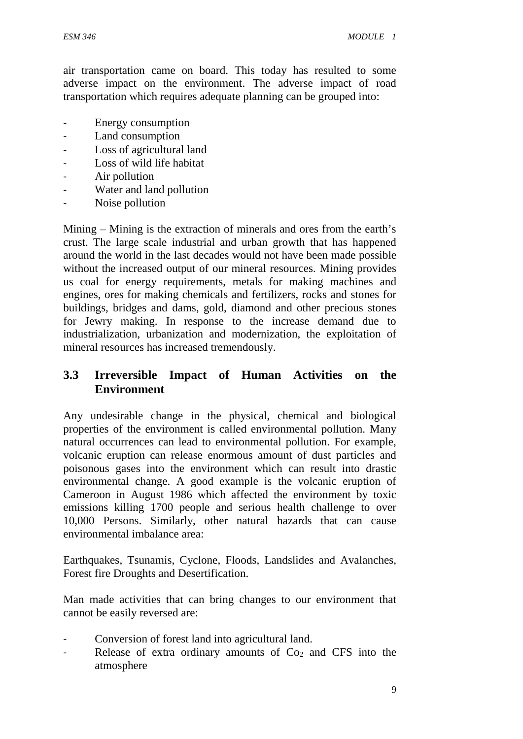air transportation came on board. This today has resulted to some adverse impact on the environment. The adverse impact of road transportation which requires adequate planning can be grouped into:

- Energy consumption
- Land consumption
- Loss of agricultural land
- Loss of wild life habitat
- Air pollution
- Water and land pollution
- Noise pollution

Mining – Mining is the extraction of minerals and ores from the earth's crust. The large scale industrial and urban growth that has happened around the world in the last decades would not have been made possible without the increased output of our mineral resources. Mining provides us coal for energy requirements, metals for making machines and engines, ores for making chemicals and fertilizers, rocks and stones for buildings, bridges and dams, gold, diamond and other precious stones for Jewry making. In response to the increase demand due to industrialization, urbanization and modernization, the exploitation of mineral resources has increased tremendously.

## 3.3 Irreversible Impact of Human Activities on the Environment

Any undesirable change in the physical, chemical and biological properties of the environment is called environmental pollution. Many natural occurrences can lead to environmental pollution. For example, volcanic eruption can release enormous amount of dust particles and poisonous gases into the environment which can result into drastic environmental change. A good example is the volcanic eruption of Cameroon in August 1986 which affected the environment by toxic emissions killing 1700 people and serious health challenge to over 10,000 Persons. Similarly, other natural hazards that can cause environmental imbalance area:

Earthquakes, Tsunamis, Cyclone, Floods, Landslides and Avalanches, Forest fire Droughts and Desertification.

Man made activities that can bring changes to our environment that cannot be easily reversed are:

- Conversion of forest land into agricultural land.
- Release of extra ordinary amounts of $Co_2$ and CFS into the atmosphere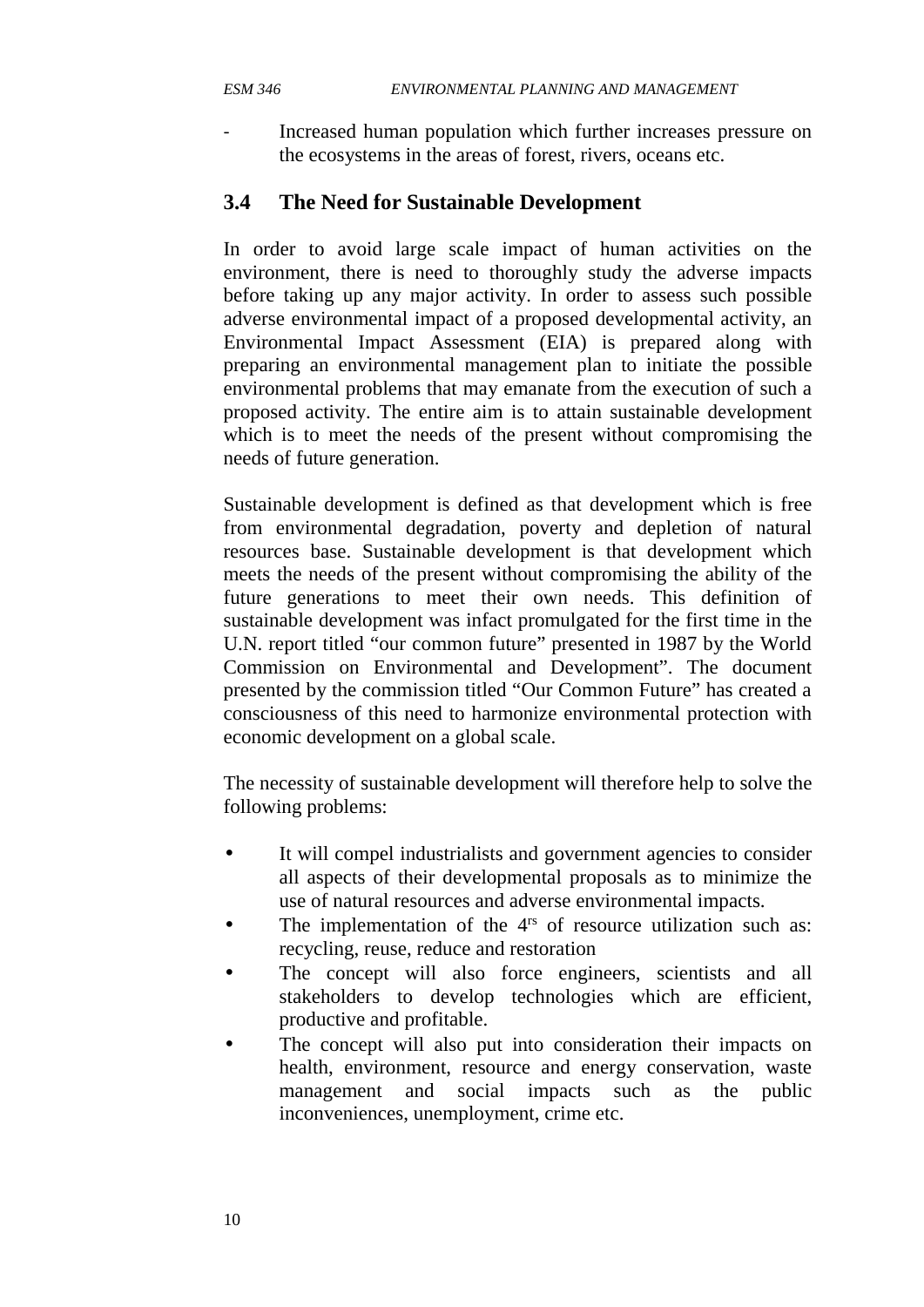- Increased human population which further increases pressure on the ecosystems in the areas of forest, rivers, oceans etc.

### 3.4 The Need for Sustainable Development

In order to avoid large scale impact of human activities on the environment, there is need to thoroughly study the adverse impacts before taking up any major activity. In order to assess such possible adverse environmental impact of a proposed developmental activity, an Environmental Impact Assessment (EIA) is prepared along with preparing an environmental management plan to initiate the possible environmental problems that may emanate from the execution of such a proposed activity. The entire aim is to attain sustainable development which is to meet the needs of the present without compromising the needs of future generation.

Sustainable development is defined as that development which is free from environmental degradation, poverty and depletion of natural resources base. Sustainable development is that development which meets the needs of the present without compromising the ability of the future generations to meet their own needs. This definition of sustainable development was infact promulgated for the first time in the U.N. report titled "our common future" presented in 1987 by the World Commission on Environmental and Development". The document presented by the commission titled "Our Common Future" has created a consciousness of this need to harmonize environmental protection with economic development on a global scale.

The necessity of sustainable development will therefore help to solve the following problems:

- It will compel industrialists and government agencies to consider all aspects of their developmental proposals as to minimize the use of natural resources and adverse environmental impacts.
- The implementation of the 4[rs] of resource utilization such as: recycling, reuse, reduce and restoration
- The concept will also force engineers, scientists and all stakeholders to develop technologies which are efficient, productive and profitable.
- The concept will also put into consideration their impacts on health, environment, resource and energy conservation, waste management and social impacts such as the public inconveniences, unemployment, crime etc.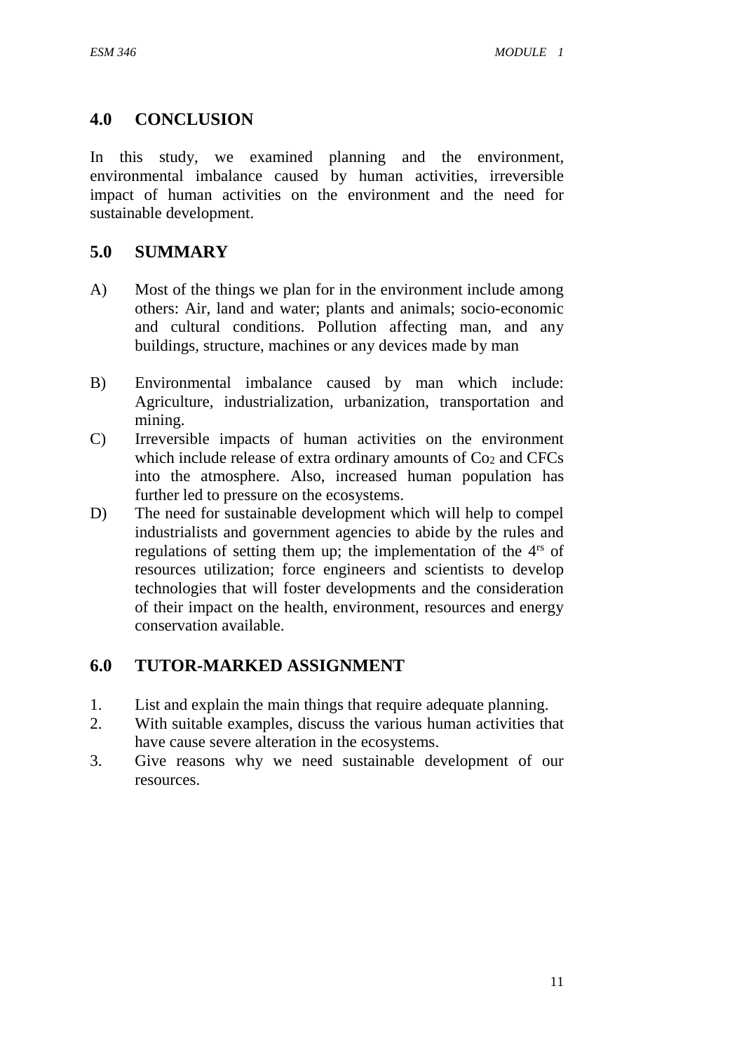## 4.0 CONCLUSION

In this study, we examined planning and the environment, environmental imbalance caused by human activities, irreversible impact of human activities on the environment and the need for sustainable development.

## 5.0 SUMMARY

A) Most of the things we plan for in the environment include among others: Air, land and water; plants and animals; socio-economic and cultural conditions. Pollution affecting man, and any buildings, structure, machines or any devices made by man

B) Environmental imbalance caused by man which include: Agriculture, industrialization, urbanization, transportation and mining.

C) Irreversible impacts of human activities on the environment which include release of extra ordinary amounts of $Co_2$ and CFCs into the atmosphere. Also, increased human population has further led to pressure on the ecosystems.

D) The need for sustainable development which will help to compel industrialists and government agencies to abide by the rules and regulations of setting them up; the implementation of the $4^{rs}$ of resources utilization; force engineers and scientists to develop technologies that will foster developments and the consideration of their impact on the health, environment, resources and energy conservation available.

## 6.0 TUTOR-MARKED ASSIGNMENT

1. List and explain the main things that require adequate planning.
2. With suitable examples, discuss the various human activities that have cause severe alteration in the ecosystems.
3. Give reasons why we need sustainable development of our resources.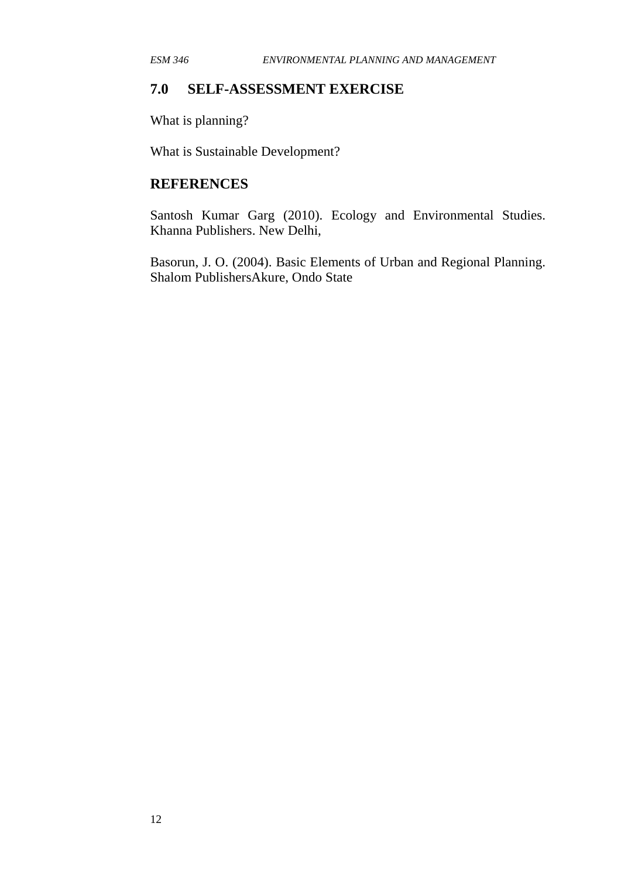## 7.0 SELF-ASSESSMENT EXERCISE

What is planning?

What is Sustainable Development?

## REFERENCES

Santosh Kumar Garg (2010). Ecology and Environmental Studies. Khanna Publishers. New Delhi,

Basorun, J. O. (2004). Basic Elements of Urban and Regional Planning. Shalom PublishersAkure, Ondo State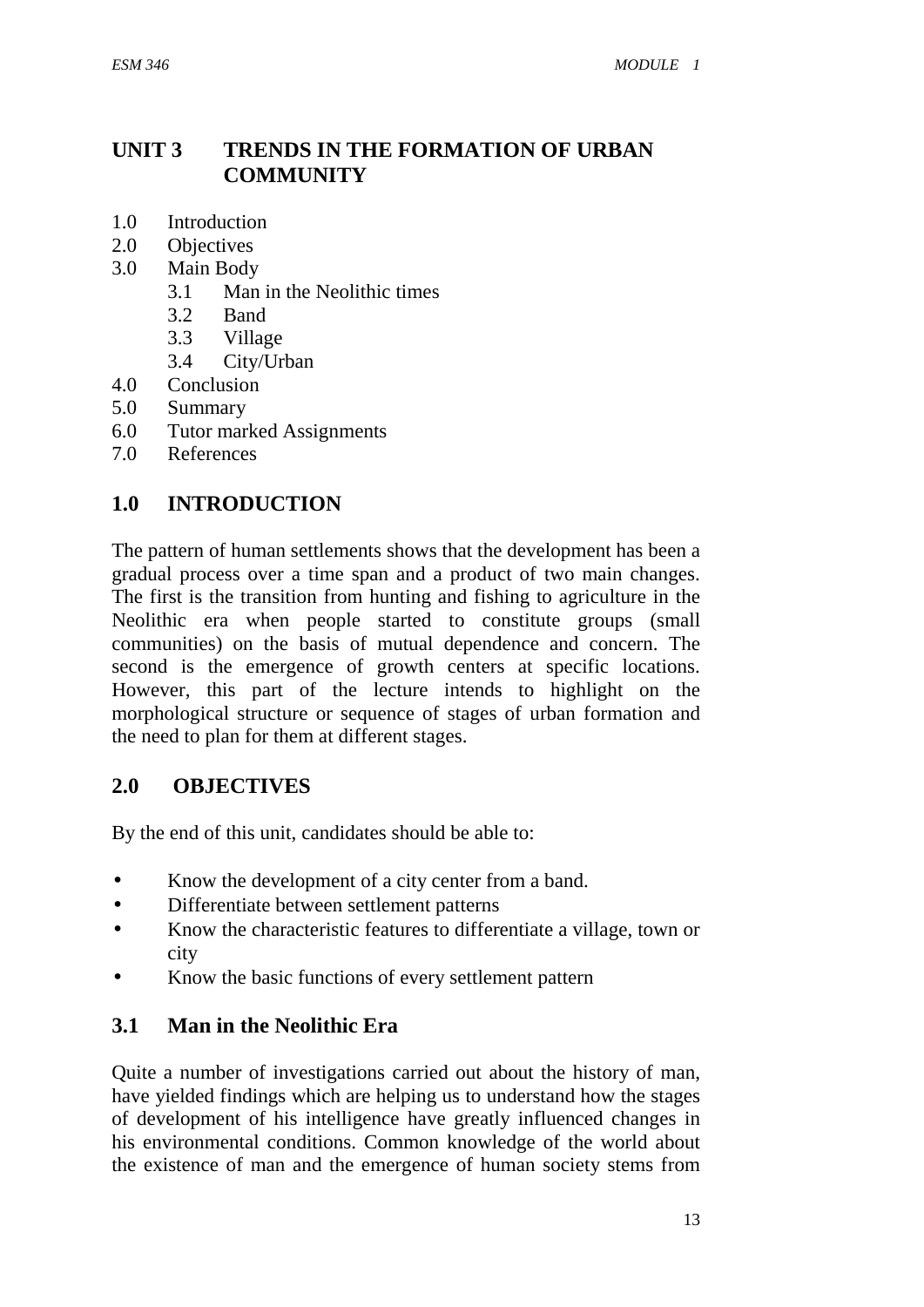## UNIT 3 TRENDS IN THE FORMATION OF URBAN COMMUNITY

1.0 Introduction
2.0 Objectives
3.0 Main Body
  3.1 Man in the Neolithic times
  3.2 Band
  3.3 Village
  3.4 City/Urban
4.0 Conclusion
5.0 Summary
6.0 Tutor marked Assignments
7.0 References

## 1.0 INTRODUCTION

The pattern of human settlements shows that the development has been a gradual process over a time span and a product of two main changes. The first is the transition from hunting and fishing to agriculture in the Neolithic era when people started to constitute groups (small communities) on the basis of mutual dependence and concern. The second is the emergence of growth centers at specific locations. However, this part of the lecture intends to highlight on the morphological structure or sequence of stages of urban formation and the need to plan for them at different stages.

## 2.0 OBJECTIVES

By the end of this unit, candidates should be able to:

- Know the development of a city center from a band.
- Differentiate between settlement patterns
- Know the characteristic features to differentiate a village, town or city
- Know the basic functions of every settlement pattern

### 3.1 Man in the Neolithic Era

Quite a number of investigations carried out about the history of man, have yielded findings which are helping us to understand how the stages of development of his intelligence have greatly influenced changes in his environmental conditions. Common knowledge of the world about the existence of man and the emergence of human society stems from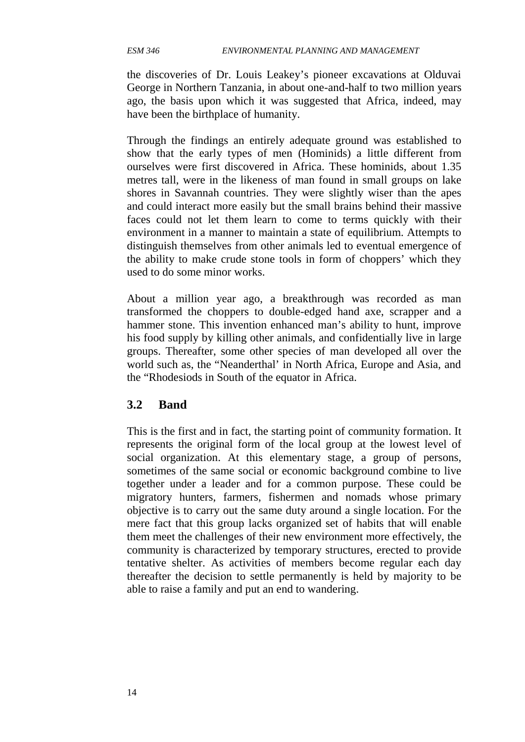the discoveries of Dr. Louis Leakey's pioneer excavations at Olduvai George in Northern Tanzania, in about one-and-half to two million years ago, the basis upon which it was suggested that Africa, indeed, may have been the birthplace of humanity.

Through the findings an entirely adequate ground was established to show that the early types of men (Hominids) a little different from ourselves were first discovered in Africa. These hominids, about 1.35 metres tall, were in the likeness of man found in small groups on lake shores in Savannah countries. They were slightly wiser than the apes and could interact more easily but the small brains behind their massive faces could not let them learn to come to terms quickly with their environment in a manner to maintain a state of equilibrium. Attempts to distinguish themselves from other animals led to eventual emergence of the ability to make crude stone tools in form of choppers' which they used to do some minor works.

About a million year ago, a breakthrough was recorded as man transformed the choppers to double-edged hand axe, scrapper and a hammer stone. This invention enhanced man's ability to hunt, improve his food supply by killing other animals, and confidentially live in large groups. Thereafter, some other species of man developed all over the world such as, the "Neanderthal' in North Africa, Europe and Asia, and the "Rhodesiods in South of the equator in Africa.

## 3.2 Band

This is the first and in fact, the starting point of community formation. It represents the original form of the local group at the lowest level of social organization. At this elementary stage, a group of persons, sometimes of the same social or economic background combine to live together under a leader and for a common purpose. These could be migratory hunters, farmers, fishermen and nomads whose primary objective is to carry out the same duty around a single location. For the mere fact that this group lacks organized set of habits that will enable them meet the challenges of their new environment more effectively, the community is characterized by temporary structures, erected to provide tentative shelter. As activities of members become regular each day thereafter the decision to settle permanently is held by majority to be able to raise a family and put an end to wandering.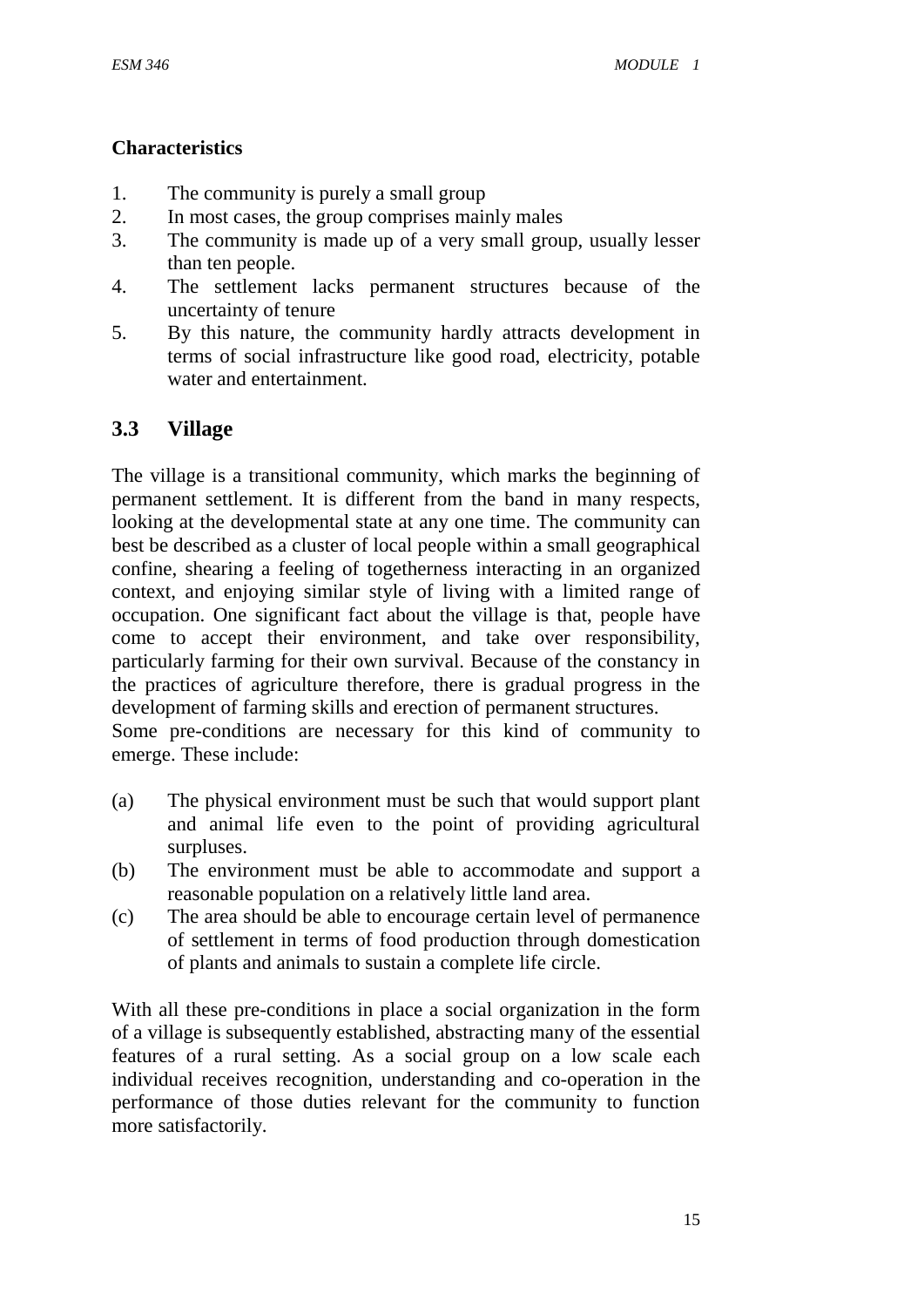**Characteristics**

1. The community is purely a small group
2. In most cases, the group comprises mainly males
3. The community is made up of a very small group, usually lesser than ten people.
4. The settlement lacks permanent structures because of the uncertainty of tenure
5. By this nature, the community hardly attracts development in terms of social infrastructure like good road, electricity, potable water and entertainment.

## 3.3 Village

The village is a transitional community, which marks the beginning of permanent settlement. It is different from the band in many respects, looking at the developmental state at any one time. The community can best be described as a cluster of local people within a small geographical confine, shearing a feeling of togetherness interacting in an organized context, and enjoying similar style of living with a limited range of occupation. One significant fact about the village is that, people have come to accept their environment, and take over responsibility, particularly farming for their own survival. Because of the constancy in the practices of agriculture therefore, there is gradual progress in the development of farming skills and erection of permanent structures.
Some pre-conditions are necessary for this kind of community to emerge. These include:

(a) The physical environment must be such that would support plant and animal life even to the point of providing agricultural surpluses.
(b) The environment must be able to accommodate and support a reasonable population on a relatively little land area.
(c) The area should be able to encourage certain level of permanence of settlement in terms of food production through domestication of plants and animals to sustain a complete life circle.

With all these pre-conditions in place a social organization in the form of a village is subsequently established, abstracting many of the essential features of a rural setting. As a social group on a low scale each individual receives recognition, understanding and co-operation in the performance of those duties relevant for the community to function more satisfactorily.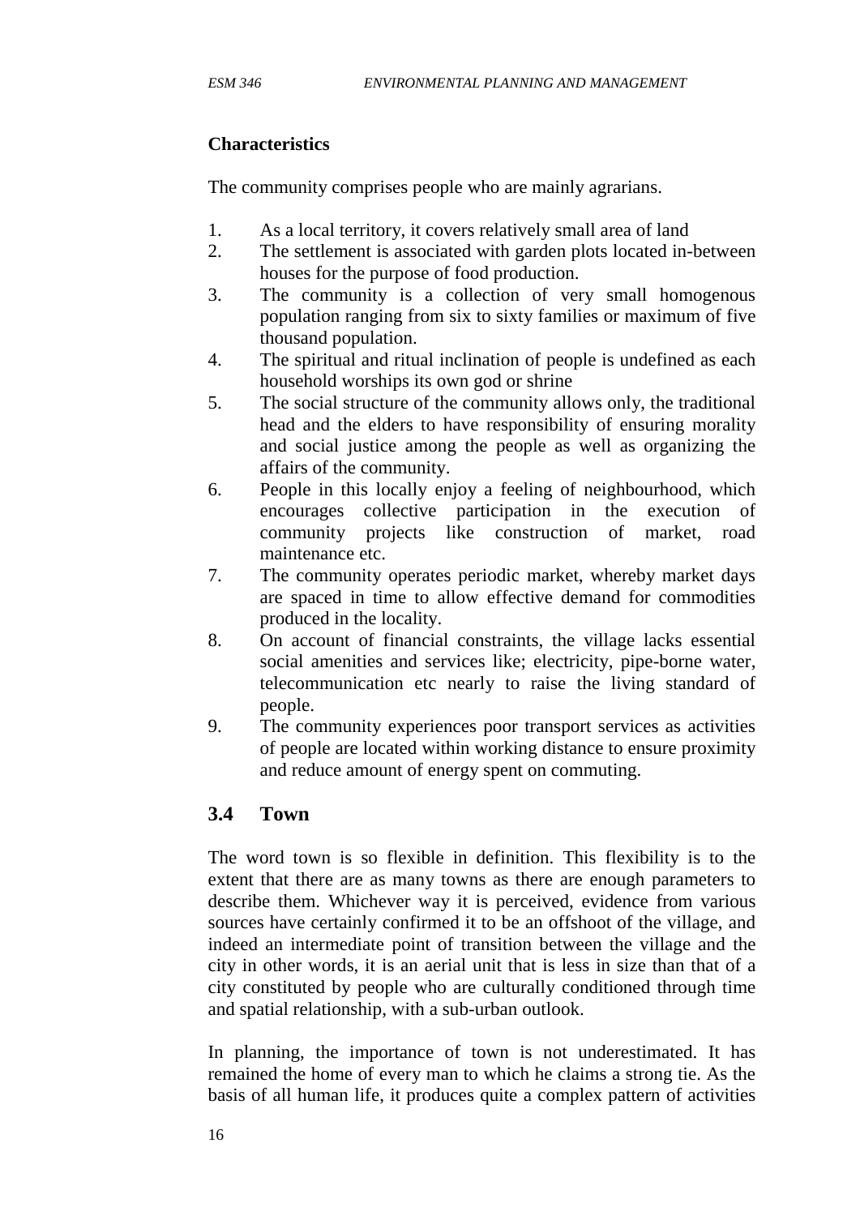**Characteristics**

The community comprises people who are mainly agrarians.

1. As a local territory, it covers relatively small area of land
2. The settlement is associated with garden plots located in-between houses for the purpose of food production.
3. The community is a collection of very small homogenous population ranging from six to sixty families or maximum of five thousand population.
4. The spiritual and ritual inclination of people is undefined as each household worships its own god or shrine
5. The social structure of the community allows only, the traditional head and the elders to have responsibility of ensuring morality and social justice among the people as well as organizing the affairs of the community.
6. People in this locally enjoy a feeling of neighbourhood, which encourages collective participation in the execution of community projects like construction of market, road maintenance etc.
7. The community operates periodic market, whereby market days are spaced in time to allow effective demand for commodities produced in the locality.
8. On account of financial constraints, the village lacks essential social amenities and services like; electricity, pipe-borne water, telecommunication etc nearly to raise the living standard of people.
9. The community experiences poor transport services as activities of people are located within working distance to ensure proximity and reduce amount of energy spent on commuting.

## 3.4 Town

The word town is so flexible in definition. This flexibility is to the extent that there are as many towns as there are enough parameters to describe them. Whichever way it is perceived, evidence from various sources have certainly confirmed it to be an offshoot of the village, and indeed an intermediate point of transition between the village and the city in other words, it is an aerial unit that is less in size than that of a city constituted by people who are culturally conditioned through time and spatial relationship, with a sub-urban outlook.

In planning, the importance of town is not underestimated. It has remained the home of every man to which he claims a strong tie. As the basis of all human life, it produces quite a complex pattern of activities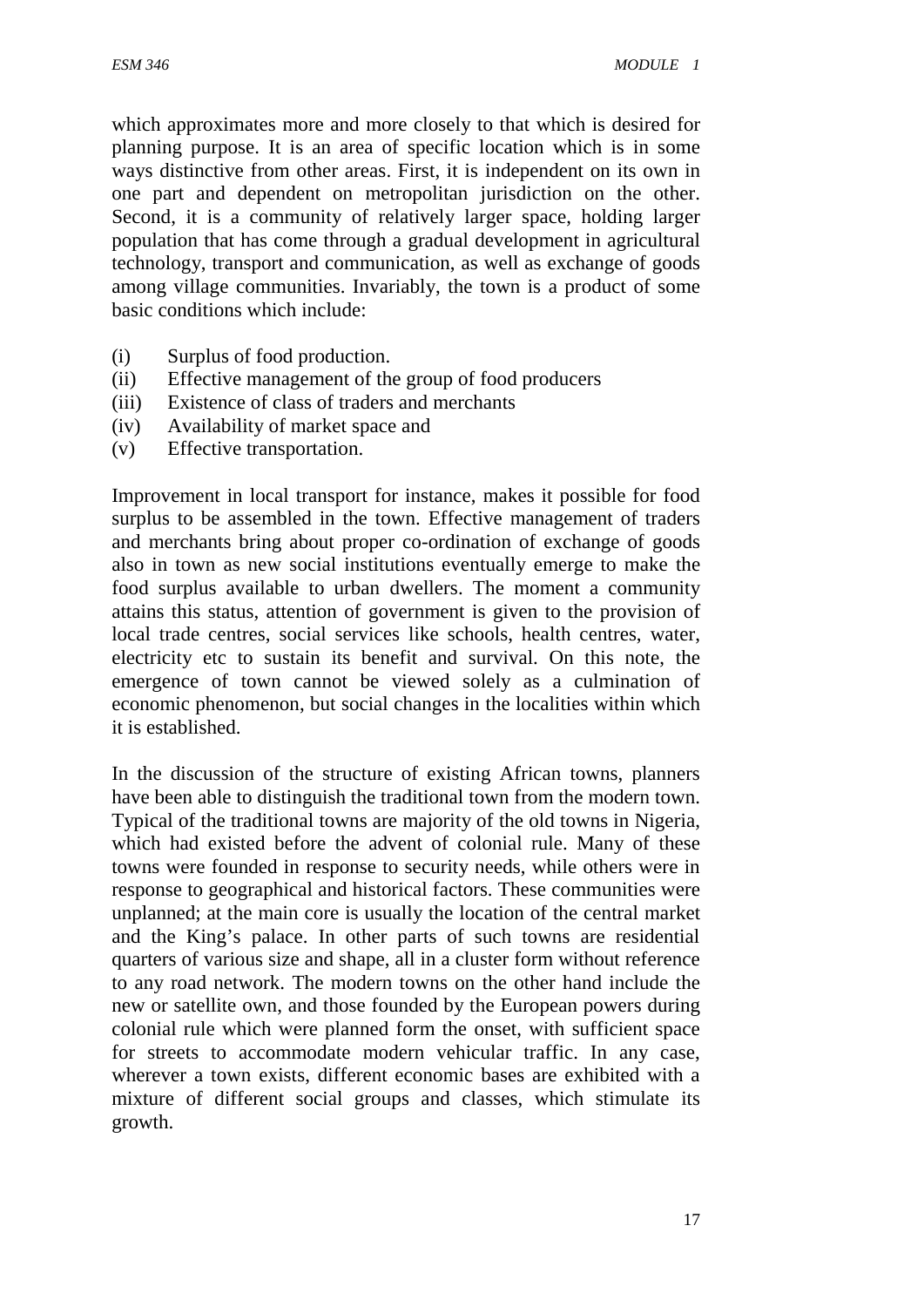which approximates more and more closely to that which is desired for planning purpose. It is an area of specific location which is in some ways distinctive from other areas. First, it is independent on its own in one part and dependent on metropolitan jurisdiction on the other. Second, it is a community of relatively larger space, holding larger population that has come through a gradual development in agricultural technology, transport and communication, as well as exchange of goods among village communities. Invariably, the town is a product of some basic conditions which include:

(i) Surplus of food production.
(ii) Effective management of the group of food producers
(iii) Existence of class of traders and merchants
(iv) Availability of market space and
(v) Effective transportation.

Improvement in local transport for instance, makes it possible for food surplus to be assembled in the town. Effective management of traders and merchants bring about proper co-ordination of exchange of goods also in town as new social institutions eventually emerge to make the food surplus available to urban dwellers. The moment a community attains this status, attention of government is given to the provision of local trade centres, social services like schools, health centres, water, electricity etc to sustain its benefit and survival. On this note, the emergence of town cannot be viewed solely as a culmination of economic phenomenon, but social changes in the localities within which it is established.

In the discussion of the structure of existing African towns, planners have been able to distinguish the traditional town from the modern town. Typical of the traditional towns are majority of the old towns in Nigeria, which had existed before the advent of colonial rule. Many of these towns were founded in response to security needs, while others were in response to geographical and historical factors. These communities were unplanned; at the main core is usually the location of the central market and the King's palace. In other parts of such towns are residential quarters of various size and shape, all in a cluster form without reference to any road network. The modern towns on the other hand include the new or satellite own, and those founded by the European powers during colonial rule which were planned form the onset, with sufficient space for streets to accommodate modern vehicular traffic. In any case, wherever a town exists, different economic bases are exhibited with a mixture of different social groups and classes, which stimulate its growth.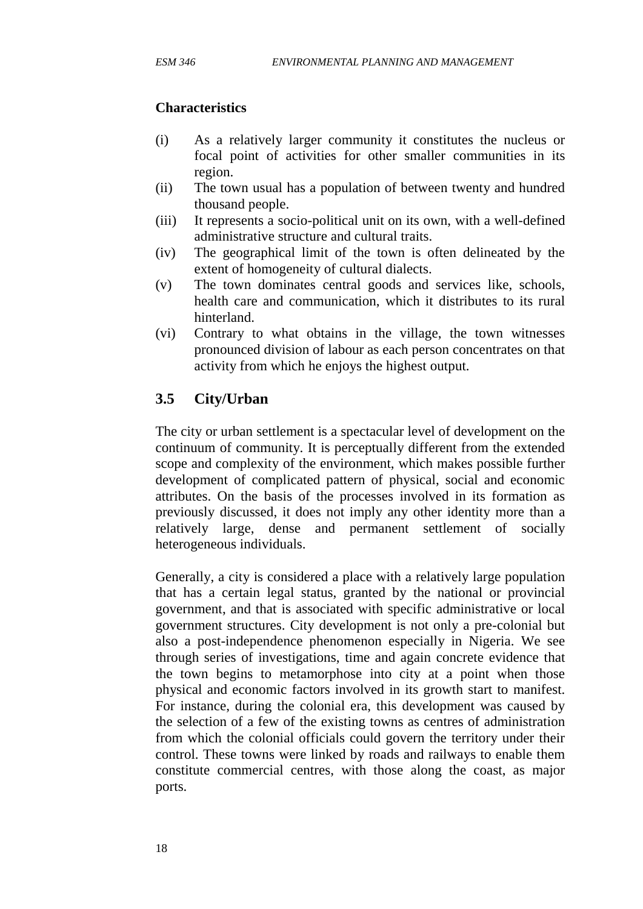**Characteristics**

(i) As a relatively larger community it constitutes the nucleus or focal point of activities for other smaller communities in its region.

(ii) The town usual has a population of between twenty and hundred thousand people.

(iii) It represents a socio-political unit on its own, with a well-defined administrative structure and cultural traits.

(iv) The geographical limit of the town is often delineated by the extent of homogeneity of cultural dialects.

(v) The town dominates central goods and services like, schools, health care and communication, which it distributes to its rural hinterland.

(vi) Contrary to what obtains in the village, the town witnesses pronounced division of labour as each person concentrates on that activity from which he enjoys the highest output.

## 3.5 City/Urban

The city or urban settlement is a spectacular level of development on the continuum of community. It is perceptually different from the extended scope and complexity of the environment, which makes possible further development of complicated pattern of physical, social and economic attributes. On the basis of the processes involved in its formation as previously discussed, it does not imply any other identity more than a relatively large, dense and permanent settlement of socially heterogeneous individuals.

Generally, a city is considered a place with a relatively large population that has a certain legal status, granted by the national or provincial government, and that is associated with specific administrative or local government structures. City development is not only a pre-colonial but also a post-independence phenomenon especially in Nigeria. We see through series of investigations, time and again concrete evidence that the town begins to metamorphose into city at a point when those physical and economic factors involved in its growth start to manifest. For instance, during the colonial era, this development was caused by the selection of a few of the existing towns as centres of administration from which the colonial officials could govern the territory under their control. These towns were linked by roads and railways to enable them constitute commercial centres, with those along the coast, as major ports.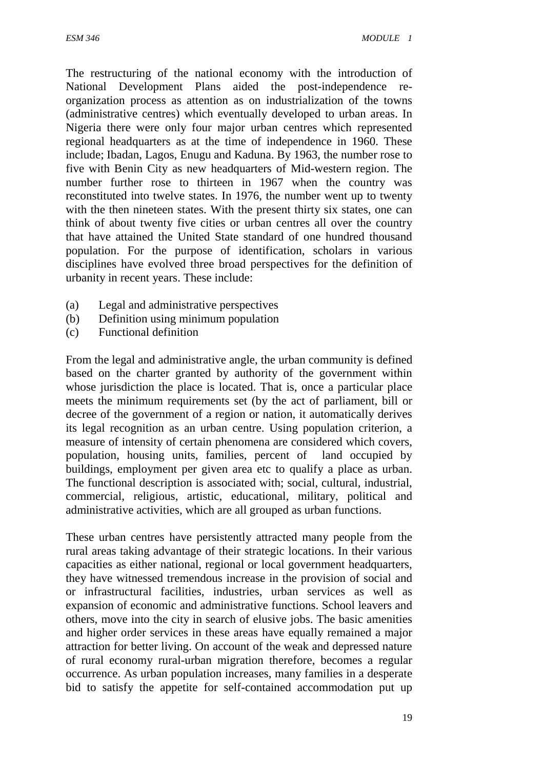The restructuring of the national economy with the introduction of National Development Plans aided the post-independence re-organization process as attention as on industrialization of the towns (administrative centres) which eventually developed to urban areas. In Nigeria there were only four major urban centres which represented regional headquarters as at the time of independence in 1960. These include; Ibadan, Lagos, Enugu and Kaduna. By 1963, the number rose to five with Benin City as new headquarters of Mid-western region. The number further rose to thirteen in 1967 when the country was reconstituted into twelve states. In 1976, the number went up to twenty with the then nineteen states. With the present thirty six states, one can think of about twenty five cities or urban centres all over the country that have attained the United State standard of one hundred thousand population. For the purpose of identification, scholars in various disciplines have evolved three broad perspectives for the definition of urbanity in recent years. These include:

(a) Legal and administrative perspectives
(b) Definition using minimum population
(c) Functional definition

From the legal and administrative angle, the urban community is defined based on the charter granted by authority of the government within whose jurisdiction the place is located. That is, once a particular place meets the minimum requirements set (by the act of parliament, bill or decree of the government of a region or nation, it automatically derives its legal recognition as an urban centre. Using population criterion, a measure of intensity of certain phenomena are considered which covers, population, housing units, families, percent of land occupied by buildings, employment per given area etc to qualify a place as urban. The functional description is associated with; social, cultural, industrial, commercial, religious, artistic, educational, military, political and administrative activities, which are all grouped as urban functions.

These urban centres have persistently attracted many people from the rural areas taking advantage of their strategic locations. In their various capacities as either national, regional or local government headquarters, they have witnessed tremendous increase in the provision of social and or infrastructural facilities, industries, urban services as well as expansion of economic and administrative functions. School leavers and others, move into the city in search of elusive jobs. The basic amenities and higher order services in these areas have equally remained a major attraction for better living. On account of the weak and depressed nature of rural economy rural-urban migration therefore, becomes a regular occurrence. As urban population increases, many families in a desperate bid to satisfy the appetite for self-contained accommodation put up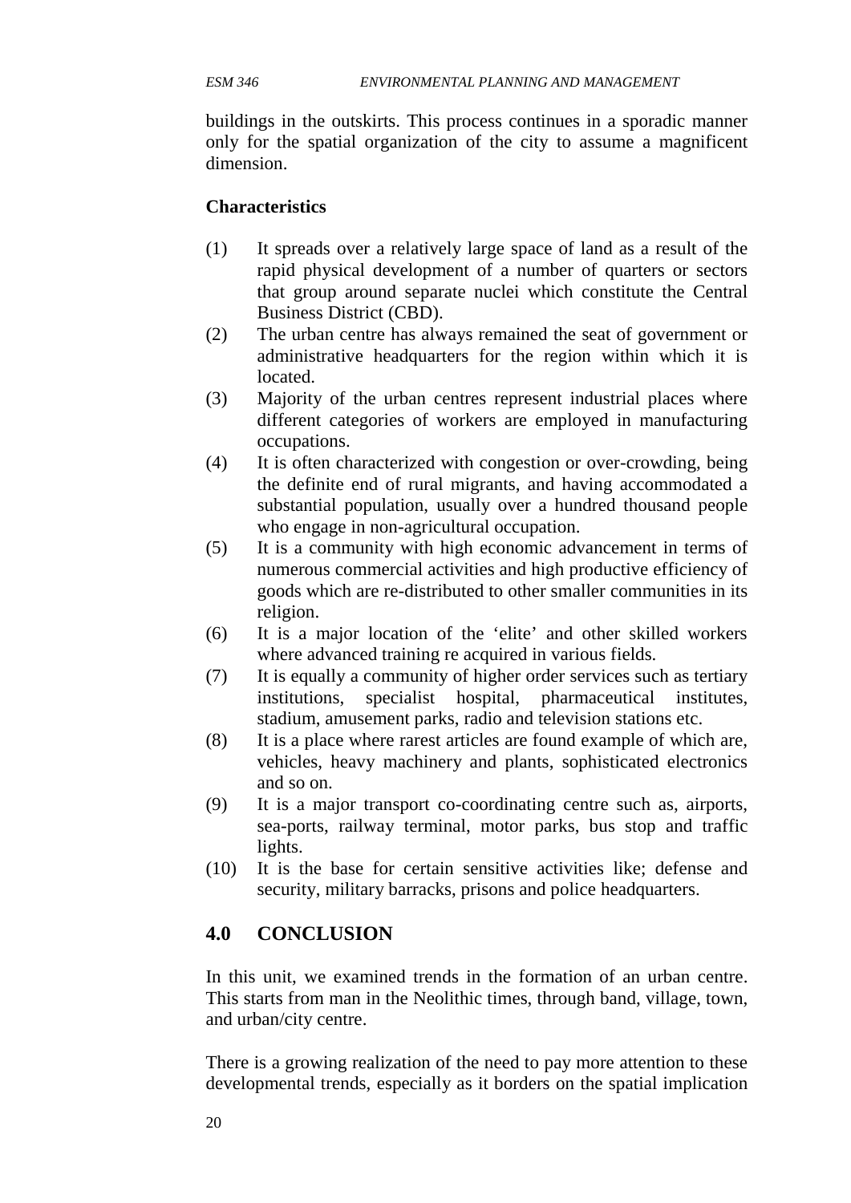buildings in the outskirts. This process continues in a sporadic manner only for the spatial organization of the city to assume a magnificent dimension.

**Characteristics**

(1) It spreads over a relatively large space of land as a result of the rapid physical development of a number of quarters or sectors that group around separate nuclei which constitute the Central Business District (CBD).

(2) The urban centre has always remained the seat of government or administrative headquarters for the region within which it is located.

(3) Majority of the urban centres represent industrial places where different categories of workers are employed in manufacturing occupations.

(4) It is often characterized with congestion or over-crowding, being the definite end of rural migrants, and having accommodated a substantial population, usually over a hundred thousand people who engage in non-agricultural occupation.

(5) It is a community with high economic advancement in terms of numerous commercial activities and high productive efficiency of goods which are re-distributed to other smaller communities in its religion.

(6) It is a major location of the 'elite' and other skilled workers where advanced training re acquired in various fields.

(7) It is equally a community of higher order services such as tertiary institutions, specialist hospital, pharmaceutical institutes, stadium, amusement parks, radio and television stations etc.

(8) It is a place where rarest articles are found example of which are, vehicles, heavy machinery and plants, sophisticated electronics and so on.

(9) It is a major transport co-coordinating centre such as, airports, sea-ports, railway terminal, motor parks, bus stop and traffic lights.

(10) It is the base for certain sensitive activities like; defense and security, military barracks, prisons and police headquarters.

## 4.0 CONCLUSION

In this unit, we examined trends in the formation of an urban centre. This starts from man in the Neolithic times, through band, village, town, and urban/city centre.

There is a growing realization of the need to pay more attention to these developmental trends, especially as it borders on the spatial implication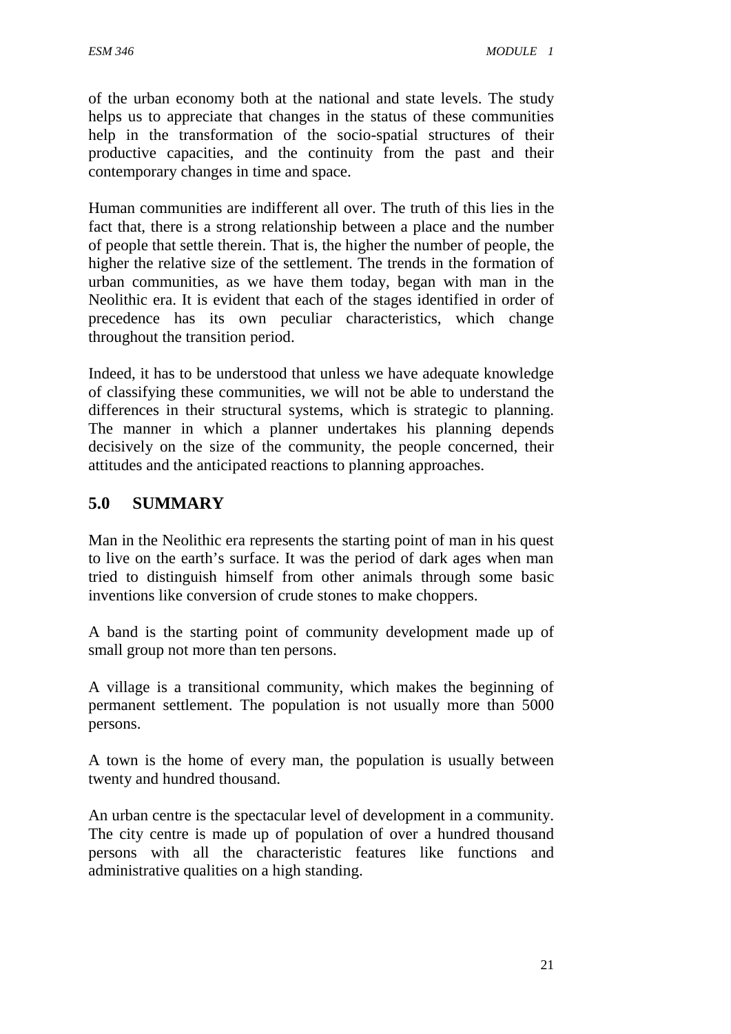of the urban economy both at the national and state levels. The study helps us to appreciate that changes in the status of these communities help in the transformation of the socio-spatial structures of their productive capacities, and the continuity from the past and their contemporary changes in time and space.

Human communities are indifferent all over. The truth of this lies in the fact that, there is a strong relationship between a place and the number of people that settle therein. That is, the higher the number of people, the higher the relative size of the settlement. The trends in the formation of urban communities, as we have them today, began with man in the Neolithic era. It is evident that each of the stages identified in order of precedence has its own peculiar characteristics, which change throughout the transition period.

Indeed, it has to be understood that unless we have adequate knowledge of classifying these communities, we will not be able to understand the differences in their structural systems, which is strategic to planning. The manner in which a planner undertakes his planning depends decisively on the size of the community, the people concerned, their attitudes and the anticipated reactions to planning approaches.

## 5.0 SUMMARY

Man in the Neolithic era represents the starting point of man in his quest to live on the earth's surface. It was the period of dark ages when man tried to distinguish himself from other animals through some basic inventions like conversion of crude stones to make choppers.

A band is the starting point of community development made up of small group not more than ten persons.

A village is a transitional community, which makes the beginning of permanent settlement. The population is not usually more than 5000 persons.

A town is the home of every man, the population is usually between twenty and hundred thousand.

An urban centre is the spectacular level of development in a community. The city centre is made up of population of over a hundred thousand persons with all the characteristic features like functions and administrative qualities on a high standing.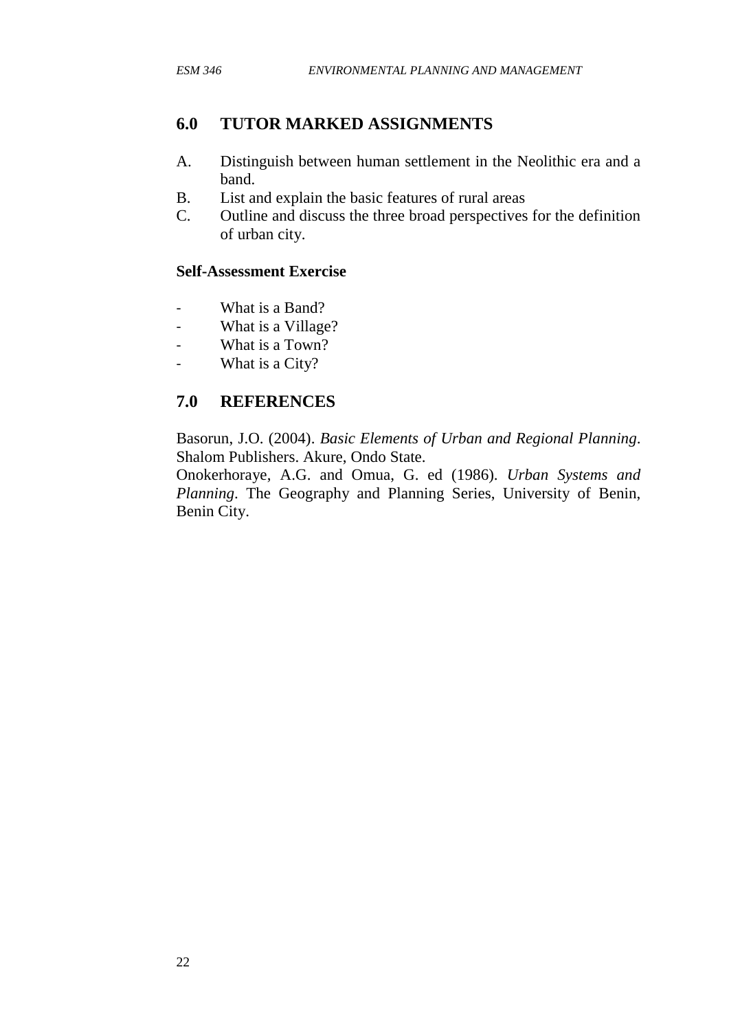## 6.0 TUTOR MARKED ASSIGNMENTS

A. Distinguish between human settlement in the Neolithic era and a band.

B. List and explain the basic features of rural areas

C. Outline and discuss the three broad perspectives for the definition of urban city.

**Self-Assessment Exercise**

- What is a Band?
- What is a Village?
- What is a Town?
- What is a City?

## 7.0 REFERENCES

Basorun, J.O. (2004). *Basic Elements of Urban and Regional Planning*. Shalom Publishers. Akure, Ondo State.

Onokerhoraye, A.G. and Omua, G. ed (1986). *Urban Systems and Planning*. The Geography and Planning Series, University of Benin, Benin City.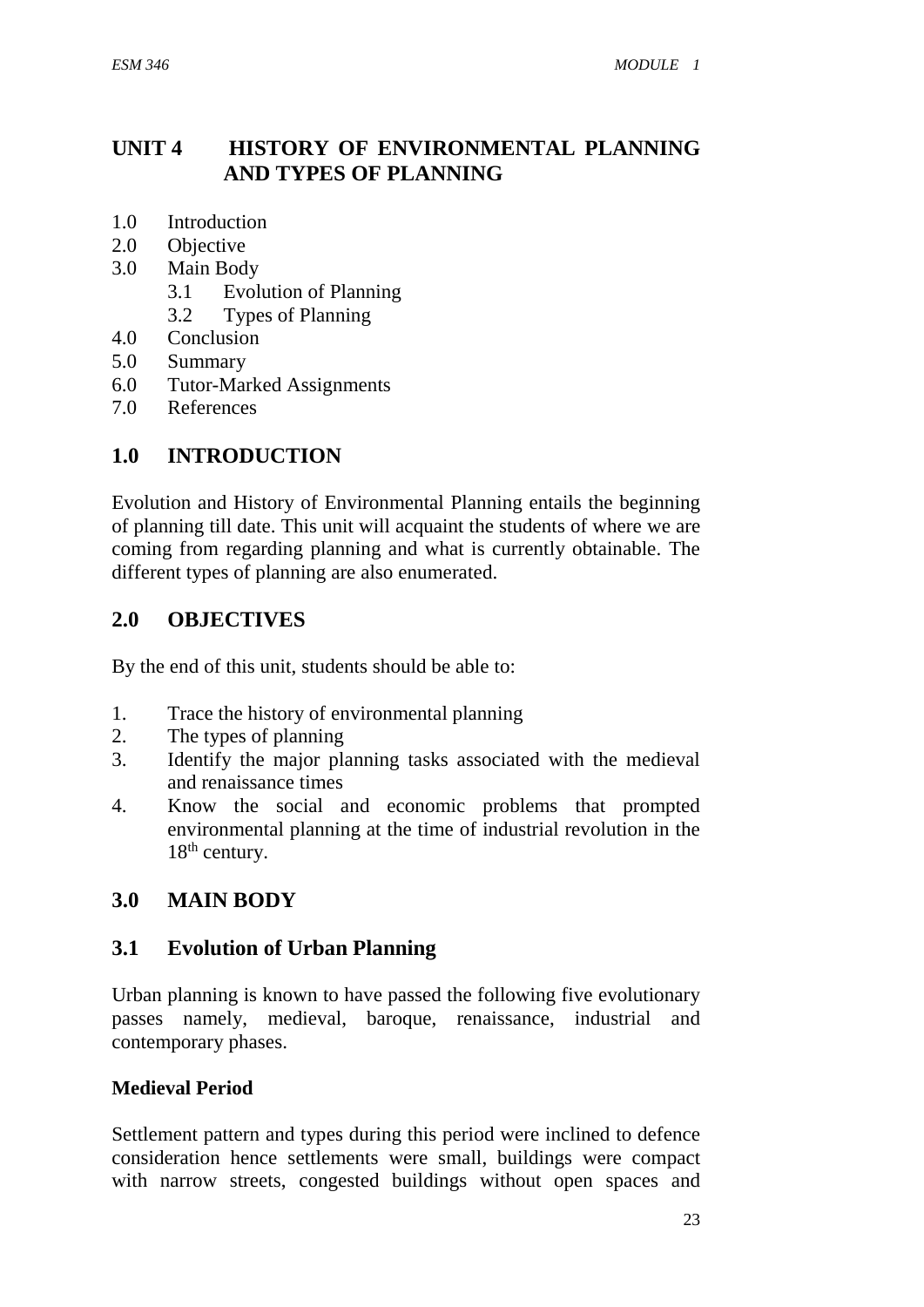# UNIT 4 HISTORY OF ENVIRONMENTAL PLANNING AND TYPES OF PLANNING

1.0 Introduction
2.0 Objective
3.0 Main Body
  3.1 Evolution of Planning
  3.2 Types of Planning
4.0 Conclusion
5.0 Summary
6.0 Tutor-Marked Assignments
7.0 References

## 1.0 INTRODUCTION

Evolution and History of Environmental Planning entails the beginning of planning till date. This unit will acquaint the students of where we are coming from regarding planning and what is currently obtainable. The different types of planning are also enumerated.

## 2.0 OBJECTIVES

By the end of this unit, students should be able to:

1. Trace the history of environmental planning
2. The types of planning
3. Identify the major planning tasks associated with the medieval and renaissance times
4. Know the social and economic problems that prompted environmental planning at the time of industrial revolution in the 18th century.

## 3.0 MAIN BODY

## 3.1 Evolution of Urban Planning

Urban planning is known to have passed the following five evolutionary passes namely, medieval, baroque, renaissance, industrial and contemporary phases.

**Medieval Period**

Settlement pattern and types during this period were inclined to defence consideration hence settlements were small, buildings were compact with narrow streets, congested buildings without open spaces and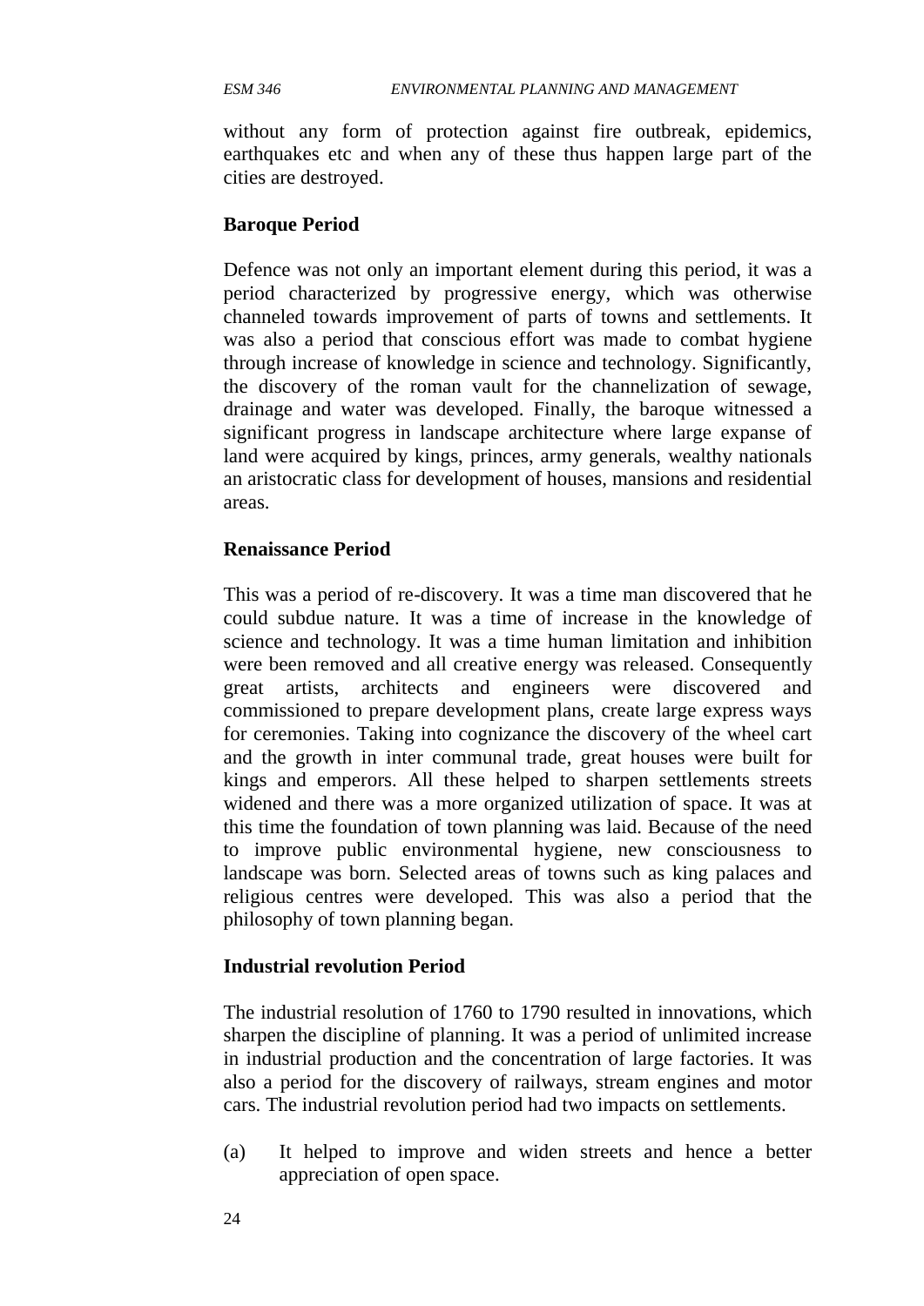without any form of protection against fire outbreak, epidemics, earthquakes etc and when any of these thus happen large part of the cities are destroyed.

**Baroque Period**

Defence was not only an important element during this period, it was a period characterized by progressive energy, which was otherwise channeled towards improvement of parts of towns and settlements. It was also a period that conscious effort was made to combat hygiene through increase of knowledge in science and technology. Significantly, the discovery of the roman vault for the channelization of sewage, drainage and water was developed. Finally, the baroque witnessed a significant progress in landscape architecture where large expanse of land were acquired by kings, princes, army generals, wealthy nationals an aristocratic class for development of houses, mansions and residential areas.

**Renaissance Period**

This was a period of re-discovery. It was a time man discovered that he could subdue nature. It was a time of increase in the knowledge of science and technology. It was a time human limitation and inhibition were been removed and all creative energy was released. Consequently great artists, architects and engineers were discovered and commissioned to prepare development plans, create large express ways for ceremonies. Taking into cognizance the discovery of the wheel cart and the growth in inter communal trade, great houses were built for kings and emperors. All these helped to sharpen settlements streets widened and there was a more organized utilization of space. It was at this time the foundation of town planning was laid. Because of the need to improve public environmental hygiene, new consciousness to landscape was born. Selected areas of towns such as king palaces and religious centres were developed. This was also a period that the philosophy of town planning began.

**Industrial revolution Period**

The industrial resolution of 1760 to 1790 resulted in innovations, which sharpen the discipline of planning. It was a period of unlimited increase in industrial production and the concentration of large factories. It was also a period for the discovery of railways, stream engines and motor cars. The industrial revolution period had two impacts on settlements.

(a) It helped to improve and widen streets and hence a better appreciation of open space.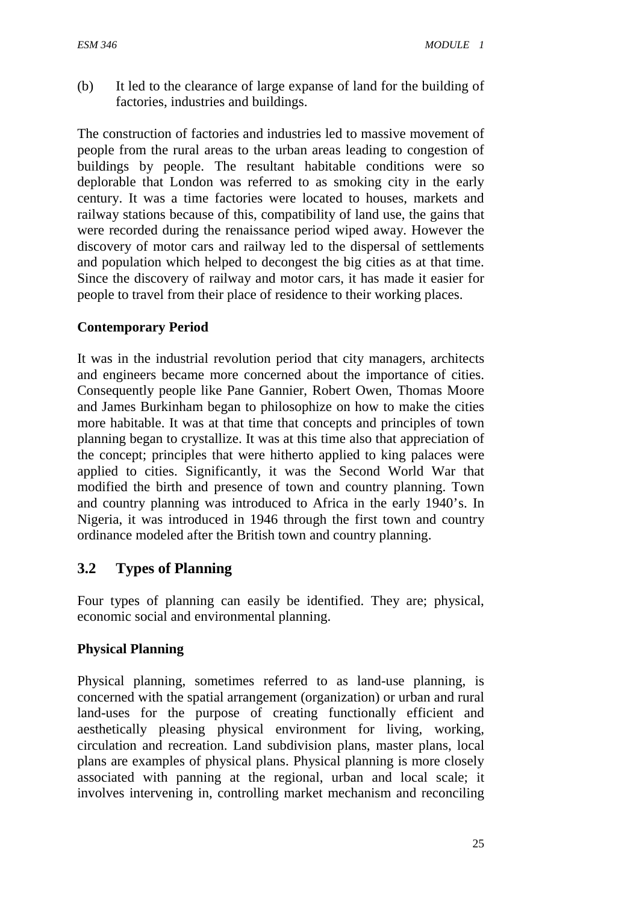(b) It led to the clearance of large expanse of land for the building of factories, industries and buildings.

The construction of factories and industries led to massive movement of people from the rural areas to the urban areas leading to congestion of buildings by people. The resultant habitable conditions were so deplorable that London was referred to as smoking city in the early century. It was a time factories were located to houses, markets and railway stations because of this, compatibility of land use, the gains that were recorded during the renaissance period wiped away. However the discovery of motor cars and railway led to the dispersal of settlements and population which helped to decongest the big cities as at that time. Since the discovery of railway and motor cars, it has made it easier for people to travel from their place of residence to their working places.

**Contemporary Period**

It was in the industrial revolution period that city managers, architects and engineers became more concerned about the importance of cities. Consequently people like Pane Gannier, Robert Owen, Thomas Moore and James Burkinham began to philosophize on how to make the cities more habitable. It was at that time that concepts and principles of town planning began to crystallize. It was at this time also that appreciation of the concept; principles that were hitherto applied to king palaces were applied to cities. Significantly, it was the Second World War that modified the birth and presence of town and country planning. Town and country planning was introduced to Africa in the early 1940's. In Nigeria, it was introduced in 1946 through the first town and country ordinance modeled after the British town and country planning.

## 3.2 Types of Planning

Four types of planning can easily be identified. They are; physical, economic social and environmental planning.

**Physical Planning**

Physical planning, sometimes referred to as land-use planning, is concerned with the spatial arrangement (organization) or urban and rural land-uses for the purpose of creating functionally efficient and aesthetically pleasing physical environment for living, working, circulation and recreation. Land subdivision plans, master plans, local plans are examples of physical plans. Physical planning is more closely associated with panning at the regional, urban and local scale; it involves intervening in, controlling market mechanism and reconciling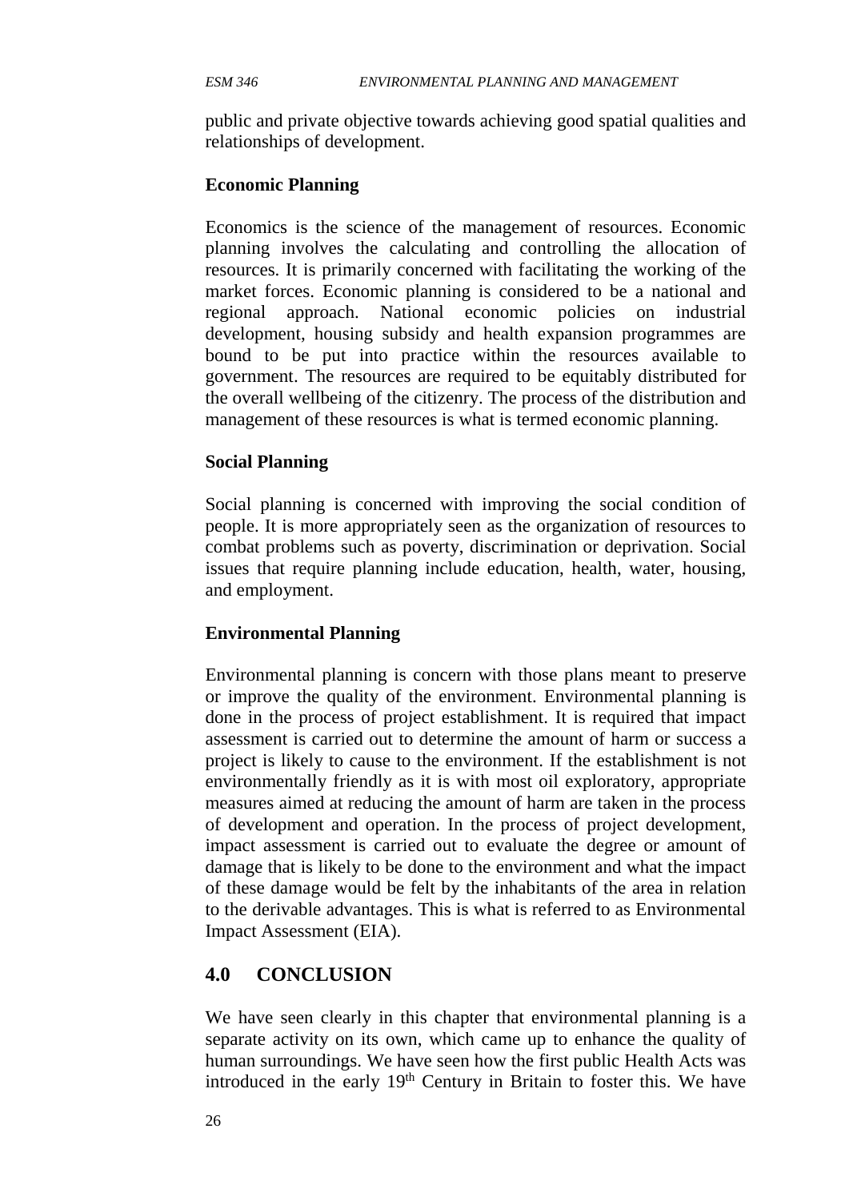public and private objective towards achieving good spatial qualities and relationships of development.

**Economic Planning**

Economics is the science of the management of resources. Economic planning involves the calculating and controlling the allocation of resources. It is primarily concerned with facilitating the working of the market forces. Economic planning is considered to be a national and regional approach. National economic policies on industrial development, housing subsidy and health expansion programmes are bound to be put into practice within the resources available to government. The resources are required to be equitably distributed for the overall wellbeing of the citizenry. The process of the distribution and management of these resources is what is termed economic planning.

**Social Planning**

Social planning is concerned with improving the social condition of people. It is more appropriately seen as the organization of resources to combat problems such as poverty, discrimination or deprivation. Social issues that require planning include education, health, water, housing, and employment.

**Environmental Planning**

Environmental planning is concern with those plans meant to preserve or improve the quality of the environment. Environmental planning is done in the process of project establishment. It is required that impact assessment is carried out to determine the amount of harm or success a project is likely to cause to the environment. If the establishment is not environmentally friendly as it is with most oil exploratory, appropriate measures aimed at reducing the amount of harm are taken in the process of development and operation. In the process of project development, impact assessment is carried out to evaluate the degree or amount of damage that is likely to be done to the environment and what the impact of these damage would be felt by the inhabitants of the area in relation to the derivable advantages. This is what is referred to as Environmental Impact Assessment (EIA).

## 4.0 CONCLUSION

We have seen clearly in this chapter that environmental planning is a separate activity on its own, which came up to enhance the quality of human surroundings. We have seen how the first public Health Acts was introduced in the early 19th Century in Britain to foster this. We have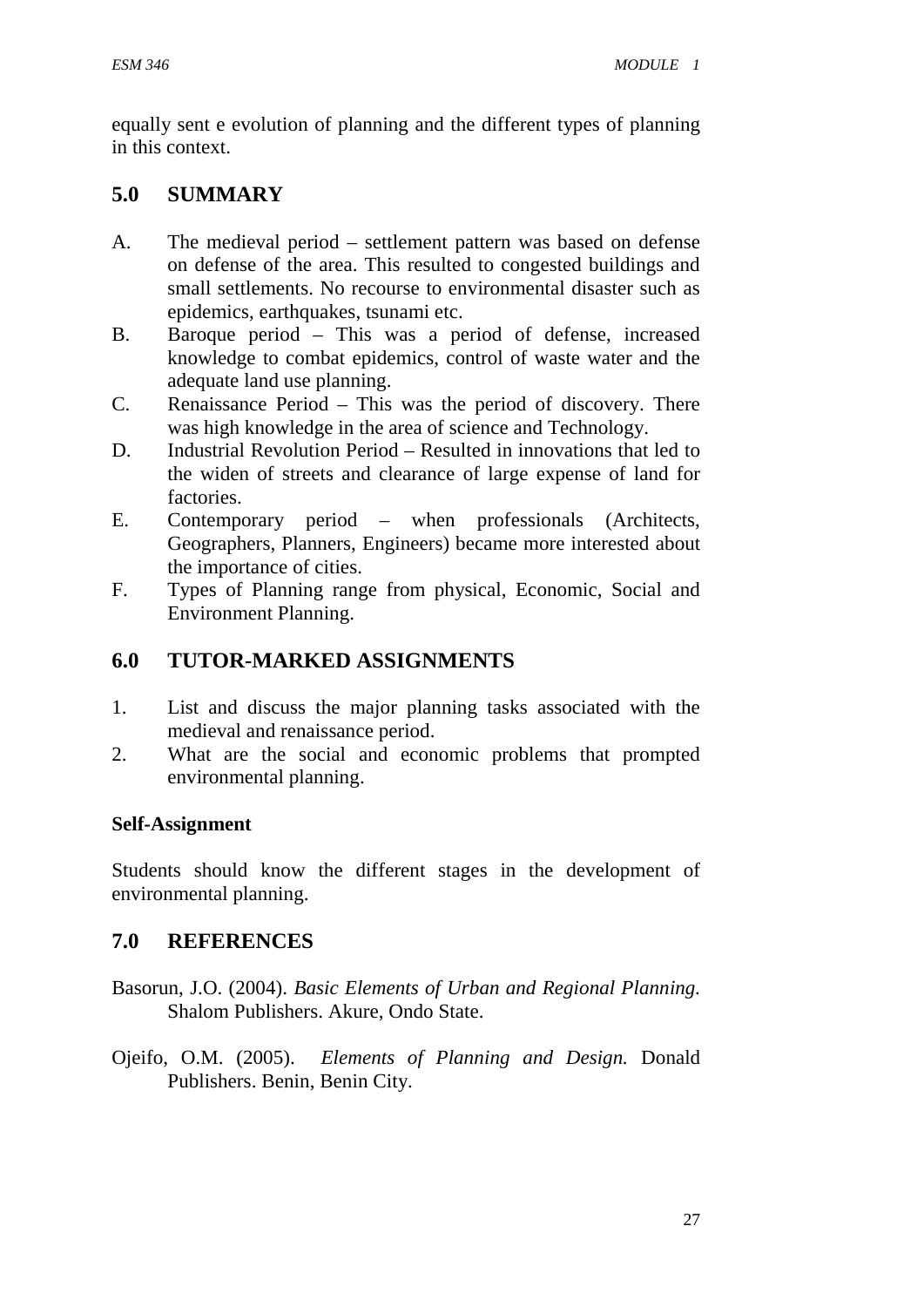equally sent e evolution of planning and the different types of planning in this context.

## 5.0 SUMMARY

A. The medieval period – settlement pattern was based on defense on defense of the area. This resulted to congested buildings and small settlements. No recourse to environmental disaster such as epidemics, earthquakes, tsunami etc.

B. Baroque period – This was a period of defense, increased knowledge to combat epidemics, control of waste water and the adequate land use planning.

C. Renaissance Period – This was the period of discovery. There was high knowledge in the area of science and Technology.

D. Industrial Revolution Period – Resulted in innovations that led to the widen of streets and clearance of large expense of land for factories.

E. Contemporary period – when professionals (Architects, Geographers, Planners, Engineers) became more interested about the importance of cities.

F. Types of Planning range from physical, Economic, Social and Environment Planning.

## 6.0 TUTOR-MARKED ASSIGNMENTS

1. List and discuss the major planning tasks associated with the medieval and renaissance period.
2. What are the social and economic problems that prompted environmental planning.

**Self-Assignment**

Students should know the different stages in the development of environmental planning.

## 7.0 REFERENCES

Basorun, J.O. (2004). *Basic Elements of Urban and Regional Planning.* Shalom Publishers. Akure, Ondo State.

Ojeifo, O.M. (2005). *Elements of Planning and Design.* Donald Publishers. Benin, Benin City.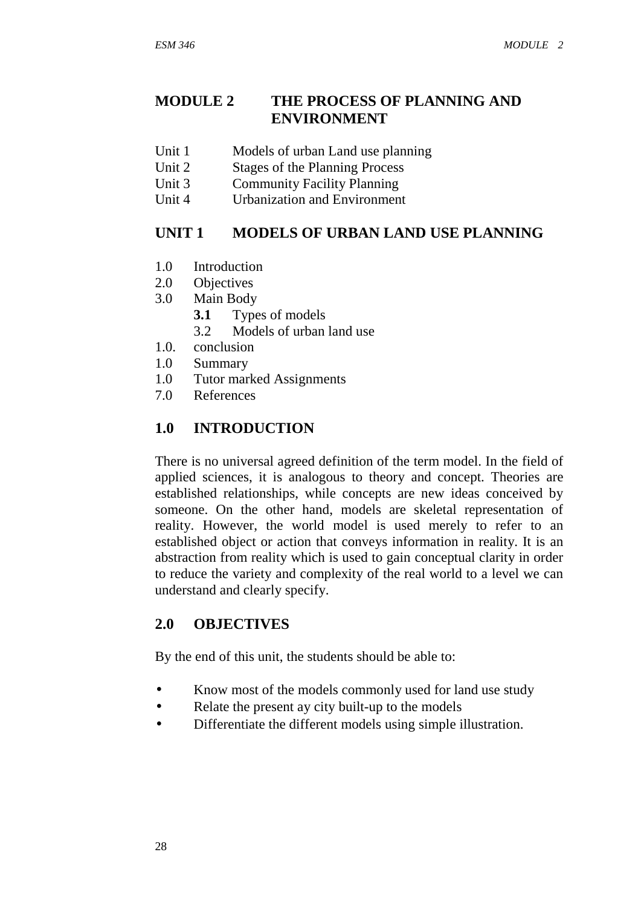# MODULE 2 THE PROCESS OF PLANNING AND ENVIRONMENT

Unit 1 Models of urban Land use planning
Unit 2 Stages of the Planning Process
Unit 3 Community Facility Planning
Unit 4 Urbanization and Environment

## UNIT 1 MODELS OF URBAN LAND USE PLANNING

1.0 Introduction
2.0 Objectives
3.0 Main Body
 **3.1** Types of models
 3.2 Models of urban land use
1.0. conclusion
1.0 Summary
1.0 Tutor marked Assignments
7.0 References

## 1.0 INTRODUCTION

There is no universal agreed definition of the term model. In the field of applied sciences, it is analogous to theory and concept. Theories are established relationships, while concepts are new ideas conceived by someone. On the other hand, models are skeletal representation of reality. However, the world model is used merely to refer to an established object or action that conveys information in reality. It is an abstraction from reality which is used to gain conceptual clarity in order to reduce the variety and complexity of the real world to a level we can understand and clearly specify.

## 2.0 OBJECTIVES

By the end of this unit, the students should be able to:

- Know most of the models commonly used for land use study
- Relate the present ay city built-up to the models
- Differentiate the different models using simple illustration.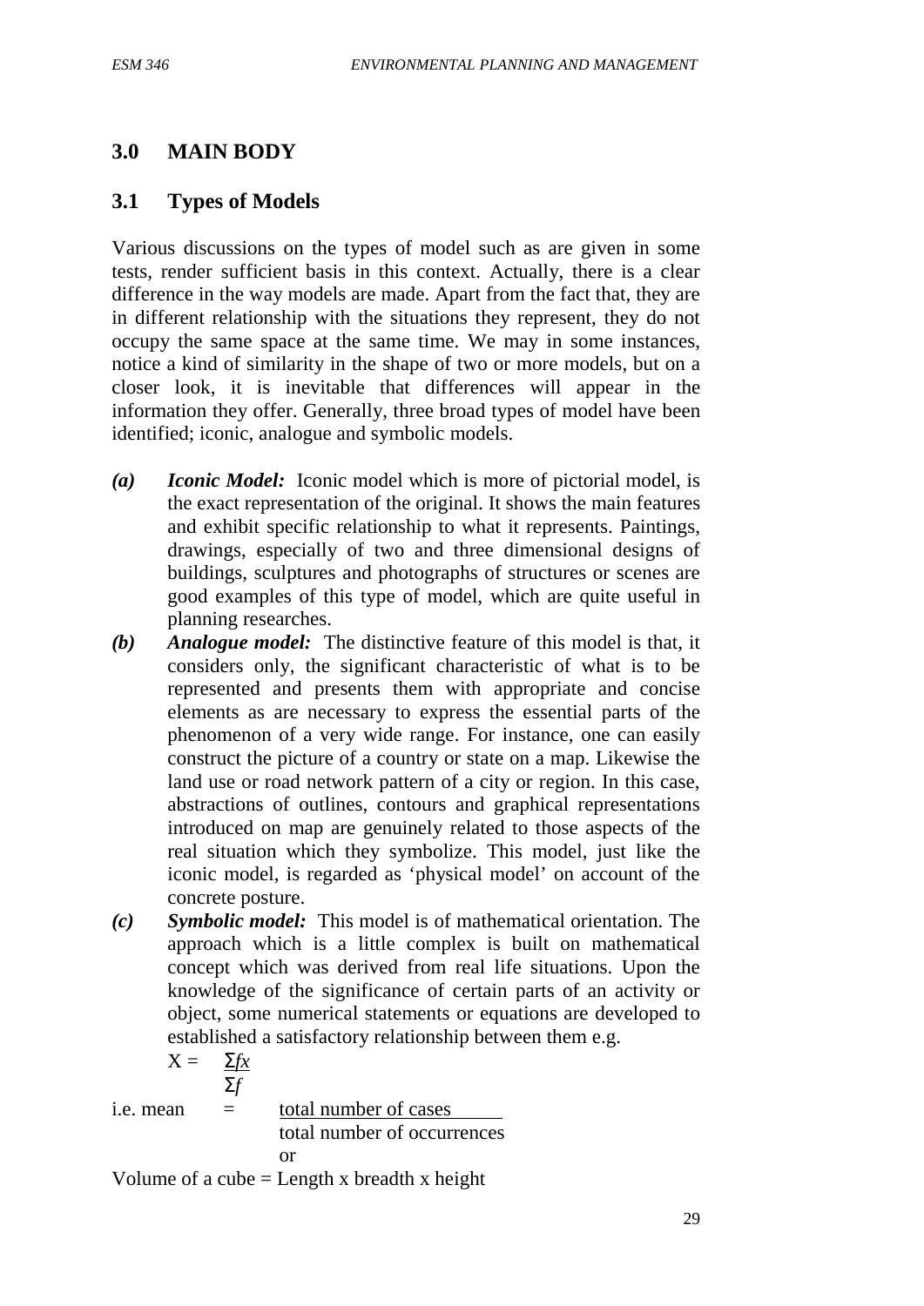## 3.0 MAIN BODY

### 3.1 Types of Models

Various discussions on the types of model such as are given in some tests, render sufficient basis in this context. Actually, there is a clear difference in the way models are made. Apart from the fact that, they are in different relationship with the situations they represent, they do not occupy the same space at the same time. We may in some instances, notice a kind of similarity in the shape of two or more models, but on a closer look, it is inevitable that differences will appear in the information they offer. Generally, three broad types of model have been identified; iconic, analogue and symbolic models.

*(a)* ***Iconic Model:*** Iconic model which is more of pictorial model, is the exact representation of the original. It shows the main features and exhibit specific relationship to what it represents. Paintings, drawings, especially of two and three dimensional designs of buildings, sculptures and photographs of structures or scenes are good examples of this type of model, which are quite useful in planning researches.

*(b)* ***Analogue model:*** The distinctive feature of this model is that, it considers only, the significant characteristic of what is to be represented and presents them with appropriate and concise elements as are necessary to express the essential parts of the phenomenon of a very wide range. For instance, one can easily construct the picture of a country or state on a map. Likewise the land use or road network pattern of a city or region. In this case, abstractions of outlines, contours and graphical representations introduced on map are genuinely related to those aspects of the real situation which they symbolize. This model, just like the iconic model, is regarded as 'physical model' on account of the concrete posture.

*(c)* ***Symbolic model:*** This model is of mathematical orientation. The approach which is a little complex is built on mathematical concept which was derived from real life situations. Upon the knowledge of the significance of certain parts of an activity or object, some numerical statements or equations are developed to established a satisfactory relationship between them e.g.

$$X = \frac{\Sigma fx}{\Sigma f}$$

i.e. mean = $\frac{\text{total number of cases}}{\text{total number of occurrences}}$

or

Volume of a cube = Length x breadth x height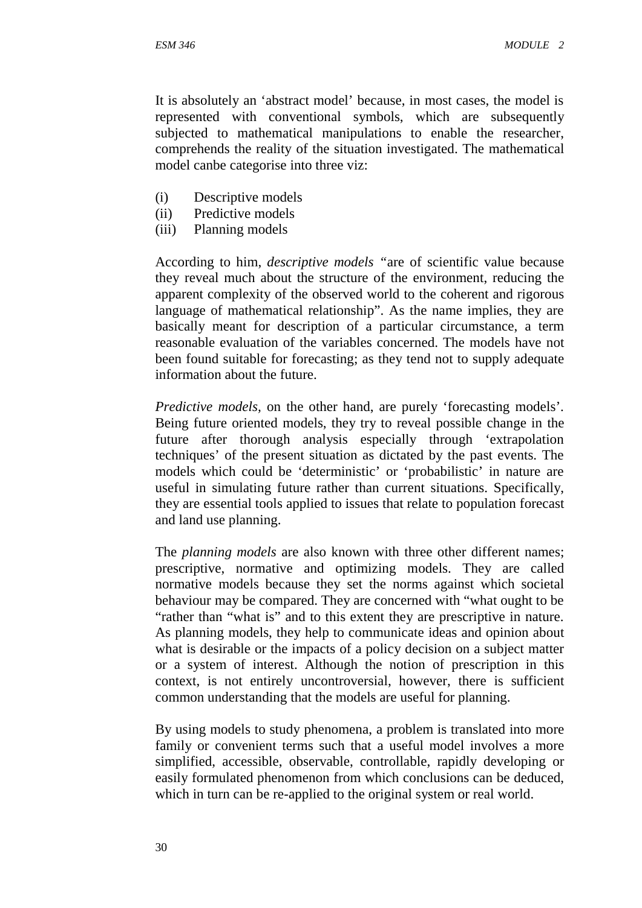It is absolutely an 'abstract model' because, in most cases, the model is represented with conventional symbols, which are subsequently subjected to mathematical manipulations to enable the researcher, comprehends the reality of the situation investigated. The mathematical model canbe categorise into three viz:

(i) Descriptive models
(ii) Predictive models
(iii) Planning models

According to him, *descriptive models* "are of scientific value because they reveal much about the structure of the environment, reducing the apparent complexity of the observed world to the coherent and rigorous language of mathematical relationship". As the name implies, they are basically meant for description of a particular circumstance, a term reasonable evaluation of the variables concerned. The models have not been found suitable for forecasting; as they tend not to supply adequate information about the future.

*Predictive models,* on the other hand, are purely 'forecasting models'. Being future oriented models, they try to reveal possible change in the future after thorough analysis especially through 'extrapolation techniques' of the present situation as dictated by the past events. The models which could be 'deterministic' or 'probabilistic' in nature are useful in simulating future rather than current situations. Specifically, they are essential tools applied to issues that relate to population forecast and land use planning.

The *planning models* are also known with three other different names; prescriptive, normative and optimizing models. They are called normative models because they set the norms against which societal behaviour may be compared. They are concerned with "what ought to be "rather than "what is" and to this extent they are prescriptive in nature. As planning models, they help to communicate ideas and opinion about what is desirable or the impacts of a policy decision on a subject matter or a system of interest. Although the notion of prescription in this context, is not entirely uncontroversial, however, there is sufficient common understanding that the models are useful for planning.

By using models to study phenomena, a problem is translated into more family or convenient terms such that a useful model involves a more simplified, accessible, observable, controllable, rapidly developing or easily formulated phenomenon from which conclusions can be deduced, which in turn can be re-applied to the original system or real world.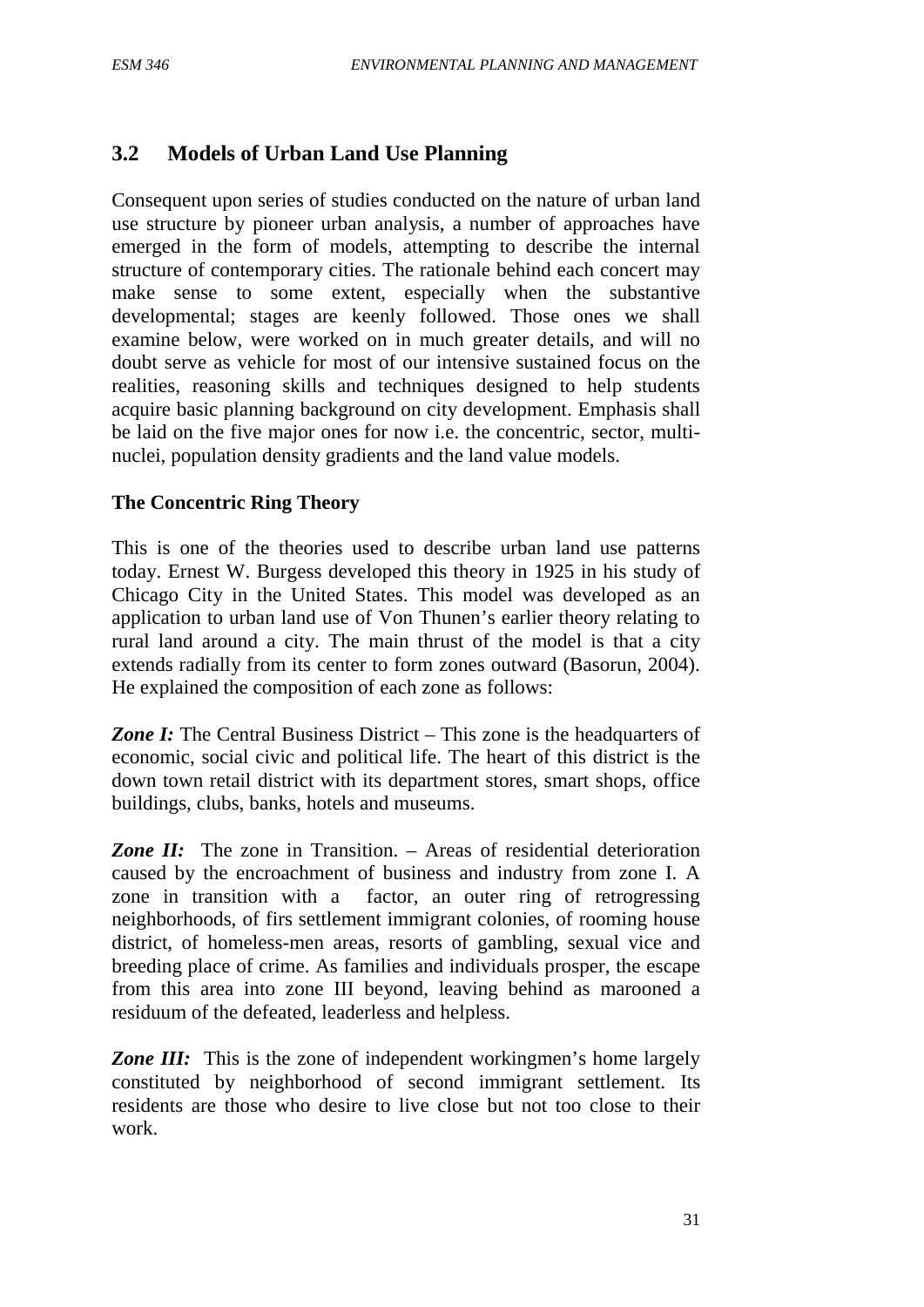## 3.2 Models of Urban Land Use Planning

Consequent upon series of studies conducted on the nature of urban land use structure by pioneer urban analysis, a number of approaches have emerged in the form of models, attempting to describe the internal structure of contemporary cities. The rationale behind each concert may make sense to some extent, especially when the substantive developmental; stages are keenly followed. Those ones we shall examine below, were worked on in much greater details, and will no doubt serve as vehicle for most of our intensive sustained focus on the realities, reasoning skills and techniques designed to help students acquire basic planning background on city development. Emphasis shall be laid on the five major ones for now i.e. the concentric, sector, multi-nuclei, population density gradients and the land value models.

**The Concentric Ring Theory**

This is one of the theories used to describe urban land use patterns today. Ernest W. Burgess developed this theory in 1925 in his study of Chicago City in the United States. This model was developed as an application to urban land use of Von Thunen's earlier theory relating to rural land around a city. The main thrust of the model is that a city extends radially from its center to form zones outward (Basorun, 2004). He explained the composition of each zone as follows:

***Zone I:*** The Central Business District – This zone is the headquarters of economic, social civic and political life. The heart of this district is the down town retail district with its department stores, smart shops, office buildings, clubs, banks, hotels and museums.

***Zone II:*** The zone in Transition. – Areas of residential deterioration caused by the encroachment of business and industry from zone I. A zone in transition with a factor, an outer ring of retrogressing neighborhoods, of firs settlement immigrant colonies, of rooming house district, of homeless-men areas, resorts of gambling, sexual vice and breeding place of crime. As families and individuals prosper, the escape from this area into zone III beyond, leaving behind as marooned a residuum of the defeated, leaderless and helpless.

***Zone III:*** This is the zone of independent workingmen's home largely constituted by neighborhood of second immigrant settlement. Its residents are those who desire to live close but not too close to their work.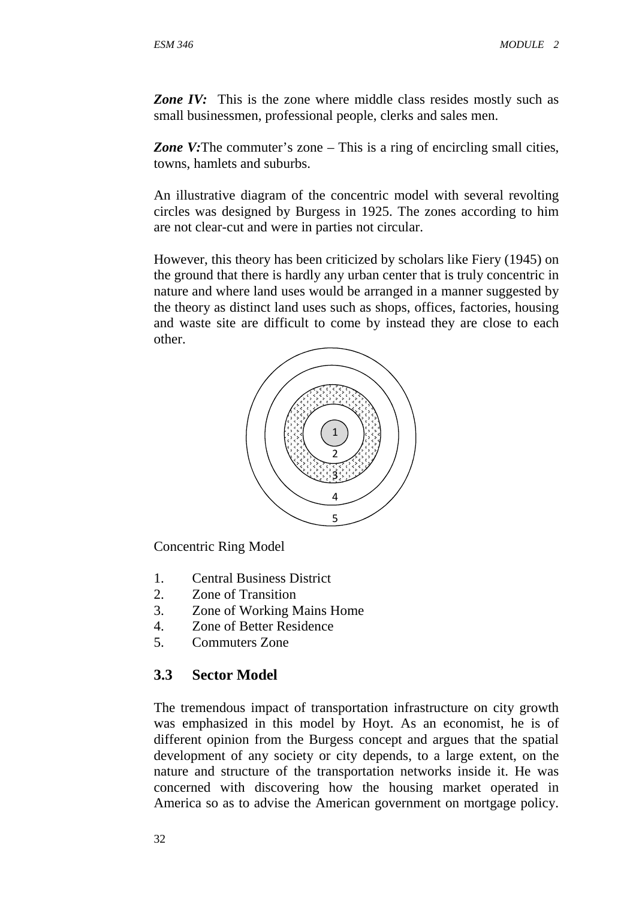***Zone IV:*** This is the zone where middle class resides mostly such as small businessmen, professional people, clerks and sales men.

***Zone V:***The commuter's zone – This is a ring of encircling small cities, towns, hamlets and suburbs.

An illustrative diagram of the concentric model with several revolting circles was designed by Burgess in 1925. The zones according to him are not clear-cut and were in parties not circular.

However, this theory has been criticized by scholars like Fiery (1945) on the ground that there is hardly any urban center that is truly concentric in nature and where land uses would be arranged in a manner suggested by the theory as distinct land uses such as shops, offices, factories, housing and waste site are difficult to come by instead they are close to each other.

1
2
3
4
5

Concentric Ring Model

1. Central Business District
2. Zone of Transition
3. Zone of Working Mains Home
4. Zone of Better Residence
5. Commuters Zone

## 3.3 Sector Model

The tremendous impact of transportation infrastructure on city growth was emphasized in this model by Hoyt. As an economist, he is of different opinion from the Burgess concept and argues that the spatial development of any society or city depends, to a large extent, on the nature and structure of the transportation networks inside it. He was concerned with discovering how the housing market operated in America so as to advise the American government on mortgage policy.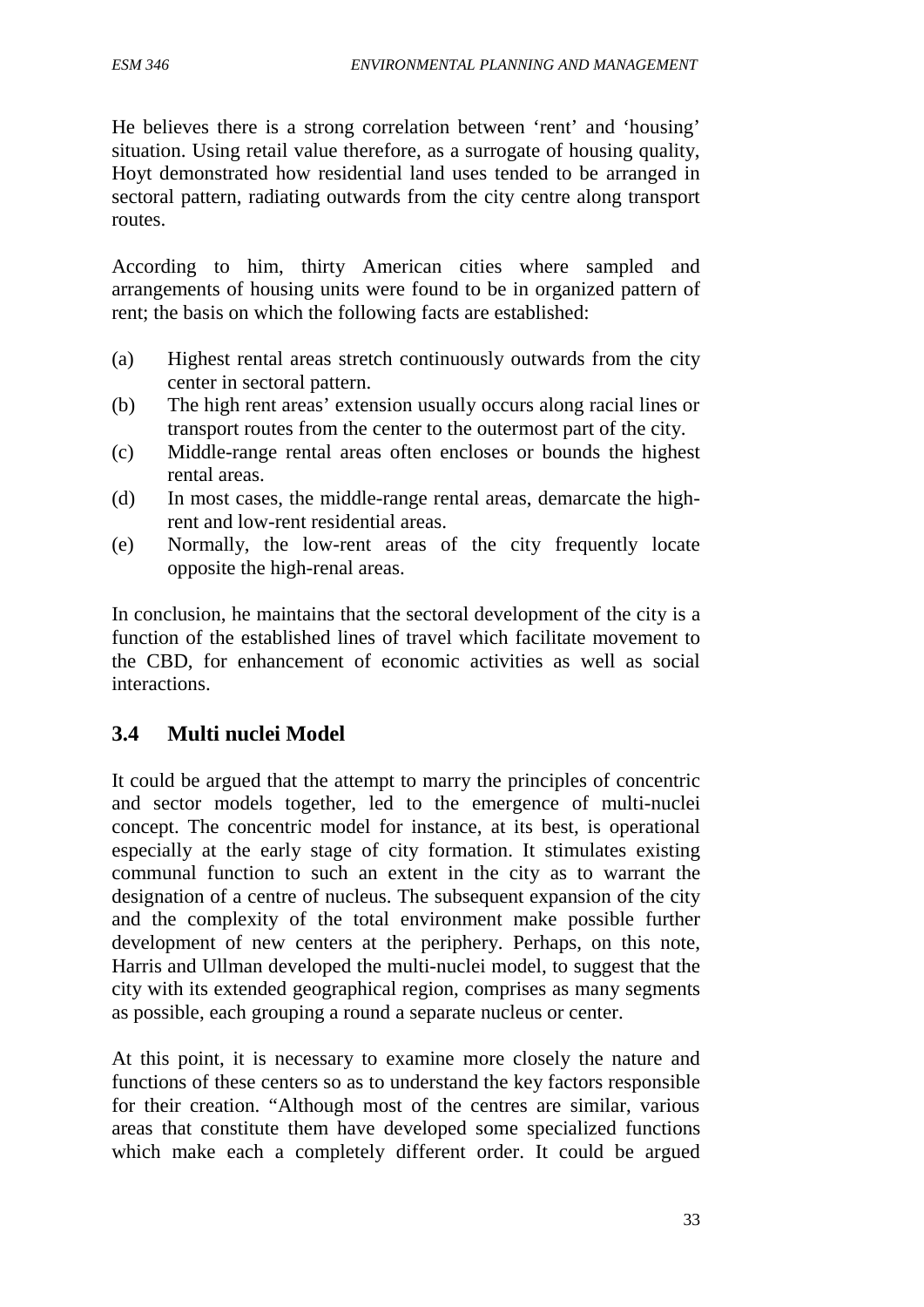He believes there is a strong correlation between 'rent' and 'housing' situation. Using retail value therefore, as a surrogate of housing quality, Hoyt demonstrated how residential land uses tended to be arranged in sectoral pattern, radiating outwards from the city centre along transport routes.

According to him, thirty American cities where sampled and arrangements of housing units were found to be in organized pattern of rent; the basis on which the following facts are established:

(a) Highest rental areas stretch continuously outwards from the city center in sectoral pattern.
(b) The high rent areas' extension usually occurs along racial lines or transport routes from the center to the outermost part of the city.
(c) Middle-range rental areas often encloses or bounds the highest rental areas.
(d) In most cases, the middle-range rental areas, demarcate the high-rent and low-rent residential areas.
(e) Normally, the low-rent areas of the city frequently locate opposite the high-renal areas.

In conclusion, he maintains that the sectoral development of the city is a function of the established lines of travel which facilitate movement to the CBD, for enhancement of economic activities as well as social interactions.

## 3.4 Multi nuclei Model

It could be argued that the attempt to marry the principles of concentric and sector models together, led to the emergence of multi-nuclei concept. The concentric model for instance, at its best, is operational especially at the early stage of city formation. It stimulates existing communal function to such an extent in the city as to warrant the designation of a centre of nucleus. The subsequent expansion of the city and the complexity of the total environment make possible further development of new centers at the periphery. Perhaps, on this note, Harris and Ullman developed the multi-nuclei model, to suggest that the city with its extended geographical region, comprises as many segments as possible, each grouping a round a separate nucleus or center.

At this point, it is necessary to examine more closely the nature and functions of these centers so as to understand the key factors responsible for their creation. "Although most of the centres are similar, various areas that constitute them have developed some specialized functions which make each a completely different order. It could be argued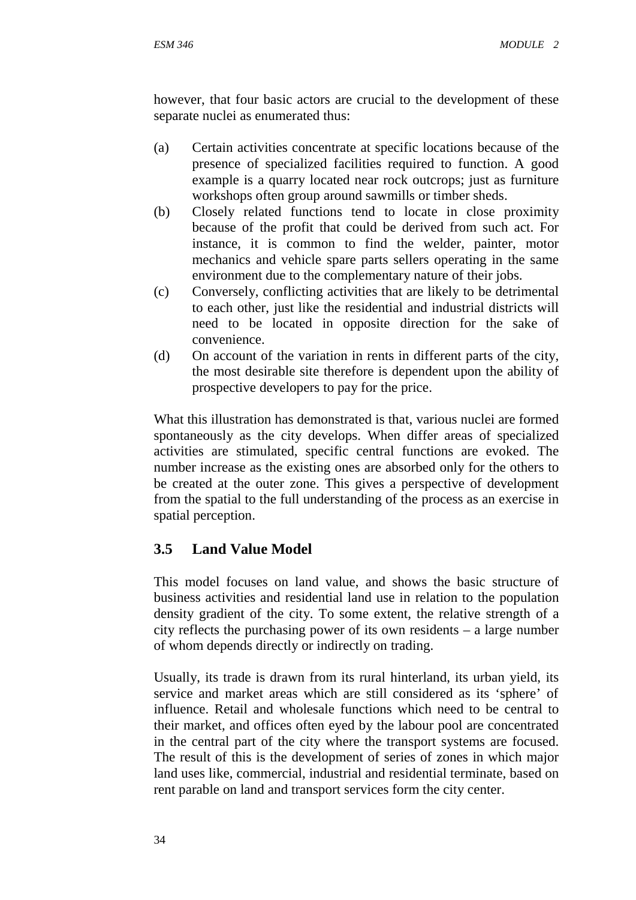however, that four basic actors are crucial to the development of these separate nuclei as enumerated thus:

(a) Certain activities concentrate at specific locations because of the presence of specialized facilities required to function. A good example is a quarry located near rock outcrops; just as furniture workshops often group around sawmills or timber sheds.

(b) Closely related functions tend to locate in close proximity because of the profit that could be derived from such act. For instance, it is common to find the welder, painter, motor mechanics and vehicle spare parts sellers operating in the same environment due to the complementary nature of their jobs.

(c) Conversely, conflicting activities that are likely to be detrimental to each other, just like the residential and industrial districts will need to be located in opposite direction for the sake of convenience.

(d) On account of the variation in rents in different parts of the city, the most desirable site therefore is dependent upon the ability of prospective developers to pay for the price.

What this illustration has demonstrated is that, various nuclei are formed spontaneously as the city develops. When differ areas of specialized activities are stimulated, specific central functions are evoked. The number increase as the existing ones are absorbed only for the others to be created at the outer zone. This gives a perspective of development from the spatial to the full understanding of the process as an exercise in spatial perception.

## 3.5 Land Value Model

This model focuses on land value, and shows the basic structure of business activities and residential land use in relation to the population density gradient of the city. To some extent, the relative strength of a city reflects the purchasing power of its own residents – a large number of whom depends directly or indirectly on trading.

Usually, its trade is drawn from its rural hinterland, its urban yield, its service and market areas which are still considered as its 'sphere' of influence. Retail and wholesale functions which need to be central to their market, and offices often eyed by the labour pool are concentrated in the central part of the city where the transport systems are focused. The result of this is the development of series of zones in which major land uses like, commercial, industrial and residential terminate, based on rent parable on land and transport services form the city center.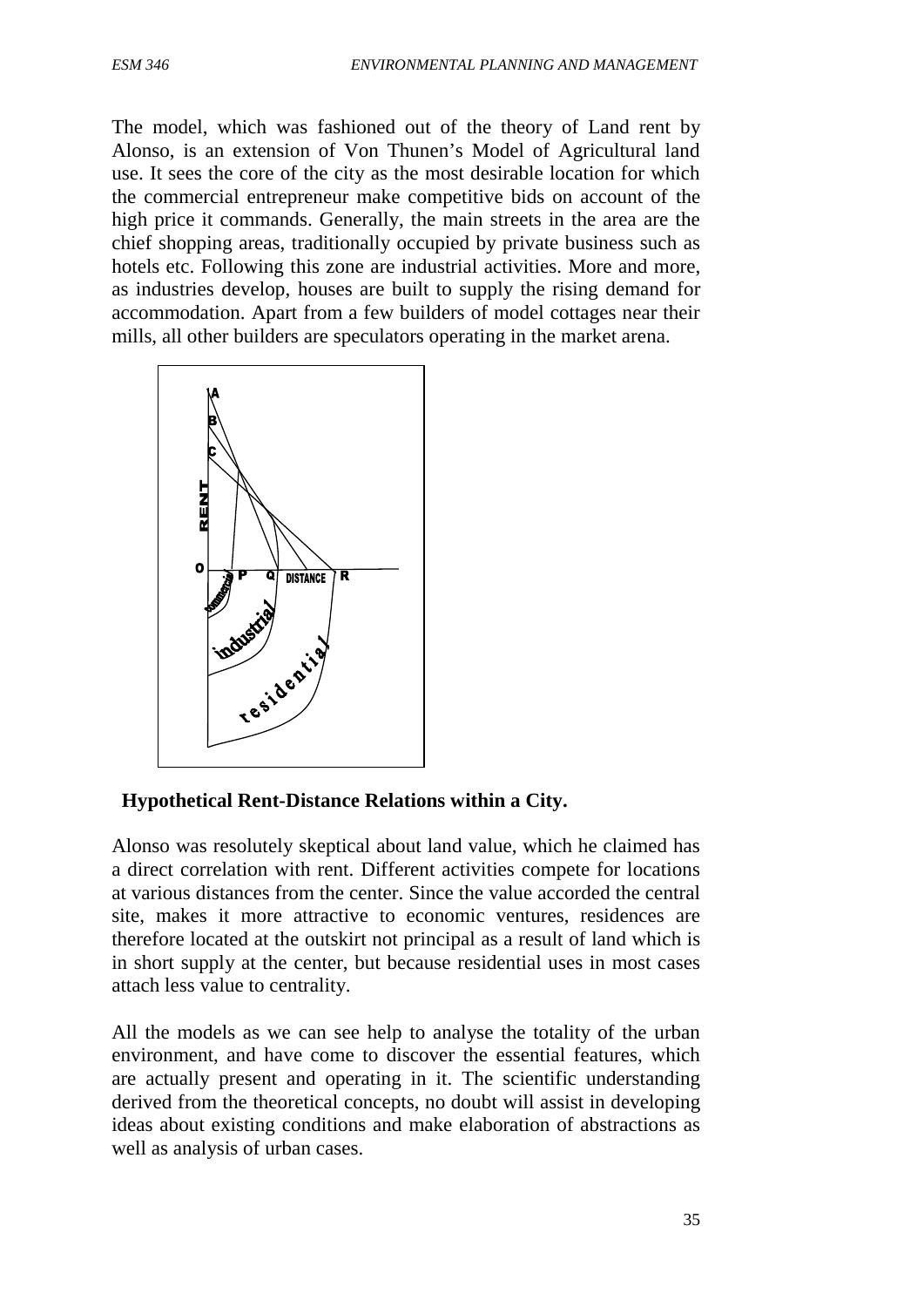The model, which was fashioned out of the theory of Land rent by Alonso, is an extension of Von Thunen's Model of Agricultural land use. It sees the core of the city as the most desirable location for which the commercial entrepreneur make competitive bids on account of the high price it commands. Generally, the main streets in the area are the chief shopping areas, traditionally occupied by private business such as hotels etc. Following this zone are industrial activities. More and more, as industries develop, houses are built to supply the rising demand for accommodation. Apart from a few builders of model cottages near their mills, all other builders are speculators operating in the market arena.

A
B
C
RENT
O
P
Q
DISTANCE
R
commercial
industrial
residential

**Hypothetical Rent-Distance Relations within a City.**

Alonso was resolutely skeptical about land value, which he claimed has a direct correlation with rent. Different activities compete for locations at various distances from the center. Since the value accorded the central site, makes it more attractive to economic ventures, residences are therefore located at the outskirt not principal as a result of land which is in short supply at the center, but because residential uses in most cases attach less value to centrality.

All the models as we can see help to analyse the totality of the urban environment, and have come to discover the essential features, which are actually present and operating in it. The scientific understanding derived from the theoretical concepts, no doubt will assist in developing ideas about existing conditions and make elaboration of abstractions as well as analysis of urban cases.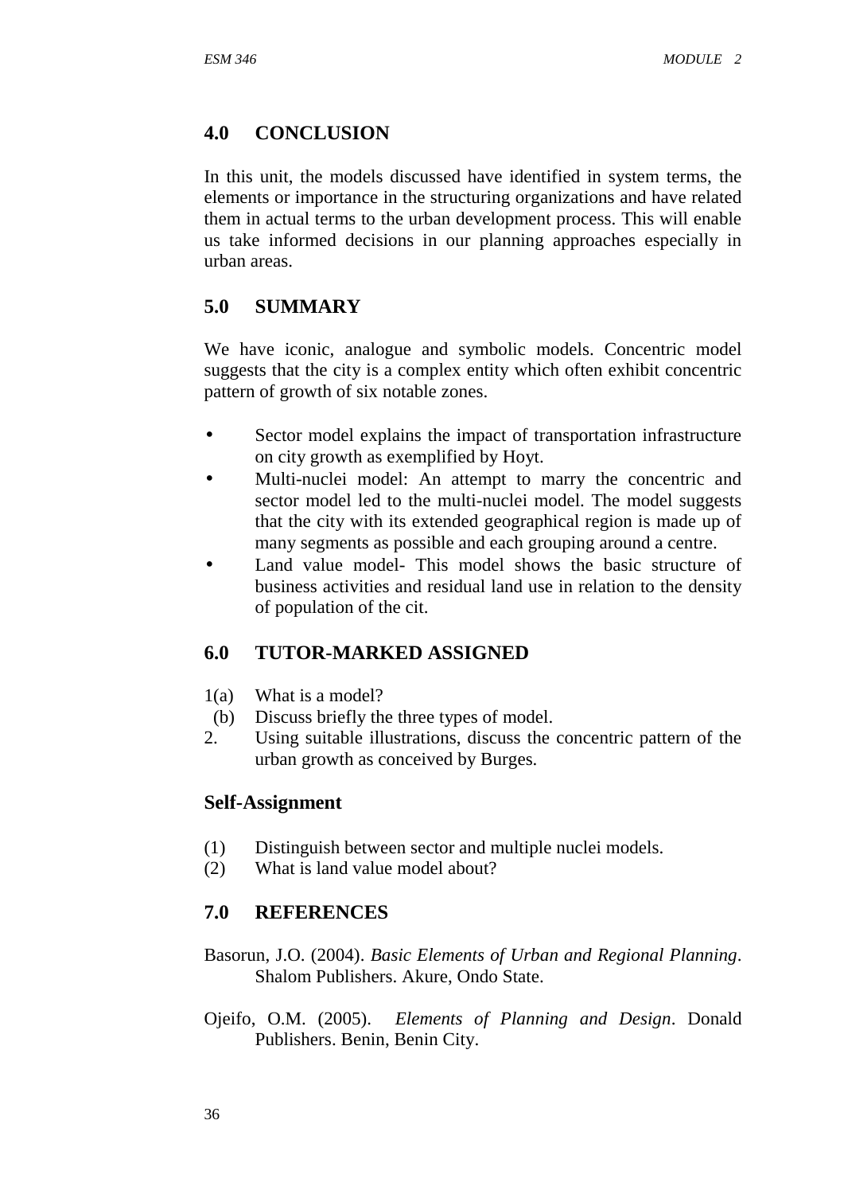## 4.0 CONCLUSION

In this unit, the models discussed have identified in system terms, the elements or importance in the structuring organizations and have related them in actual terms to the urban development process. This will enable us take informed decisions in our planning approaches especially in urban areas.

## 5.0 SUMMARY

We have iconic, analogue and symbolic models. Concentric model suggests that the city is a complex entity which often exhibit concentric pattern of growth of six notable zones.

- Sector model explains the impact of transportation infrastructure on city growth as exemplified by Hoyt.
- Multi-nuclei model: An attempt to marry the concentric and sector model led to the multi-nuclei model. The model suggests that the city with its extended geographical region is made up of many segments as possible and each grouping around a centre.
- Land value model- This model shows the basic structure of business activities and residual land use in relation to the density of population of the cit.

## 6.0 TUTOR-MARKED ASSIGNED

1(a) What is a model?
(b) Discuss briefly the three types of model.
2. Using suitable illustrations, discuss the concentric pattern of the urban growth as conceived by Burges.

### Self-Assignment

(1) Distinguish between sector and multiple nuclei models.
(2) What is land value model about?

## 7.0 REFERENCES

Basorun, J.O. (2004). *Basic Elements of Urban and Regional Planning*. Shalom Publishers. Akure, Ondo State.

Ojeifo, O.M. (2005). *Elements of Planning and Design*. Donald Publishers. Benin, Benin City.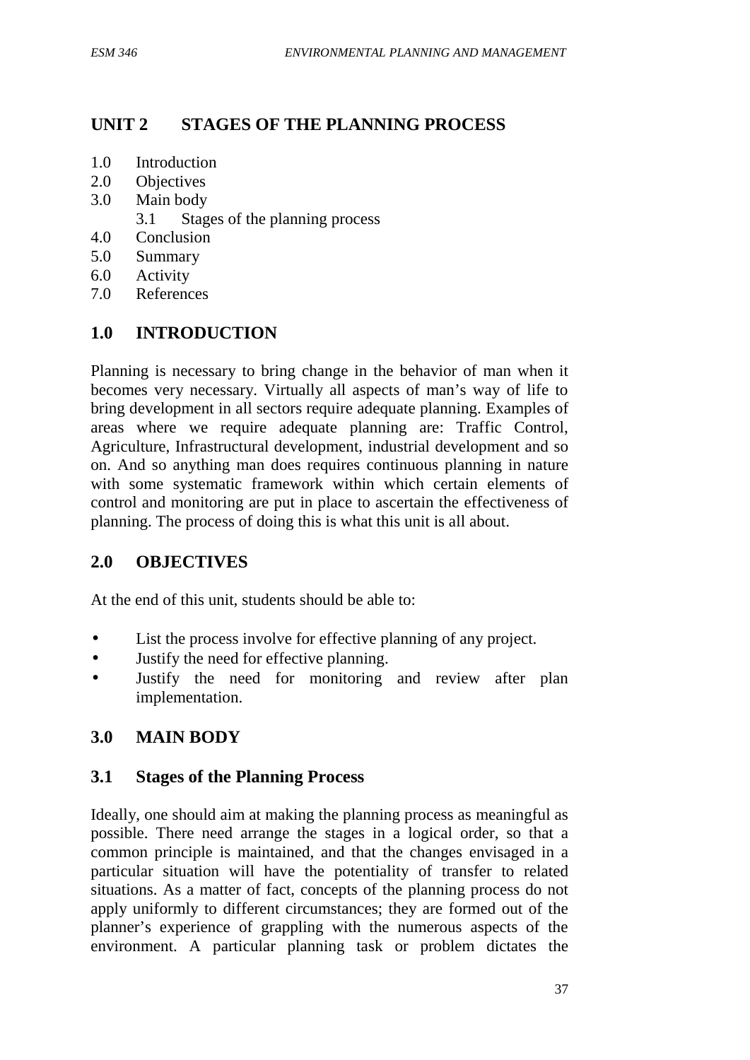## UNIT 2 STAGES OF THE PLANNING PROCESS

1.0 Introduction
2.0 Objectives
3.0 Main body
 3.1 Stages of the planning process
4.0 Conclusion
5.0 Summary
6.0 Activity
7.0 References

## 1.0 INTRODUCTION

Planning is necessary to bring change in the behavior of man when it becomes very necessary. Virtually all aspects of man's way of life to bring development in all sectors require adequate planning. Examples of areas where we require adequate planning are: Traffic Control, Agriculture, Infrastructural development, industrial development and so on. And so anything man does requires continuous planning in nature with some systematic framework within which certain elements of control and monitoring are put in place to ascertain the effectiveness of planning. The process of doing this is what this unit is all about.

## 2.0 OBJECTIVES

At the end of this unit, students should be able to:

- List the process involve for effective planning of any project.
- Justify the need for effective planning.
- Justify the need for monitoring and review after plan implementation.

## 3.0 MAIN BODY

### 3.1 Stages of the Planning Process

Ideally, one should aim at making the planning process as meaningful as possible. There need arrange the stages in a logical order, so that a common principle is maintained, and that the changes envisaged in a particular situation will have the potentiality of transfer to related situations. As a matter of fact, concepts of the planning process do not apply uniformly to different circumstances; they are formed out of the planner's experience of grappling with the numerous aspects of the environment. A particular planning task or problem dictates the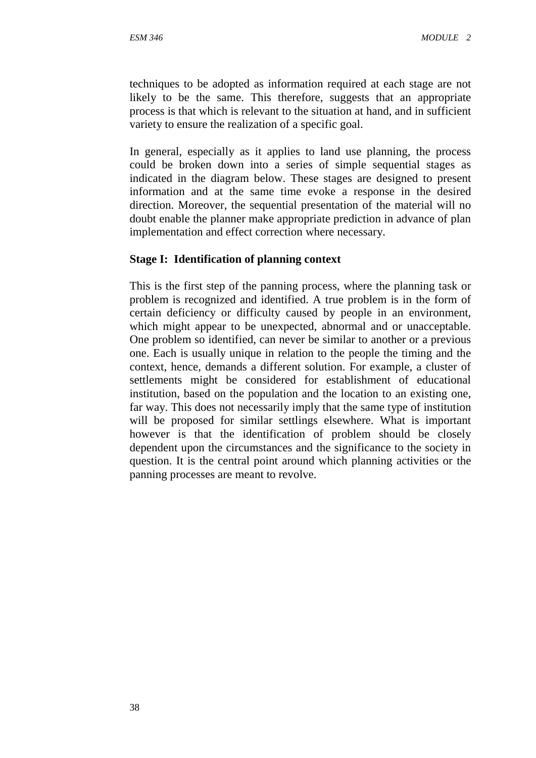techniques to be adopted as information required at each stage are not likely to be the same. This therefore, suggests that an appropriate process is that which is relevant to the situation at hand, and in sufficient variety to ensure the realization of a specific goal.

In general, especially as it applies to land use planning, the process could be broken down into a series of simple sequential stages as indicated in the diagram below. These stages are designed to present information and at the same time evoke a response in the desired direction. Moreover, the sequential presentation of the material will no doubt enable the planner make appropriate prediction in advance of plan implementation and effect correction where necessary.

**Stage I: Identification of planning context**

This is the first step of the panning process, where the planning task or problem is recognized and identified. A true problem is in the form of certain deficiency or difficulty caused by people in an environment, which might appear to be unexpected, abnormal and or unacceptable. One problem so identified, can never be similar to another or a previous one. Each is usually unique in relation to the people the timing and the context, hence, demands a different solution. For example, a cluster of settlements might be considered for establishment of educational institution, based on the population and the location to an existing one, far way. This does not necessarily imply that the same type of institution will be proposed for similar settlings elsewhere. What is important however is that the identification of problem should be closely dependent upon the circumstances and the significance to the society in question. It is the central point around which planning activities or the panning processes are meant to revolve.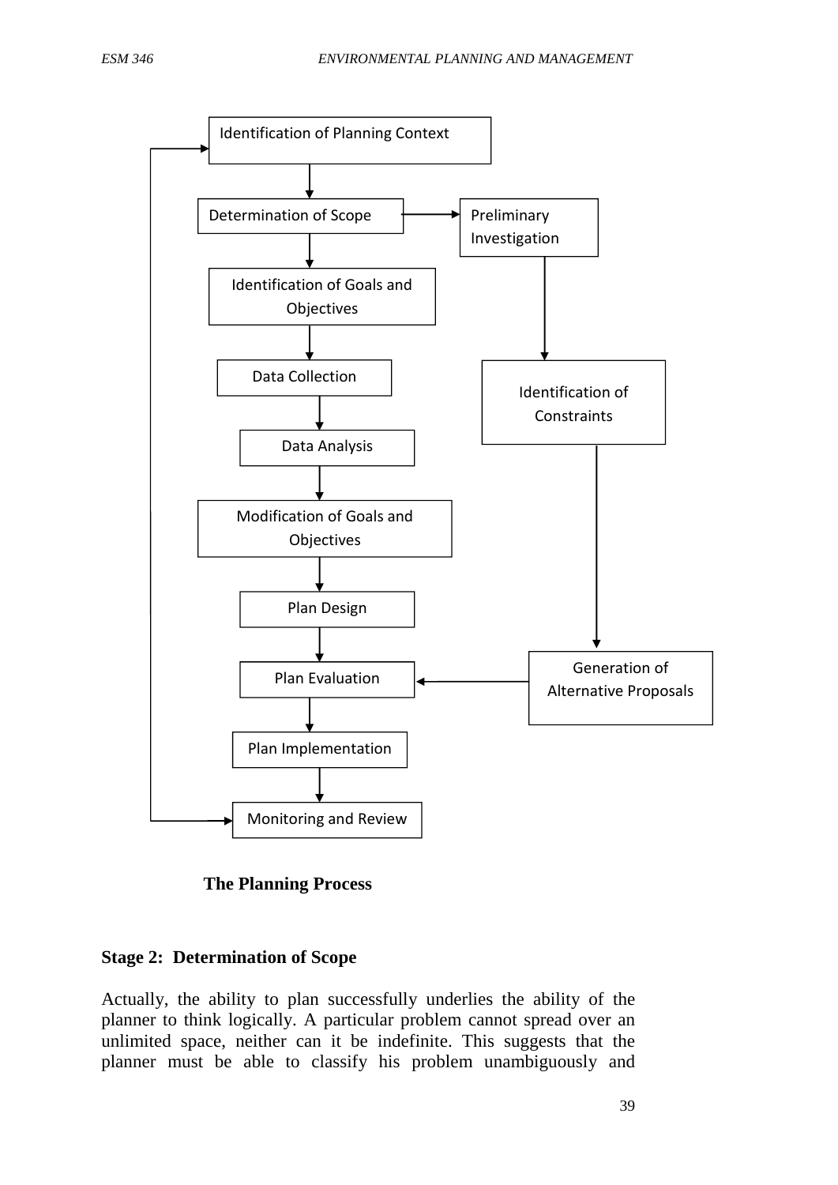Identification of Planning Context

Determination of Scope

Preliminary Investigation

Identification of Goals and Objectives

Data Collection

Identification of Constraints

Data Analysis

Modification of Goals and Objectives

Plan Design

Plan Evaluation

Generation of Alternative Proposals

Plan Implementation

Monitoring and Review

**The Planning Process**

**Stage 2: Determination of Scope**

Actually, the ability to plan successfully underlies the ability of the planner to think logically. A particular problem cannot spread over an unlimited space, neither can it be indefinite. This suggests that the planner must be able to classify his problem unambiguously and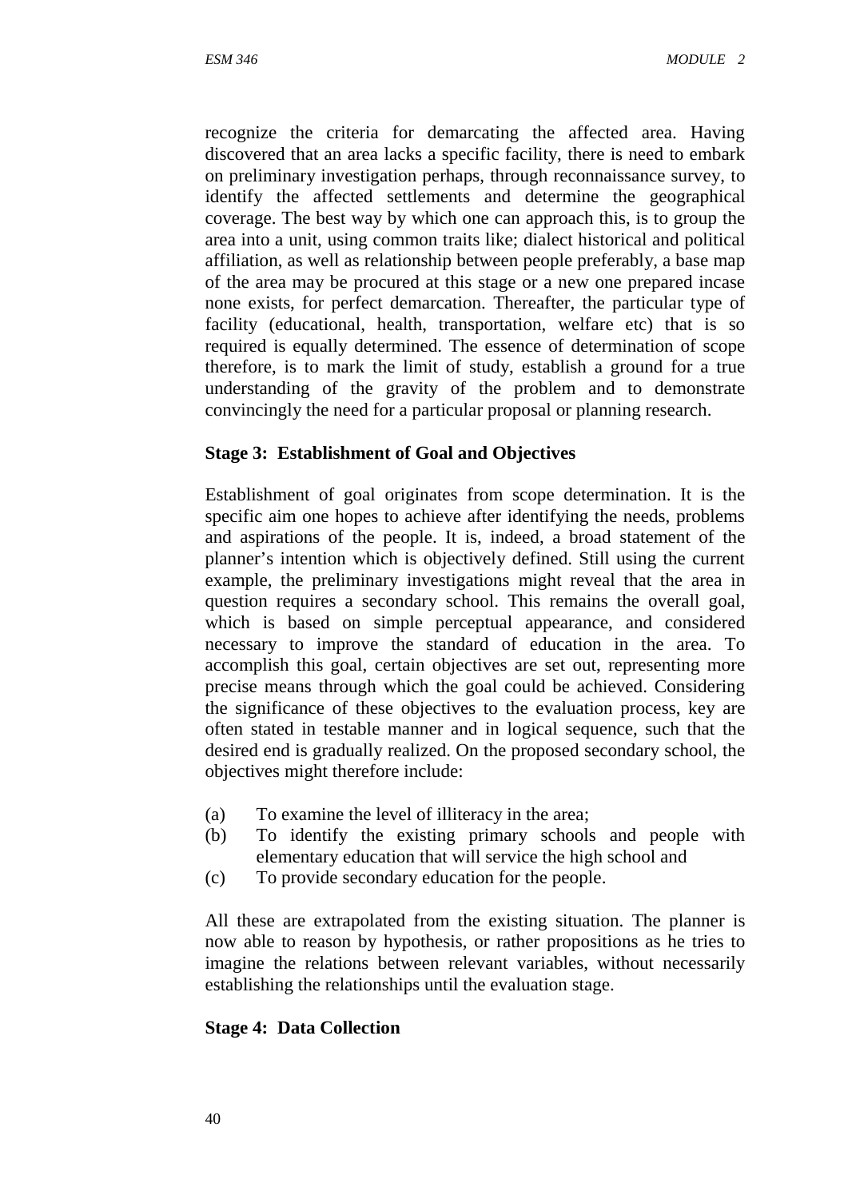recognize the criteria for demarcating the affected area. Having discovered that an area lacks a specific facility, there is need to embark on preliminary investigation perhaps, through reconnaissance survey, to identify the affected settlements and determine the geographical coverage. The best way by which one can approach this, is to group the area into a unit, using common traits like; dialect historical and political affiliation, as well as relationship between people preferably, a base map of the area may be procured at this stage or a new one prepared incase none exists, for perfect demarcation. Thereafter, the particular type of facility (educational, health, transportation, welfare etc) that is so required is equally determined. The essence of determination of scope therefore, is to mark the limit of study, establish a ground for a true understanding of the gravity of the problem and to demonstrate convincingly the need for a particular proposal or planning research.

**Stage 3: Establishment of Goal and Objectives**

Establishment of goal originates from scope determination. It is the specific aim one hopes to achieve after identifying the needs, problems and aspirations of the people. It is, indeed, a broad statement of the planner's intention which is objectively defined. Still using the current example, the preliminary investigations might reveal that the area in question requires a secondary school. This remains the overall goal, which is based on simple perceptual appearance, and considered necessary to improve the standard of education in the area. To accomplish this goal, certain objectives are set out, representing more precise means through which the goal could be achieved. Considering the significance of these objectives to the evaluation process, key are often stated in testable manner and in logical sequence, such that the desired end is gradually realized. On the proposed secondary school, the objectives might therefore include:

(a) To examine the level of illiteracy in the area;
(b) To identify the existing primary schools and people with elementary education that will service the high school and
(c) To provide secondary education for the people.

All these are extrapolated from the existing situation. The planner is now able to reason by hypothesis, or rather propositions as he tries to imagine the relations between relevant variables, without necessarily establishing the relationships until the evaluation stage.

**Stage 4: Data Collection**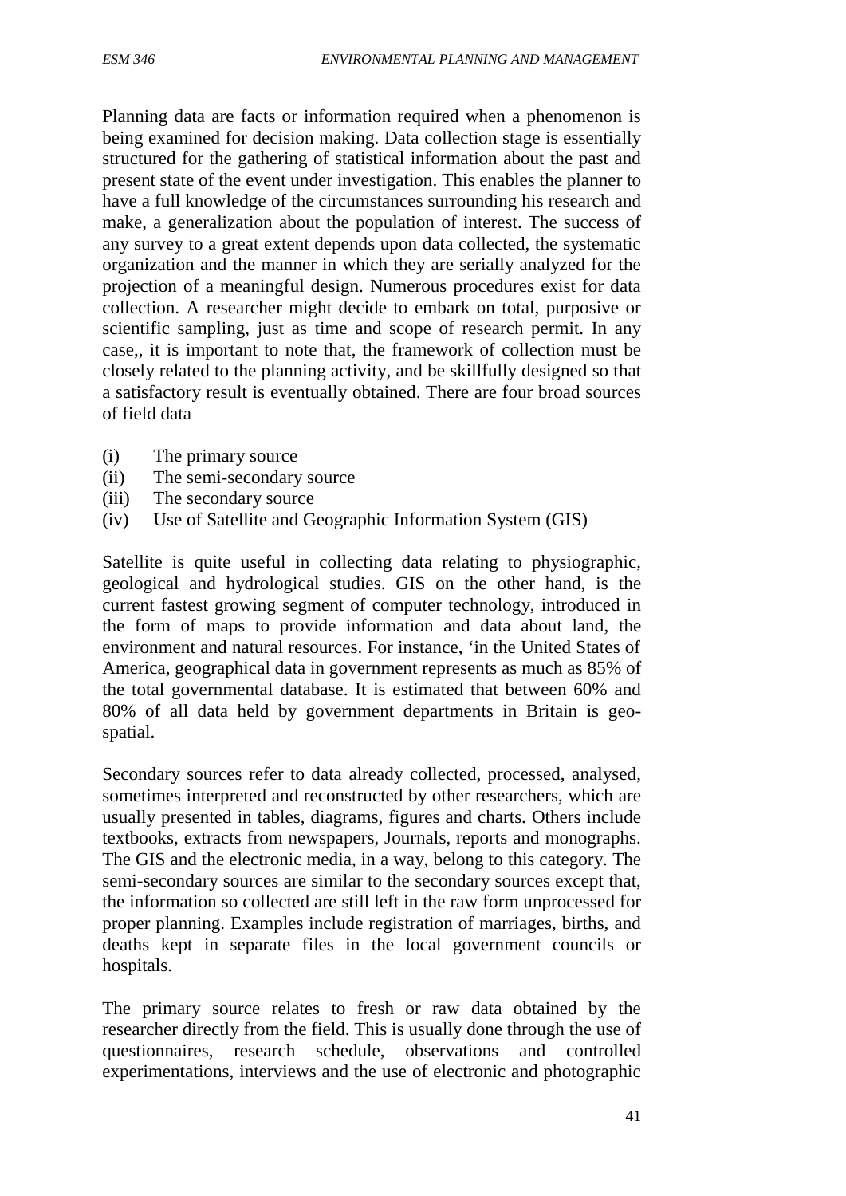Planning data are facts or information required when a phenomenon is being examined for decision making. Data collection stage is essentially structured for the gathering of statistical information about the past and present state of the event under investigation. This enables the planner to have a full knowledge of the circumstances surrounding his research and make, a generalization about the population of interest. The success of any survey to a great extent depends upon data collected, the systematic organization and the manner in which they are serially analyzed for the projection of a meaningful design. Numerous procedures exist for data collection. A researcher might decide to embark on total, purposive or scientific sampling, just as time and scope of research permit. In any case,, it is important to note that, the framework of collection must be closely related to the planning activity, and be skillfully designed so that a satisfactory result is eventually obtained. There are four broad sources of field data

(i) The primary source
(ii) The semi-secondary source
(iii) The secondary source
(iv) Use of Satellite and Geographic Information System (GIS)

Satellite is quite useful in collecting data relating to physiographic, geological and hydrological studies. GIS on the other hand, is the current fastest growing segment of computer technology, introduced in the form of maps to provide information and data about land, the environment and natural resources. For instance, 'in the United States of America, geographical data in government represents as much as 85% of the total governmental database. It is estimated that between 60% and 80% of all data held by government departments in Britain is geo-spatial.

Secondary sources refer to data already collected, processed, analysed, sometimes interpreted and reconstructed by other researchers, which are usually presented in tables, diagrams, figures and charts. Others include textbooks, extracts from newspapers, Journals, reports and monographs. The GIS and the electronic media, in a way, belong to this category. The semi-secondary sources are similar to the secondary sources except that, the information so collected are still left in the raw form unprocessed for proper planning. Examples include registration of marriages, births, and deaths kept in separate files in the local government councils or hospitals.

The primary source relates to fresh or raw data obtained by the researcher directly from the field. This is usually done through the use of questionnaires, research schedule, observations and controlled experimentations, interviews and the use of electronic and photographic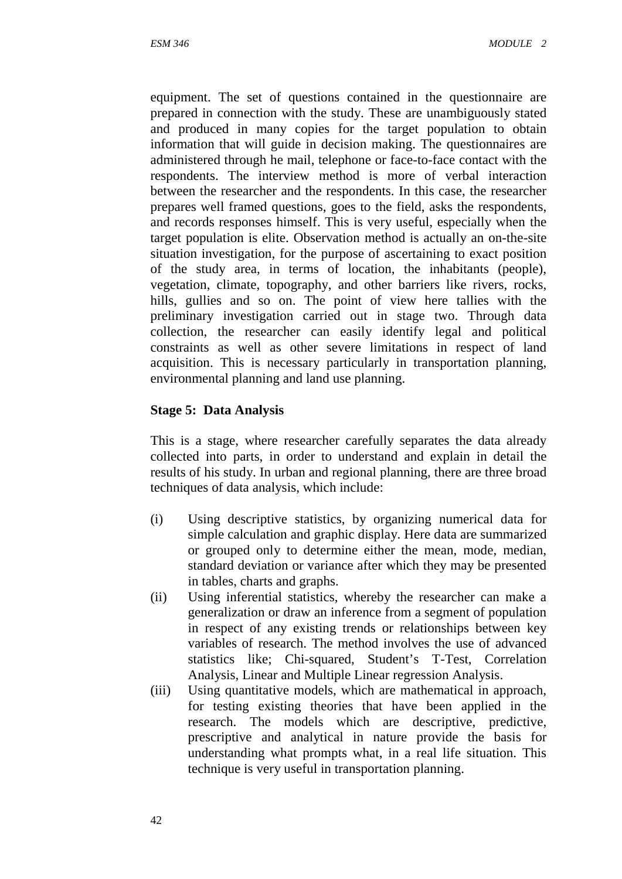equipment. The set of questions contained in the questionnaire are prepared in connection with the study. These are unambiguously stated and produced in many copies for the target population to obtain information that will guide in decision making. The questionnaires are administered through he mail, telephone or face-to-face contact with the respondents. The interview method is more of verbal interaction between the researcher and the respondents. In this case, the researcher prepares well framed questions, goes to the field, asks the respondents, and records responses himself. This is very useful, especially when the target population is elite. Observation method is actually an on-the-site situation investigation, for the purpose of ascertaining to exact position of the study area, in terms of location, the inhabitants (people), vegetation, climate, topography, and other barriers like rivers, rocks, hills, gullies and so on. The point of view here tallies with the preliminary investigation carried out in stage two. Through data collection, the researcher can easily identify legal and political constraints as well as other severe limitations in respect of land acquisition. This is necessary particularly in transportation planning, environmental planning and land use planning.

**Stage 5: Data Analysis**

This is a stage, where researcher carefully separates the data already collected into parts, in order to understand and explain in detail the results of his study. In urban and regional planning, there are three broad techniques of data analysis, which include:

(i) Using descriptive statistics, by organizing numerical data for simple calculation and graphic display. Here data are summarized or grouped only to determine either the mean, mode, median, standard deviation or variance after which they may be presented in tables, charts and graphs.

(ii) Using inferential statistics, whereby the researcher can make a generalization or draw an inference from a segment of population in respect of any existing trends or relationships between key variables of research. The method involves the use of advanced statistics like; Chi-squared, Student's T-Test, Correlation Analysis, Linear and Multiple Linear regression Analysis.

(iii) Using quantitative models, which are mathematical in approach, for testing existing theories that have been applied in the research. The models which are descriptive, predictive, prescriptive and analytical in nature provide the basis for understanding what prompts what, in a real life situation. This technique is very useful in transportation planning.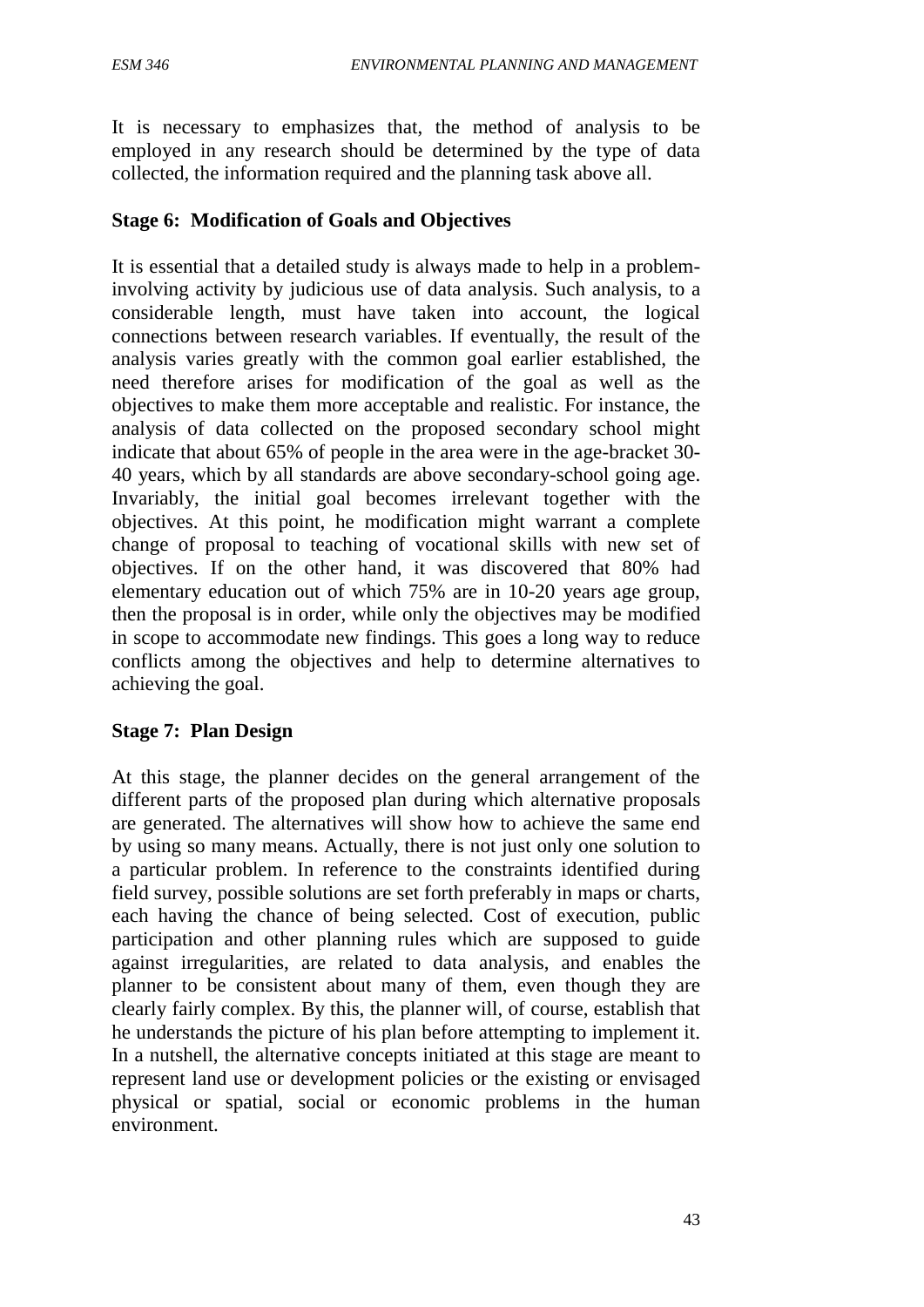It is necessary to emphasizes that, the method of analysis to be employed in any research should be determined by the type of data collected, the information required and the planning task above all.

**Stage 6: Modification of Goals and Objectives**

It is essential that a detailed study is always made to help in a problem-involving activity by judicious use of data analysis. Such analysis, to a considerable length, must have taken into account, the logical connections between research variables. If eventually, the result of the analysis varies greatly with the common goal earlier established, the need therefore arises for modification of the goal as well as the objectives to make them more acceptable and realistic. For instance, the analysis of data collected on the proposed secondary school might indicate that about 65% of people in the area were in the age-bracket 30-40 years, which by all standards are above secondary-school going age. Invariably, the initial goal becomes irrelevant together with the objectives. At this point, he modification might warrant a complete change of proposal to teaching of vocational skills with new set of objectives. If on the other hand, it was discovered that 80% had elementary education out of which 75% are in 10-20 years age group, then the proposal is in order, while only the objectives may be modified in scope to accommodate new findings. This goes a long way to reduce conflicts among the objectives and help to determine alternatives to achieving the goal.

**Stage 7: Plan Design**

At this stage, the planner decides on the general arrangement of the different parts of the proposed plan during which alternative proposals are generated. The alternatives will show how to achieve the same end by using so many means. Actually, there is not just only one solution to a particular problem. In reference to the constraints identified during field survey, possible solutions are set forth preferably in maps or charts, each having the chance of being selected. Cost of execution, public participation and other planning rules which are supposed to guide against irregularities, are related to data analysis, and enables the planner to be consistent about many of them, even though they are clearly fairly complex. By this, the planner will, of course, establish that he understands the picture of his plan before attempting to implement it. In a nutshell, the alternative concepts initiated at this stage are meant to represent land use or development policies or the existing or envisaged physical or spatial, social or economic problems in the human environment.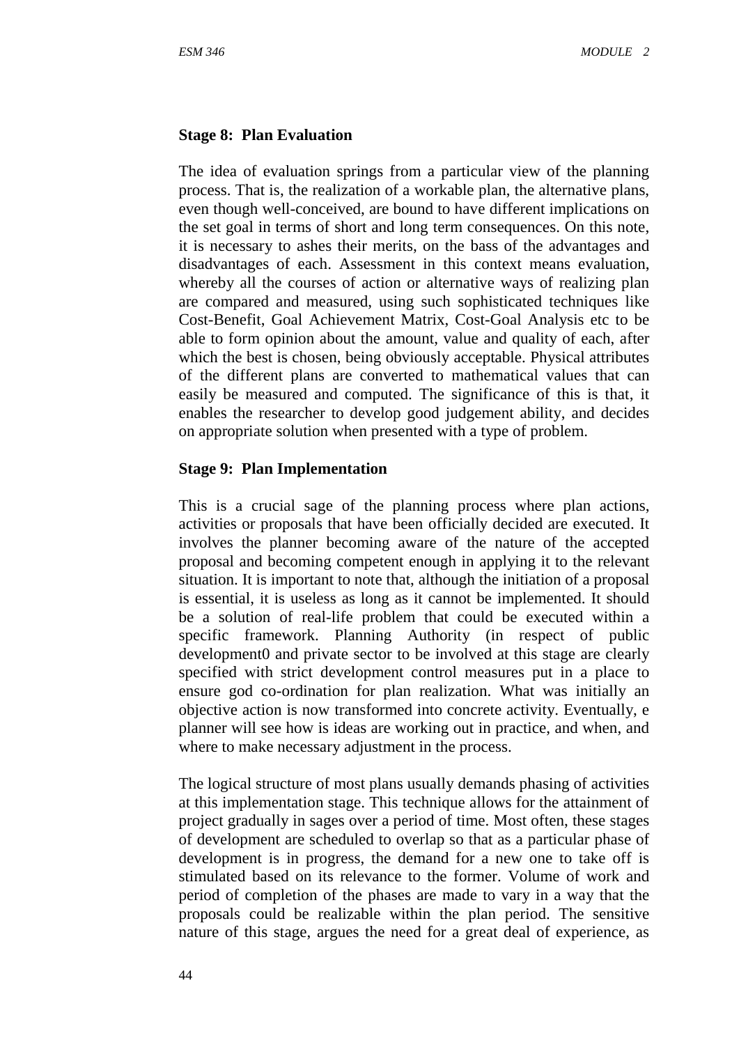**Stage 8: Plan Evaluation**

The idea of evaluation springs from a particular view of the planning process. That is, the realization of a workable plan, the alternative plans, even though well-conceived, are bound to have different implications on the set goal in terms of short and long term consequences. On this note, it is necessary to ashes their merits, on the bass of the advantages and disadvantages of each. Assessment in this context means evaluation, whereby all the courses of action or alternative ways of realizing plan are compared and measured, using such sophisticated techniques like Cost-Benefit, Goal Achievement Matrix, Cost-Goal Analysis etc to be able to form opinion about the amount, value and quality of each, after which the best is chosen, being obviously acceptable. Physical attributes of the different plans are converted to mathematical values that can easily be measured and computed. The significance of this is that, it enables the researcher to develop good judgement ability, and decides on appropriate solution when presented with a type of problem.

**Stage 9: Plan Implementation**

This is a crucial sage of the planning process where plan actions, activities or proposals that have been officially decided are executed. It involves the planner becoming aware of the nature of the accepted proposal and becoming competent enough in applying it to the relevant situation. It is important to note that, although the initiation of a proposal is essential, it is useless as long as it cannot be implemented. It should be a solution of real-life problem that could be executed within a specific framework. Planning Authority (in respect of public development0 and private sector to be involved at this stage are clearly specified with strict development control measures put in a place to ensure god co-ordination for plan realization. What was initially an objective action is now transformed into concrete activity. Eventually, e planner will see how is ideas are working out in practice, and when, and where to make necessary adjustment in the process.

The logical structure of most plans usually demands phasing of activities at this implementation stage. This technique allows for the attainment of project gradually in sages over a period of time. Most often, these stages of development are scheduled to overlap so that as a particular phase of development is in progress, the demand for a new one to take off is stimulated based on its relevance to the former. Volume of work and period of completion of the phases are made to vary in a way that the proposals could be realizable within the plan period. The sensitive nature of this stage, argues the need for a great deal of experience, as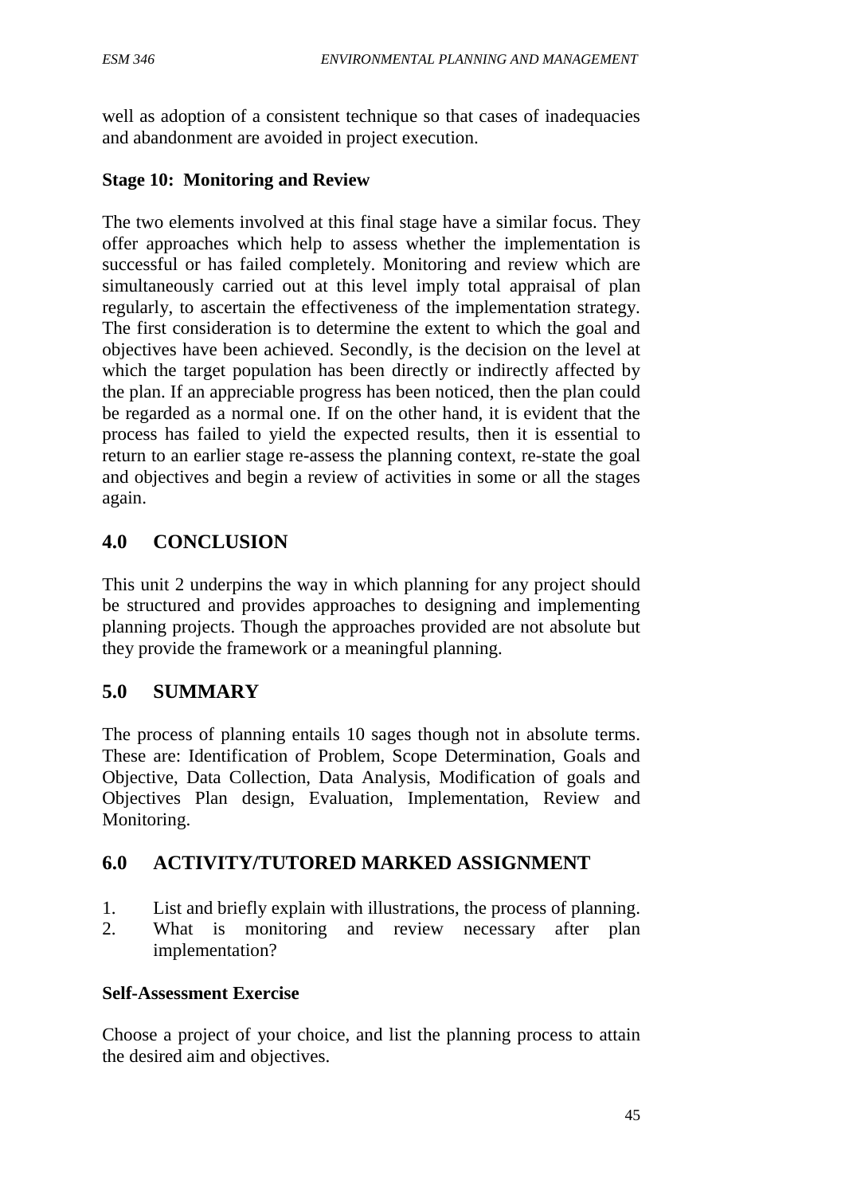well as adoption of a consistent technique so that cases of inadequacies and abandonment are avoided in project execution.

**Stage 10: Monitoring and Review**

The two elements involved at this final stage have a similar focus. They offer approaches which help to assess whether the implementation is successful or has failed completely. Monitoring and review which are simultaneously carried out at this level imply total appraisal of plan regularly, to ascertain the effectiveness of the implementation strategy. The first consideration is to determine the extent to which the goal and objectives have been achieved. Secondly, is the decision on the level at which the target population has been directly or indirectly affected by the plan. If an appreciable progress has been noticed, then the plan could be regarded as a normal one. If on the other hand, it is evident that the process has failed to yield the expected results, then it is essential to return to an earlier stage re-assess the planning context, re-state the goal and objectives and begin a review of activities in some or all the stages again.

## 4.0 CONCLUSION

This unit 2 underpins the way in which planning for any project should be structured and provides approaches to designing and implementing planning projects. Though the approaches provided are not absolute but they provide the framework or a meaningful planning.

## 5.0 SUMMARY

The process of planning entails 10 sages though not in absolute terms. These are: Identification of Problem, Scope Determination, Goals and Objective, Data Collection, Data Analysis, Modification of goals and Objectives Plan design, Evaluation, Implementation, Review and Monitoring.

## 6.0 ACTIVITY/TUTORED MARKED ASSIGNMENT

1. List and briefly explain with illustrations, the process of planning.
2. What is monitoring and review necessary after plan implementation?

**Self-Assessment Exercise**

Choose a project of your choice, and list the planning process to attain the desired aim and objectives.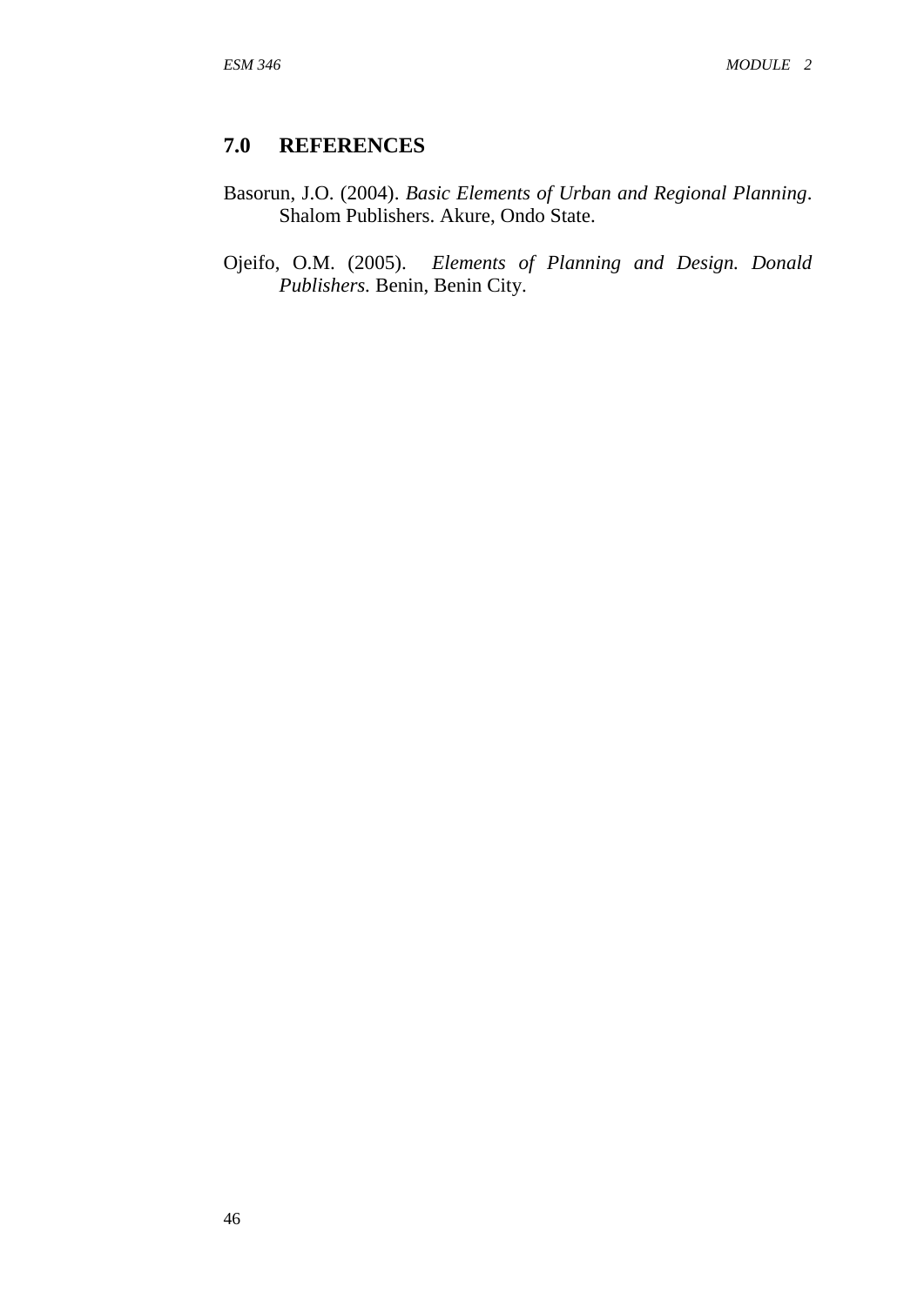## 7.0 REFERENCES

Basorun, J.O. (2004). *Basic Elements of Urban and Regional Planning*. Shalom Publishers. Akure, Ondo State.

Ojeifo, O.M. (2005). *Elements of Planning and Design. Donald Publishers*. Benin, Benin City.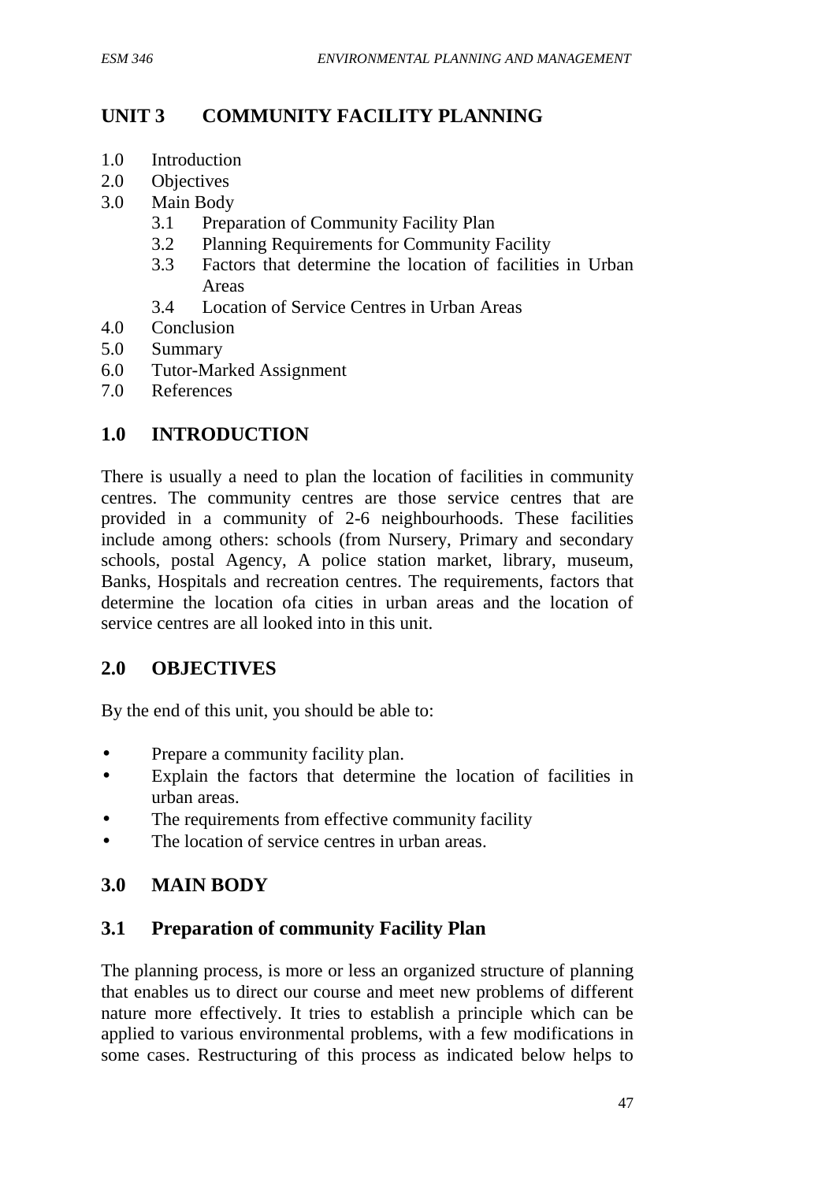# UNIT 3 COMMUNITY FACILITY PLANNING

1.0 Introduction
2.0 Objectives
3.0 Main Body
  3.1 Preparation of Community Facility Plan
  3.2 Planning Requirements for Community Facility
  3.3 Factors that determine the location of facilities in Urban Areas
  3.4 Location of Service Centres in Urban Areas
4.0 Conclusion
5.0 Summary
6.0 Tutor-Marked Assignment
7.0 References

## 1.0 INTRODUCTION

There is usually a need to plan the location of facilities in community centres. The community centres are those service centres that are provided in a community of 2-6 neighbourhoods. These facilities include among others: schools (from Nursery, Primary and secondary schools, postal Agency, A police station market, library, museum, Banks, Hospitals and recreation centres. The requirements, factors that determine the location ofa cities in urban areas and the location of service centres are all looked into in this unit.

## 2.0 OBJECTIVES

By the end of this unit, you should be able to:

- Prepare a community facility plan.
- Explain the factors that determine the location of facilities in urban areas.
- The requirements from effective community facility
- The location of service centres in urban areas.

## 3.0 MAIN BODY

### 3.1 Preparation of community Facility Plan

The planning process, is more or less an organized structure of planning that enables us to direct our course and meet new problems of different nature more effectively. It tries to establish a principle which can be applied to various environmental problems, with a few modifications in some cases. Restructuring of this process as indicated below helps to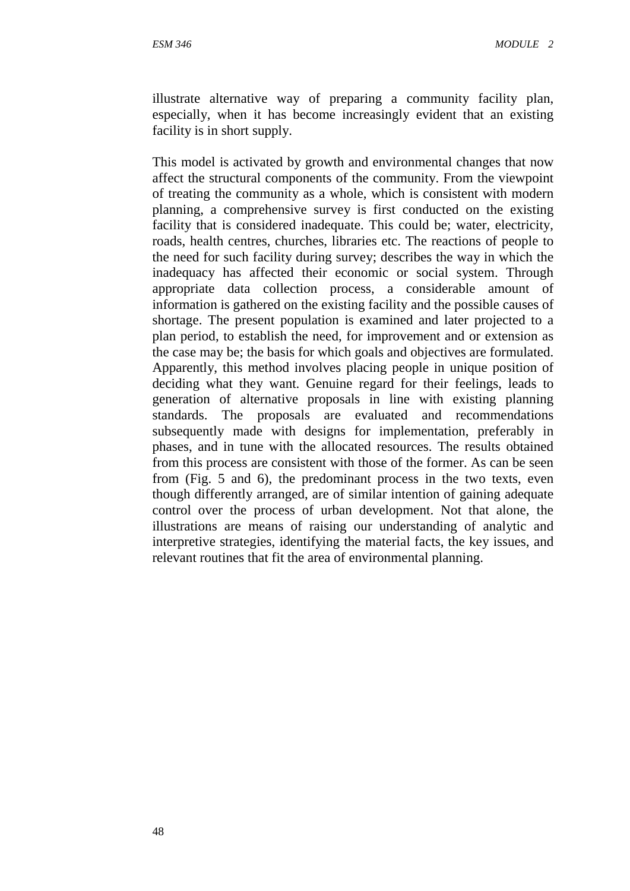illustrate alternative way of preparing a community facility plan, especially, when it has become increasingly evident that an existing facility is in short supply.

This model is activated by growth and environmental changes that now affect the structural components of the community. From the viewpoint of treating the community as a whole, which is consistent with modern planning, a comprehensive survey is first conducted on the existing facility that is considered inadequate. This could be; water, electricity, roads, health centres, churches, libraries etc. The reactions of people to the need for such facility during survey; describes the way in which the inadequacy has affected their economic or social system. Through appropriate data collection process, a considerable amount of information is gathered on the existing facility and the possible causes of shortage. The present population is examined and later projected to a plan period, to establish the need, for improvement and or extension as the case may be; the basis for which goals and objectives are formulated. Apparently, this method involves placing people in unique position of deciding what they want. Genuine regard for their feelings, leads to generation of alternative proposals in line with existing planning standards. The proposals are evaluated and recommendations subsequently made with designs for implementation, preferably in phases, and in tune with the allocated resources. The results obtained from this process are consistent with those of the former. As can be seen from (Fig. 5 and 6), the predominant process in the two texts, even though differently arranged, are of similar intention of gaining adequate control over the process of urban development. Not that alone, the illustrations are means of raising our understanding of analytic and interpretive strategies, identifying the material facts, the key issues, and relevant routines that fit the area of environmental planning.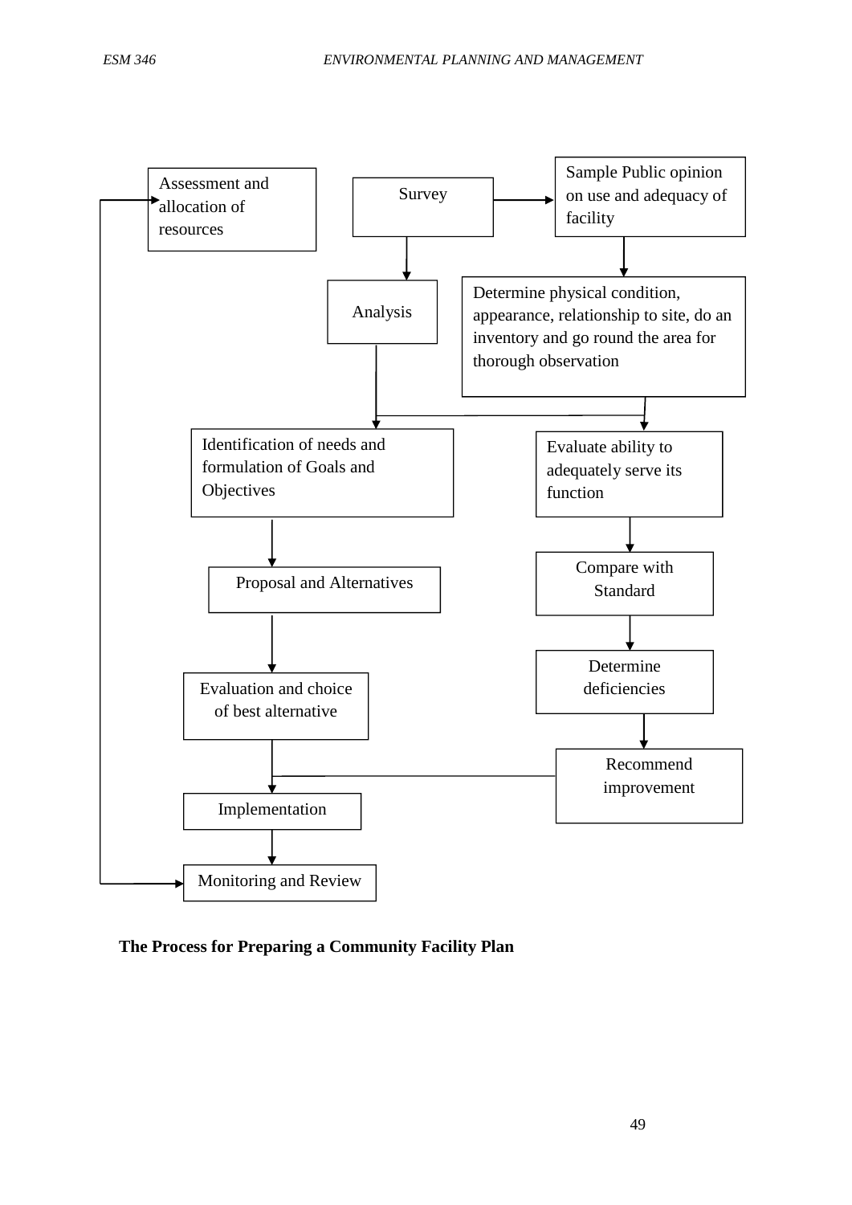Assessment and allocation of resources

Survey

Sample Public opinion on use and adequacy of facility

Analysis

Determine physical condition, appearance, relationship to site, do an inventory and go round the area for thorough observation

Identification of needs and formulation of Goals and Objectives

Evaluate ability to adequately serve its function

Proposal and Alternatives

Compare with Standard

Evaluation and choice of best alternative

Determine deficiencies

Recommend improvement

Implementation

Monitoring and Review

**The Process for Preparing a Community Facility Plan**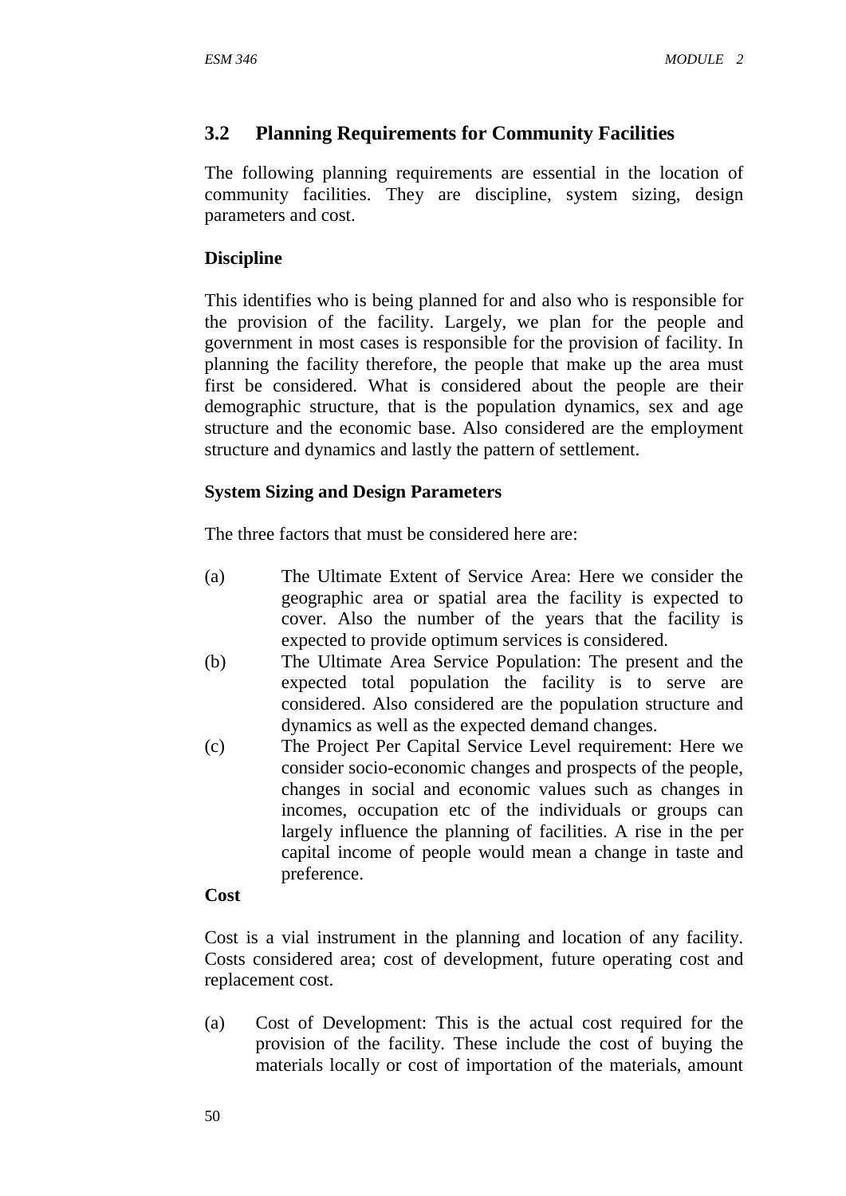## 3.2 Planning Requirements for Community Facilities

The following planning requirements are essential in the location of community facilities. They are discipline, system sizing, design parameters and cost.

**Discipline**

This identifies who is being planned for and also who is responsible for the provision of the facility. Largely, we plan for the people and government in most cases is responsible for the provision of facility. In planning the facility therefore, the people that make up the area must first be considered. What is considered about the people are their demographic structure, that is the population dynamics, sex and age structure and the economic base. Also considered are the employment structure and dynamics and lastly the pattern of settlement.

**System Sizing and Design Parameters**

The three factors that must be considered here are:

(a) The Ultimate Extent of Service Area: Here we consider the geographic area or spatial area the facility is expected to cover. Also the number of the years that the facility is expected to provide optimum services is considered.

(b) The Ultimate Area Service Population: The present and the expected total population the facility is to serve are considered. Also considered are the population structure and dynamics as well as the expected demand changes.

(c) The Project Per Capital Service Level requirement: Here we consider socio-economic changes and prospects of the people, changes in social and economic values such as changes in incomes, occupation etc of the individuals or groups can largely influence the planning of facilities. A rise in the per capital income of people would mean a change in taste and preference.

**Cost**

Cost is a vial instrument in the planning and location of any facility. Costs considered area; cost of development, future operating cost and replacement cost.

(a) Cost of Development: This is the actual cost required for the provision of the facility. These include the cost of buying the materials locally or cost of importation of the materials, amount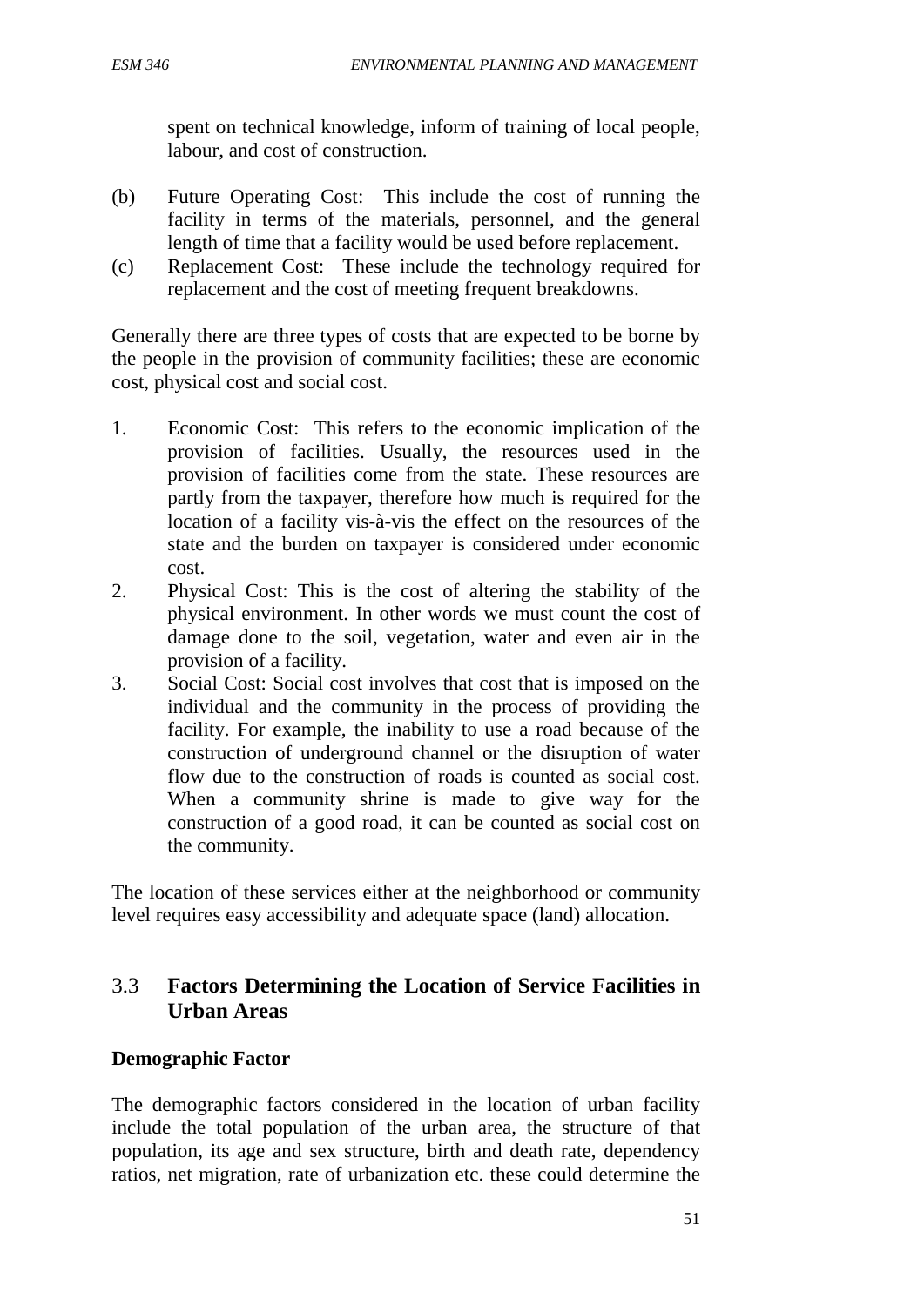spent on technical knowledge, inform of training of local people, labour, and cost of construction.

(b) Future Operating Cost: This include the cost of running the facility in terms of the materials, personnel, and the general length of time that a facility would be used before replacement.

(c) Replacement Cost: These include the technology required for replacement and the cost of meeting frequent breakdowns.

Generally there are three types of costs that are expected to be borne by the people in the provision of community facilities; these are economic cost, physical cost and social cost.

1. Economic Cost: This refers to the economic implication of the provision of facilities. Usually, the resources used in the provision of facilities come from the state. These resources are partly from the taxpayer, therefore how much is required for the location of a facility vis-à-vis the effect on the resources of the state and the burden on taxpayer is considered under economic cost.
2. Physical Cost: This is the cost of altering the stability of the physical environment. In other words we must count the cost of damage done to the soil, vegetation, water and even air in the provision of a facility.
3. Social Cost: Social cost involves that cost that is imposed on the individual and the community in the process of providing the facility. For example, the inability to use a road because of the construction of underground channel or the disruption of water flow due to the construction of roads is counted as social cost. When a community shrine is made to give way for the construction of a good road, it can be counted as social cost on the community.

The location of these services either at the neighborhood or community level requires easy accessibility and adequate space (land) allocation.

## 3.3 Factors Determining the Location of Service Facilities in Urban Areas

**Demographic Factor**

The demographic factors considered in the location of urban facility include the total population of the urban area, the structure of that population, its age and sex structure, birth and death rate, dependency ratios, net migration, rate of urbanization etc. these could determine the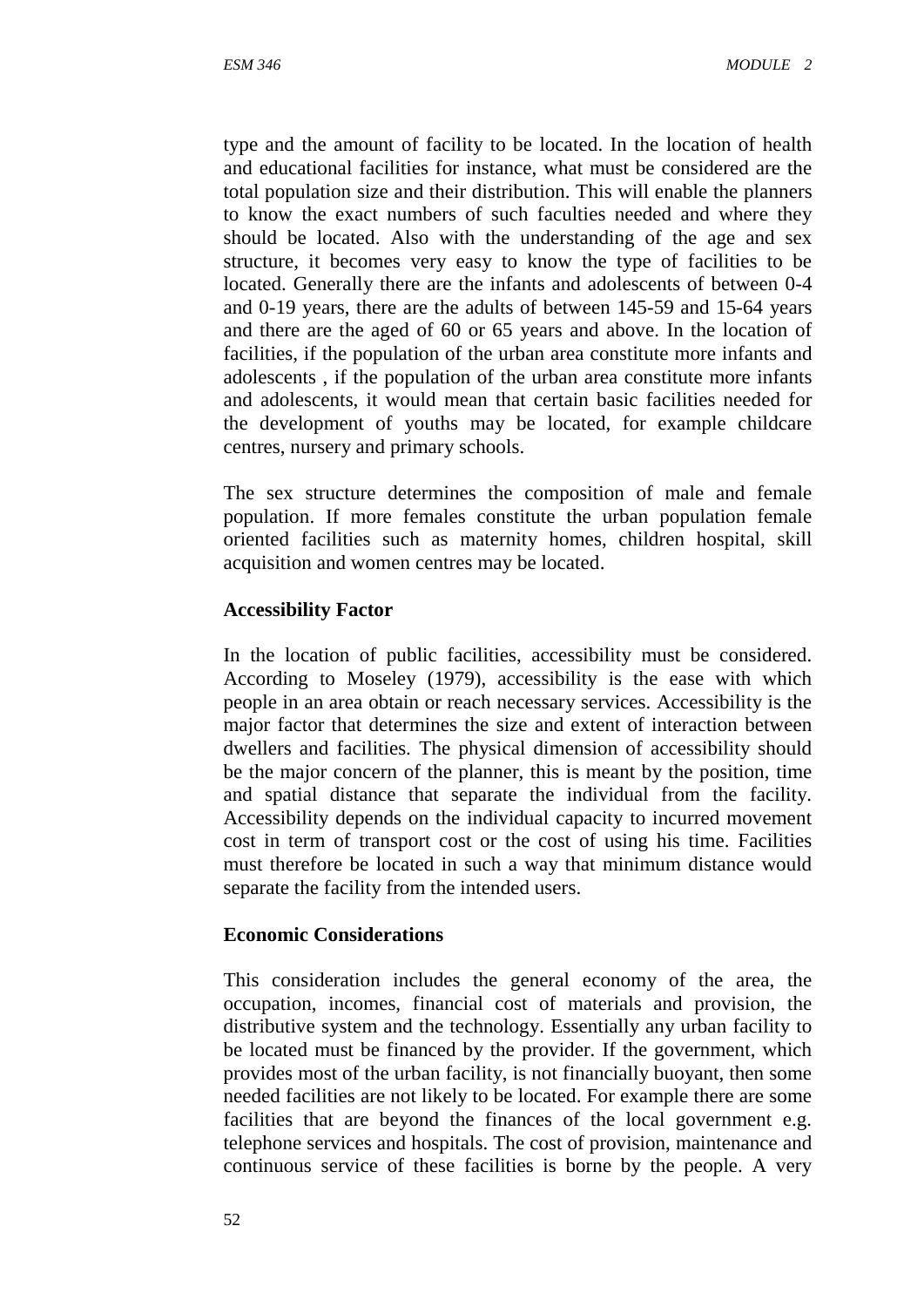type and the amount of facility to be located. In the location of health and educational facilities for instance, what must be considered are the total population size and their distribution. This will enable the planners to know the exact numbers of such faculties needed and where they should be located. Also with the understanding of the age and sex structure, it becomes very easy to know the type of facilities to be located. Generally there are the infants and adolescents of between 0-4 and 0-19 years, there are the adults of between 145-59 and 15-64 years and there are the aged of 60 or 65 years and above. In the location of facilities, if the population of the urban area constitute more infants and adolescents , if the population of the urban area constitute more infants and adolescents, it would mean that certain basic facilities needed for the development of youths may be located, for example childcare centres, nursery and primary schools.

The sex structure determines the composition of male and female population. If more females constitute the urban population female oriented facilities such as maternity homes, children hospital, skill acquisition and women centres may be located.

**Accessibility Factor**

In the location of public facilities, accessibility must be considered. According to Moseley (1979), accessibility is the ease with which people in an area obtain or reach necessary services. Accessibility is the major factor that determines the size and extent of interaction between dwellers and facilities. The physical dimension of accessibility should be the major concern of the planner, this is meant by the position, time and spatial distance that separate the individual from the facility. Accessibility depends on the individual capacity to incurred movement cost in term of transport cost or the cost of using his time. Facilities must therefore be located in such a way that minimum distance would separate the facility from the intended users.

**Economic Considerations**

This consideration includes the general economy of the area, the occupation, incomes, financial cost of materials and provision, the distributive system and the technology. Essentially any urban facility to be located must be financed by the provider. If the government, which provides most of the urban facility, is not financially buoyant, then some needed facilities are not likely to be located. For example there are some facilities that are beyond the finances of the local government e.g. telephone services and hospitals. The cost of provision, maintenance and continuous service of these facilities is borne by the people. A very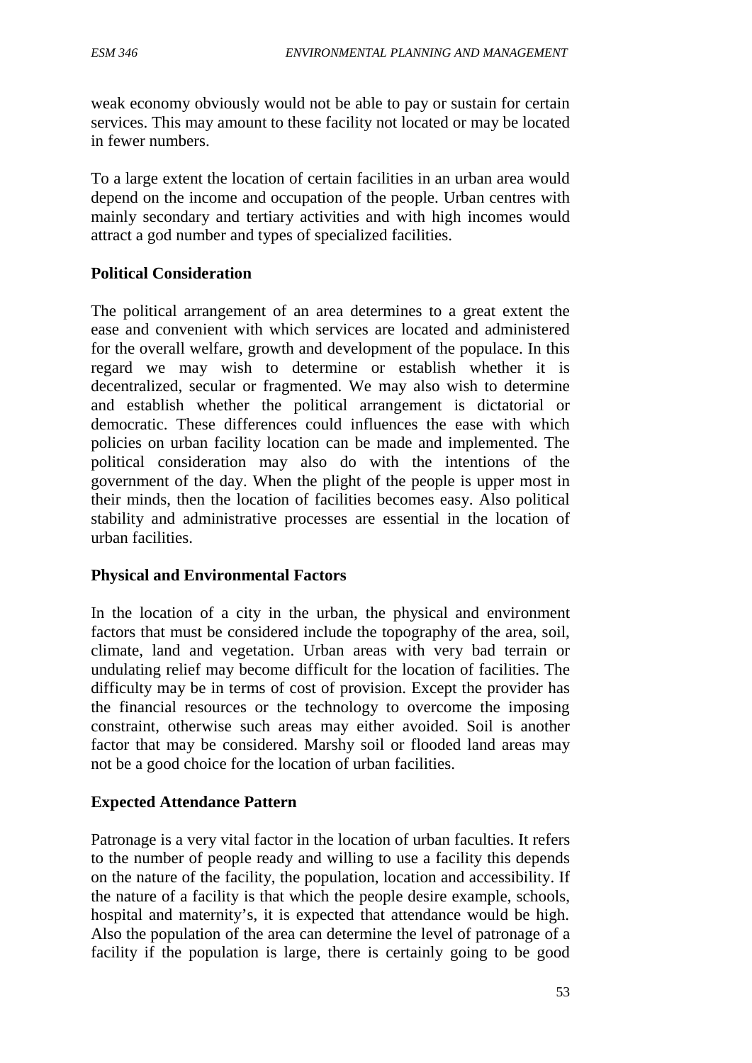weak economy obviously would not be able to pay or sustain for certain services. This may amount to these facility not located or may be located in fewer numbers.

To a large extent the location of certain facilities in an urban area would depend on the income and occupation of the people. Urban centres with mainly secondary and tertiary activities and with high incomes would attract a god number and types of specialized facilities.

**Political Consideration**

The political arrangement of an area determines to a great extent the ease and convenient with which services are located and administered for the overall welfare, growth and development of the populace. In this regard we may wish to determine or establish whether it is decentralized, secular or fragmented. We may also wish to determine and establish whether the political arrangement is dictatorial or democratic. These differences could influences the ease with which policies on urban facility location can be made and implemented. The political consideration may also do with the intentions of the government of the day. When the plight of the people is upper most in their minds, then the location of facilities becomes easy. Also political stability and administrative processes are essential in the location of urban facilities.

**Physical and Environmental Factors**

In the location of a city in the urban, the physical and environment factors that must be considered include the topography of the area, soil, climate, land and vegetation. Urban areas with very bad terrain or undulating relief may become difficult for the location of facilities. The difficulty may be in terms of cost of provision. Except the provider has the financial resources or the technology to overcome the imposing constraint, otherwise such areas may either avoided. Soil is another factor that may be considered. Marshy soil or flooded land areas may not be a good choice for the location of urban facilities.

**Expected Attendance Pattern**

Patronage is a very vital factor in the location of urban faculties. It refers to the number of people ready and willing to use a facility this depends on the nature of the facility, the population, location and accessibility. If the nature of a facility is that which the people desire example, schools, hospital and maternity's, it is expected that attendance would be high. Also the population of the area can determine the level of patronage of a facility if the population is large, there is certainly going to be good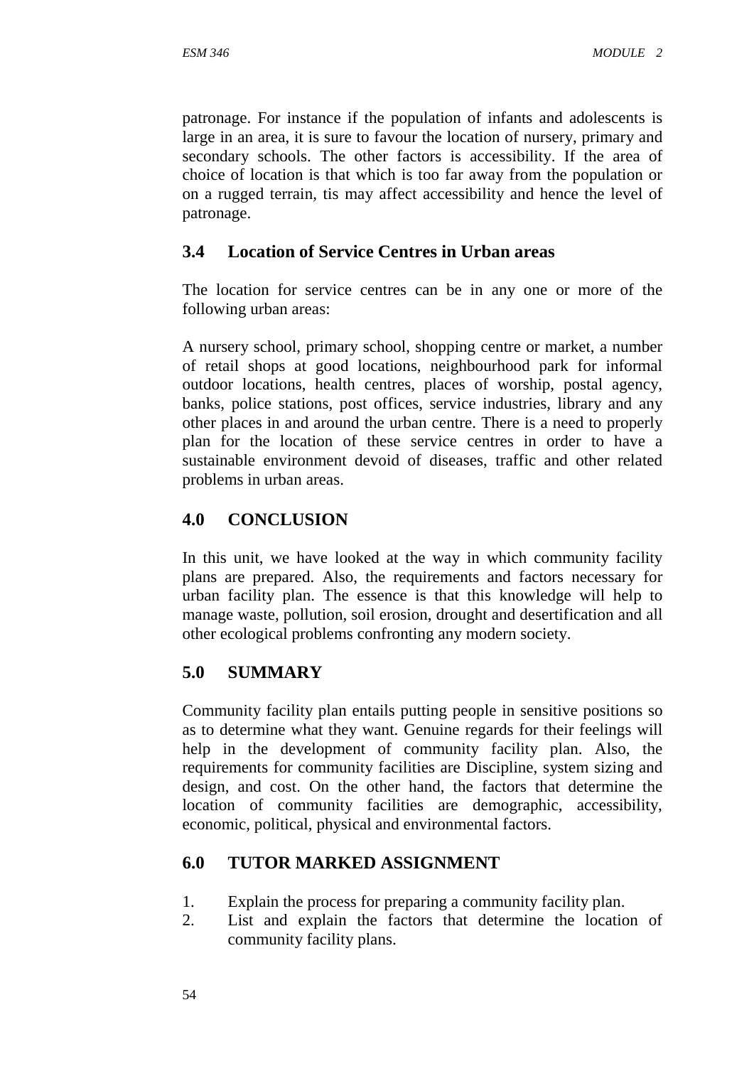patronage. For instance if the population of infants and adolescents is large in an area, it is sure to favour the location of nursery, primary and secondary schools. The other factors is accessibility. If the area of choice of location is that which is too far away from the population or on a rugged terrain, tis may affect accessibility and hence the level of patronage.

## 3.4 Location of Service Centres in Urban areas

The location for service centres can be in any one or more of the following urban areas:

A nursery school, primary school, shopping centre or market, a number of retail shops at good locations, neighbourhood park for informal outdoor locations, health centres, places of worship, postal agency, banks, police stations, post offices, service industries, library and any other places in and around the urban centre. There is a need to properly plan for the location of these service centres in order to have a sustainable environment devoid of diseases, traffic and other related problems in urban areas.

## 4.0 CONCLUSION

In this unit, we have looked at the way in which community facility plans are prepared. Also, the requirements and factors necessary for urban facility plan. The essence is that this knowledge will help to manage waste, pollution, soil erosion, drought and desertification and all other ecological problems confronting any modern society.

## 5.0 SUMMARY

Community facility plan entails putting people in sensitive positions so as to determine what they want. Genuine regards for their feelings will help in the development of community facility plan. Also, the requirements for community facilities are Discipline, system sizing and design, and cost. On the other hand, the factors that determine the location of community facilities are demographic, accessibility, economic, political, physical and environmental factors.

## 6.0 TUTOR MARKED ASSIGNMENT

1. Explain the process for preparing a community facility plan.
2. List and explain the factors that determine the location of community facility plans.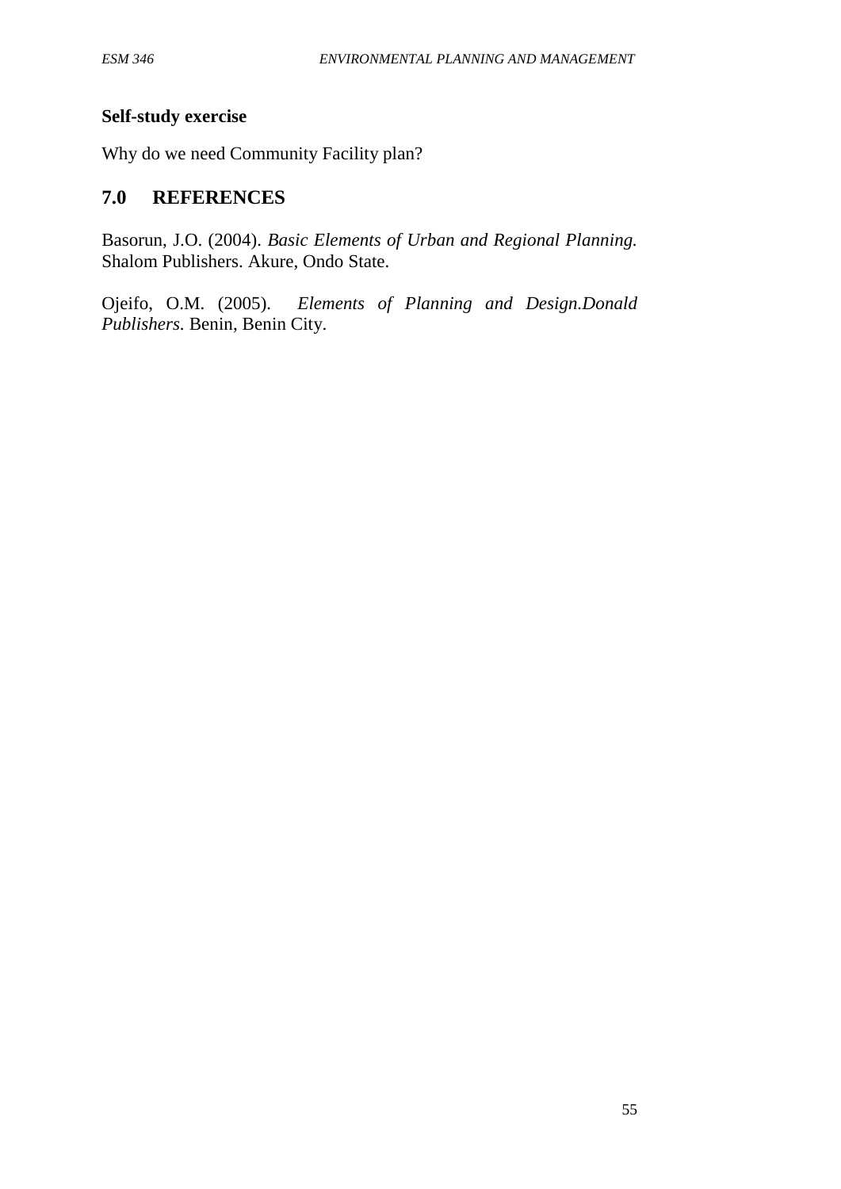**Self-study exercise**

Why do we need Community Facility plan?

## 7.0 REFERENCES

Basorun, J.O. (2004). *Basic Elements of Urban and Regional Planning.* Shalom Publishers. Akure, Ondo State.

Ojeifo, O.M. (2005). *Elements of Planning and Design.Donald Publishers.* Benin, Benin City.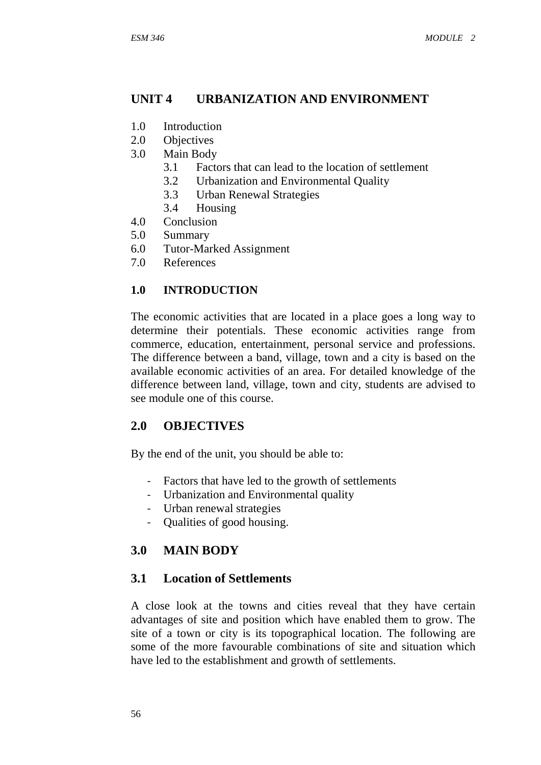## UNIT 4 URBANIZATION AND ENVIRONMENT

1.0 Introduction
2.0 Objectives
3.0 Main Body
    3.1 Factors that can lead to the location of settlement
    3.2 Urbanization and Environmental Quality
    3.3 Urban Renewal Strategies
    3.4 Housing
4.0 Conclusion
5.0 Summary
6.0 Tutor-Marked Assignment
7.0 References

### 1.0 INTRODUCTION

The economic activities that are located in a place goes a long way to determine their potentials. These economic activities range from commerce, education, entertainment, personal service and professions. The difference between a band, village, town and a city is based on the available economic activities of an area. For detailed knowledge of the difference between land, village, town and city, students are advised to see module one of this course.

### 2.0 OBJECTIVES

By the end of the unit, you should be able to:

- Factors that have led to the growth of settlements
- Urbanization and Environmental quality
- Urban renewal strategies
- Qualities of good housing.

### 3.0 MAIN BODY

### 3.1 Location of Settlements

A close look at the towns and cities reveal that they have certain advantages of site and position which have enabled them to grow. The site of a town or city is its topographical location. The following are some of the more favourable combinations of site and situation which have led to the establishment and growth of settlements.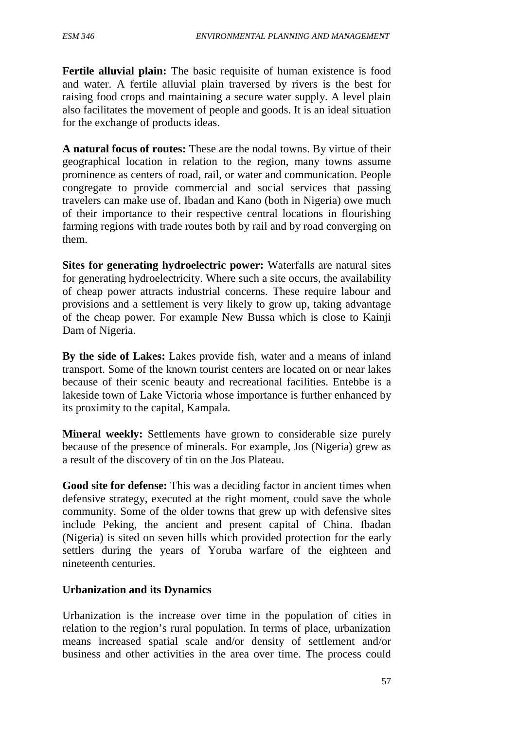**Fertile alluvial plain:** The basic requisite of human existence is food and water. A fertile alluvial plain traversed by rivers is the best for raising food crops and maintaining a secure water supply. A level plain also facilitates the movement of people and goods. It is an ideal situation for the exchange of products ideas.

**A natural focus of routes:** These are the nodal towns. By virtue of their geographical location in relation to the region, many towns assume prominence as centers of road, rail, or water and communication. People congregate to provide commercial and social services that passing travelers can make use of. Ibadan and Kano (both in Nigeria) owe much of their importance to their respective central locations in flourishing farming regions with trade routes both by rail and by road converging on them.

**Sites for generating hydroelectric power:** Waterfalls are natural sites for generating hydroelectricity. Where such a site occurs, the availability of cheap power attracts industrial concerns. These require labour and provisions and a settlement is very likely to grow up, taking advantage of the cheap power. For example New Bussa which is close to Kainji Dam of Nigeria.

**By the side of Lakes:** Lakes provide fish, water and a means of inland transport. Some of the known tourist centers are located on or near lakes because of their scenic beauty and recreational facilities. Entebbe is a lakeside town of Lake Victoria whose importance is further enhanced by its proximity to the capital, Kampala.

**Mineral weekly:** Settlements have grown to considerable size purely because of the presence of minerals. For example, Jos (Nigeria) grew as a result of the discovery of tin on the Jos Plateau.

**Good site for defense:** This was a deciding factor in ancient times when defensive strategy, executed at the right moment, could save the whole community. Some of the older towns that grew up with defensive sites include Peking, the ancient and present capital of China. Ibadan (Nigeria) is sited on seven hills which provided protection for the early settlers during the years of Yoruba warfare of the eighteen and nineteenth centuries.

**Urbanization and its Dynamics**

Urbanization is the increase over time in the population of cities in relation to the region's rural population. In terms of place, urbanization means increased spatial scale and/or density of settlement and/or business and other activities in the area over time. The process could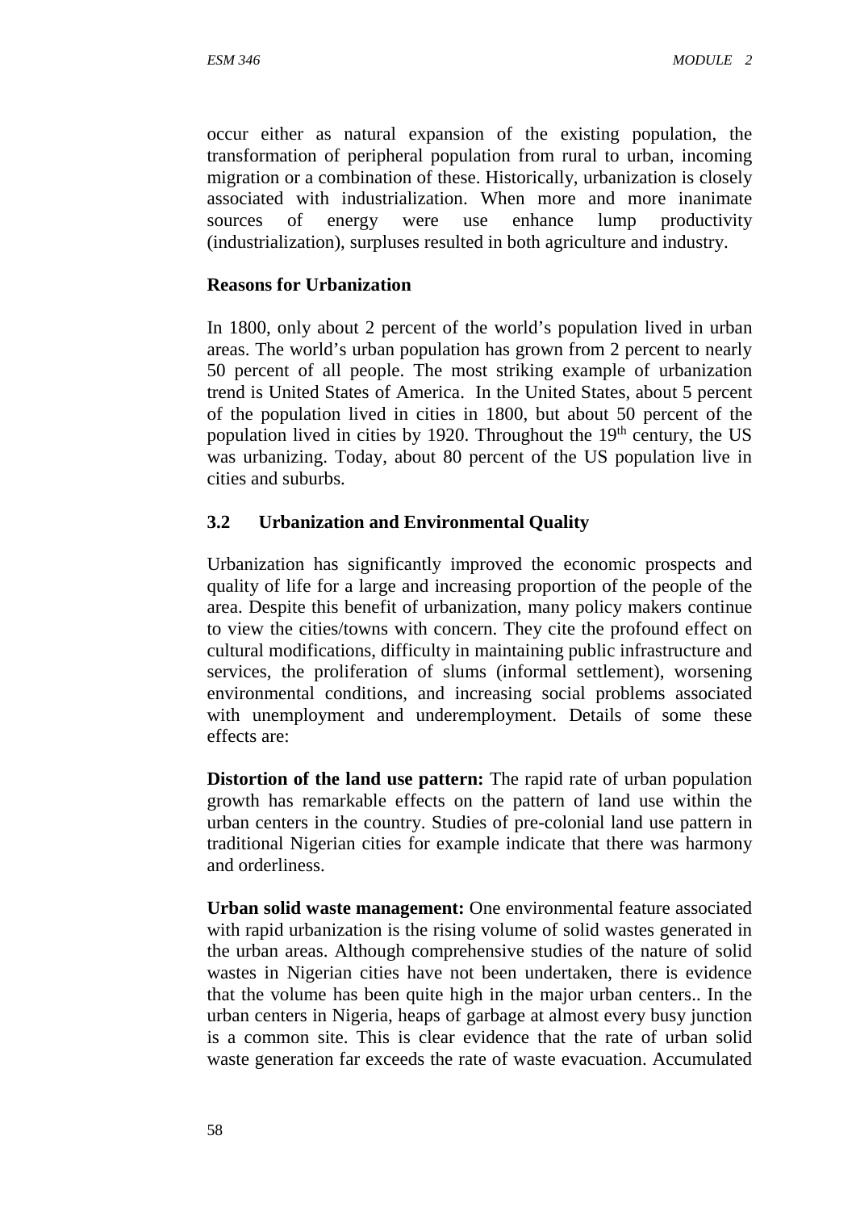occur either as natural expansion of the existing population, the transformation of peripheral population from rural to urban, incoming migration or a combination of these. Historically, urbanization is closely associated with industrialization. When more and more inanimate sources of energy were use enhance lump productivity (industrialization), surpluses resulted in both agriculture and industry.

**Reasons for Urbanization**

In 1800, only about 2 percent of the world's population lived in urban areas. The world's urban population has grown from 2 percent to nearly 50 percent of all people. The most striking example of urbanization trend is United States of America. In the United States, about 5 percent of the population lived in cities in 1800, but about 50 percent of the population lived in cities by 1920. Throughout the 19th century, the US was urbanizing. Today, about 80 percent of the US population live in cities and suburbs.

## 3.2 Urbanization and Environmental Quality

Urbanization has significantly improved the economic prospects and quality of life for a large and increasing proportion of the people of the area. Despite this benefit of urbanization, many policy makers continue to view the cities/towns with concern. They cite the profound effect on cultural modifications, difficulty in maintaining public infrastructure and services, the proliferation of slums (informal settlement), worsening environmental conditions, and increasing social problems associated with unemployment and underemployment. Details of some these effects are:

**Distortion of the land use pattern:** The rapid rate of urban population growth has remarkable effects on the pattern of land use within the urban centers in the country. Studies of pre-colonial land use pattern in traditional Nigerian cities for example indicate that there was harmony and orderliness.

**Urban solid waste management:** One environmental feature associated with rapid urbanization is the rising volume of solid wastes generated in the urban areas. Although comprehensive studies of the nature of solid wastes in Nigerian cities have not been undertaken, there is evidence that the volume has been quite high in the major urban centers.. In the urban centers in Nigeria, heaps of garbage at almost every busy junction is a common site. This is clear evidence that the rate of urban solid waste generation far exceeds the rate of waste evacuation. Accumulated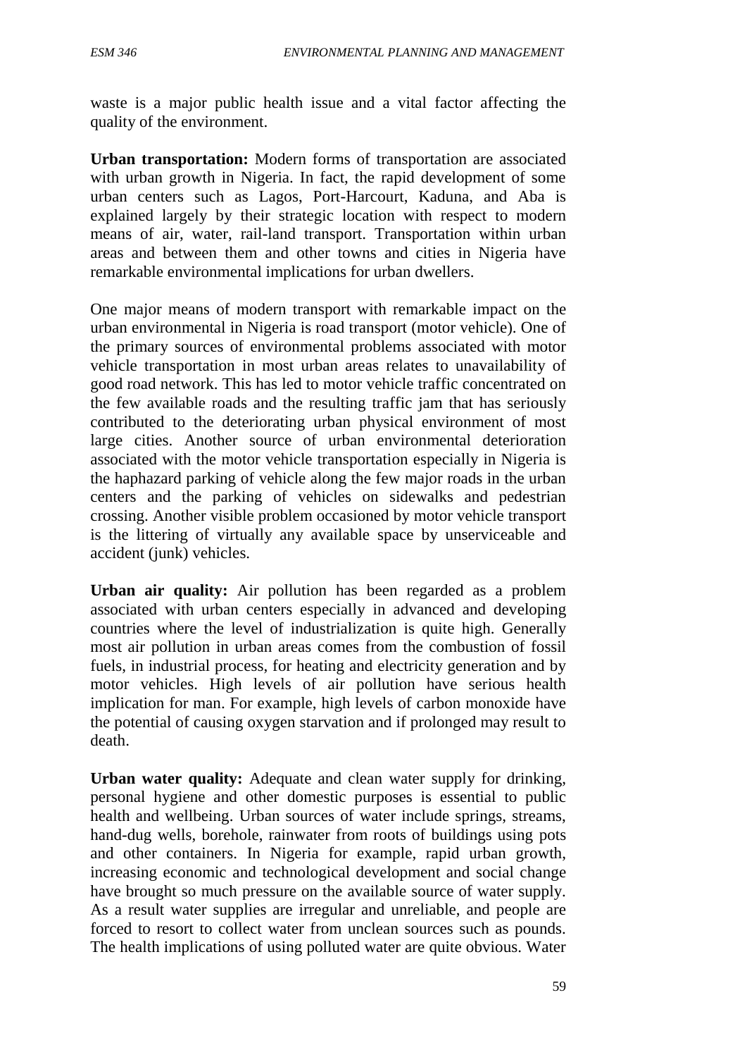waste is a major public health issue and a vital factor affecting the quality of the environment.

**Urban transportation:** Modern forms of transportation are associated with urban growth in Nigeria. In fact, the rapid development of some urban centers such as Lagos, Port-Harcourt, Kaduna, and Aba is explained largely by their strategic location with respect to modern means of air, water, rail-land transport. Transportation within urban areas and between them and other towns and cities in Nigeria have remarkable environmental implications for urban dwellers.

One major means of modern transport with remarkable impact on the urban environmental in Nigeria is road transport (motor vehicle). One of the primary sources of environmental problems associated with motor vehicle transportation in most urban areas relates to unavailability of good road network. This has led to motor vehicle traffic concentrated on the few available roads and the resulting traffic jam that has seriously contributed to the deteriorating urban physical environment of most large cities. Another source of urban environmental deterioration associated with the motor vehicle transportation especially in Nigeria is the haphazard parking of vehicle along the few major roads in the urban centers and the parking of vehicles on sidewalks and pedestrian crossing. Another visible problem occasioned by motor vehicle transport is the littering of virtually any available space by unserviceable and accident (junk) vehicles.

**Urban air quality:** Air pollution has been regarded as a problem associated with urban centers especially in advanced and developing countries where the level of industrialization is quite high. Generally most air pollution in urban areas comes from the combustion of fossil fuels, in industrial process, for heating and electricity generation and by motor vehicles. High levels of air pollution have serious health implication for man. For example, high levels of carbon monoxide have the potential of causing oxygen starvation and if prolonged may result to death.

**Urban water quality:** Adequate and clean water supply for drinking, personal hygiene and other domestic purposes is essential to public health and wellbeing. Urban sources of water include springs, streams, hand-dug wells, borehole, rainwater from roots of buildings using pots and other containers. In Nigeria for example, rapid urban growth, increasing economic and technological development and social change have brought so much pressure on the available source of water supply. As a result water supplies are irregular and unreliable, and people are forced to resort to collect water from unclean sources such as pounds. The health implications of using polluted water are quite obvious. Water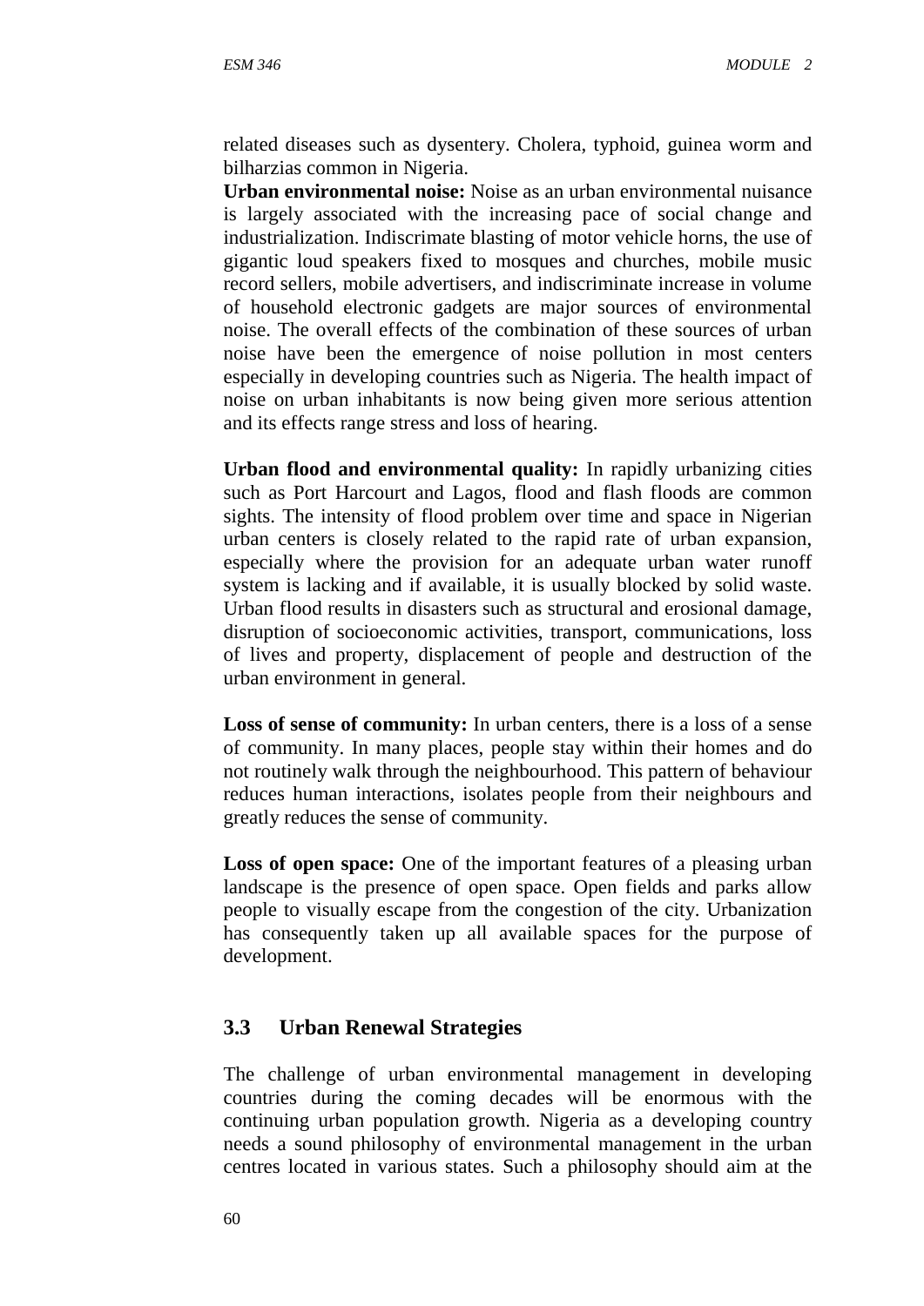related diseases such as dysentery. Cholera, typhoid, guinea worm and bilharzias common in Nigeria.

**Urban environmental noise:** Noise as an urban environmental nuisance is largely associated with the increasing pace of social change and industrialization. Indiscrimate blasting of motor vehicle horns, the use of gigantic loud speakers fixed to mosques and churches, mobile music record sellers, mobile advertisers, and indiscriminate increase in volume of household electronic gadgets are major sources of environmental noise. The overall effects of the combination of these sources of urban noise have been the emergence of noise pollution in most centers especially in developing countries such as Nigeria. The health impact of noise on urban inhabitants is now being given more serious attention and its effects range stress and loss of hearing.

**Urban flood and environmental quality:** In rapidly urbanizing cities such as Port Harcourt and Lagos, flood and flash floods are common sights. The intensity of flood problem over time and space in Nigerian urban centers is closely related to the rapid rate of urban expansion, especially where the provision for an adequate urban water runoff system is lacking and if available, it is usually blocked by solid waste. Urban flood results in disasters such as structural and erosional damage, disruption of socioeconomic activities, transport, communications, loss of lives and property, displacement of people and destruction of the urban environment in general.

**Loss of sense of community:** In urban centers, there is a loss of a sense of community. In many places, people stay within their homes and do not routinely walk through the neighbourhood. This pattern of behaviour reduces human interactions, isolates people from their neighbours and greatly reduces the sense of community.

**Loss of open space:** One of the important features of a pleasing urban landscape is the presence of open space. Open fields and parks allow people to visually escape from the congestion of the city. Urbanization has consequently taken up all available spaces for the purpose of development.

## 3.3 Urban Renewal Strategies

The challenge of urban environmental management in developing countries during the coming decades will be enormous with the continuing urban population growth. Nigeria as a developing country needs a sound philosophy of environmental management in the urban centres located in various states. Such a philosophy should aim at the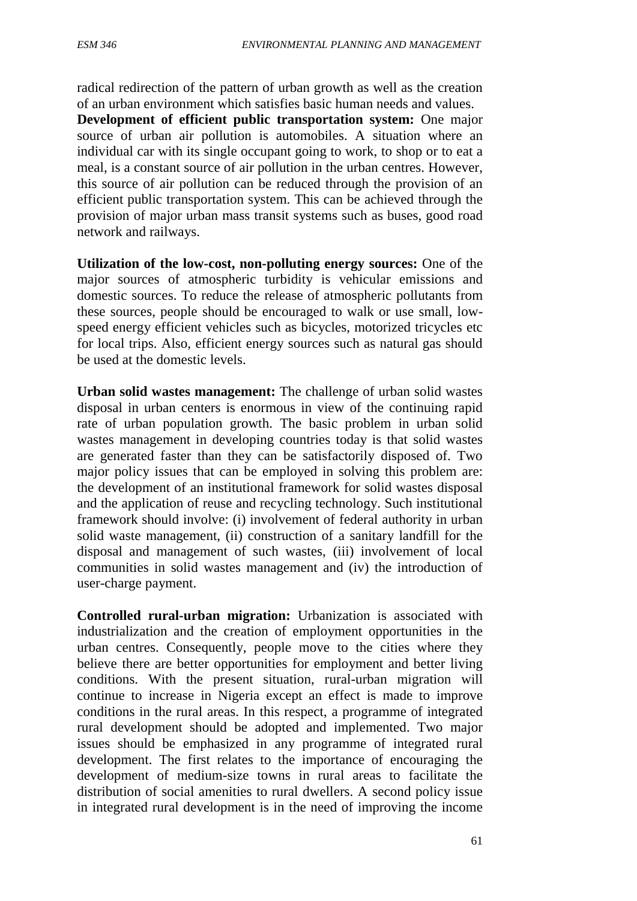radical redirection of the pattern of urban growth as well as the creation of an urban environment which satisfies basic human needs and values.

**Development of efficient public transportation system:** One major source of urban air pollution is automobiles. A situation where an individual car with its single occupant going to work, to shop or to eat a meal, is a constant source of air pollution in the urban centres. However, this source of air pollution can be reduced through the provision of an efficient public transportation system. This can be achieved through the provision of major urban mass transit systems such as buses, good road network and railways.

**Utilization of the low-cost, non-polluting energy sources:** One of the major sources of atmospheric turbidity is vehicular emissions and domestic sources. To reduce the release of atmospheric pollutants from these sources, people should be encouraged to walk or use small, low-speed energy efficient vehicles such as bicycles, motorized tricycles etc for local trips. Also, efficient energy sources such as natural gas should be used at the domestic levels.

**Urban solid wastes management:** The challenge of urban solid wastes disposal in urban centers is enormous in view of the continuing rapid rate of urban population growth. The basic problem in urban solid wastes management in developing countries today is that solid wastes are generated faster than they can be satisfactorily disposed of. Two major policy issues that can be employed in solving this problem are: the development of an institutional framework for solid wastes disposal and the application of reuse and recycling technology. Such institutional framework should involve: (i) involvement of federal authority in urban solid waste management, (ii) construction of a sanitary landfill for the disposal and management of such wastes, (iii) involvement of local communities in solid wastes management and (iv) the introduction of user-charge payment.

**Controlled rural-urban migration:** Urbanization is associated with industrialization and the creation of employment opportunities in the urban centres. Consequently, people move to the cities where they believe there are better opportunities for employment and better living conditions. With the present situation, rural-urban migration will continue to increase in Nigeria except an effect is made to improve conditions in the rural areas. In this respect, a programme of integrated rural development should be adopted and implemented. Two major issues should be emphasized in any programme of integrated rural development. The first relates to the importance of encouraging the development of medium-size towns in rural areas to facilitate the distribution of social amenities to rural dwellers. A second policy issue in integrated rural development is in the need of improving the income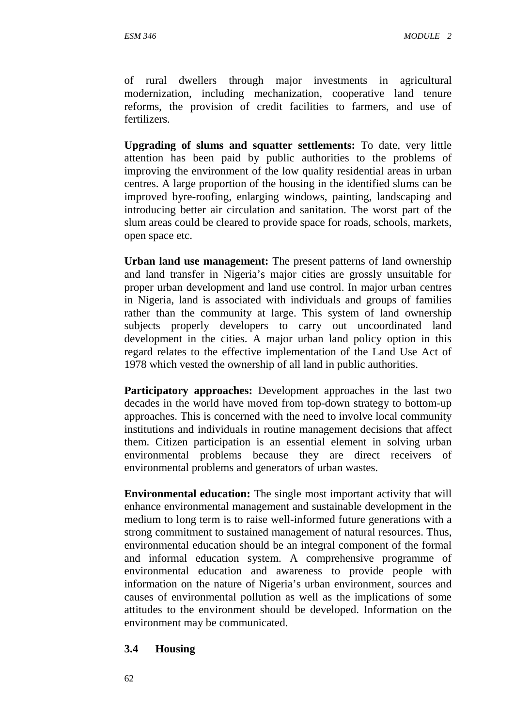of rural dwellers through major investments in agricultural modernization, including mechanization, cooperative land tenure reforms, the provision of credit facilities to farmers, and use of fertilizers.

**Upgrading of slums and squatter settlements:** To date, very little attention has been paid by public authorities to the problems of improving the environment of the low quality residential areas in urban centres. A large proportion of the housing in the identified slums can be improved byre-roofing, enlarging windows, painting, landscaping and introducing better air circulation and sanitation. The worst part of the slum areas could be cleared to provide space for roads, schools, markets, open space etc.

**Urban land use management:** The present patterns of land ownership and land transfer in Nigeria's major cities are grossly unsuitable for proper urban development and land use control. In major urban centres in Nigeria, land is associated with individuals and groups of families rather than the community at large. This system of land ownership subjects properly developers to carry out uncoordinated land development in the cities. A major urban land policy option in this regard relates to the effective implementation of the Land Use Act of 1978 which vested the ownership of all land in public authorities.

**Participatory approaches:** Development approaches in the last two decades in the world have moved from top-down strategy to bottom-up approaches. This is concerned with the need to involve local community institutions and individuals in routine management decisions that affect them. Citizen participation is an essential element in solving urban environmental problems because they are direct receivers of environmental problems and generators of urban wastes.

**Environmental education:** The single most important activity that will enhance environmental management and sustainable development in the medium to long term is to raise well-informed future generations with a strong commitment to sustained management of natural resources. Thus, environmental education should be an integral component of the formal and informal education system. A comprehensive programme of environmental education and awareness to provide people with information on the nature of Nigeria's urban environment, sources and causes of environmental pollution as well as the implications of some attitudes to the environment should be developed. Information on the environment may be communicated.

### 3.4 Housing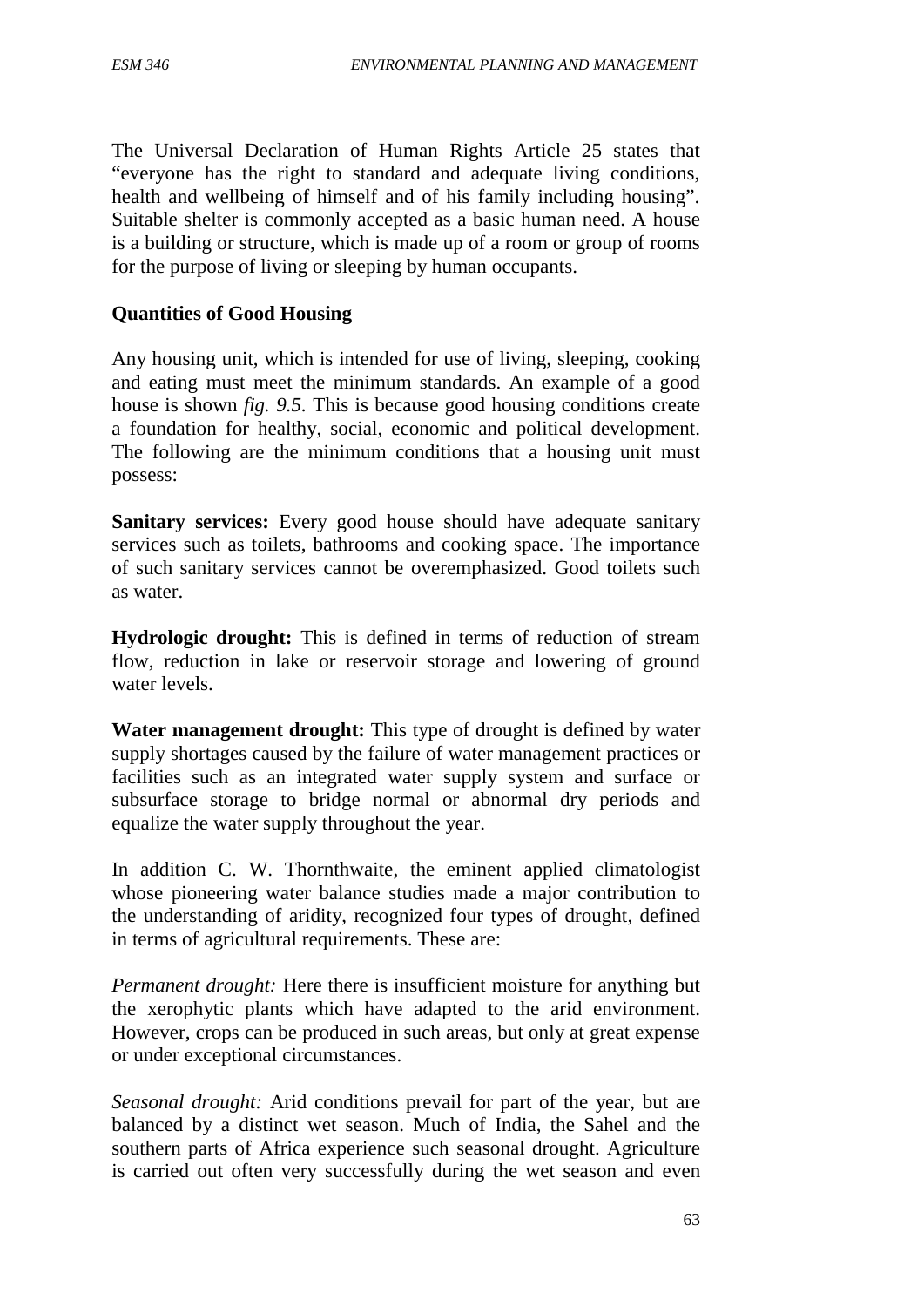The Universal Declaration of Human Rights Article 25 states that "everyone has the right to standard and adequate living conditions, health and wellbeing of himself and of his family including housing". Suitable shelter is commonly accepted as a basic human need. A house is a building or structure, which is made up of a room or group of rooms for the purpose of living or sleeping by human occupants.

**Quantities of Good Housing**

Any housing unit, which is intended for use of living, sleeping, cooking and eating must meet the minimum standards. An example of a good house is shown *fig. 9.5*. This is because good housing conditions create a foundation for healthy, social, economic and political development. The following are the minimum conditions that a housing unit must possess:

**Sanitary services:** Every good house should have adequate sanitary services such as toilets, bathrooms and cooking space. The importance of such sanitary services cannot be overemphasized. Good toilets such as water.

**Hydrologic drought:** This is defined in terms of reduction of stream flow, reduction in lake or reservoir storage and lowering of ground water levels.

**Water management drought:** This type of drought is defined by water supply shortages caused by the failure of water management practices or facilities such as an integrated water supply system and surface or subsurface storage to bridge normal or abnormal dry periods and equalize the water supply throughout the year.

In addition C. W. Thornthwaite, the eminent applied climatologist whose pioneering water balance studies made a major contribution to the understanding of aridity, recognized four types of drought, defined in terms of agricultural requirements. These are:

*Permanent drought:* Here there is insufficient moisture for anything but the xerophytic plants which have adapted to the arid environment. However, crops can be produced in such areas, but only at great expense or under exceptional circumstances.

*Seasonal drought:* Arid conditions prevail for part of the year, but are balanced by a distinct wet season. Much of India, the Sahel and the southern parts of Africa experience such seasonal drought. Agriculture is carried out often very successfully during the wet season and even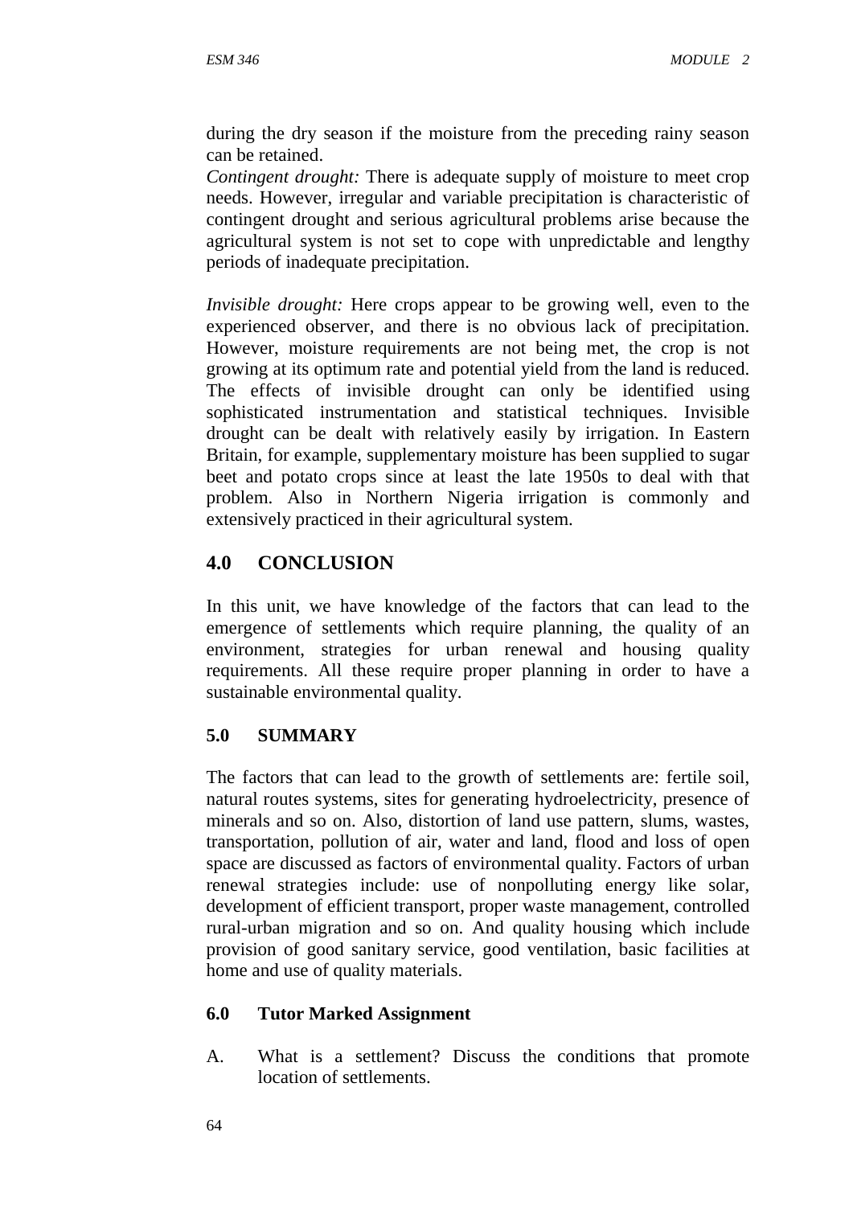during the dry season if the moisture from the preceding rainy season can be retained.

*Contingent drought:* There is adequate supply of moisture to meet crop needs. However, irregular and variable precipitation is characteristic of contingent drought and serious agricultural problems arise because the agricultural system is not set to cope with unpredictable and lengthy periods of inadequate precipitation.

*Invisible drought:* Here crops appear to be growing well, even to the experienced observer, and there is no obvious lack of precipitation. However, moisture requirements are not being met, the crop is not growing at its optimum rate and potential yield from the land is reduced. The effects of invisible drought can only be identified using sophisticated instrumentation and statistical techniques. Invisible drought can be dealt with relatively easily by irrigation. In Eastern Britain, for example, supplementary moisture has been supplied to sugar beet and potato crops since at least the late 1950s to deal with that problem. Also in Northern Nigeria irrigation is commonly and extensively practiced in their agricultural system.

## 4.0 CONCLUSION

In this unit, we have knowledge of the factors that can lead to the emergence of settlements which require planning, the quality of an environment, strategies for urban renewal and housing quality requirements. All these require proper planning in order to have a sustainable environmental quality.

### 5.0 SUMMARY

The factors that can lead to the growth of settlements are: fertile soil, natural routes systems, sites for generating hydroelectricity, presence of minerals and so on. Also, distortion of land use pattern, slums, wastes, transportation, pollution of air, water and land, flood and loss of open space are discussed as factors of environmental quality. Factors of urban renewal strategies include: use of nonpolluting energy like solar, development of efficient transport, proper waste management, controlled rural-urban migration and so on. And quality housing which include provision of good sanitary service, good ventilation, basic facilities at home and use of quality materials.

### 6.0 Tutor Marked Assignment

A. What is a settlement? Discuss the conditions that promote location of settlements.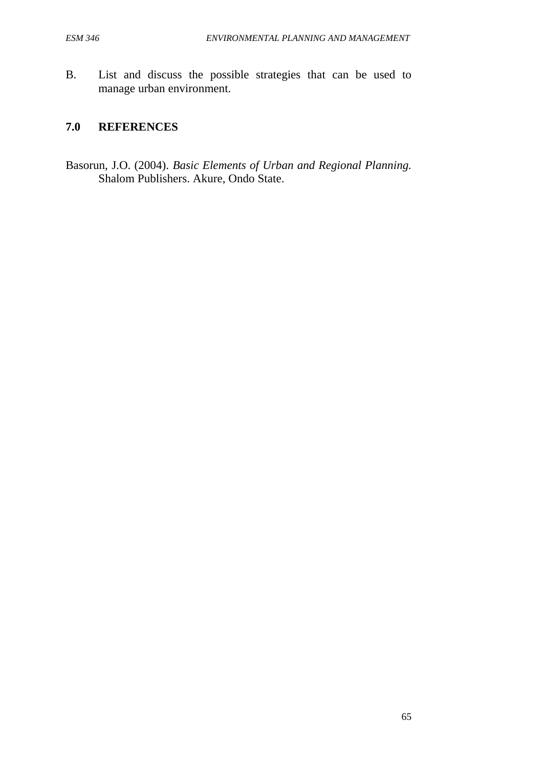B. List and discuss the possible strategies that can be used to manage urban environment.

## 7.0 REFERENCES

Basorun, J.O. (2004). *Basic Elements of Urban and Regional Planning.* Shalom Publishers. Akure, Ondo State.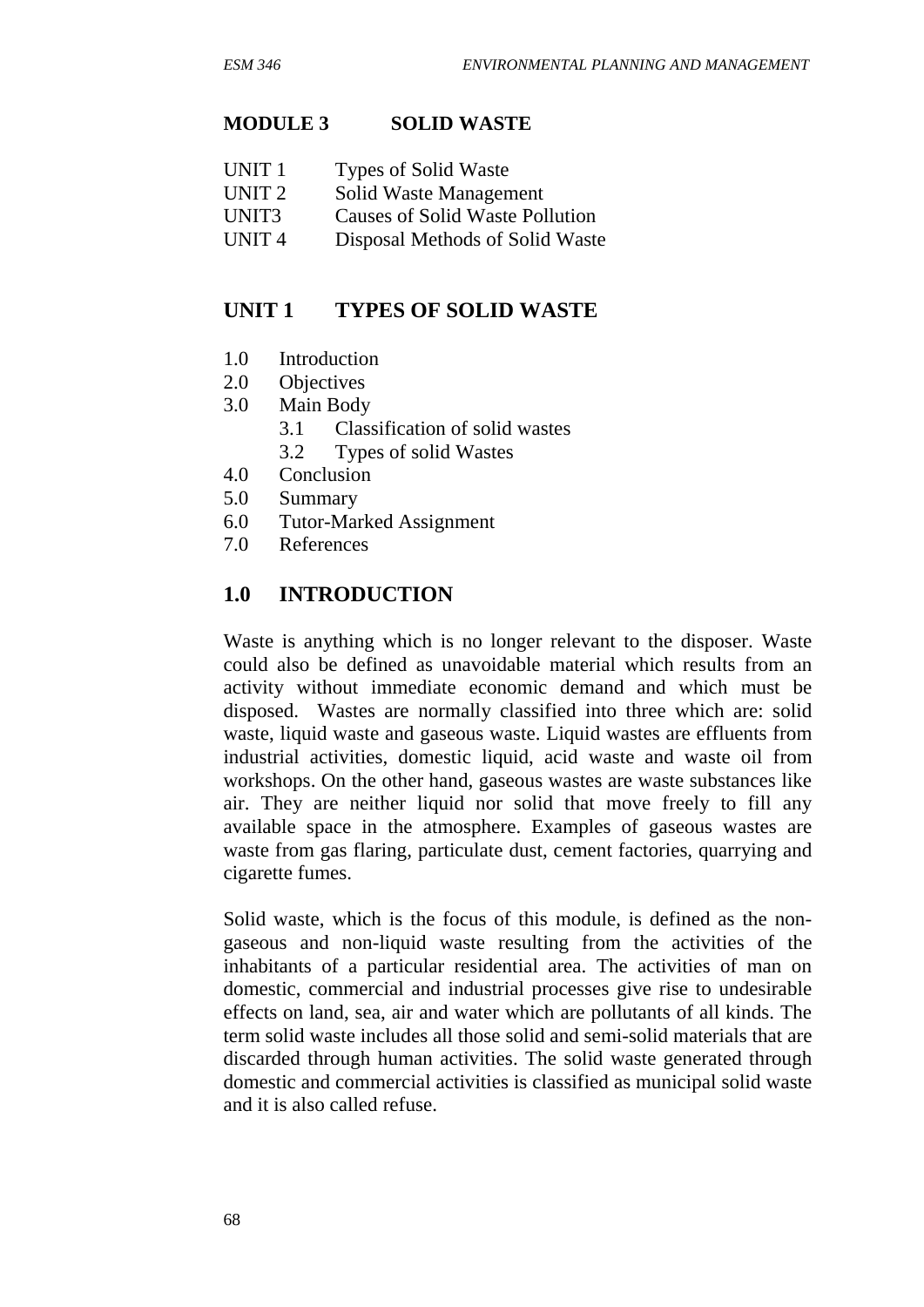## MODULE 3 SOLID WASTE

UNIT 1 Types of Solid Waste
UNIT 2 Solid Waste Management
UNIT3 Causes of Solid Waste Pollution
UNIT 4 Disposal Methods of Solid Waste

## UNIT 1 TYPES OF SOLID WASTE

1.0 Introduction
2.0 Objectives
3.0 Main Body
  3.1 Classification of solid wastes
  3.2 Types of solid Wastes
4.0 Conclusion
5.0 Summary
6.0 Tutor-Marked Assignment
7.0 References

## 1.0 INTRODUCTION

Waste is anything which is no longer relevant to the disposer. Waste could also be defined as unavoidable material which results from an activity without immediate economic demand and which must be disposed. Wastes are normally classified into three which are: solid waste, liquid waste and gaseous waste. Liquid wastes are effluents from industrial activities, domestic liquid, acid waste and waste oil from workshops. On the other hand, gaseous wastes are waste substances like air. They are neither liquid nor solid that move freely to fill any available space in the atmosphere. Examples of gaseous wastes are waste from gas flaring, particulate dust, cement factories, quarrying and cigarette fumes.

Solid waste, which is the focus of this module, is defined as the non-gaseous and non-liquid waste resulting from the activities of the inhabitants of a particular residential area. The activities of man on domestic, commercial and industrial processes give rise to undesirable effects on land, sea, air and water which are pollutants of all kinds. The term solid waste includes all those solid and semi-solid materials that are discarded through human activities. The solid waste generated through domestic and commercial activities is classified as municipal solid waste and it is also called refuse.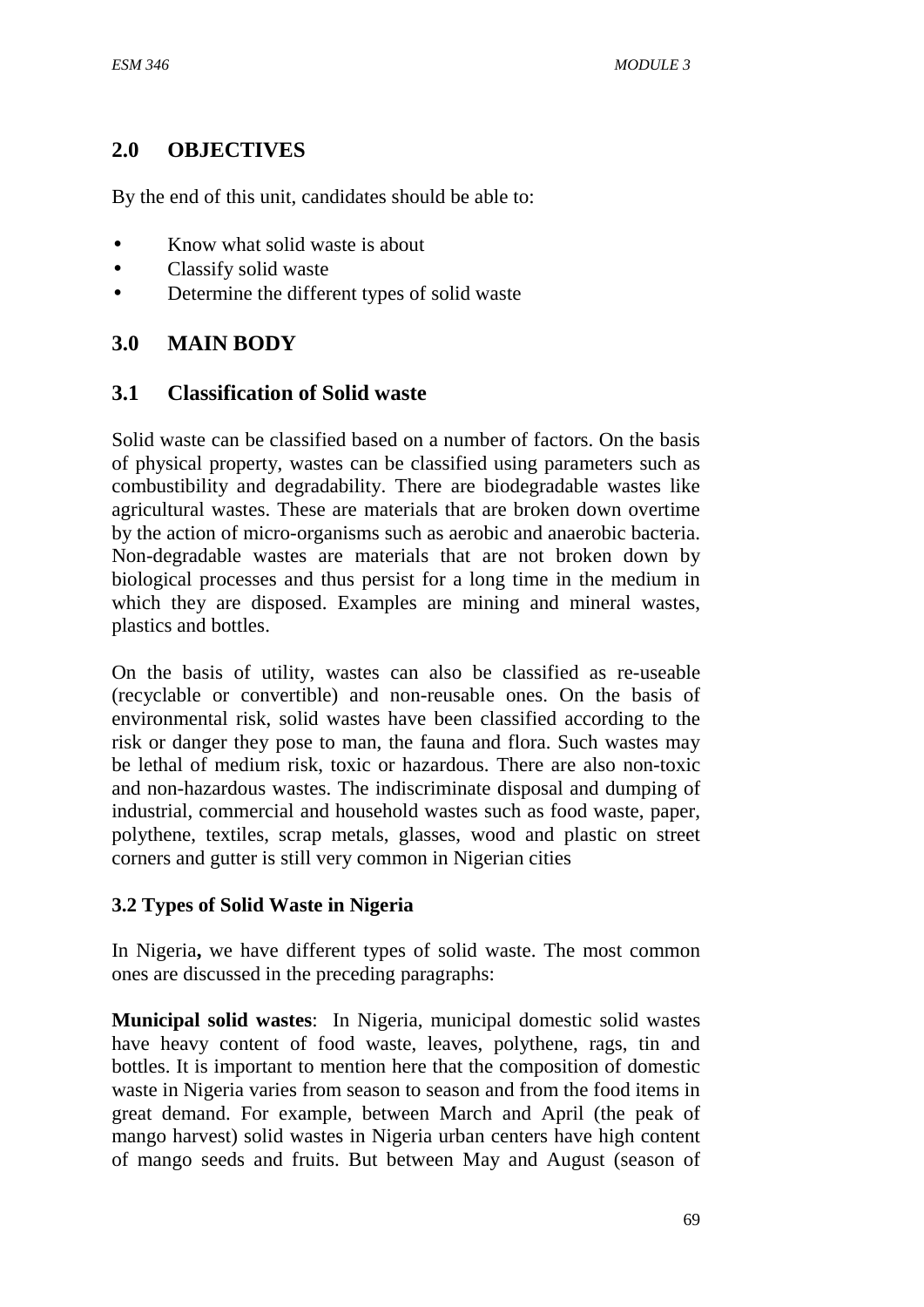## 2.0 OBJECTIVES

By the end of this unit, candidates should be able to:

- Know what solid waste is about
- Classify solid waste
- Determine the different types of solid waste

## 3.0 MAIN BODY

### 3.1 Classification of Solid waste

Solid waste can be classified based on a number of factors. On the basis of physical property, wastes can be classified using parameters such as combustibility and degradability. There are biodegradable wastes like agricultural wastes. These are materials that are broken down overtime by the action of micro-organisms such as aerobic and anaerobic bacteria. Non-degradable wastes are materials that are not broken down by biological processes and thus persist for a long time in the medium in which they are disposed. Examples are mining and mineral wastes, plastics and bottles.

On the basis of utility, wastes can also be classified as re-useable (recyclable or convertible) and non-reusable ones. On the basis of environmental risk, solid wastes have been classified according to the risk or danger they pose to man, the fauna and flora. Such wastes may be lethal of medium risk, toxic or hazardous. There are also non-toxic and non-hazardous wastes. The indiscriminate disposal and dumping of industrial, commercial and household wastes such as food waste, paper, polythene, textiles, scrap metals, glasses, wood and plastic on street corners and gutter is still very common in Nigerian cities

**3.2 Types of Solid Waste in Nigeria**

In Nigeria**,** we have different types of solid waste. The most common ones are discussed in the preceding paragraphs:

**Municipal solid wastes**: In Nigeria, municipal domestic solid wastes have heavy content of food waste, leaves, polythene, rags, tin and bottles. It is important to mention here that the composition of domestic waste in Nigeria varies from season to season and from the food items in great demand. For example, between March and April (the peak of mango harvest) solid wastes in Nigeria urban centers have high content of mango seeds and fruits. But between May and August (season of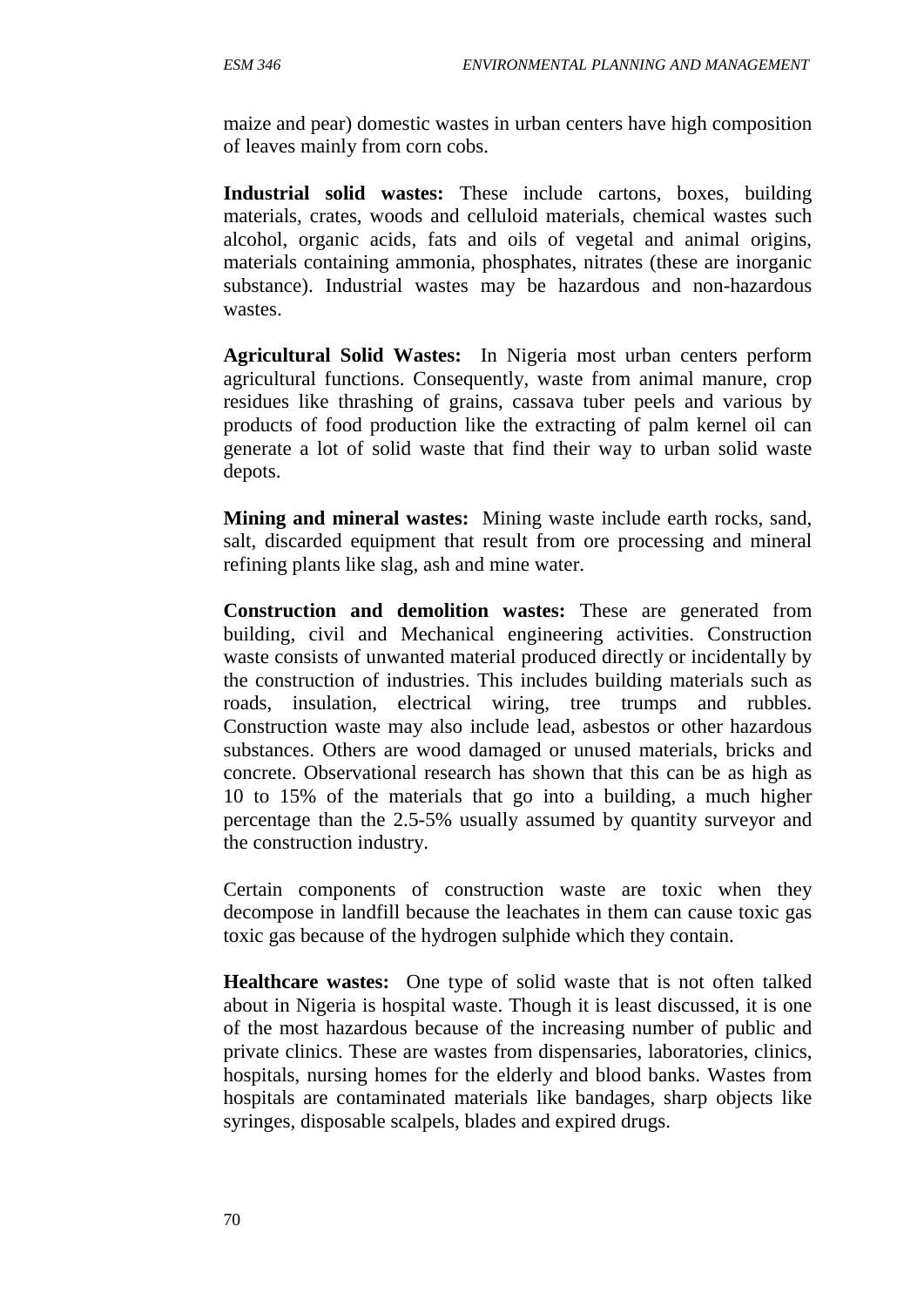maize and pear) domestic wastes in urban centers have high composition of leaves mainly from corn cobs.

**Industrial solid wastes:** These include cartons, boxes, building materials, crates, woods and celluloid materials, chemical wastes such alcohol, organic acids, fats and oils of vegetal and animal origins, materials containing ammonia, phosphates, nitrates (these are inorganic substance). Industrial wastes may be hazardous and non-hazardous wastes.

**Agricultural Solid Wastes:** In Nigeria most urban centers perform agricultural functions. Consequently, waste from animal manure, crop residues like thrashing of grains, cassava tuber peels and various by products of food production like the extracting of palm kernel oil can generate a lot of solid waste that find their way to urban solid waste depots.

**Mining and mineral wastes:** Mining waste include earth rocks, sand, salt, discarded equipment that result from ore processing and mineral refining plants like slag, ash and mine water.

**Construction and demolition wastes:** These are generated from building, civil and Mechanical engineering activities. Construction waste consists of unwanted material produced directly or incidentally by the construction of industries. This includes building materials such as roads, insulation, electrical wiring, tree trumps and rubbles. Construction waste may also include lead, asbestos or other hazardous substances. Others are wood damaged or unused materials, bricks and concrete. Observational research has shown that this can be as high as 10 to 15% of the materials that go into a building, a much higher percentage than the 2.5-5% usually assumed by quantity surveyor and the construction industry.

Certain components of construction waste are toxic when they decompose in landfill because the leachates in them can cause toxic gas toxic gas because of the hydrogen sulphide which they contain.

**Healthcare wastes:** One type of solid waste that is not often talked about in Nigeria is hospital waste. Though it is least discussed, it is one of the most hazardous because of the increasing number of public and private clinics. These are wastes from dispensaries, laboratories, clinics, hospitals, nursing homes for the elderly and blood banks. Wastes from hospitals are contaminated materials like bandages, sharp objects like syringes, disposable scalpels, blades and expired drugs.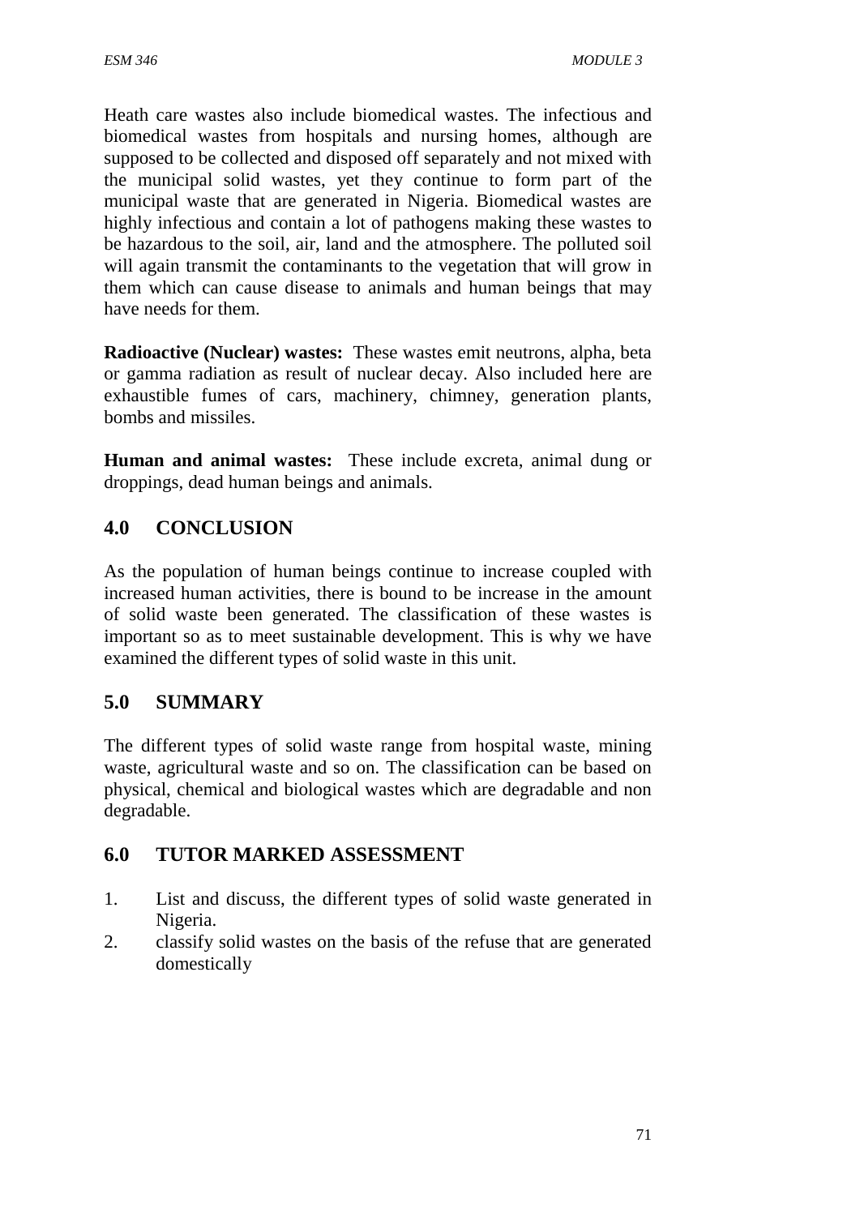Heath care wastes also include biomedical wastes. The infectious and biomedical wastes from hospitals and nursing homes, although are supposed to be collected and disposed off separately and not mixed with the municipal solid wastes, yet they continue to form part of the municipal waste that are generated in Nigeria. Biomedical wastes are highly infectious and contain a lot of pathogens making these wastes to be hazardous to the soil, air, land and the atmosphere. The polluted soil will again transmit the contaminants to the vegetation that will grow in them which can cause disease to animals and human beings that may have needs for them.

**Radioactive (Nuclear) wastes:** These wastes emit neutrons, alpha, beta or gamma radiation as result of nuclear decay. Also included here are exhaustible fumes of cars, machinery, chimney, generation plants, bombs and missiles.

**Human and animal wastes:** These include excreta, animal dung or droppings, dead human beings and animals.

## 4.0 CONCLUSION

As the population of human beings continue to increase coupled with increased human activities, there is bound to be increase in the amount of solid waste been generated. The classification of these wastes is important so as to meet sustainable development. This is why we have examined the different types of solid waste in this unit.

## 5.0 SUMMARY

The different types of solid waste range from hospital waste, mining waste, agricultural waste and so on. The classification can be based on physical, chemical and biological wastes which are degradable and non degradable.

## 6.0 TUTOR MARKED ASSESSMENT

1. List and discuss, the different types of solid waste generated in Nigeria.
2. classify solid wastes on the basis of the refuse that are generated domestically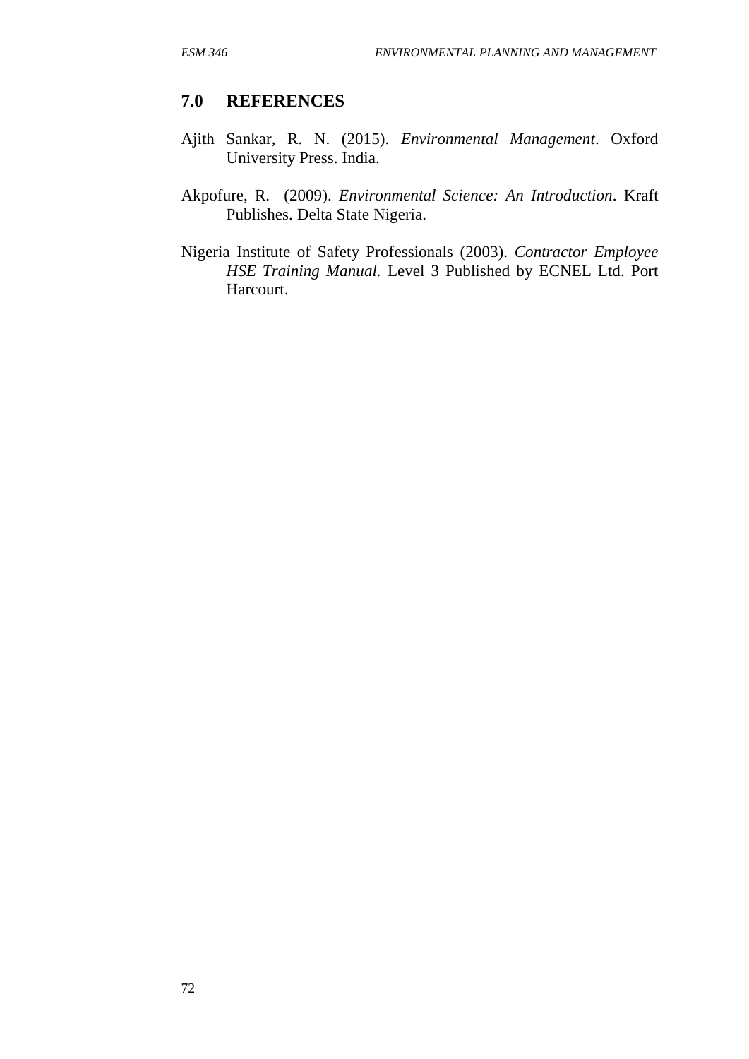## 7.0 REFERENCES

Ajith Sankar, R. N. (2015). *Environmental Management*. Oxford University Press. India.

Akpofure, R. (2009). *Environmental Science: An Introduction*. Kraft Publishes. Delta State Nigeria.

Nigeria Institute of Safety Professionals (2003). *Contractor Employee HSE Training Manual.* Level 3 Published by ECNEL Ltd. Port Harcourt.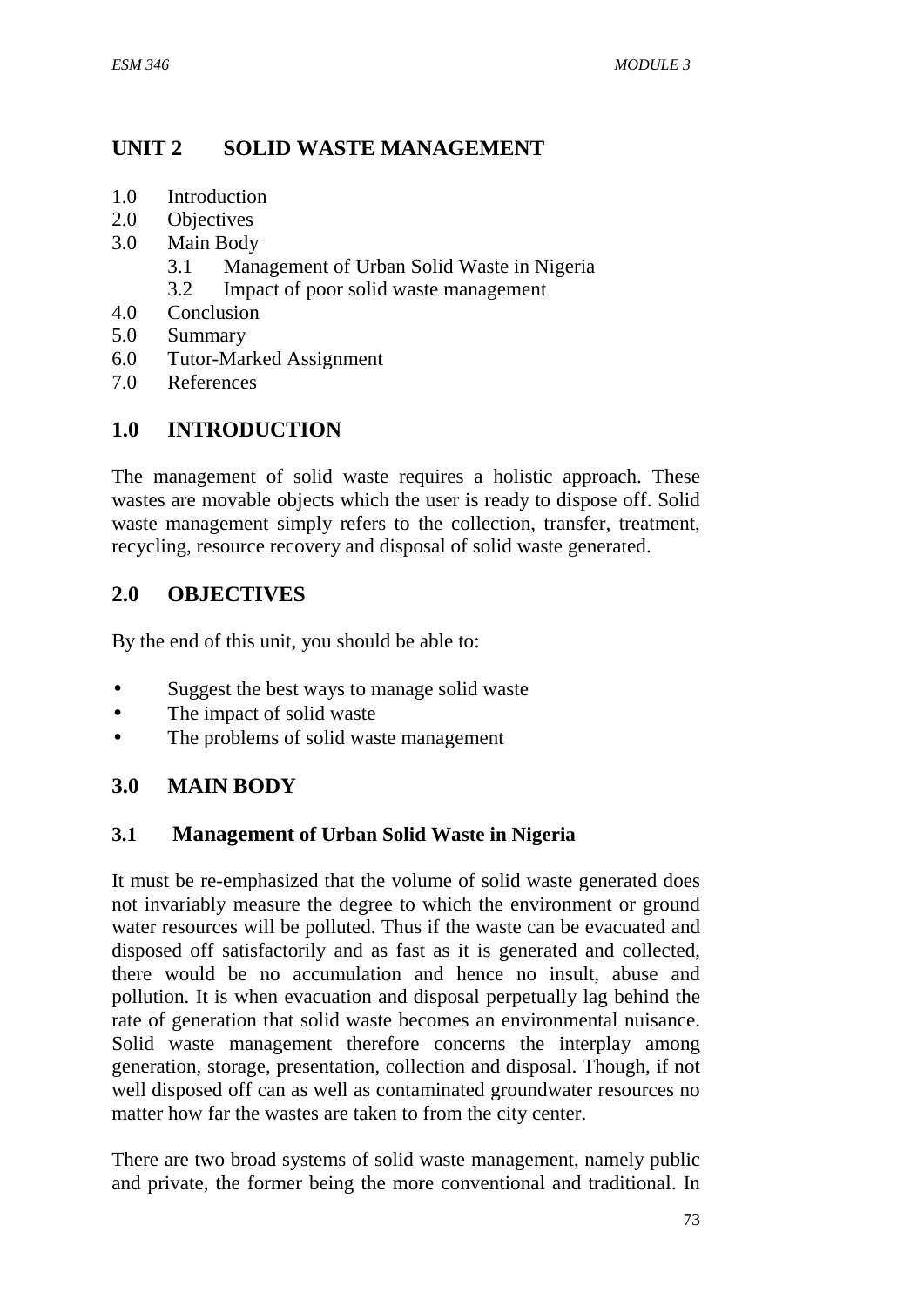# UNIT 2 SOLID WASTE MANAGEMENT

1.0 Introduction
2.0 Objectives
3.0 Main Body
  3.1 Management of Urban Solid Waste in Nigeria
  3.2 Impact of poor solid waste management
4.0 Conclusion
5.0 Summary
6.0 Tutor-Marked Assignment
7.0 References

## 1.0 INTRODUCTION

The management of solid waste requires a holistic approach. These wastes are movable objects which the user is ready to dispose off. Solid waste management simply refers to the collection, transfer, treatment, recycling, resource recovery and disposal of solid waste generated.

## 2.0 OBJECTIVES

By the end of this unit, you should be able to:

- Suggest the best ways to manage solid waste
- The impact of solid waste
- The problems of solid waste management

## 3.0 MAIN BODY

### 3.1 Management of Urban Solid Waste in Nigeria

It must be re-emphasized that the volume of solid waste generated does not invariably measure the degree to which the environment or ground water resources will be polluted. Thus if the waste can be evacuated and disposed off satisfactorily and as fast as it is generated and collected, there would be no accumulation and hence no insult, abuse and pollution. It is when evacuation and disposal perpetually lag behind the rate of generation that solid waste becomes an environmental nuisance. Solid waste management therefore concerns the interplay among generation, storage, presentation, collection and disposal. Though, if not well disposed off can as well as contaminated groundwater resources no matter how far the wastes are taken to from the city center.

There are two broad systems of solid waste management, namely public and private, the former being the more conventional and traditional. In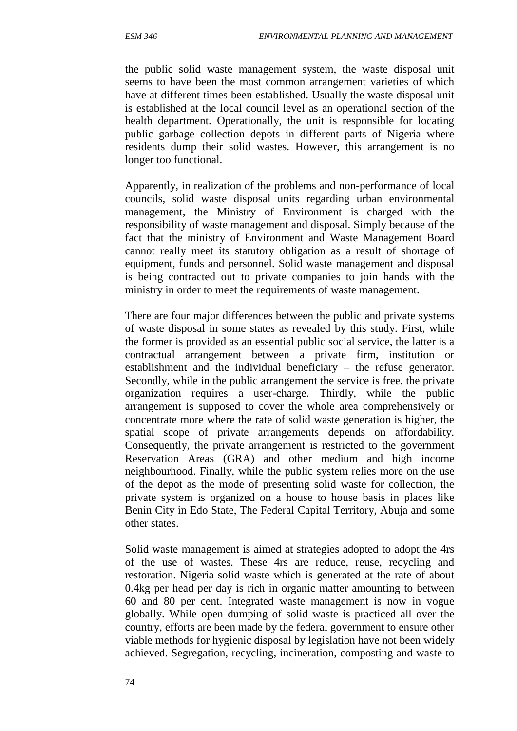the public solid waste management system, the waste disposal unit seems to have been the most common arrangement varieties of which have at different times been established. Usually the waste disposal unit is established at the local council level as an operational section of the health department. Operationally, the unit is responsible for locating public garbage collection depots in different parts of Nigeria where residents dump their solid wastes. However, this arrangement is no longer too functional.

Apparently, in realization of the problems and non-performance of local councils, solid waste disposal units regarding urban environmental management, the Ministry of Environment is charged with the responsibility of waste management and disposal. Simply because of the fact that the ministry of Environment and Waste Management Board cannot really meet its statutory obligation as a result of shortage of equipment, funds and personnel. Solid waste management and disposal is being contracted out to private companies to join hands with the ministry in order to meet the requirements of waste management.

There are four major differences between the public and private systems of waste disposal in some states as revealed by this study. First, while the former is provided as an essential public social service, the latter is a contractual arrangement between a private firm, institution or establishment and the individual beneficiary – the refuse generator. Secondly, while in the public arrangement the service is free, the private organization requires a user-charge. Thirdly, while the public arrangement is supposed to cover the whole area comprehensively or concentrate more where the rate of solid waste generation is higher, the spatial scope of private arrangements depends on affordability. Consequently, the private arrangement is restricted to the government Reservation Areas (GRA) and other medium and high income neighbourhood. Finally, while the public system relies more on the use of the depot as the mode of presenting solid waste for collection, the private system is organized on a house to house basis in places like Benin City in Edo State, The Federal Capital Territory, Abuja and some other states.

Solid waste management is aimed at strategies adopted to adopt the 4rs of the use of wastes. These 4rs are reduce, reuse, recycling and restoration. Nigeria solid waste which is generated at the rate of about 0.4kg per head per day is rich in organic matter amounting to between 60 and 80 per cent. Integrated waste management is now in vogue globally. While open dumping of solid waste is practiced all over the country, efforts are been made by the federal government to ensure other viable methods for hygienic disposal by legislation have not been widely achieved. Segregation, recycling, incineration, composting and waste to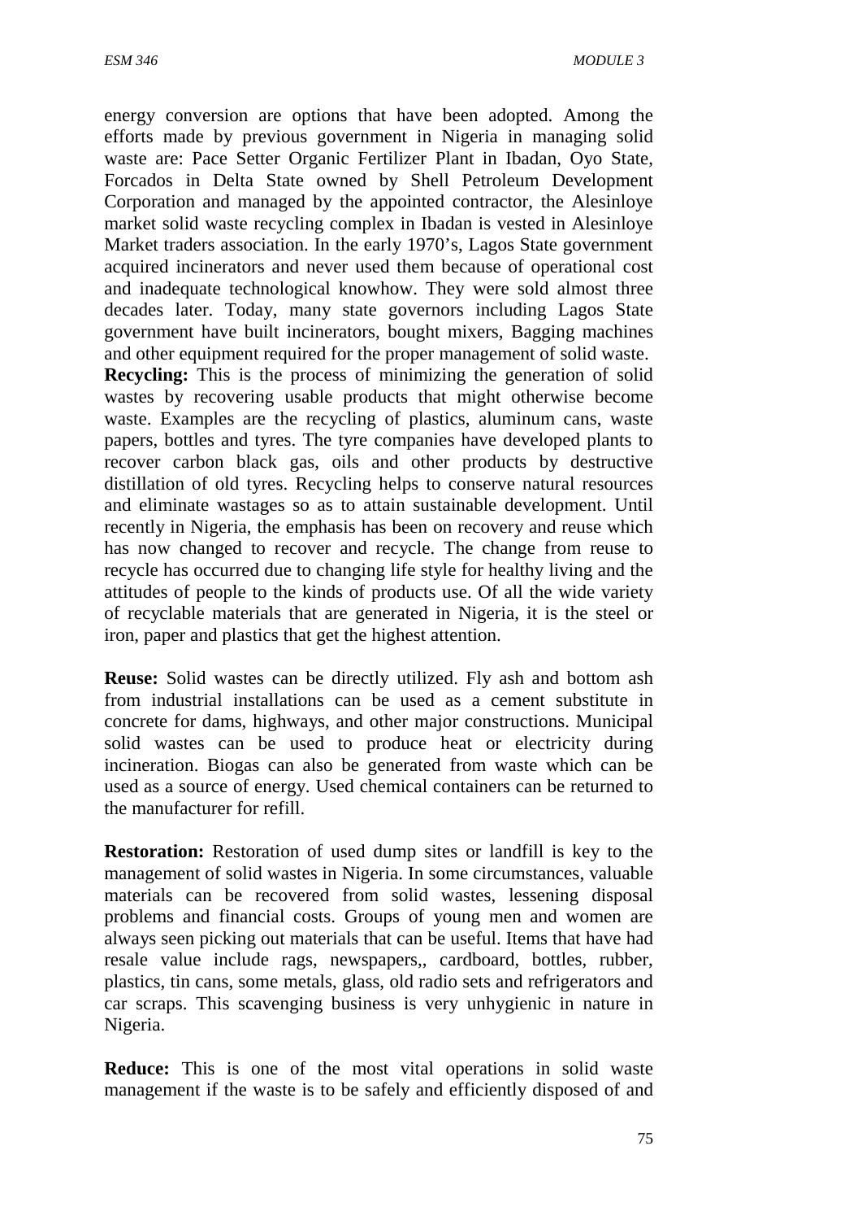energy conversion are options that have been adopted. Among the efforts made by previous government in Nigeria in managing solid waste are: Pace Setter Organic Fertilizer Plant in Ibadan, Oyo State, Forcados in Delta State owned by Shell Petroleum Development Corporation and managed by the appointed contractor, the Alesinloye market solid waste recycling complex in Ibadan is vested in Alesinloye Market traders association. In the early 1970's, Lagos State government acquired incinerators and never used them because of operational cost and inadequate technological knowhow. They were sold almost three decades later. Today, many state governors including Lagos State government have built incinerators, bought mixers, Bagging machines and other equipment required for the proper management of solid waste.

**Recycling:** This is the process of minimizing the generation of solid wastes by recovering usable products that might otherwise become waste. Examples are the recycling of plastics, aluminum cans, waste papers, bottles and tyres. The tyre companies have developed plants to recover carbon black gas, oils and other products by destructive distillation of old tyres. Recycling helps to conserve natural resources and eliminate wastages so as to attain sustainable development. Until recently in Nigeria, the emphasis has been on recovery and reuse which has now changed to recover and recycle. The change from reuse to recycle has occurred due to changing life style for healthy living and the attitudes of people to the kinds of products use. Of all the wide variety of recyclable materials that are generated in Nigeria, it is the steel or iron, paper and plastics that get the highest attention.

**Reuse:** Solid wastes can be directly utilized. Fly ash and bottom ash from industrial installations can be used as a cement substitute in concrete for dams, highways, and other major constructions. Municipal solid wastes can be used to produce heat or electricity during incineration. Biogas can also be generated from waste which can be used as a source of energy. Used chemical containers can be returned to the manufacturer for refill.

**Restoration:** Restoration of used dump sites or landfill is key to the management of solid wastes in Nigeria. In some circumstances, valuable materials can be recovered from solid wastes, lessening disposal problems and financial costs. Groups of young men and women are always seen picking out materials that can be useful. Items that have had resale value include rags, newspapers,, cardboard, bottles, rubber, plastics, tin cans, some metals, glass, old radio sets and refrigerators and car scraps. This scavenging business is very unhygienic in nature in Nigeria.

**Reduce:** This is one of the most vital operations in solid waste management if the waste is to be safely and efficiently disposed of and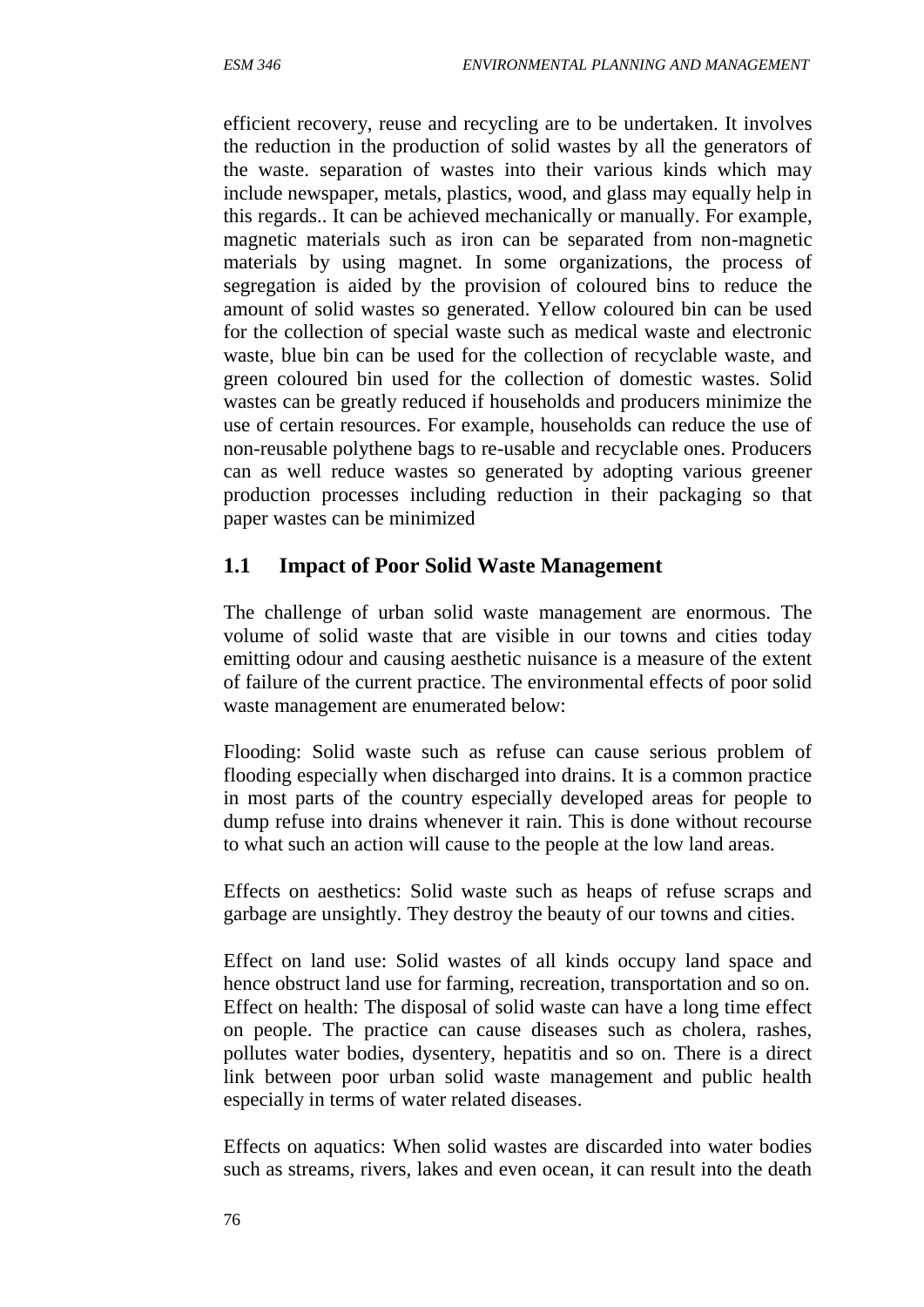efficient recovery, reuse and recycling are to be undertaken. It involves the reduction in the production of solid wastes by all the generators of the waste. separation of wastes into their various kinds which may include newspaper, metals, plastics, wood, and glass may equally help in this regards.. It can be achieved mechanically or manually. For example, magnetic materials such as iron can be separated from non-magnetic materials by using magnet. In some organizations, the process of segregation is aided by the provision of coloured bins to reduce the amount of solid wastes so generated. Yellow coloured bin can be used for the collection of special waste such as medical waste and electronic waste, blue bin can be used for the collection of recyclable waste, and green coloured bin used for the collection of domestic wastes. Solid wastes can be greatly reduced if households and producers minimize the use of certain resources. For example, households can reduce the use of non-reusable polythene bags to re-usable and recyclable ones. Producers can as well reduce wastes so generated by adopting various greener production processes including reduction in their packaging so that paper wastes can be minimized

## 1.1 Impact of Poor Solid Waste Management

The challenge of urban solid waste management are enormous. The volume of solid waste that are visible in our towns and cities today emitting odour and causing aesthetic nuisance is a measure of the extent of failure of the current practice. The environmental effects of poor solid waste management are enumerated below:

Flooding: Solid waste such as refuse can cause serious problem of flooding especially when discharged into drains. It is a common practice in most parts of the country especially developed areas for people to dump refuse into drains whenever it rain. This is done without recourse to what such an action will cause to the people at the low land areas.

Effects on aesthetics: Solid waste such as heaps of refuse scraps and garbage are unsightly. They destroy the beauty of our towns and cities.

Effect on land use: Solid wastes of all kinds occupy land space and hence obstruct land use for farming, recreation, transportation and so on. Effect on health: The disposal of solid waste can have a long time effect on people. The practice can cause diseases such as cholera, rashes, pollutes water bodies, dysentery, hepatitis and so on. There is a direct link between poor urban solid waste management and public health especially in terms of water related diseases.

Effects on aquatics: When solid wastes are discarded into water bodies such as streams, rivers, lakes and even ocean, it can result into the death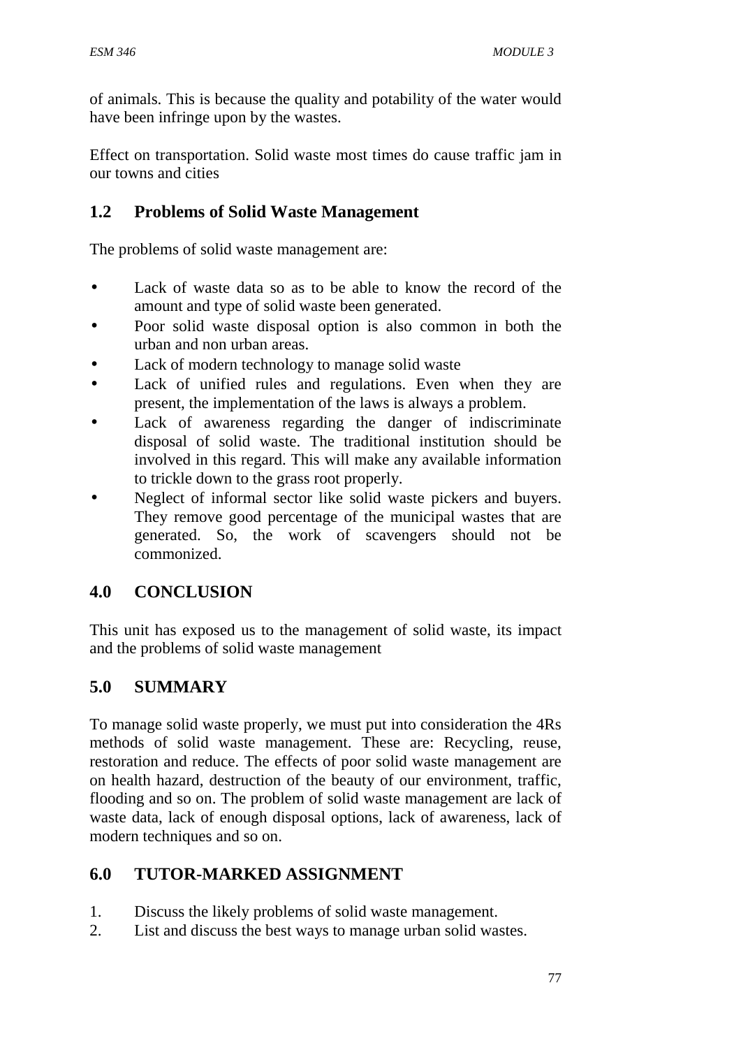of animals. This is because the quality and potability of the water would have been infringe upon by the wastes.

Effect on transportation. Solid waste most times do cause traffic jam in our towns and cities

## 1.2 Problems of Solid Waste Management

The problems of solid waste management are:

- Lack of waste data so as to be able to know the record of the amount and type of solid waste been generated.
- Poor solid waste disposal option is also common in both the urban and non urban areas.
- Lack of modern technology to manage solid waste
- Lack of unified rules and regulations. Even when they are present, the implementation of the laws is always a problem.
- Lack of awareness regarding the danger of indiscriminate disposal of solid waste. The traditional institution should be involved in this regard. This will make any available information to trickle down to the grass root properly.
- Neglect of informal sector like solid waste pickers and buyers. They remove good percentage of the municipal wastes that are generated. So, the work of scavengers should not be commonized.

## 4.0 CONCLUSION

This unit has exposed us to the management of solid waste, its impact and the problems of solid waste management

## 5.0 SUMMARY

To manage solid waste properly, we must put into consideration the 4Rs methods of solid waste management. These are: Recycling, reuse, restoration and reduce. The effects of poor solid waste management are on health hazard, destruction of the beauty of our environment, traffic, flooding and so on. The problem of solid waste management are lack of waste data, lack of enough disposal options, lack of awareness, lack of modern techniques and so on.

## 6.0 TUTOR-MARKED ASSIGNMENT

1. Discuss the likely problems of solid waste management.
2. List and discuss the best ways to manage urban solid wastes.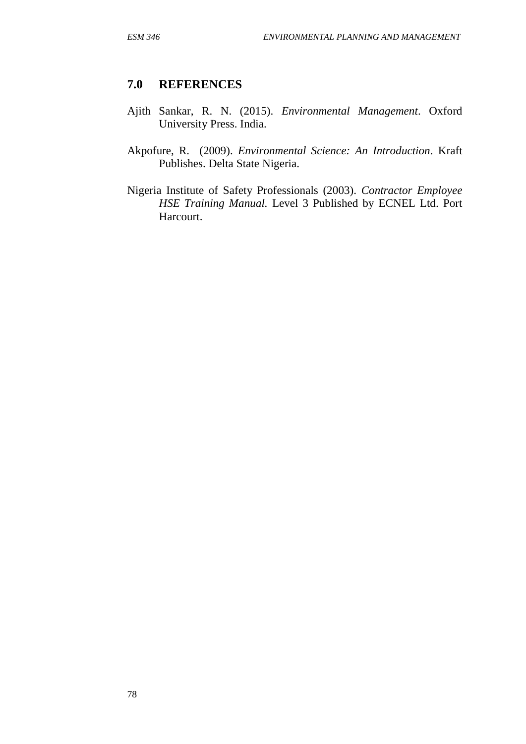## 7.0 REFERENCES

Ajith Sankar, R. N. (2015). *Environmental Management*. Oxford University Press. India.

Akpofure, R. (2009). *Environmental Science: An Introduction*. Kraft Publishes. Delta State Nigeria.

Nigeria Institute of Safety Professionals (2003). *Contractor Employee HSE Training Manual.* Level 3 Published by ECNEL Ltd. Port Harcourt.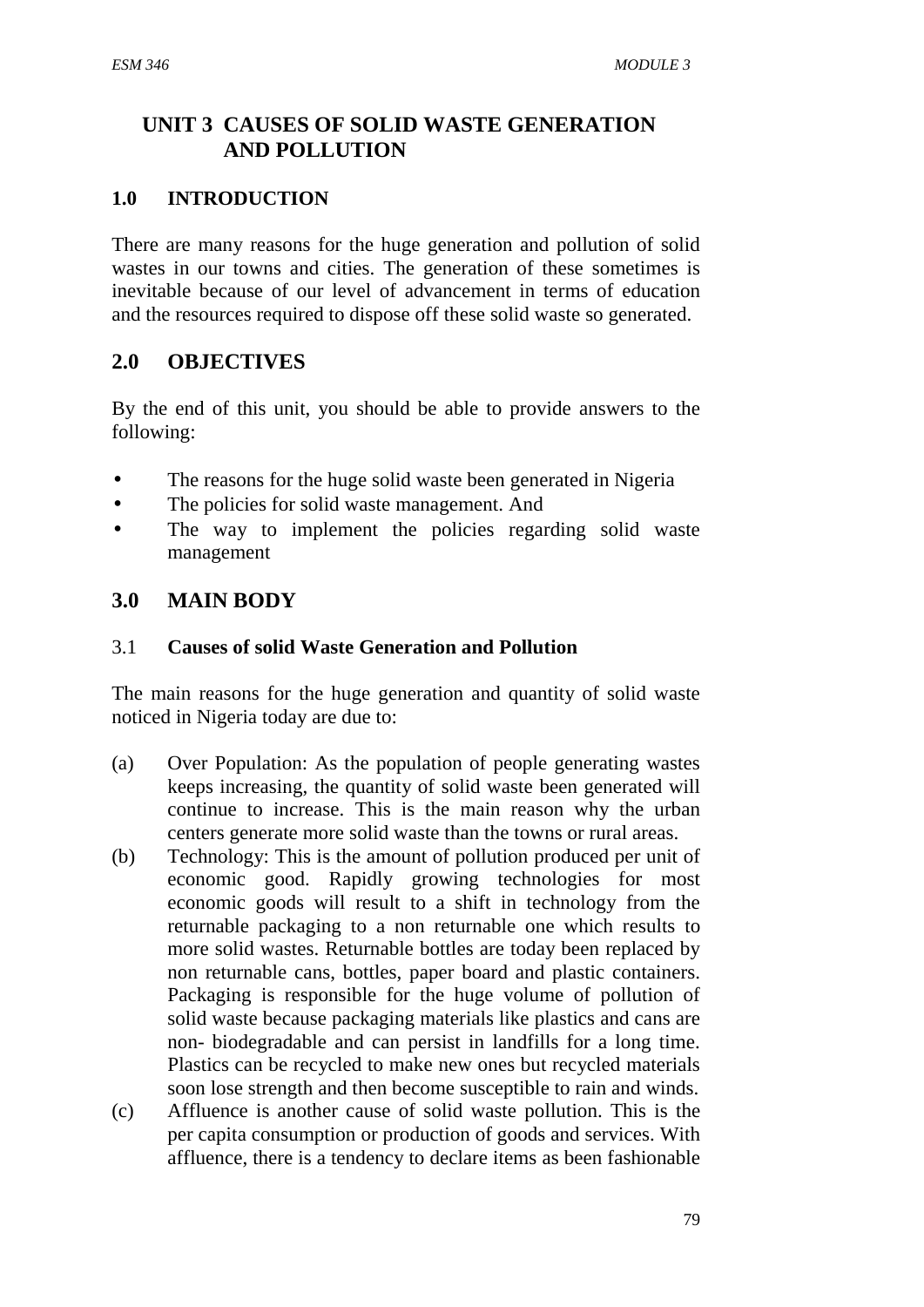# UNIT 3 CAUSES OF SOLID WASTE GENERATION AND POLLUTION

## 1.0 INTRODUCTION

There are many reasons for the huge generation and pollution of solid wastes in our towns and cities. The generation of these sometimes is inevitable because of our level of advancement in terms of education and the resources required to dispose off these solid waste so generated.

## 2.0 OBJECTIVES

By the end of this unit, you should be able to provide answers to the following:

- The reasons for the huge solid waste been generated in Nigeria
- The policies for solid waste management. And
- The way to implement the policies regarding solid waste management

## 3.0 MAIN BODY

### 3.1 **Causes of solid Waste Generation and Pollution**

The main reasons for the huge generation and quantity of solid waste noticed in Nigeria today are due to:

(a) Over Population: As the population of people generating wastes keeps increasing, the quantity of solid waste been generated will continue to increase. This is the main reason why the urban centers generate more solid waste than the towns or rural areas.

(b) Technology: This is the amount of pollution produced per unit of economic good. Rapidly growing technologies for most economic goods will result to a shift in technology from the returnable packaging to a non returnable one which results to more solid wastes. Returnable bottles are today been replaced by non returnable cans, bottles, paper board and plastic containers. Packaging is responsible for the huge volume of pollution of solid waste because packaging materials like plastics and cans are non- biodegradable and can persist in landfills for a long time. Plastics can be recycled to make new ones but recycled materials soon lose strength and then become susceptible to rain and winds.

(c) Affluence is another cause of solid waste pollution. This is the per capita consumption or production of goods and services. With affluence, there is a tendency to declare items as been fashionable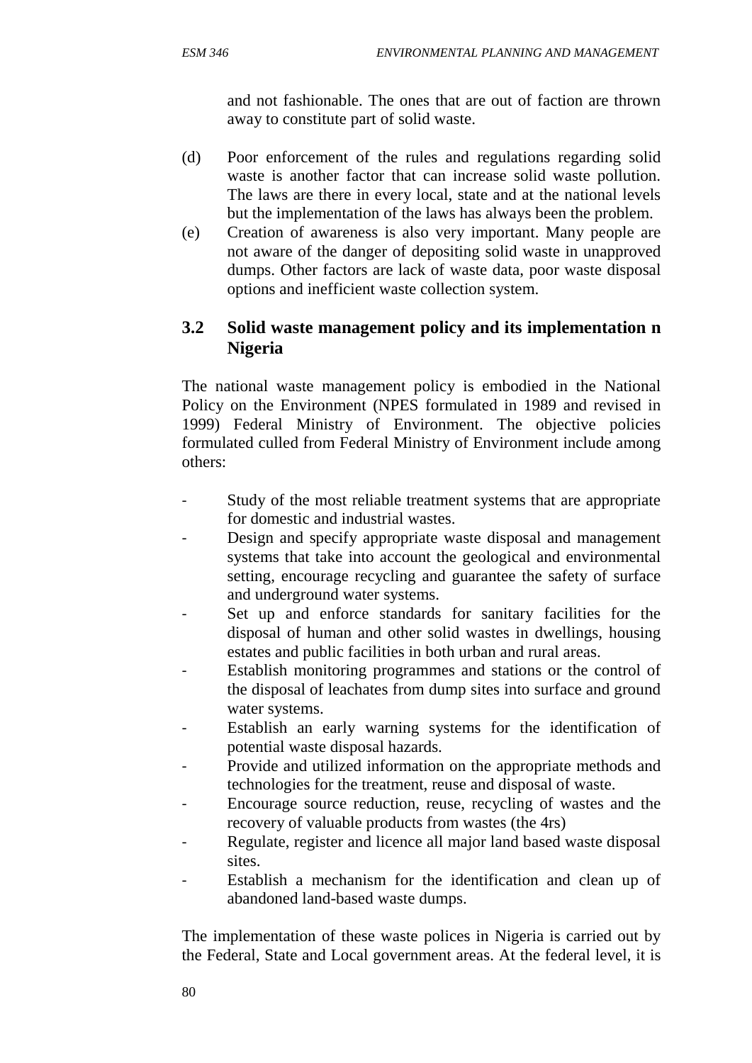and not fashionable. The ones that are out of faction are thrown away to constitute part of solid waste.

(d) Poor enforcement of the rules and regulations regarding solid waste is another factor that can increase solid waste pollution. The laws are there in every local, state and at the national levels but the implementation of the laws has always been the problem.

(e) Creation of awareness is also very important. Many people are not aware of the danger of depositing solid waste in unapproved dumps. Other factors are lack of waste data, poor waste disposal options and inefficient waste collection system.

## 3.2 Solid waste management policy and its implementation n Nigeria

The national waste management policy is embodied in the National Policy on the Environment (NPES formulated in 1989 and revised in 1999) Federal Ministry of Environment. The objective policies formulated culled from Federal Ministry of Environment include among others:

- Study of the most reliable treatment systems that are appropriate for domestic and industrial wastes.
- Design and specify appropriate waste disposal and management systems that take into account the geological and environmental setting, encourage recycling and guarantee the safety of surface and underground water systems.
- Set up and enforce standards for sanitary facilities for the disposal of human and other solid wastes in dwellings, housing estates and public facilities in both urban and rural areas.
- Establish monitoring programmes and stations or the control of the disposal of leachates from dump sites into surface and ground water systems.
- Establish an early warning systems for the identification of potential waste disposal hazards.
- Provide and utilized information on the appropriate methods and technologies for the treatment, reuse and disposal of waste.
- Encourage source reduction, reuse, recycling of wastes and the recovery of valuable products from wastes (the 4rs)
- Regulate, register and licence all major land based waste disposal sites.
- Establish a mechanism for the identification and clean up of abandoned land-based waste dumps.

The implementation of these waste polices in Nigeria is carried out by the Federal, State and Local government areas. At the federal level, it is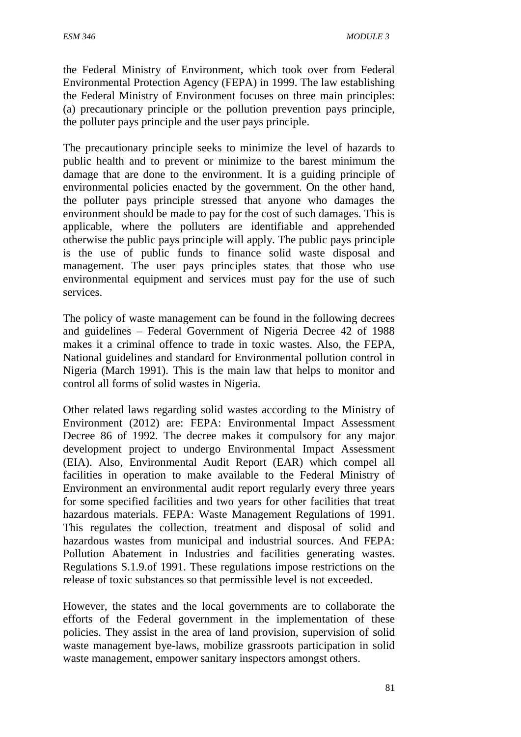the Federal Ministry of Environment, which took over from Federal Environmental Protection Agency (FEPA) in 1999. The law establishing the Federal Ministry of Environment focuses on three main principles: (a) precautionary principle or the pollution prevention pays principle, the polluter pays principle and the user pays principle.

The precautionary principle seeks to minimize the level of hazards to public health and to prevent or minimize to the barest minimum the damage that are done to the environment. It is a guiding principle of environmental policies enacted by the government. On the other hand, the polluter pays principle stressed that anyone who damages the environment should be made to pay for the cost of such damages. This is applicable, where the polluters are identifiable and apprehended otherwise the public pays principle will apply. The public pays principle is the use of public funds to finance solid waste disposal and management. The user pays principles states that those who use environmental equipment and services must pay for the use of such services.

The policy of waste management can be found in the following decrees and guidelines – Federal Government of Nigeria Decree 42 of 1988 makes it a criminal offence to trade in toxic wastes. Also, the FEPA, National guidelines and standard for Environmental pollution control in Nigeria (March 1991). This is the main law that helps to monitor and control all forms of solid wastes in Nigeria.

Other related laws regarding solid wastes according to the Ministry of Environment (2012) are: FEPA: Environmental Impact Assessment Decree 86 of 1992. The decree makes it compulsory for any major development project to undergo Environmental Impact Assessment (EIA). Also, Environmental Audit Report (EAR) which compel all facilities in operation to make available to the Federal Ministry of Environment an environmental audit report regularly every three years for some specified facilities and two years for other facilities that treat hazardous materials. FEPA: Waste Management Regulations of 1991. This regulates the collection, treatment and disposal of solid and hazardous wastes from municipal and industrial sources. And FEPA: Pollution Abatement in Industries and facilities generating wastes. Regulations S.1.9.of 1991. These regulations impose restrictions on the release of toxic substances so that permissible level is not exceeded.

However, the states and the local governments are to collaborate the efforts of the Federal government in the implementation of these policies. They assist in the area of land provision, supervision of solid waste management bye-laws, mobilize grassroots participation in solid waste management, empower sanitary inspectors amongst others.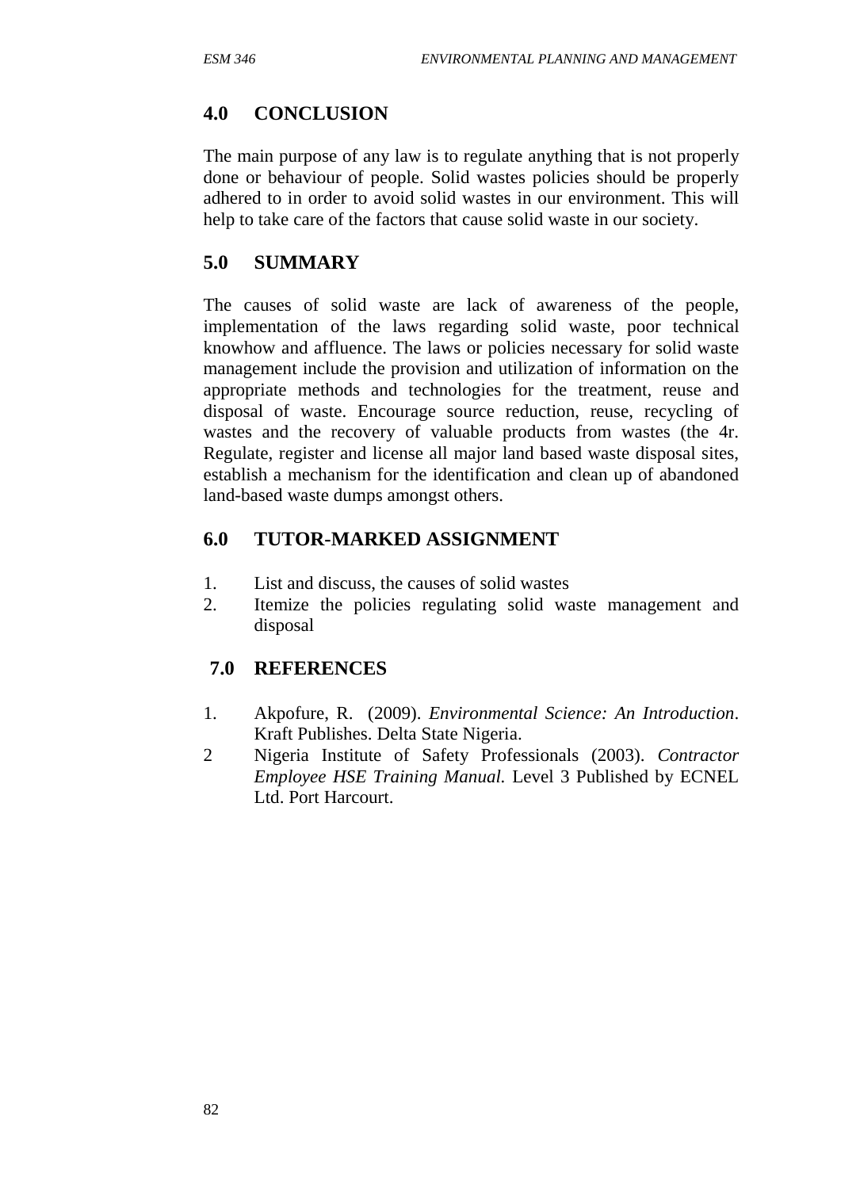## 4.0 CONCLUSION

The main purpose of any law is to regulate anything that is not properly done or behaviour of people. Solid wastes policies should be properly adhered to in order to avoid solid wastes in our environment. This will help to take care of the factors that cause solid waste in our society.

## 5.0 SUMMARY

The causes of solid waste are lack of awareness of the people, implementation of the laws regarding solid waste, poor technical knowhow and affluence. The laws or policies necessary for solid waste management include the provision and utilization of information on the appropriate methods and technologies for the treatment, reuse and disposal of waste. Encourage source reduction, reuse, recycling of wastes and the recovery of valuable products from wastes (the 4r. Regulate, register and license all major land based waste disposal sites, establish a mechanism for the identification and clean up of abandoned land-based waste dumps amongst others.

## 6.0 TUTOR-MARKED ASSIGNMENT

1. List and discuss, the causes of solid wastes
2. Itemize the policies regulating solid waste management and disposal

## 7.0 REFERENCES

1. Akpofure, R. (2009). *Environmental Science: An Introduction*. Kraft Publishes. Delta State Nigeria.
2. Nigeria Institute of Safety Professionals (2003). *Contractor Employee HSE Training Manual.* Level 3 Published by ECNEL Ltd. Port Harcourt.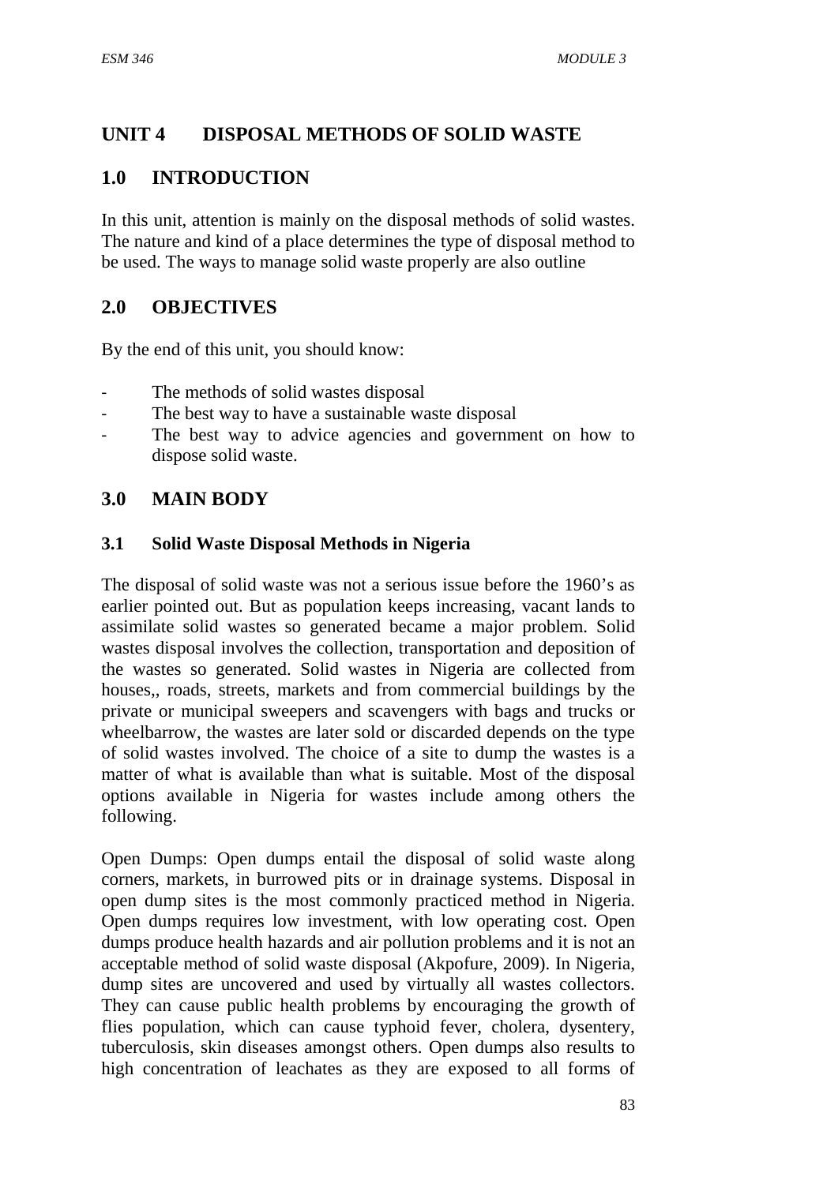# UNIT 4 DISPOSAL METHODS OF SOLID WASTE

## 1.0 INTRODUCTION

In this unit, attention is mainly on the disposal methods of solid wastes. The nature and kind of a place determines the type of disposal method to be used. The ways to manage solid waste properly are also outline

## 2.0 OBJECTIVES

By the end of this unit, you should know:

- The methods of solid wastes disposal
- The best way to have a sustainable waste disposal
- The best way to advice agencies and government on how to dispose solid waste.

## 3.0 MAIN BODY

### 3.1 Solid Waste Disposal Methods in Nigeria

The disposal of solid waste was not a serious issue before the 1960's as earlier pointed out. But as population keeps increasing, vacant lands to assimilate solid wastes so generated became a major problem. Solid wastes disposal involves the collection, transportation and deposition of the wastes so generated. Solid wastes in Nigeria are collected from houses,, roads, streets, markets and from commercial buildings by the private or municipal sweepers and scavengers with bags and trucks or wheelbarrow, the wastes are later sold or discarded depends on the type of solid wastes involved. The choice of a site to dump the wastes is a matter of what is available than what is suitable. Most of the disposal options available in Nigeria for wastes include among others the following.

Open Dumps: Open dumps entail the disposal of solid waste along corners, markets, in burrowed pits or in drainage systems. Disposal in open dump sites is the most commonly practiced method in Nigeria. Open dumps requires low investment, with low operating cost. Open dumps produce health hazards and air pollution problems and it is not an acceptable method of solid waste disposal (Akpofure, 2009). In Nigeria, dump sites are uncovered and used by virtually all wastes collectors. They can cause public health problems by encouraging the growth of flies population, which can cause typhoid fever, cholera, dysentery, tuberculosis, skin diseases amongst others. Open dumps also results to high concentration of leachates as they are exposed to all forms of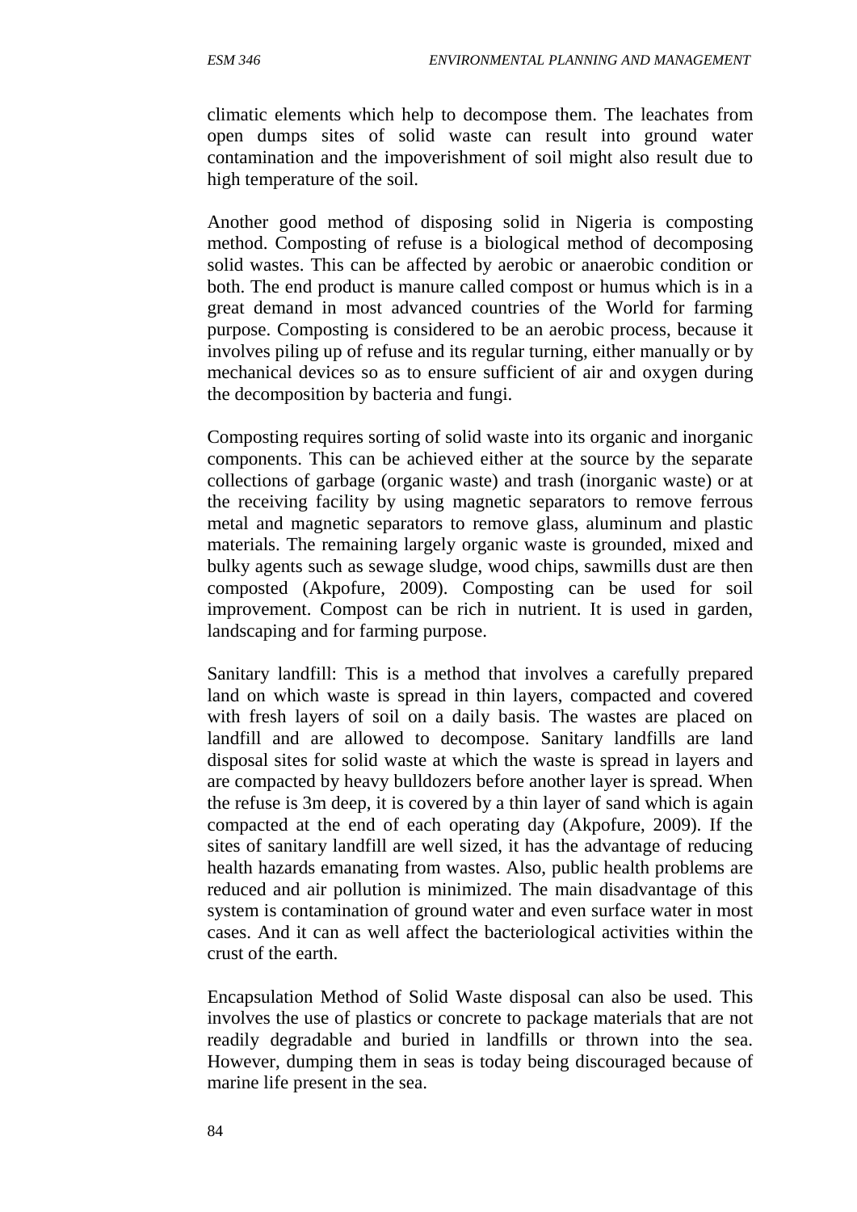climatic elements which help to decompose them. The leachates from open dumps sites of solid waste can result into ground water contamination and the impoverishment of soil might also result due to high temperature of the soil.

Another good method of disposing solid in Nigeria is composting method. Composting of refuse is a biological method of decomposing solid wastes. This can be affected by aerobic or anaerobic condition or both. The end product is manure called compost or humus which is in a great demand in most advanced countries of the World for farming purpose. Composting is considered to be an aerobic process, because it involves piling up of refuse and its regular turning, either manually or by mechanical devices so as to ensure sufficient of air and oxygen during the decomposition by bacteria and fungi.

Composting requires sorting of solid waste into its organic and inorganic components. This can be achieved either at the source by the separate collections of garbage (organic waste) and trash (inorganic waste) or at the receiving facility by using magnetic separators to remove ferrous metal and magnetic separators to remove glass, aluminum and plastic materials. The remaining largely organic waste is grounded, mixed and bulky agents such as sewage sludge, wood chips, sawmills dust are then composted (Akpofure, 2009). Composting can be used for soil improvement. Compost can be rich in nutrient. It is used in garden, landscaping and for farming purpose.

Sanitary landfill: This is a method that involves a carefully prepared land on which waste is spread in thin layers, compacted and covered with fresh layers of soil on a daily basis. The wastes are placed on landfill and are allowed to decompose. Sanitary landfills are land disposal sites for solid waste at which the waste is spread in layers and are compacted by heavy bulldozers before another layer is spread. When the refuse is 3m deep, it is covered by a thin layer of sand which is again compacted at the end of each operating day (Akpofure, 2009). If the sites of sanitary landfill are well sized, it has the advantage of reducing health hazards emanating from wastes. Also, public health problems are reduced and air pollution is minimized. The main disadvantage of this system is contamination of ground water and even surface water in most cases. And it can as well affect the bacteriological activities within the crust of the earth.

Encapsulation Method of Solid Waste disposal can also be used. This involves the use of plastics or concrete to package materials that are not readily degradable and buried in landfills or thrown into the sea. However, dumping them in seas is today being discouraged because of marine life present in the sea.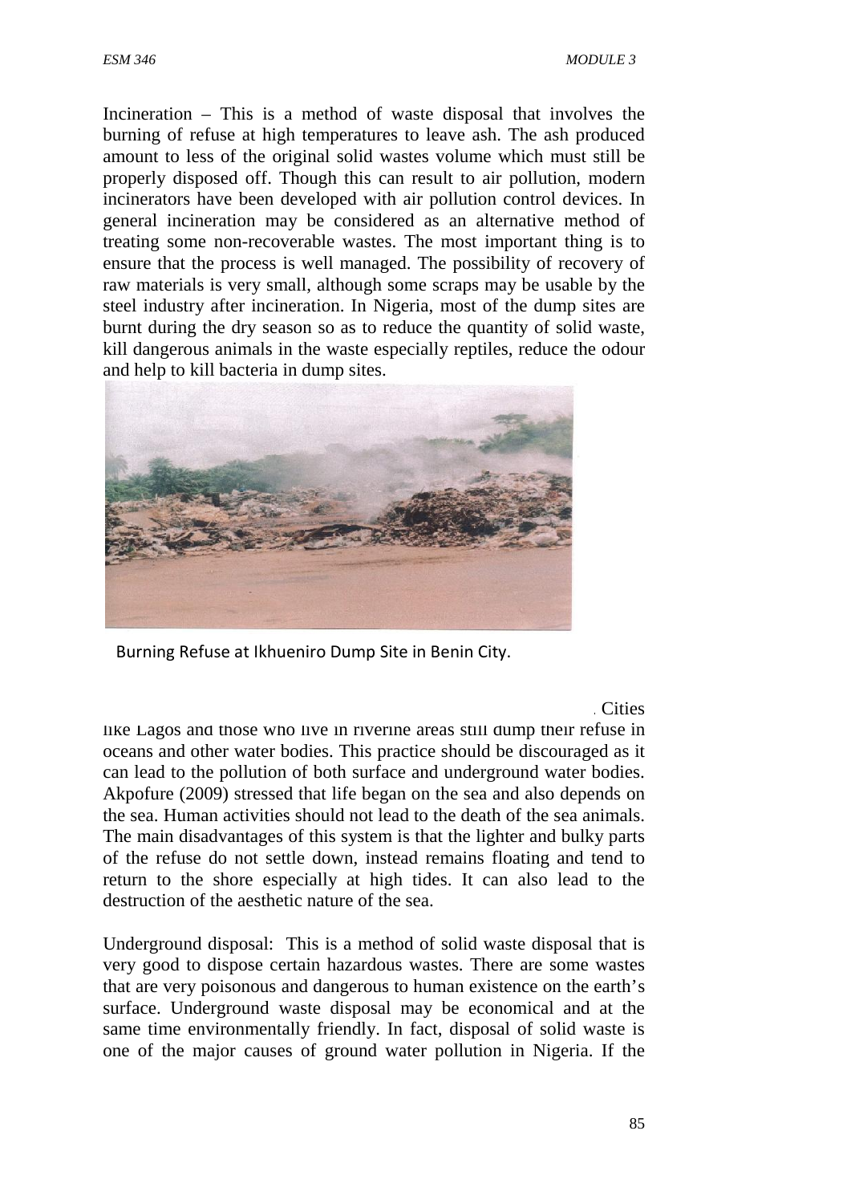Incineration – This is a method of waste disposal that involves the burning of refuse at high temperatures to leave ash. The ash produced amount to less of the original solid wastes volume which must still be properly disposed off. Though this can result to air pollution, modern incinerators have been developed with air pollution control devices. In general incineration may be considered as an alternative method of treating some non-recoverable wastes. The most important thing is to ensure that the process is well managed. The possibility of recovery of raw materials is very small, although some scraps may be usable by the steel industry after incineration. In Nigeria, most of the dump sites are burnt during the dry season so as to reduce the quantity of solid waste, kill dangerous animals in the waste especially reptiles, reduce the odour and help to kill bacteria in dump sites.

Burning Refuse at Ikhueniro Dump Site in Benin City.

. Cities like Lagos and those who live in riverine areas still dump their refuse in oceans and other water bodies. This practice should be discouraged as it can lead to the pollution of both surface and underground water bodies. Akpofure (2009) stressed that life began on the sea and also depends on the sea. Human activities should not lead to the death of the sea animals. The main disadvantages of this system is that the lighter and bulky parts of the refuse do not settle down, instead remains floating and tend to return to the shore especially at high tides. It can also lead to the destruction of the aesthetic nature of the sea.

Underground disposal: This is a method of solid waste disposal that is very good to dispose certain hazardous wastes. There are some wastes that are very poisonous and dangerous to human existence on the earth's surface. Underground waste disposal may be economical and at the same time environmentally friendly. In fact, disposal of solid waste is one of the major causes of ground water pollution in Nigeria. If the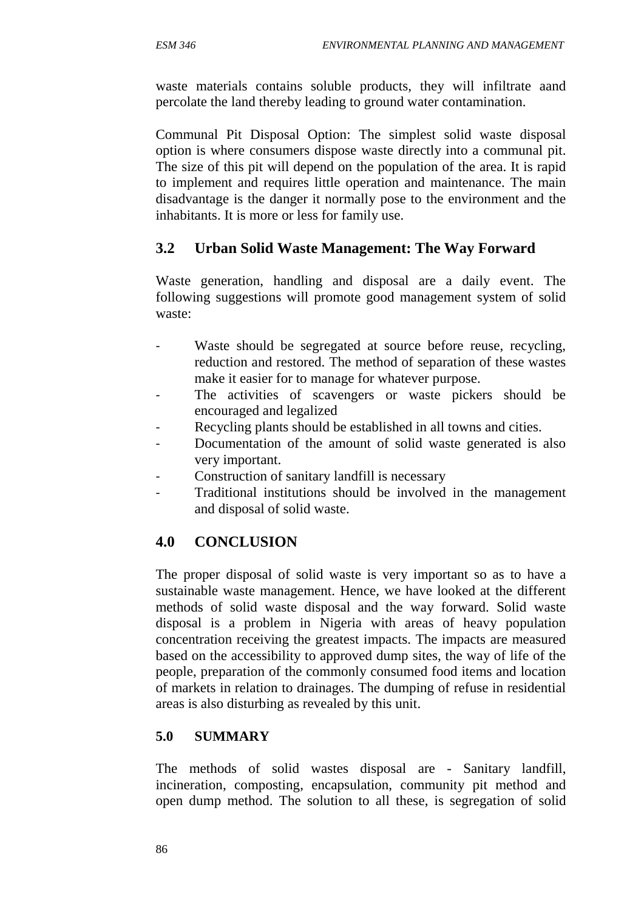waste materials contains soluble products, they will infiltrate aand percolate the land thereby leading to ground water contamination.

Communal Pit Disposal Option: The simplest solid waste disposal option is where consumers dispose waste directly into a communal pit. The size of this pit will depend on the population of the area. It is rapid to implement and requires little operation and maintenance. The main disadvantage is the danger it normally pose to the environment and the inhabitants. It is more or less for family use.

## 3.2 Urban Solid Waste Management: The Way Forward

Waste generation, handling and disposal are a daily event. The following suggestions will promote good management system of solid waste:

- Waste should be segregated at source before reuse, recycling, reduction and restored. The method of separation of these wastes make it easier for to manage for whatever purpose.
- The activities of scavengers or waste pickers should be encouraged and legalized
- Recycling plants should be established in all towns and cities.
- Documentation of the amount of solid waste generated is also very important.
- Construction of sanitary landfill is necessary
- Traditional institutions should be involved in the management and disposal of solid waste.

## 4.0 CONCLUSION

The proper disposal of solid waste is very important so as to have a sustainable waste management. Hence, we have looked at the different methods of solid waste disposal and the way forward. Solid waste disposal is a problem in Nigeria with areas of heavy population concentration receiving the greatest impacts. The impacts are measured based on the accessibility to approved dump sites, the way of life of the people, preparation of the commonly consumed food items and location of markets in relation to drainages. The dumping of refuse in residential areas is also disturbing as revealed by this unit.

### 5.0 SUMMARY

The methods of solid wastes disposal are - Sanitary landfill, incineration, composting, encapsulation, community pit method and open dump method. The solution to all these, is segregation of solid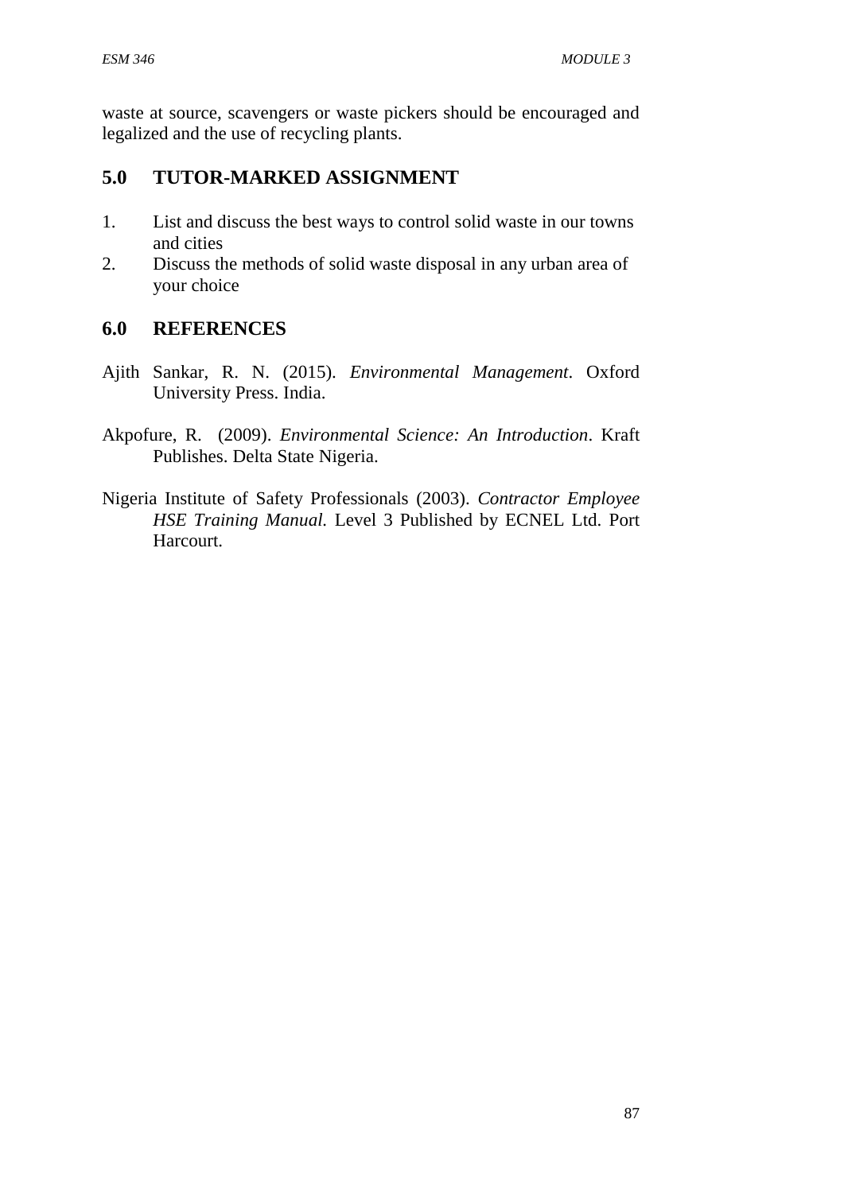waste at source, scavengers or waste pickers should be encouraged and legalized and the use of recycling plants.

## 5.0 TUTOR-MARKED ASSIGNMENT

1. List and discuss the best ways to control solid waste in our towns and cities
2. Discuss the methods of solid waste disposal in any urban area of your choice

## 6.0 REFERENCES

Ajith Sankar, R. N. (2015). *Environmental Management*. Oxford University Press. India.

Akpofure, R. (2009). *Environmental Science: An Introduction*. Kraft Publishes. Delta State Nigeria.

Nigeria Institute of Safety Professionals (2003). *Contractor Employee HSE Training Manual.* Level 3 Published by ECNEL Ltd. Port Harcourt.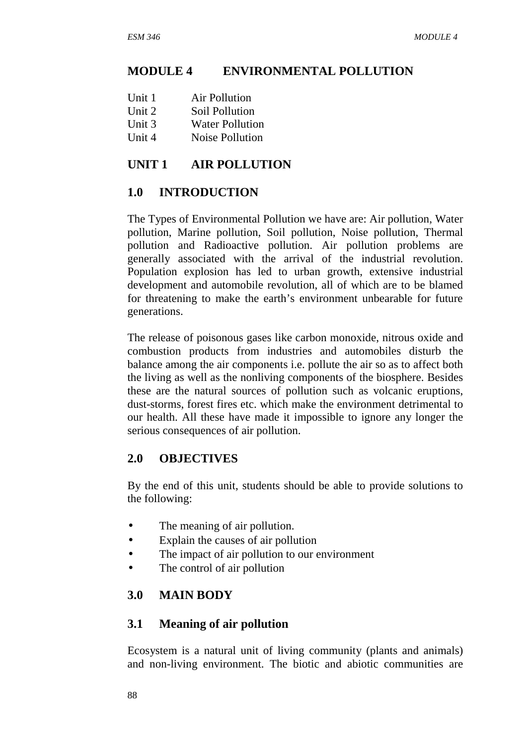# MODULE 4 ENVIRONMENTAL POLLUTION

Unit 1 Air Pollution
Unit 2 Soil Pollution
Unit 3 Water Pollution
Unit 4 Noise Pollution

## UNIT 1 AIR POLLUTION

### 1.0 INTRODUCTION

The Types of Environmental Pollution we have are: Air pollution, Water pollution, Marine pollution, Soil pollution, Noise pollution, Thermal pollution and Radioactive pollution. Air pollution problems are generally associated with the arrival of the industrial revolution. Population explosion has led to urban growth, extensive industrial development and automobile revolution, all of which are to be blamed for threatening to make the earth's environment unbearable for future generations.

The release of poisonous gases like carbon monoxide, nitrous oxide and combustion products from industries and automobiles disturb the balance among the air components i.e. pollute the air so as to affect both the living as well as the nonliving components of the biosphere. Besides these are the natural sources of pollution such as volcanic eruptions, dust-storms, forest fires etc. which make the environment detrimental to our health. All these have made it impossible to ignore any longer the serious consequences of air pollution.

### 2.0 OBJECTIVES

By the end of this unit, students should be able to provide solutions to the following:

- The meaning of air pollution.
- Explain the causes of air pollution
- The impact of air pollution to our environment
- The control of air pollution

### 3.0 MAIN BODY

### 3.1 Meaning of air pollution

Ecosystem is a natural unit of living community (plants and animals) and non-living environment. The biotic and abiotic communities are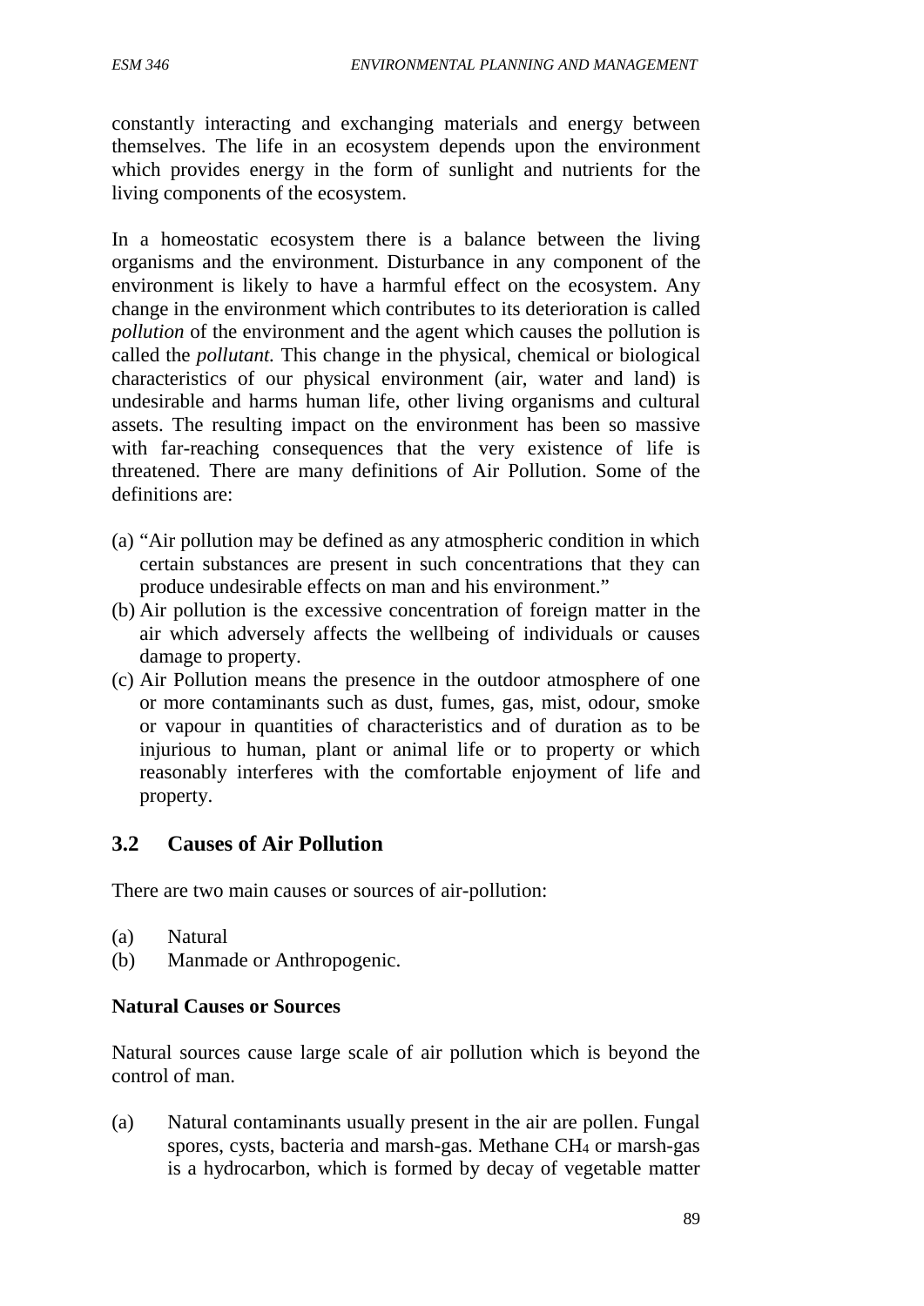constantly interacting and exchanging materials and energy between themselves. The life in an ecosystem depends upon the environment which provides energy in the form of sunlight and nutrients for the living components of the ecosystem.

In a homeostatic ecosystem there is a balance between the living organisms and the environment. Disturbance in any component of the environment is likely to have a harmful effect on the ecosystem. Any change in the environment which contributes to its deterioration is called *pollution* of the environment and the agent which causes the pollution is called the *pollutant.* This change in the physical, chemical or biological characteristics of our physical environment (air, water and land) is undesirable and harms human life, other living organisms and cultural assets. The resulting impact on the environment has been so massive with far-reaching consequences that the very existence of life is threatened. There are many definitions of Air Pollution. Some of the definitions are:

(a) "Air pollution may be defined as any atmospheric condition in which certain substances are present in such concentrations that they can produce undesirable effects on man and his environment."
(b) Air pollution is the excessive concentration of foreign matter in the air which adversely affects the wellbeing of individuals or causes damage to property.
(c) Air Pollution means the presence in the outdoor atmosphere of one or more contaminants such as dust, fumes, gas, mist, odour, smoke or vapour in quantities of characteristics and of duration as to be injurious to human, plant or animal life or to property or which reasonably interferes with the comfortable enjoyment of life and property.

## 3.2 Causes of Air Pollution

There are two main causes or sources of air-pollution:

(a) Natural
(b) Manmade or Anthropogenic.

**Natural Causes or Sources**

Natural sources cause large scale of air pollution which is beyond the control of man.

(a) Natural contaminants usually present in the air are pollen. Fungal spores, cysts, bacteria and marsh-gas. Methane $CH_4$ or marsh-gas is a hydrocarbon, which is formed by decay of vegetable matter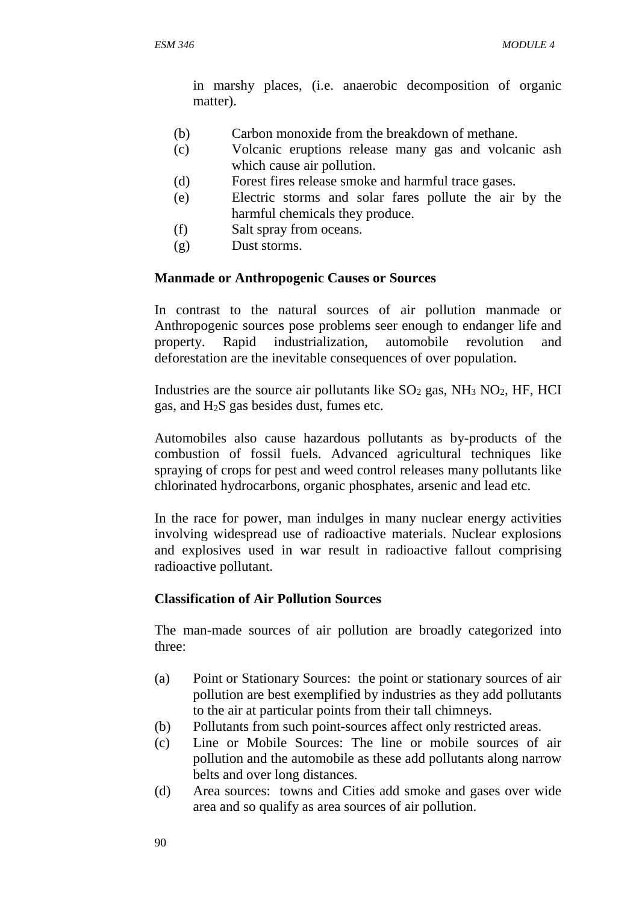in marshy places, (i.e. anaerobic decomposition of organic matter).

(b) Carbon monoxide from the breakdown of methane.
(c) Volcanic eruptions release many gas and volcanic ash which cause air pollution.
(d) Forest fires release smoke and harmful trace gases.
(e) Electric storms and solar fares pollute the air by the harmful chemicals they produce.
(f) Salt spray from oceans.
(g) Dust storms.

**Manmade or Anthropogenic Causes or Sources**

In contrast to the natural sources of air pollution manmade or Anthropogenic sources pose problems seer enough to endanger life and property. Rapid industrialization, automobile revolution and deforestation are the inevitable consequences of over population.

Industries are the source air pollutants like $SO_2$ gas, $NH_3$ $NO_2$, HF, HCI gas, and $H_2S$ gas besides dust, fumes etc.

Automobiles also cause hazardous pollutants as by-products of the combustion of fossil fuels. Advanced agricultural techniques like spraying of crops for pest and weed control releases many pollutants like chlorinated hydrocarbons, organic phosphates, arsenic and lead etc.

In the race for power, man indulges in many nuclear energy activities involving widespread use of radioactive materials. Nuclear explosions and explosives used in war result in radioactive fallout comprising radioactive pollutant.

**Classification of Air Pollution Sources**

The man-made sources of air pollution are broadly categorized into three:

(a) Point or Stationary Sources: the point or stationary sources of air pollution are best exemplified by industries as they add pollutants to the air at particular points from their tall chimneys.
(b) Pollutants from such point-sources affect only restricted areas.
(c) Line or Mobile Sources: The line or mobile sources of air pollution and the automobile as these add pollutants along narrow belts and over long distances.
(d) Area sources: towns and Cities add smoke and gases over wide area and so qualify as area sources of air pollution.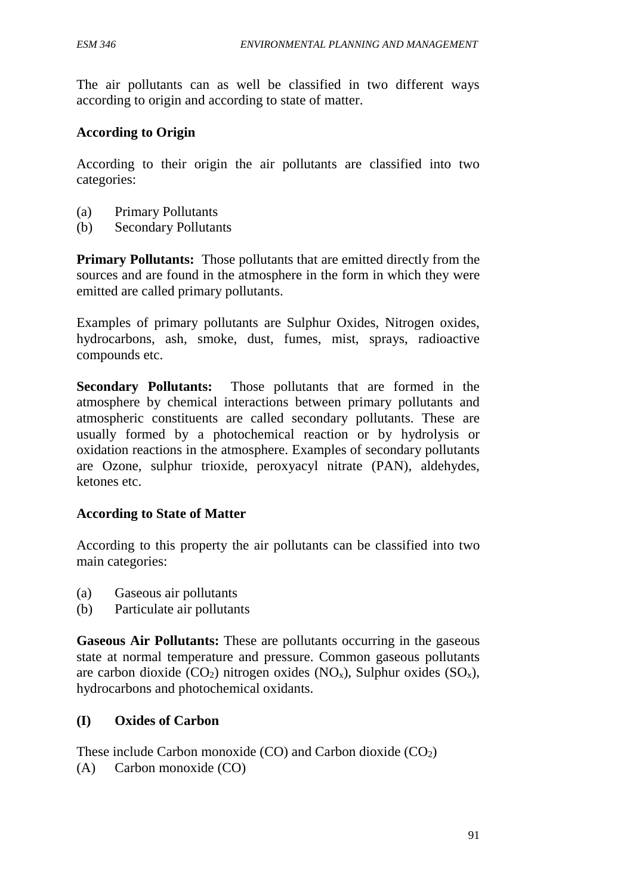The air pollutants can as well be classified in two different ways according to origin and according to state of matter.

**According to Origin**

According to their origin the air pollutants are classified into two categories:

(a) Primary Pollutants
(b) Secondary Pollutants

**Primary Pollutants:** Those pollutants that are emitted directly from the sources and are found in the atmosphere in the form in which they were emitted are called primary pollutants.

Examples of primary pollutants are Sulphur Oxides, Nitrogen oxides, hydrocarbons, ash, smoke, dust, fumes, mist, sprays, radioactive compounds etc.

**Secondary Pollutants:** Those pollutants that are formed in the atmosphere by chemical interactions between primary pollutants and atmospheric constituents are called secondary pollutants. These are usually formed by a photochemical reaction or by hydrolysis or oxidation reactions in the atmosphere. Examples of secondary pollutants are Ozone, sulphur trioxide, peroxyacyl nitrate (PAN), aldehydes, ketones etc.

**According to State of Matter**

According to this property the air pollutants can be classified into two main categories:

(a) Gaseous air pollutants
(b) Particulate air pollutants

**Gaseous Air Pollutants:** These are pollutants occurring in the gaseous state at normal temperature and pressure. Common gaseous pollutants are carbon dioxide ($CO_2$) nitrogen oxides ($NO_x$), Sulphur oxides ($SO_x$), hydrocarbons and photochemical oxidants.

**(I) Oxides of Carbon**

These include Carbon monoxide (CO) and Carbon dioxide ($CO_2$)

(A) Carbon monoxide (CO)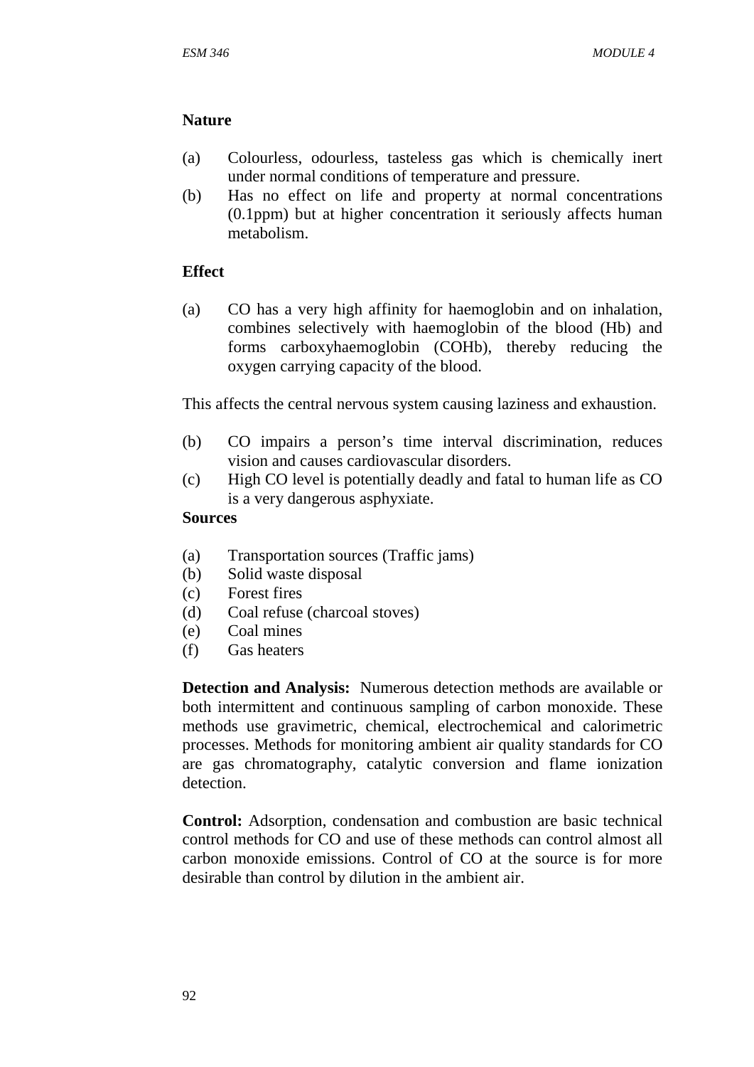**Nature**

(a) Colourless, odourless, tasteless gas which is chemically inert under normal conditions of temperature and pressure.
(b) Has no effect on life and property at normal concentrations (0.1ppm) but at higher concentration it seriously affects human metabolism.

**Effect**

(a) CO has a very high affinity for haemoglobin and on inhalation, combines selectively with haemoglobin of the blood (Hb) and forms carboxyhaemoglobin (COHb), thereby reducing the oxygen carrying capacity of the blood.

This affects the central nervous system causing laziness and exhaustion.

(b) CO impairs a person's time interval discrimination, reduces vision and causes cardiovascular disorders.
(c) High CO level is potentially deadly and fatal to human life as CO is a very dangerous asphyxiate.

**Sources**

(a) Transportation sources (Traffic jams)
(b) Solid waste disposal
(c) Forest fires
(d) Coal refuse (charcoal stoves)
(e) Coal mines
(f) Gas heaters

**Detection and Analysis:** Numerous detection methods are available or both intermittent and continuous sampling of carbon monoxide. These methods use gravimetric, chemical, electrochemical and calorimetric processes. Methods for monitoring ambient air quality standards for CO are gas chromatography, catalytic conversion and flame ionization detection.

**Control:** Adsorption, condensation and combustion are basic technical control methods for CO and use of these methods can control almost all carbon monoxide emissions. Control of CO at the source is for more desirable than control by dilution in the ambient air.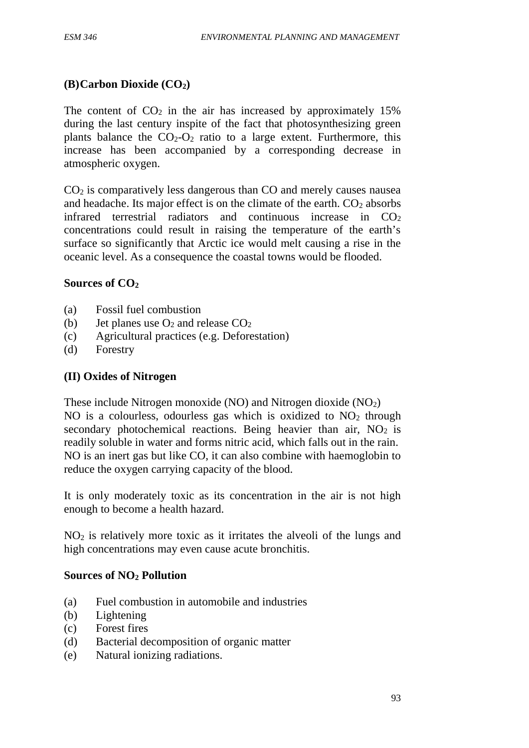### (B) Carbon Dioxide ($CO_2$)

The content of $CO_2$ in the air has increased by approximately 15% during the last century inspite of the fact that photosynthesizing green plants balance the $CO_2$-$O_2$ ratio to a large extent. Furthermore, this increase has been accompanied by a corresponding decrease in atmospheric oxygen.

$CO_2$ is comparatively less dangerous than CO and merely causes nausea and headache. Its major effect is on the climate of the earth. $CO_2$ absorbs infrared terrestrial radiators and continuous increase in $CO_2$ concentrations could result in raising the temperature of the earth's surface so significantly that Arctic ice would melt causing a rise in the oceanic level. As a consequence the coastal towns would be flooded.

**Sources of $CO_2$**

(a) Fossil fuel combustion
(b) Jet planes use $O_2$ and release $CO_2$
(c) Agricultural practices (e.g. Deforestation)
(d) Forestry

### (II) Oxides of Nitrogen

These include Nitrogen monoxide (NO) and Nitrogen dioxide ($NO_2$)
NO is a colourless, odourless gas which is oxidized to $NO_2$ through secondary photochemical reactions. Being heavier than air, $NO_2$ is readily soluble in water and forms nitric acid, which falls out in the rain. NO is an inert gas but like CO, it can also combine with haemoglobin to reduce the oxygen carrying capacity of the blood.

It is only moderately toxic as its concentration in the air is not high enough to become a health hazard.

$NO_2$ is relatively more toxic as it irritates the alveoli of the lungs and high concentrations may even cause acute bronchitis.

**Sources of $NO_2$ Pollution**

(a) Fuel combustion in automobile and industries
(b) Lightening
(c) Forest fires
(d) Bacterial decomposition of organic matter
(e) Natural ionizing radiations.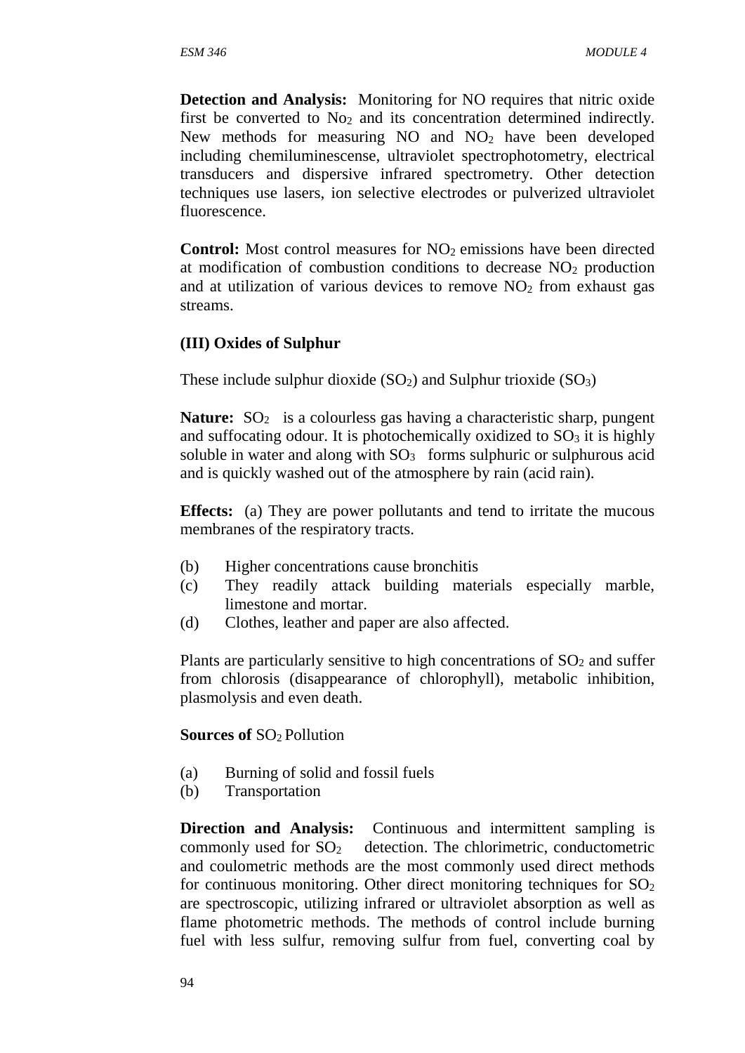**Detection and Analysis:** Monitoring for NO requires that nitric oxide first be converted to $No_2$ and its concentration determined indirectly. New methods for measuring NO and $NO_2$ have been developed including chemiluminescense, ultraviolet spectrophotometry, electrical transducers and dispersive infrared spectrometry. Other detection techniques use lasers, ion selective electrodes or pulverized ultraviolet fluorescence.

**Control:** Most control measures for $NO_2$ emissions have been directed at modification of combustion conditions to decrease $NO_2$ production and at utilization of various devices to remove $NO_2$ from exhaust gas streams.

**(III) Oxides of Sulphur**

These include sulphur dioxide ($SO_2$) and Sulphur trioxide ($SO_3$)

**Nature:** $SO_2$ is a colourless gas having a characteristic sharp, pungent and suffocating odour. It is photochemically oxidized to $SO_3$ it is highly soluble in water and along with $SO_3$ forms sulphuric or sulphurous acid and is quickly washed out of the atmosphere by rain (acid rain).

**Effects:** (a) They are power pollutants and tend to irritate the mucous membranes of the respiratory tracts.

(b) Higher concentrations cause bronchitis
(c) They readily attack building materials especially marble, limestone and mortar.
(d) Clothes, leather and paper are also affected.

Plants are particularly sensitive to high concentrations of $SO_2$ and suffer from chlorosis (disappearance of chlorophyll), metabolic inhibition, plasmolysis and even death.

**Sources of** $SO_2$ Pollution

(a) Burning of solid and fossil fuels
(b) Transportation

**Direction and Analysis:** Continuous and intermittent sampling is commonly used for $SO_2$ detection. The chlorimetric, conductometric and coulometric methods are the most commonly used direct methods for continuous monitoring. Other direct monitoring techniques for $SO_2$ are spectroscopic, utilizing infrared or ultraviolet absorption as well as flame photometric methods. The methods of control include burning fuel with less sulfur, removing sulfur from fuel, converting coal by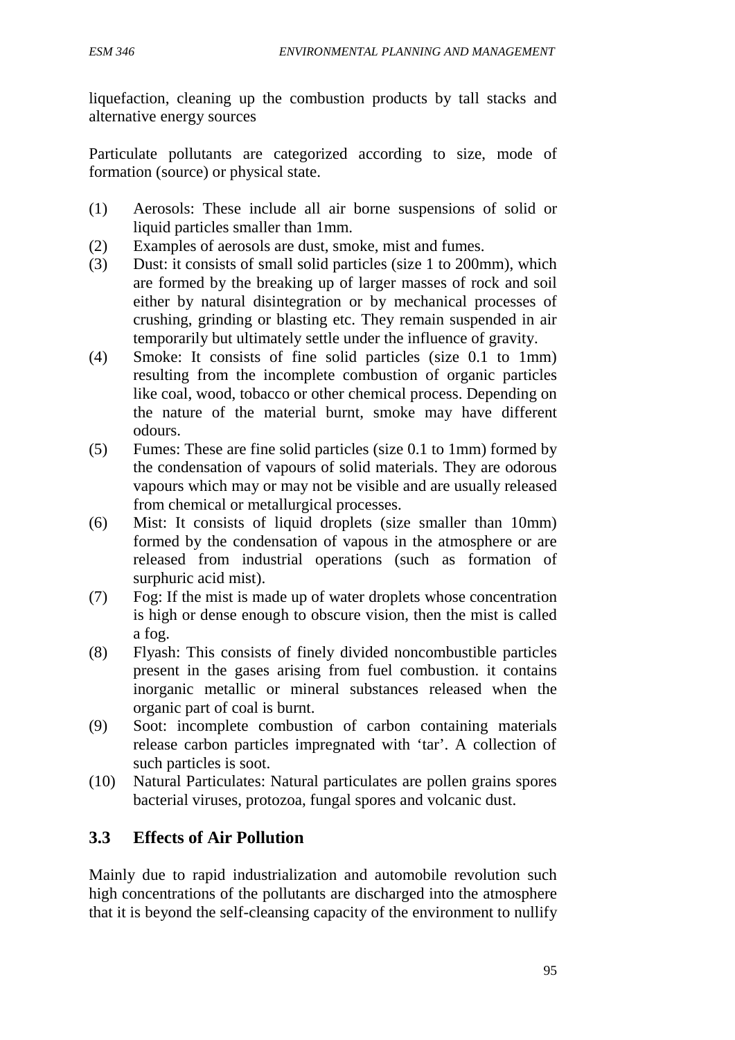liquefaction, cleaning up the combustion products by tall stacks and alternative energy sources

Particulate pollutants are categorized according to size, mode of formation (source) or physical state.

(1) Aerosols: These include all air borne suspensions of solid or liquid particles smaller than 1mm.
(2) Examples of aerosols are dust, smoke, mist and fumes.
(3) Dust: it consists of small solid particles (size 1 to 200mm), which are formed by the breaking up of larger masses of rock and soil either by natural disintegration or by mechanical processes of crushing, grinding or blasting etc. They remain suspended in air temporarily but ultimately settle under the influence of gravity.
(4) Smoke: It consists of fine solid particles (size 0.1 to 1mm) resulting from the incomplete combustion of organic particles like coal, wood, tobacco or other chemical process. Depending on the nature of the material burnt, smoke may have different odours.
(5) Fumes: These are fine solid particles (size 0.1 to 1mm) formed by the condensation of vapours of solid materials. They are odorous vapours which may or may not be visible and are usually released from chemical or metallurgical processes.
(6) Mist: It consists of liquid droplets (size smaller than 10mm) formed by the condensation of vapous in the atmosphere or are released from industrial operations (such as formation of surphuric acid mist).
(7) Fog: If the mist is made up of water droplets whose concentration is high or dense enough to obscure vision, then the mist is called a fog.
(8) Flyash: This consists of finely divided noncombustible particles present in the gases arising from fuel combustion. it contains inorganic metallic or mineral substances released when the organic part of coal is burnt.
(9) Soot: incomplete combustion of carbon containing materials release carbon particles impregnated with 'tar'. A collection of such particles is soot.
(10) Natural Particulates: Natural particulates are pollen grains spores bacterial viruses, protozoa, fungal spores and volcanic dust.

## 3.3 Effects of Air Pollution

Mainly due to rapid industrialization and automobile revolution such high concentrations of the pollutants are discharged into the atmosphere that it is beyond the self-cleansing capacity of the environment to nullify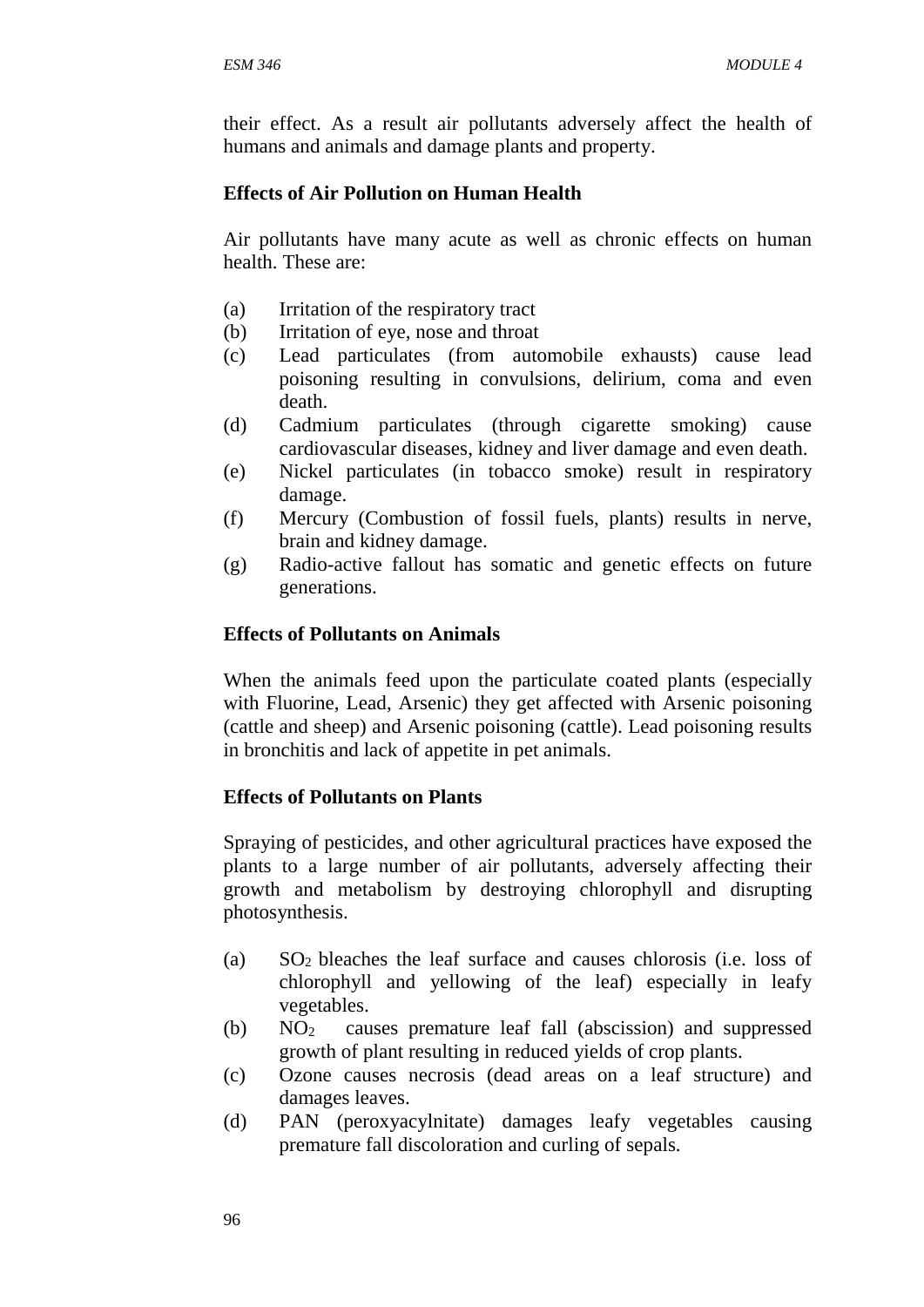their effect. As a result air pollutants adversely affect the health of humans and animals and damage plants and property.

**Effects of Air Pollution on Human Health**

Air pollutants have many acute as well as chronic effects on human health. These are:

(a) Irritation of the respiratory tract
(b) Irritation of eye, nose and throat
(c) Lead particulates (from automobile exhausts) cause lead poisoning resulting in convulsions, delirium, coma and even death.
(d) Cadmium particulates (through cigarette smoking) cause cardiovascular diseases, kidney and liver damage and even death.
(e) Nickel particulates (in tobacco smoke) result in respiratory damage.
(f) Mercury (Combustion of fossil fuels, plants) results in nerve, brain and kidney damage.
(g) Radio-active fallout has somatic and genetic effects on future generations.

**Effects of Pollutants on Animals**

When the animals feed upon the particulate coated plants (especially with Fluorine, Lead, Arsenic) they get affected with Arsenic poisoning (cattle and sheep) and Arsenic poisoning (cattle). Lead poisoning results in bronchitis and lack of appetite in pet animals.

**Effects of Pollutants on Plants**

Spraying of pesticides, and other agricultural practices have exposed the plants to a large number of air pollutants, adversely affecting their growth and metabolism by destroying chlorophyll and disrupting photosynthesis.

(a) $SO_2$ bleaches the leaf surface and causes chlorosis (i.e. loss of chlorophyll and yellowing of the leaf) especially in leafy vegetables.
(b) $NO_2$ causes premature leaf fall (abscission) and suppressed growth of plant resulting in reduced yields of crop plants.
(c) Ozone causes necrosis (dead areas on a leaf structure) and damages leaves.
(d) PAN (peroxyacylnitate) damages leafy vegetables causing premature fall discoloration and curling of sepals.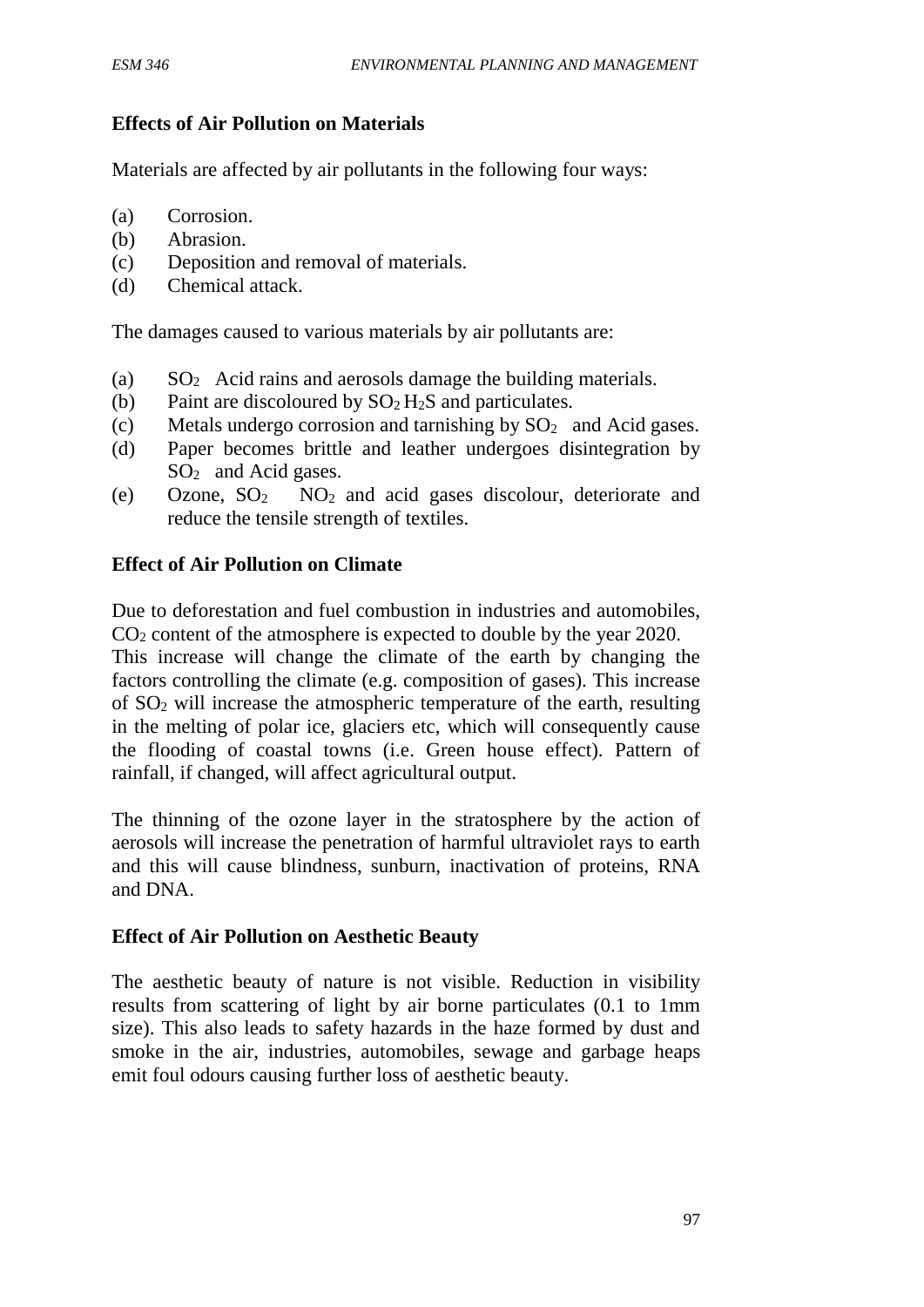**Effects of Air Pollution on Materials**

Materials are affected by air pollutants in the following four ways:

(a) Corrosion.
(b) Abrasion.
(c) Deposition and removal of materials.
(d) Chemical attack.

The damages caused to various materials by air pollutants are:

(a) $SO_2$ Acid rains and aerosols damage the building materials.
(b) Paint are discoloured by $SO_2$ $H_2S$ and particulates.
(c) Metals undergo corrosion and tarnishing by $SO_2$ and Acid gases.
(d) Paper becomes brittle and leather undergoes disintegration by $SO_2$ and Acid gases.
(e) Ozone, $SO_2$ $NO_2$ and acid gases discolour, deteriorate and reduce the tensile strength of textiles.

**Effect of Air Pollution on Climate**

Due to deforestation and fuel combustion in industries and automobiles, $CO_2$ content of the atmosphere is expected to double by the year 2020. This increase will change the climate of the earth by changing the factors controlling the climate (e.g. composition of gases). This increase of $SO_2$ will increase the atmospheric temperature of the earth, resulting in the melting of polar ice, glaciers etc, which will consequently cause the flooding of coastal towns (i.e. Green house effect). Pattern of rainfall, if changed, will affect agricultural output.

The thinning of the ozone layer in the stratosphere by the action of aerosols will increase the penetration of harmful ultraviolet rays to earth and this will cause blindness, sunburn, inactivation of proteins, RNA and DNA.

**Effect of Air Pollution on Aesthetic Beauty**

The aesthetic beauty of nature is not visible. Reduction in visibility results from scattering of light by air borne particulates (0.1 to 1mm size). This also leads to safety hazards in the haze formed by dust and smoke in the air, industries, automobiles, sewage and garbage heaps emit foul odours causing further loss of aesthetic beauty.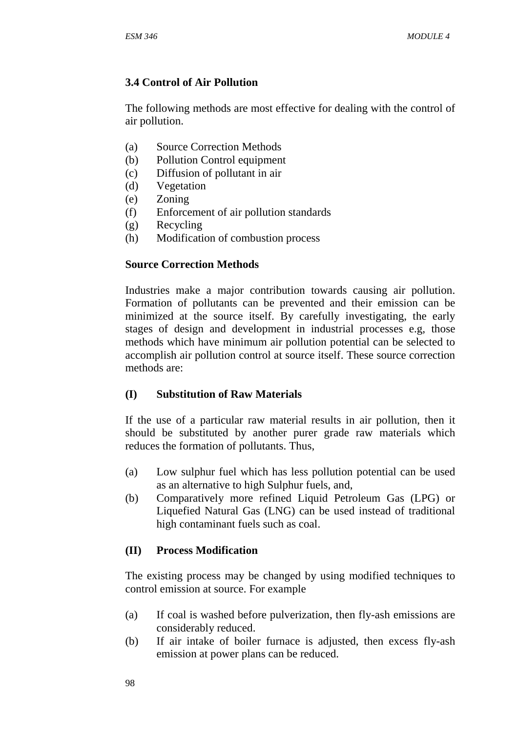### 3.4 Control of Air Pollution

The following methods are most effective for dealing with the control of air pollution.

(a) Source Correction Methods
(b) Pollution Control equipment
(c) Diffusion of pollutant in air
(d) Vegetation
(e) Zoning
(f) Enforcement of air pollution standards
(g) Recycling
(h) Modification of combustion process

**Source Correction Methods**

Industries make a major contribution towards causing air pollution. Formation of pollutants can be prevented and their emission can be minimized at the source itself. By carefully investigating, the early stages of design and development in industrial processes e.g, those methods which have minimum air pollution potential can be selected to accomplish air pollution control at source itself. These source correction methods are:

**(I) Substitution of Raw Materials**

If the use of a particular raw material results in air pollution, then it should be substituted by another purer grade raw materials which reduces the formation of pollutants. Thus,

(a) Low sulphur fuel which has less pollution potential can be used as an alternative to high Sulphur fuels, and,
(b) Comparatively more refined Liquid Petroleum Gas (LPG) or Liquefied Natural Gas (LNG) can be used instead of traditional high contaminant fuels such as coal.

**(II) Process Modification**

The existing process may be changed by using modified techniques to control emission at source. For example

(a) If coal is washed before pulverization, then fly-ash emissions are considerably reduced.
(b) If air intake of boiler furnace is adjusted, then excess fly-ash emission at power plans can be reduced.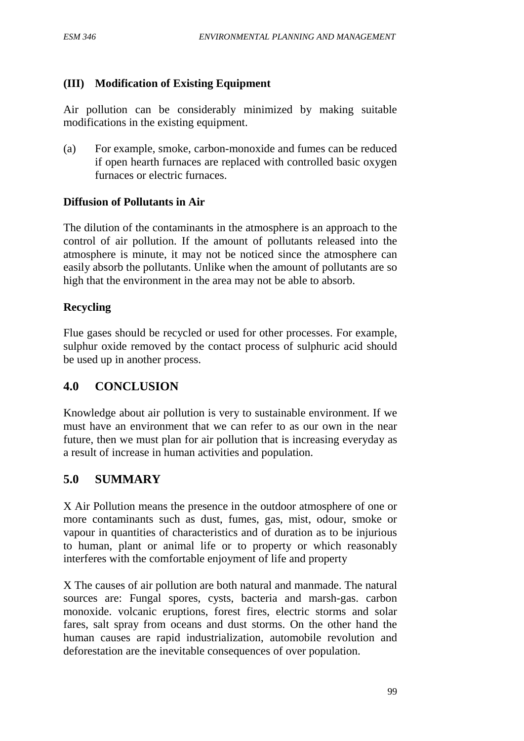### (III) Modification of Existing Equipment

Air pollution can be considerably minimized by making suitable modifications in the existing equipment.

(a) For example, smoke, carbon-monoxide and fumes can be reduced if open hearth furnaces are replaced with controlled basic oxygen furnaces or electric furnaces.

**Diffusion of Pollutants in Air**

The dilution of the contaminants in the atmosphere is an approach to the control of air pollution. If the amount of pollutants released into the atmosphere is minute, it may not be noticed since the atmosphere can easily absorb the pollutants. Unlike when the amount of pollutants are so high that the environment in the area may not be able to absorb.

**Recycling**

Flue gases should be recycled or used for other processes. For example, sulphur oxide removed by the contact process of sulphuric acid should be used up in another process.

## 4.0 CONCLUSION

Knowledge about air pollution is very to sustainable environment. If we must have an environment that we can refer to as our own in the near future, then we must plan for air pollution that is increasing everyday as a result of increase in human activities and population.

## 5.0 SUMMARY

X Air Pollution means the presence in the outdoor atmosphere of one or more contaminants such as dust, fumes, gas, mist, odour, smoke or vapour in quantities of characteristics and of duration as to be injurious to human, plant or animal life or to property or which reasonably interferes with the comfortable enjoyment of life and property

X The causes of air pollution are both natural and manmade. The natural sources are: Fungal spores, cysts, bacteria and marsh-gas. carbon monoxide. volcanic eruptions, forest fires, electric storms and solar fares, salt spray from oceans and dust storms. On the other hand the human causes are rapid industrialization, automobile revolution and deforestation are the inevitable consequences of over population.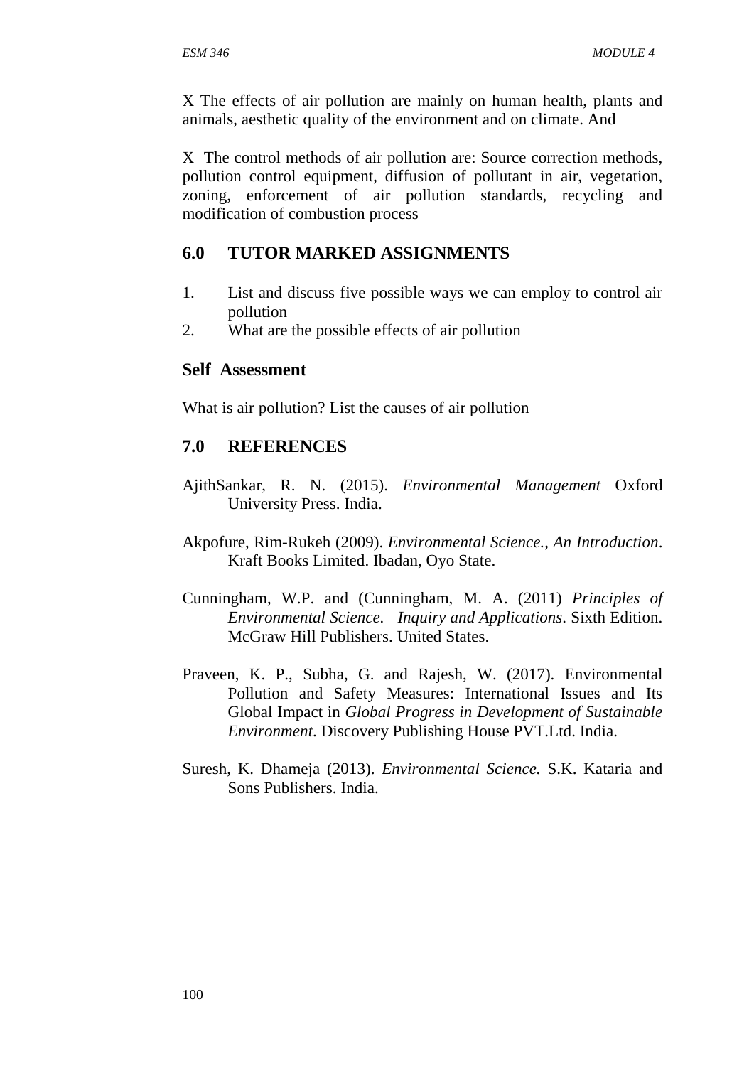X The effects of air pollution are mainly on human health, plants and animals, aesthetic quality of the environment and on climate. And

X The control methods of air pollution are: Source correction methods, pollution control equipment, diffusion of pollutant in air, vegetation, zoning, enforcement of air pollution standards, recycling and modification of combustion process

## 6.0 TUTOR MARKED ASSIGNMENTS

1. List and discuss five possible ways we can employ to control air pollution
2. What are the possible effects of air pollution

### Self Assessment

What is air pollution? List the causes of air pollution

## 7.0 REFERENCES

AjithSankar, R. N. (2015). *Environmental Management* Oxford University Press. India.

Akpofure, Rim-Rukeh (2009). *Environmental Science., An Introduction*. Kraft Books Limited. Ibadan, Oyo State.

Cunningham, W.P. and (Cunningham, M. A. (2011) *Principles of Environmental Science. Inquiry and Applications*. Sixth Edition. McGraw Hill Publishers. United States.

Praveen, K. P., Subha, G. and Rajesh, W. (2017). Environmental Pollution and Safety Measures: International Issues and Its Global Impact in *Global Progress in Development of Sustainable Environment*. Discovery Publishing House PVT.Ltd. India.

Suresh, K. Dhameja (2013). *Environmental Science.* S.K. Kataria and Sons Publishers. India.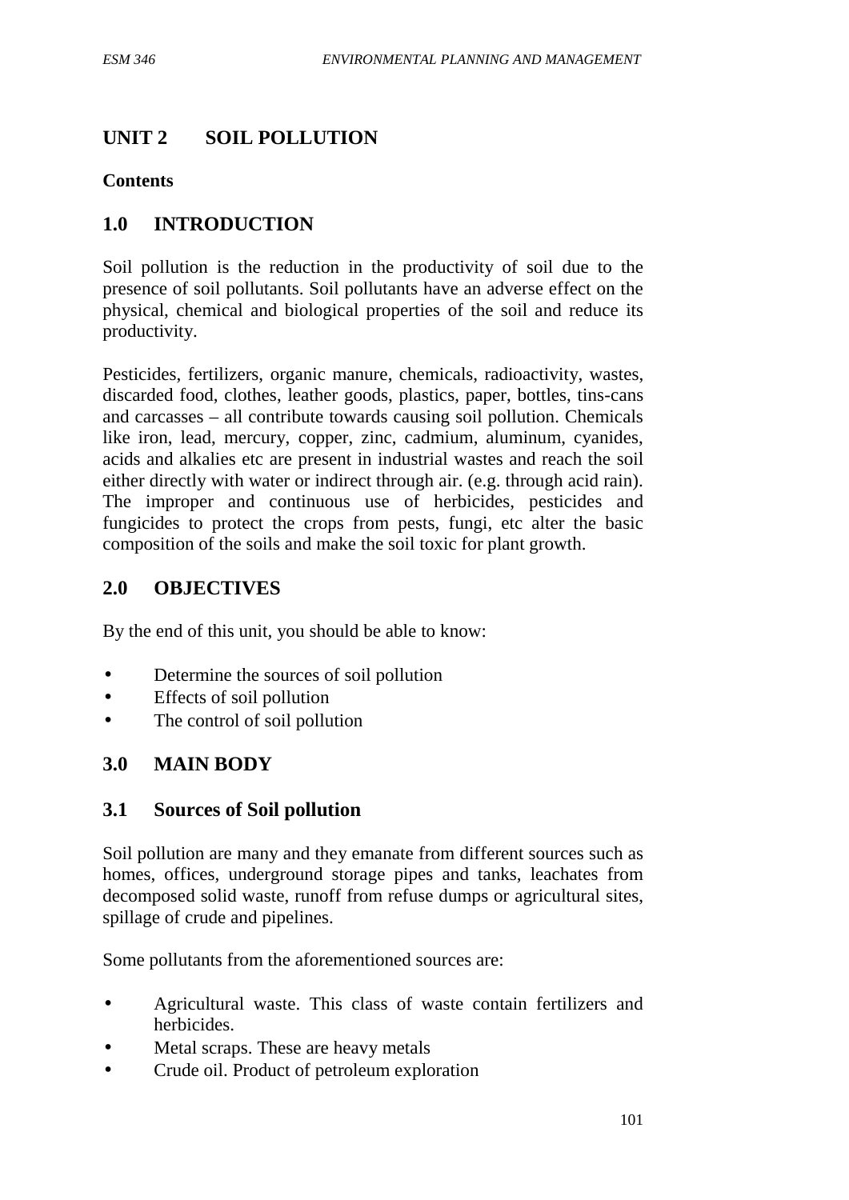# UNIT 2 SOIL POLLUTION

**Contents**

## 1.0 INTRODUCTION

Soil pollution is the reduction in the productivity of soil due to the presence of soil pollutants. Soil pollutants have an adverse effect on the physical, chemical and biological properties of the soil and reduce its productivity.

Pesticides, fertilizers, organic manure, chemicals, radioactivity, wastes, discarded food, clothes, leather goods, plastics, paper, bottles, tins-cans and carcasses – all contribute towards causing soil pollution. Chemicals like iron, lead, mercury, copper, zinc, cadmium, aluminum, cyanides, acids and alkalies etc are present in industrial wastes and reach the soil either directly with water or indirect through air. (e.g. through acid rain). The improper and continuous use of herbicides, pesticides and fungicides to protect the crops from pests, fungi, etc alter the basic composition of the soils and make the soil toxic for plant growth.

## 2.0 OBJECTIVES

By the end of this unit, you should be able to know:

- Determine the sources of soil pollution
- Effects of soil pollution
- The control of soil pollution

## 3.0 MAIN BODY

### 3.1 Sources of Soil pollution

Soil pollution are many and they emanate from different sources such as homes, offices, underground storage pipes and tanks, leachates from decomposed solid waste, runoff from refuse dumps or agricultural sites, spillage of crude and pipelines.

Some pollutants from the aforementioned sources are:

- Agricultural waste. This class of waste contain fertilizers and herbicides.
- Metal scraps. These are heavy metals
- Crude oil. Product of petroleum exploration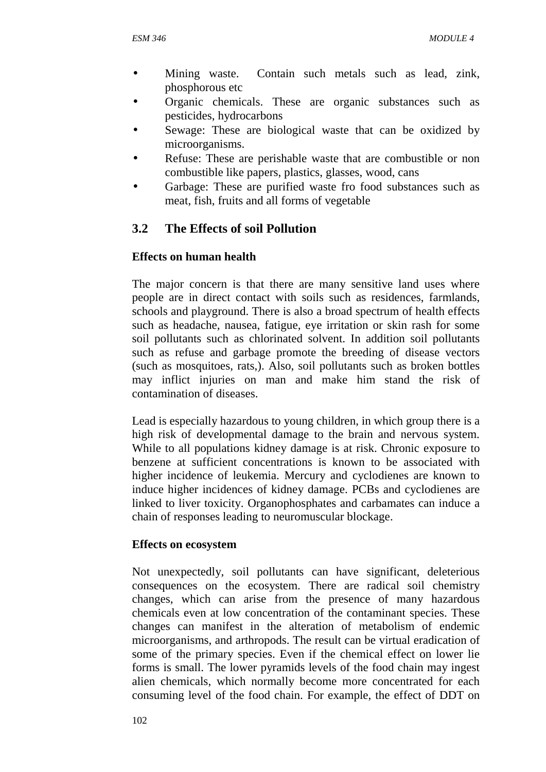- Mining waste. Contain such metals such as lead, zink, phosphorous etc
- Organic chemicals. These are organic substances such as pesticides, hydrocarbons
- Sewage: These are biological waste that can be oxidized by microorganisms.
- Refuse: These are perishable waste that are combustible or non combustible like papers, plastics, glasses, wood, cans
- Garbage: These are purified waste fro food substances such as meat, fish, fruits and all forms of vegetable

## 3.2 The Effects of soil Pollution

**Effects on human health**

The major concern is that there are many sensitive land uses where people are in direct contact with soils such as residences, farmlands, schools and playground. There is also a broad spectrum of health effects such as headache, nausea, fatigue, eye irritation or skin rash for some soil pollutants such as chlorinated solvent. In addition soil pollutants such as refuse and garbage promote the breeding of disease vectors (such as mosquitoes, rats,). Also, soil pollutants such as broken bottles may inflict injuries on man and make him stand the risk of contamination of diseases.

Lead is especially hazardous to young children, in which group there is a high risk of developmental damage to the brain and nervous system. While to all populations kidney damage is at risk. Chronic exposure to benzene at sufficient concentrations is known to be associated with higher incidence of leukemia. Mercury and cyclodienes are known to induce higher incidences of kidney damage. PCBs and cyclodienes are linked to liver toxicity. Organophosphates and carbamates can induce a chain of responses leading to neuromuscular blockage.

**Effects on ecosystem**

Not unexpectedly, soil pollutants can have significant, deleterious consequences on the ecosystem. There are radical soil chemistry changes, which can arise from the presence of many hazardous chemicals even at low concentration of the contaminant species. These changes can manifest in the alteration of metabolism of endemic microorganisms, and arthropods. The result can be virtual eradication of some of the primary species. Even if the chemical effect on lower lie forms is small. The lower pyramids levels of the food chain may ingest alien chemicals, which normally become more concentrated for each consuming level of the food chain. For example, the effect of DDT on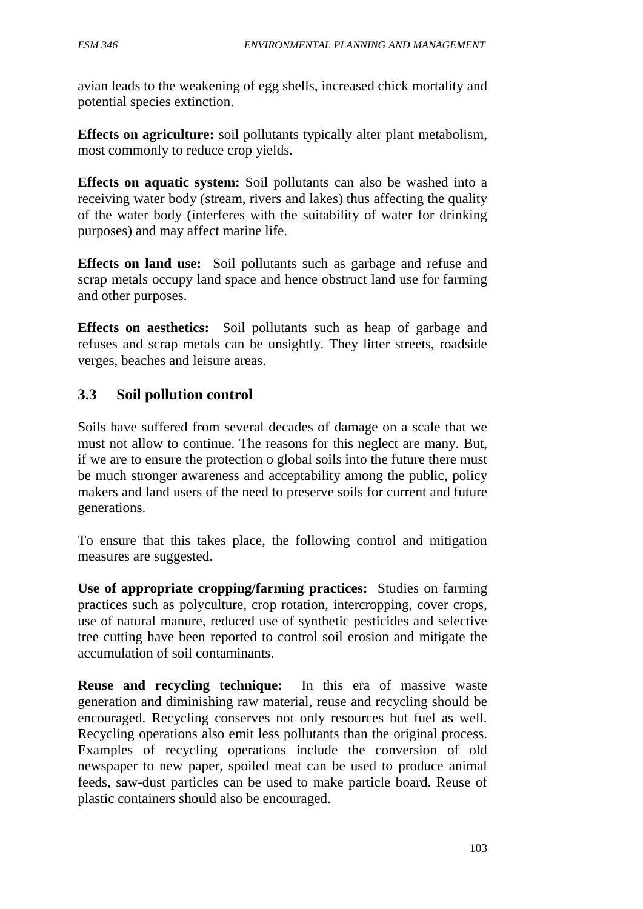avian leads to the weakening of egg shells, increased chick mortality and potential species extinction.

**Effects on agriculture:** soil pollutants typically alter plant metabolism, most commonly to reduce crop yields.

**Effects on aquatic system:** Soil pollutants can also be washed into a receiving water body (stream, rivers and lakes) thus affecting the quality of the water body (interferes with the suitability of water for drinking purposes) and may affect marine life.

**Effects on land use:** Soil pollutants such as garbage and refuse and scrap metals occupy land space and hence obstruct land use for farming and other purposes.

**Effects on aesthetics:** Soil pollutants such as heap of garbage and refuses and scrap metals can be unsightly. They litter streets, roadside verges, beaches and leisure areas.

## 3.3 Soil pollution control

Soils have suffered from several decades of damage on a scale that we must not allow to continue. The reasons for this neglect are many. But, if we are to ensure the protection o global soils into the future there must be much stronger awareness and acceptability among the public, policy makers and land users of the need to preserve soils for current and future generations.

To ensure that this takes place, the following control and mitigation measures are suggested.

**Use of appropriate cropping/farming practices:** Studies on farming practices such as polyculture, crop rotation, intercropping, cover crops, use of natural manure, reduced use of synthetic pesticides and selective tree cutting have been reported to control soil erosion and mitigate the accumulation of soil contaminants.

**Reuse and recycling technique:** In this era of massive waste generation and diminishing raw material, reuse and recycling should be encouraged. Recycling conserves not only resources but fuel as well. Recycling operations also emit less pollutants than the original process. Examples of recycling operations include the conversion of old newspaper to new paper, spoiled meat can be used to produce animal feeds, saw-dust particles can be used to make particle board. Reuse of plastic containers should also be encouraged.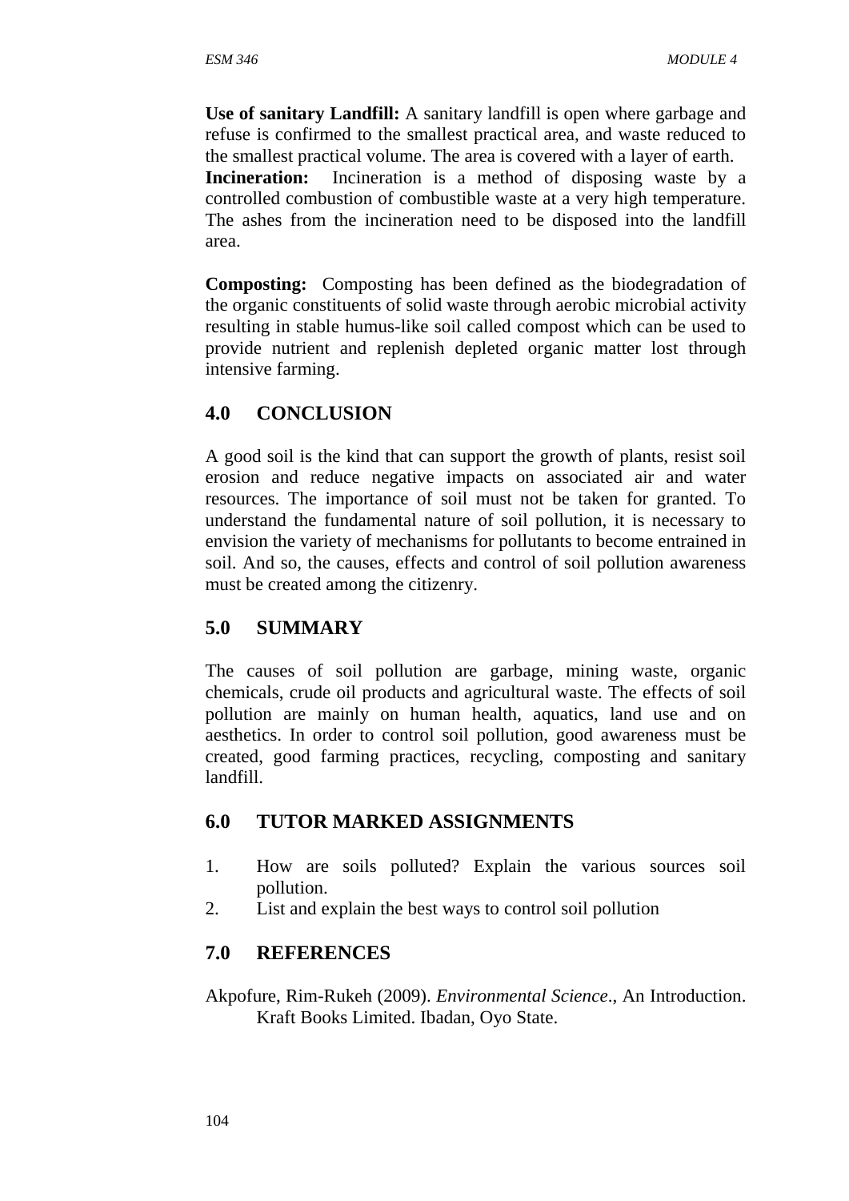**Use of sanitary Landfill:** A sanitary landfill is open where garbage and refuse is confirmed to the smallest practical area, and waste reduced to the smallest practical volume. The area is covered with a layer of earth.
**Incineration:** Incineration is a method of disposing waste by a controlled combustion of combustible waste at a very high temperature. The ashes from the incineration need to be disposed into the landfill area.

**Composting:** Composting has been defined as the biodegradation of the organic constituents of solid waste through aerobic microbial activity resulting in stable humus-like soil called compost which can be used to provide nutrient and replenish depleted organic matter lost through intensive farming.

## 4.0 CONCLUSION

A good soil is the kind that can support the growth of plants, resist soil erosion and reduce negative impacts on associated air and water resources. The importance of soil must not be taken for granted. To understand the fundamental nature of soil pollution, it is necessary to envision the variety of mechanisms for pollutants to become entrained in soil. And so, the causes, effects and control of soil pollution awareness must be created among the citizenry.

## 5.0 SUMMARY

The causes of soil pollution are garbage, mining waste, organic chemicals, crude oil products and agricultural waste. The effects of soil pollution are mainly on human health, aquatics, land use and on aesthetics. In order to control soil pollution, good awareness must be created, good farming practices, recycling, composting and sanitary landfill.

## 6.0 TUTOR MARKED ASSIGNMENTS

1. How are soils polluted? Explain the various sources soil pollution.
2. List and explain the best ways to control soil pollution

## 7.0 REFERENCES

Akpofure, Rim-Rukeh (2009). *Environmental Science*., An Introduction. Kraft Books Limited. Ibadan, Oyo State.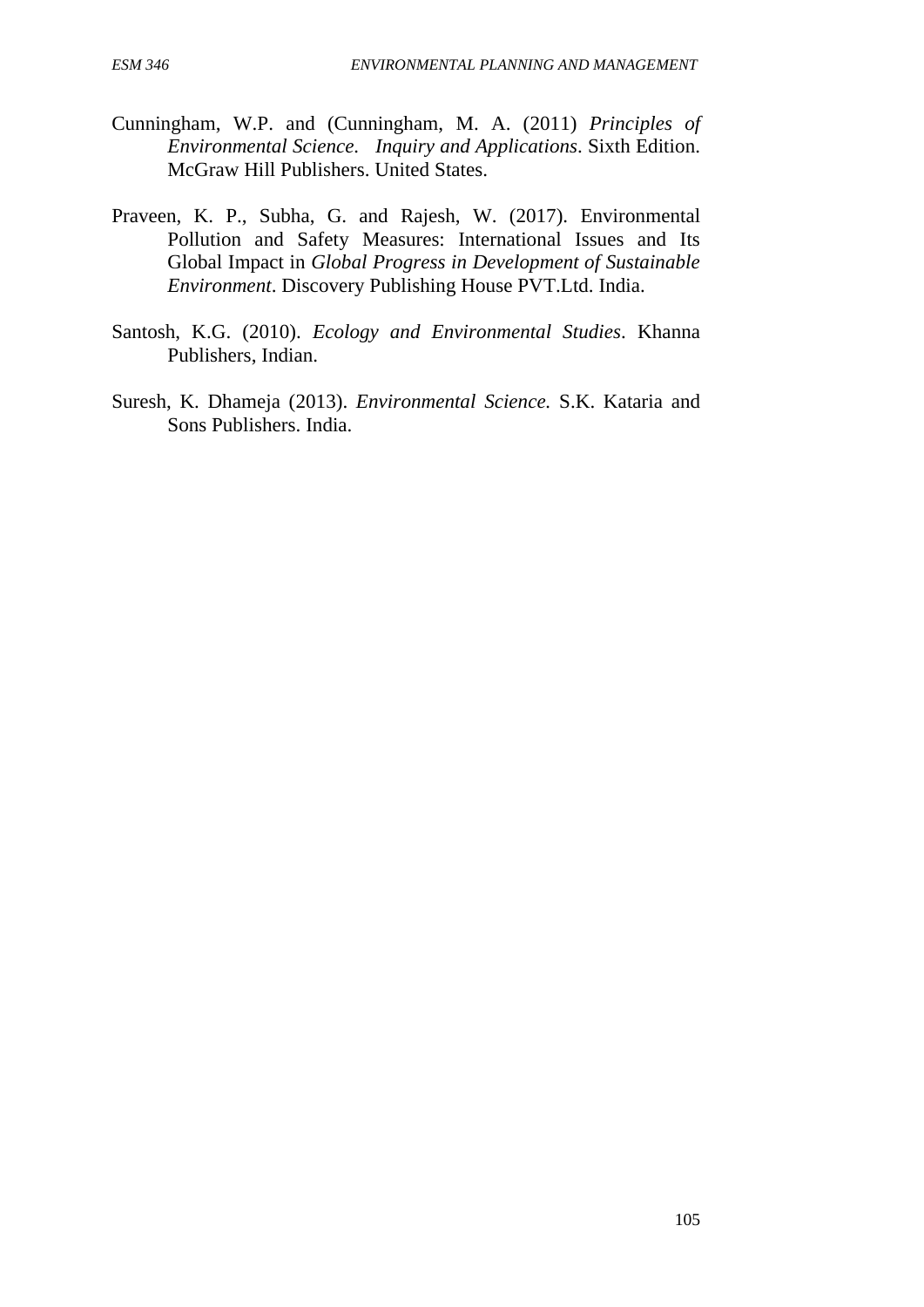Cunningham, W.P. and (Cunningham, M. A. (2011) *Principles of Environmental Science. Inquiry and Applications*. Sixth Edition. McGraw Hill Publishers. United States.

Praveen, K. P., Subha, G. and Rajesh, W. (2017). Environmental Pollution and Safety Measures: International Issues and Its Global Impact in *Global Progress in Development of Sustainable Environment*. Discovery Publishing House PVT.Ltd. India.

Santosh, K.G. (2010). *Ecology and Environmental Studies*. Khanna Publishers, Indian.

Suresh, K. Dhameja (2013). *Environmental Science.* S.K. Kataria and Sons Publishers. India.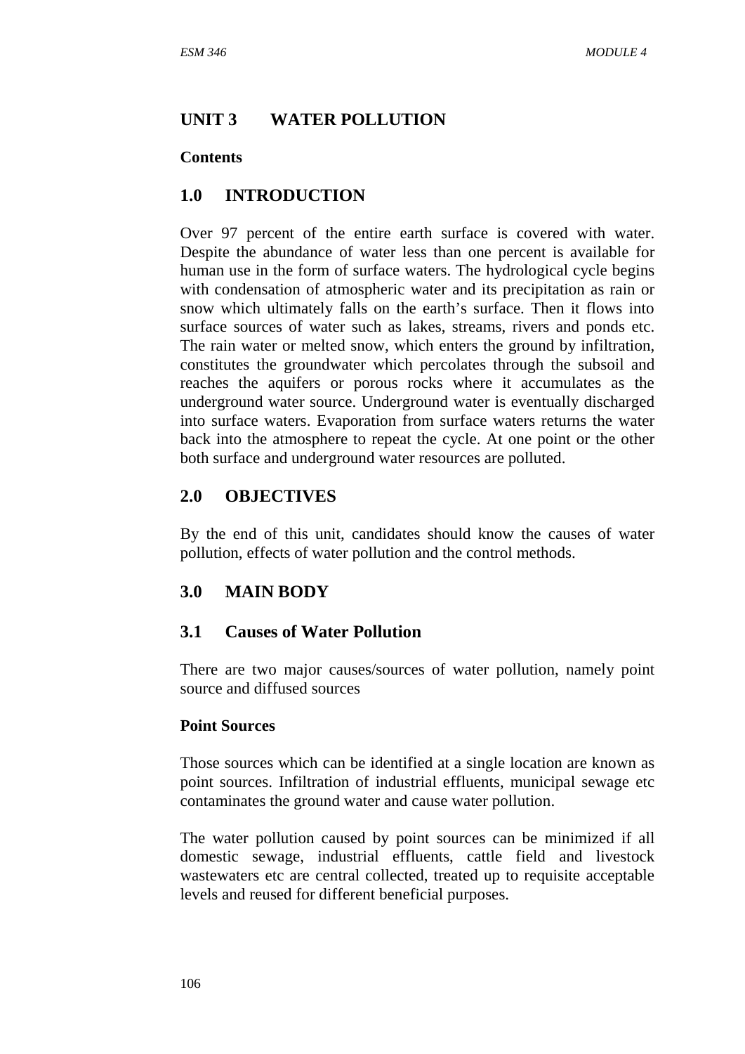## UNIT 3 WATER POLLUTION

**Contents**

## 1.0 INTRODUCTION

Over 97 percent of the entire earth surface is covered with water. Despite the abundance of water less than one percent is available for human use in the form of surface waters. The hydrological cycle begins with condensation of atmospheric water and its precipitation as rain or snow which ultimately falls on the earth's surface. Then it flows into surface sources of water such as lakes, streams, rivers and ponds etc. The rain water or melted snow, which enters the ground by infiltration, constitutes the groundwater which percolates through the subsoil and reaches the aquifers or porous rocks where it accumulates as the underground water source. Underground water is eventually discharged into surface waters. Evaporation from surface waters returns the water back into the atmosphere to repeat the cycle. At one point or the other both surface and underground water resources are polluted.

## 2.0 OBJECTIVES

By the end of this unit, candidates should know the causes of water pollution, effects of water pollution and the control methods.

## 3.0 MAIN BODY

### 3.1 Causes of Water Pollution

There are two major causes/sources of water pollution, namely point source and diffused sources

**Point Sources**

Those sources which can be identified at a single location are known as point sources. Infiltration of industrial effluents, municipal sewage etc contaminates the ground water and cause water pollution.

The water pollution caused by point sources can be minimized if all domestic sewage, industrial effluents, cattle field and livestock wastewaters etc are central collected, treated up to requisite acceptable levels and reused for different beneficial purposes.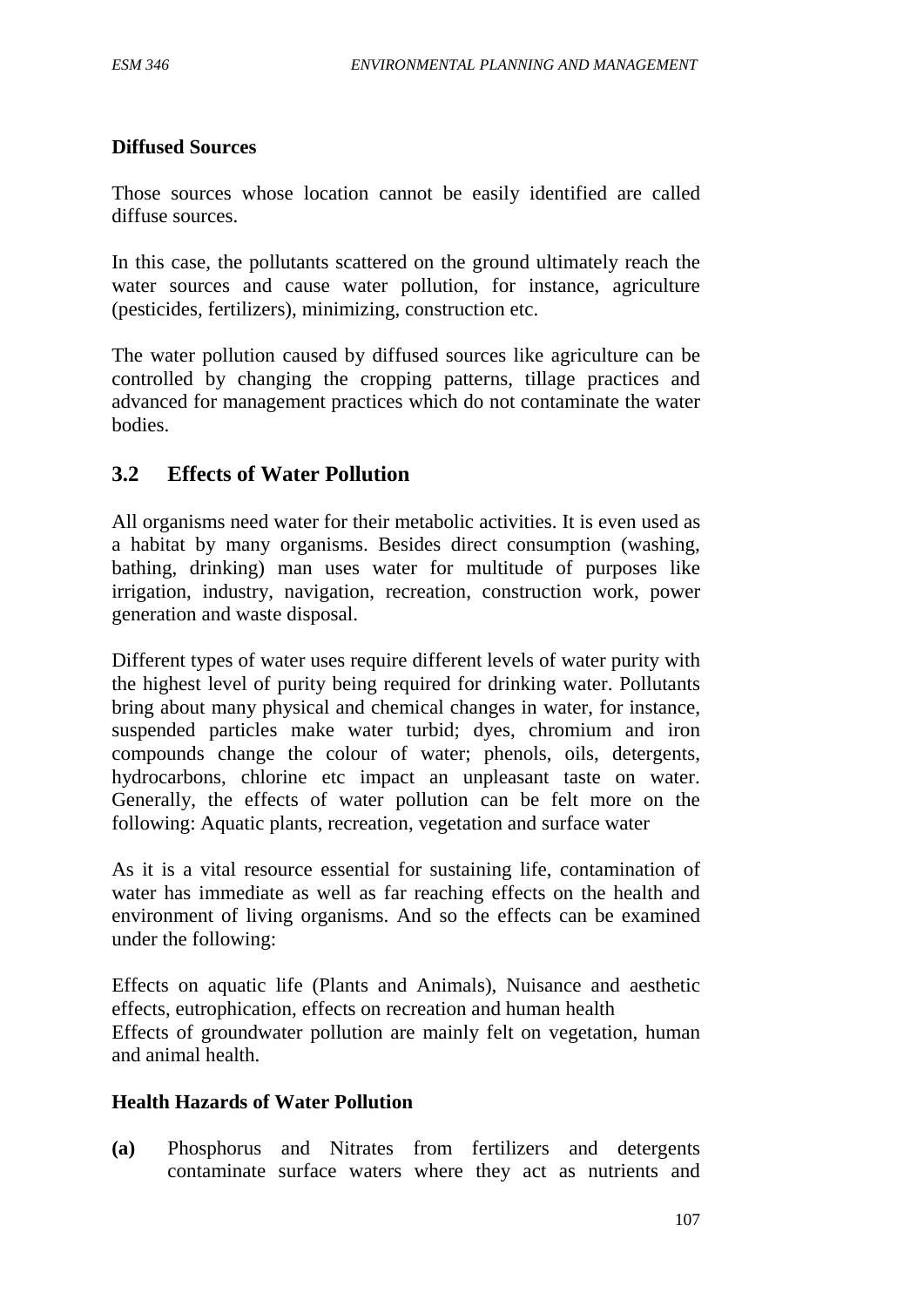**Diffused Sources**

Those sources whose location cannot be easily identified are called diffuse sources.

In this case, the pollutants scattered on the ground ultimately reach the water sources and cause water pollution, for instance, agriculture (pesticides, fertilizers), minimizing, construction etc.

The water pollution caused by diffused sources like agriculture can be controlled by changing the cropping patterns, tillage practices and advanced for management practices which do not contaminate the water bodies.

## 3.2 Effects of Water Pollution

All organisms need water for their metabolic activities. It is even used as a habitat by many organisms. Besides direct consumption (washing, bathing, drinking) man uses water for multitude of purposes like irrigation, industry, navigation, recreation, construction work, power generation and waste disposal.

Different types of water uses require different levels of water purity with the highest level of purity being required for drinking water. Pollutants bring about many physical and chemical changes in water, for instance, suspended particles make water turbid; dyes, chromium and iron compounds change the colour of water; phenols, oils, detergents, hydrocarbons, chlorine etc impact an unpleasant taste on water. Generally, the effects of water pollution can be felt more on the following: Aquatic plants, recreation, vegetation and surface water

As it is a vital resource essential for sustaining life, contamination of water has immediate as well as far reaching effects on the health and environment of living organisms. And so the effects can be examined under the following:

Effects on aquatic life (Plants and Animals), Nuisance and aesthetic effects, eutrophication, effects on recreation and human health
Effects of groundwater pollution are mainly felt on vegetation, human and animal health.

**Health Hazards of Water Pollution**

**(a)** Phosphorus and Nitrates from fertilizers and detergents contaminate surface waters where they act as nutrients and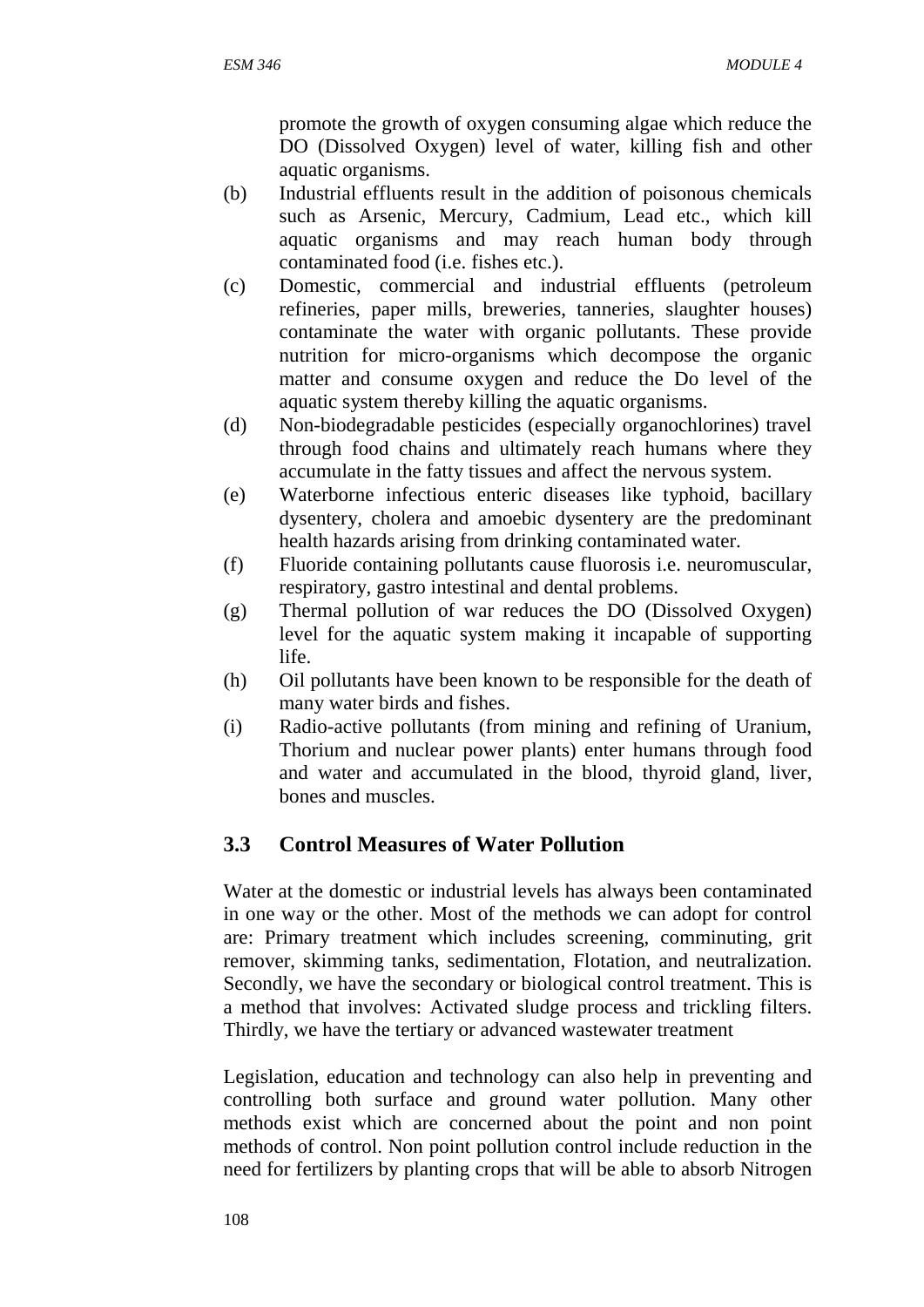promote the growth of oxygen consuming algae which reduce the DO (Dissolved Oxygen) level of water, killing fish and other aquatic organisms.

(b) Industrial effluents result in the addition of poisonous chemicals such as Arsenic, Mercury, Cadmium, Lead etc., which kill aquatic organisms and may reach human body through contaminated food (i.e. fishes etc.).

(c) Domestic, commercial and industrial effluents (petroleum refineries, paper mills, breweries, tanneries, slaughter houses) contaminate the water with organic pollutants. These provide nutrition for micro-organisms which decompose the organic matter and consume oxygen and reduce the Do level of the aquatic system thereby killing the aquatic organisms.

(d) Non-biodegradable pesticides (especially organochlorines) travel through food chains and ultimately reach humans where they accumulate in the fatty tissues and affect the nervous system.

(e) Waterborne infectious enteric diseases like typhoid, bacillary dysentery, cholera and amoebic dysentery are the predominant health hazards arising from drinking contaminated water.

(f) Fluoride containing pollutants cause fluorosis i.e. neuromuscular, respiratory, gastro intestinal and dental problems.

(g) Thermal pollution of war reduces the DO (Dissolved Oxygen) level for the aquatic system making it incapable of supporting life.

(h) Oil pollutants have been known to be responsible for the death of many water birds and fishes.

(i) Radio-active pollutants (from mining and refining of Uranium, Thorium and nuclear power plants) enter humans through food and water and accumulated in the blood, thyroid gland, liver, bones and muscles.

## 3.3 Control Measures of Water Pollution

Water at the domestic or industrial levels has always been contaminated in one way or the other. Most of the methods we can adopt for control are: Primary treatment which includes screening, comminuting, grit remover, skimming tanks, sedimentation, Flotation, and neutralization. Secondly, we have the secondary or biological control treatment. This is a method that involves: Activated sludge process and trickling filters. Thirdly, we have the tertiary or advanced wastewater treatment

Legislation, education and technology can also help in preventing and controlling both surface and ground water pollution. Many other methods exist which are concerned about the point and non point methods of control. Non point pollution control include reduction in the need for fertilizers by planting crops that will be able to absorb Nitrogen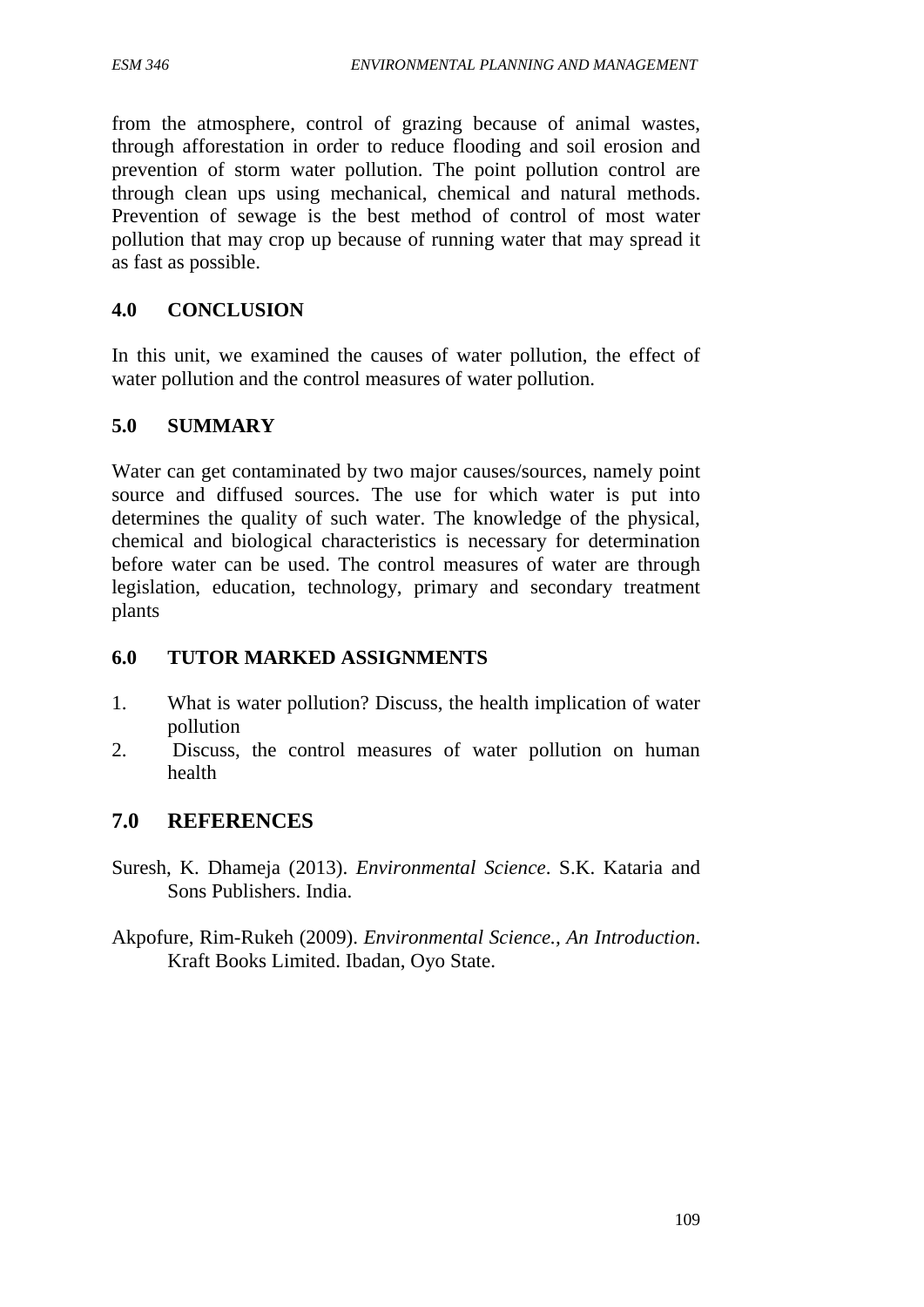from the atmosphere, control of grazing because of animal wastes, through afforestation in order to reduce flooding and soil erosion and prevention of storm water pollution. The point pollution control are through clean ups using mechanical, chemical and natural methods. Prevention of sewage is the best method of control of most water pollution that may crop up because of running water that may spread it as fast as possible.

## 4.0 CONCLUSION

In this unit, we examined the causes of water pollution, the effect of water pollution and the control measures of water pollution.

## 5.0 SUMMARY

Water can get contaminated by two major causes/sources, namely point source and diffused sources. The use for which water is put into determines the quality of such water. The knowledge of the physical, chemical and biological characteristics is necessary for determination before water can be used. The control measures of water are through legislation, education, technology, primary and secondary treatment plants

## 6.0 TUTOR MARKED ASSIGNMENTS

1. What is water pollution? Discuss, the health implication of water pollution
2. Discuss, the control measures of water pollution on human health

## 7.0 REFERENCES

Suresh, K. Dhameja (2013). *Environmental Science*. S.K. Kataria and Sons Publishers. India.

Akpofure, Rim-Rukeh (2009). *Environmental Science., An Introduction*. Kraft Books Limited. Ibadan, Oyo State.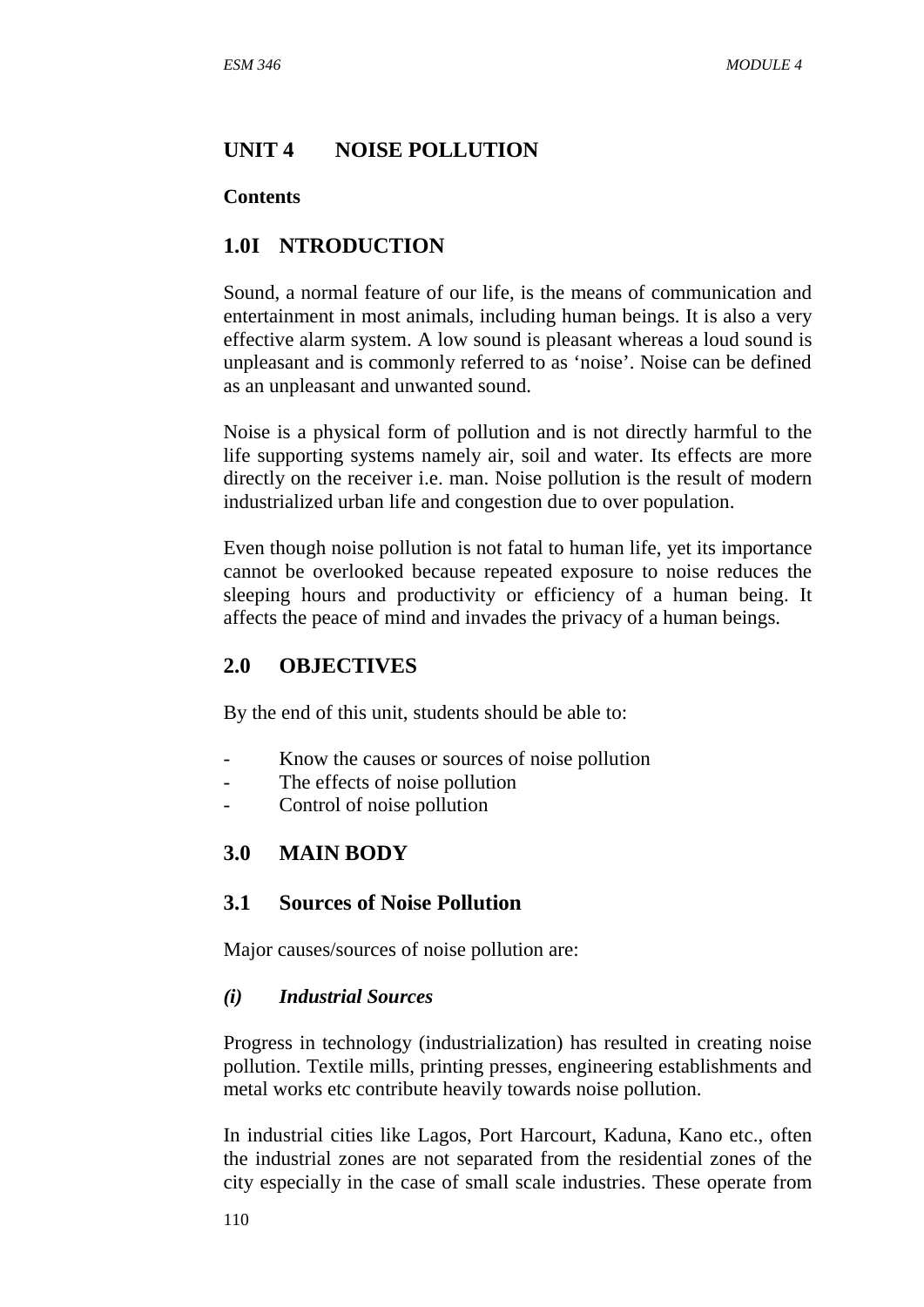## UNIT 4 NOISE POLLUTION

**Contents**

## 1.0I NTRODUCTION

Sound, a normal feature of our life, is the means of communication and entertainment in most animals, including human beings. It is also a very effective alarm system. A low sound is pleasant whereas a loud sound is unpleasant and is commonly referred to as 'noise'. Noise can be defined as an unpleasant and unwanted sound.

Noise is a physical form of pollution and is not directly harmful to the life supporting systems namely air, soil and water. Its effects are more directly on the receiver i.e. man. Noise pollution is the result of modern industrialized urban life and congestion due to over population.

Even though noise pollution is not fatal to human life, yet its importance cannot be overlooked because repeated exposure to noise reduces the sleeping hours and productivity or efficiency of a human being. It affects the peace of mind and invades the privacy of a human beings.

## 2.0 OBJECTIVES

By the end of this unit, students should be able to:

- Know the causes or sources of noise pollution
- The effects of noise pollution
- Control of noise pollution

## 3.0 MAIN BODY

### 3.1 Sources of Noise Pollution

Major causes/sources of noise pollution are:

***(i) Industrial Sources***

Progress in technology (industrialization) has resulted in creating noise pollution. Textile mills, printing presses, engineering establishments and metal works etc contribute heavily towards noise pollution.

In industrial cities like Lagos, Port Harcourt, Kaduna, Kano etc., often the industrial zones are not separated from the residential zones of the city especially in the case of small scale industries. These operate from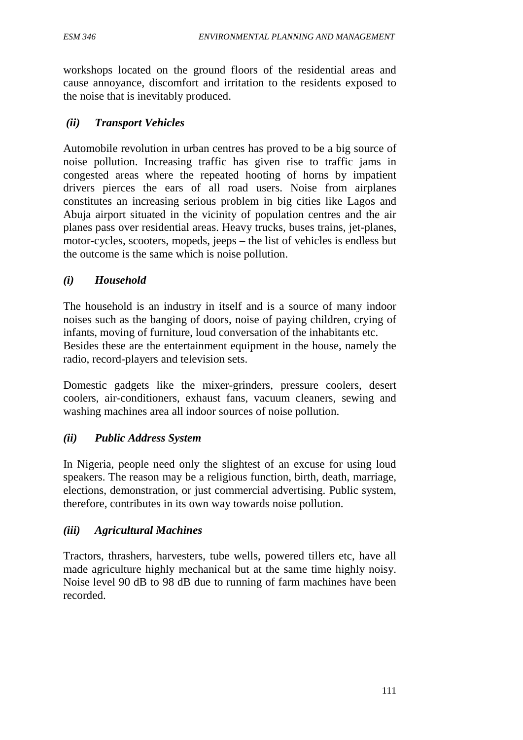workshops located on the ground floors of the residential areas and cause annoyance, discomfort and irritation to the residents exposed to the noise that is inevitably produced.

### *(ii) Transport Vehicles*

Automobile revolution in urban centres has proved to be a big source of noise pollution. Increasing traffic has given rise to traffic jams in congested areas where the repeated hooting of horns by impatient drivers pierces the ears of all road users. Noise from airplanes constitutes an increasing serious problem in big cities like Lagos and Abuja airport situated in the vicinity of population centres and the air planes pass over residential areas. Heavy trucks, buses trains, jet-planes, motor-cycles, scooters, mopeds, jeeps – the list of vehicles is endless but the outcome is the same which is noise pollution.

### *(i) Household*

The household is an industry in itself and is a source of many indoor noises such as the banging of doors, noise of paying children, crying of infants, moving of furniture, loud conversation of the inhabitants etc.
Besides these are the entertainment equipment in the house, namely the radio, record-players and television sets.

Domestic gadgets like the mixer-grinders, pressure coolers, desert coolers, air-conditioners, exhaust fans, vacuum cleaners, sewing and washing machines area all indoor sources of noise pollution.

### *(ii) Public Address System*

In Nigeria, people need only the slightest of an excuse for using loud speakers. The reason may be a religious function, birth, death, marriage, elections, demonstration, or just commercial advertising. Public system, therefore, contributes in its own way towards noise pollution.

### *(iii) Agricultural Machines*

Tractors, thrashers, harvesters, tube wells, powered tillers etc, have all made agriculture highly mechanical but at the same time highly noisy. Noise level 90 dB to 98 dB due to running of farm machines have been recorded.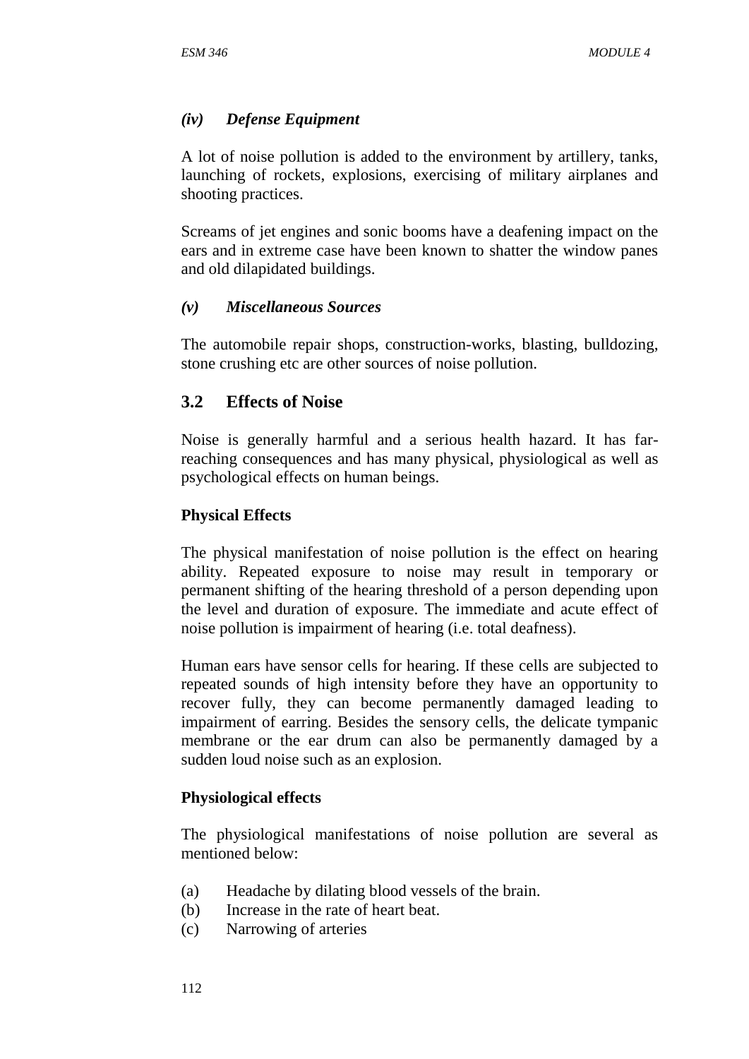#### *(iv) Defense Equipment*

A lot of noise pollution is added to the environment by artillery, tanks, launching of rockets, explosions, exercising of military airplanes and shooting practices.

Screams of jet engines and sonic booms have a deafening impact on the ears and in extreme case have been known to shatter the window panes and old dilapidated buildings.

#### *(v) Miscellaneous Sources*

The automobile repair shops, construction-works, blasting, bulldozing, stone crushing etc are other sources of noise pollution.

## 3.2 Effects of Noise

Noise is generally harmful and a serious health hazard. It has far-reaching consequences and has many physical, physiological as well as psychological effects on human beings.

**Physical Effects**

The physical manifestation of noise pollution is the effect on hearing ability. Repeated exposure to noise may result in temporary or permanent shifting of the hearing threshold of a person depending upon the level and duration of exposure. The immediate and acute effect of noise pollution is impairment of hearing (i.e. total deafness).

Human ears have sensor cells for hearing. If these cells are subjected to repeated sounds of high intensity before they have an opportunity to recover fully, they can become permanently damaged leading to impairment of earring. Besides the sensory cells, the delicate tympanic membrane or the ear drum can also be permanently damaged by a sudden loud noise such as an explosion.

**Physiological effects**

The physiological manifestations of noise pollution are several as mentioned below:

(a) Headache by dilating blood vessels of the brain.
(b) Increase in the rate of heart beat.
(c) Narrowing of arteries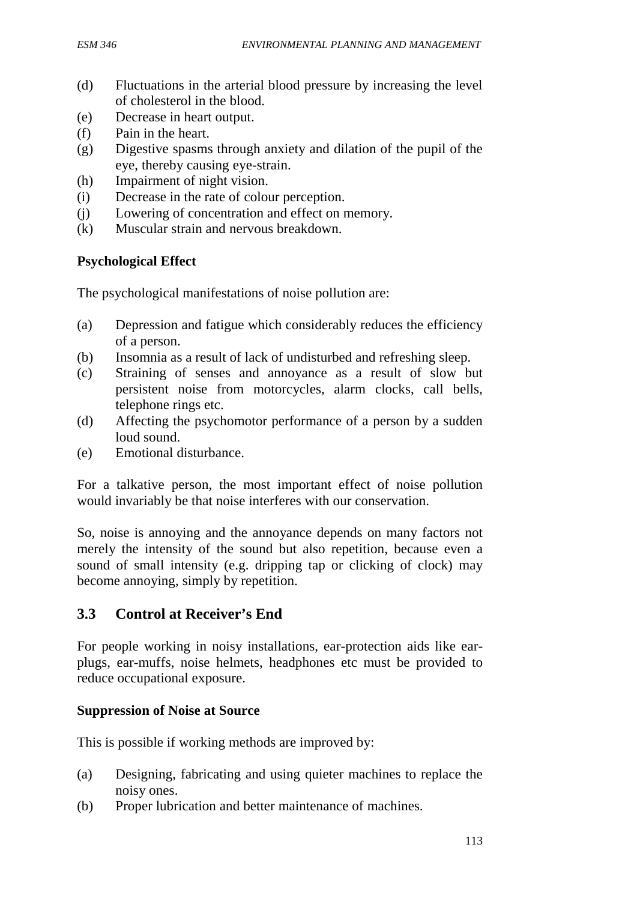(d) Fluctuations in the arterial blood pressure by increasing the level of cholesterol in the blood.
(e) Decrease in heart output.
(f) Pain in the heart.
(g) Digestive spasms through anxiety and dilation of the pupil of the eye, thereby causing eye-strain.
(h) Impairment of night vision.
(i) Decrease in the rate of colour perception.
(j) Lowering of concentration and effect on memory.
(k) Muscular strain and nervous breakdown.

**Psychological Effect**

The psychological manifestations of noise pollution are:

(a) Depression and fatigue which considerably reduces the efficiency of a person.
(b) Insomnia as a result of lack of undisturbed and refreshing sleep.
(c) Straining of senses and annoyance as a result of slow but persistent noise from motorcycles, alarm clocks, call bells, telephone rings etc.
(d) Affecting the psychomotor performance of a person by a sudden loud sound.
(e) Emotional disturbance.

For a talkative person, the most important effect of noise pollution would invariably be that noise interferes with our conservation.

So, noise is annoying and the annoyance depends on many factors not merely the intensity of the sound but also repetition, because even a sound of small intensity (e.g. dripping tap or clicking of clock) may become annoying, simply by repetition.

## 3.3 Control at Receiver's End

For people working in noisy installations, ear-protection aids like ear-plugs, ear-muffs, noise helmets, headphones etc must be provided to reduce occupational exposure.

**Suppression of Noise at Source**

This is possible if working methods are improved by:

(a) Designing, fabricating and using quieter machines to replace the noisy ones.
(b) Proper lubrication and better maintenance of machines.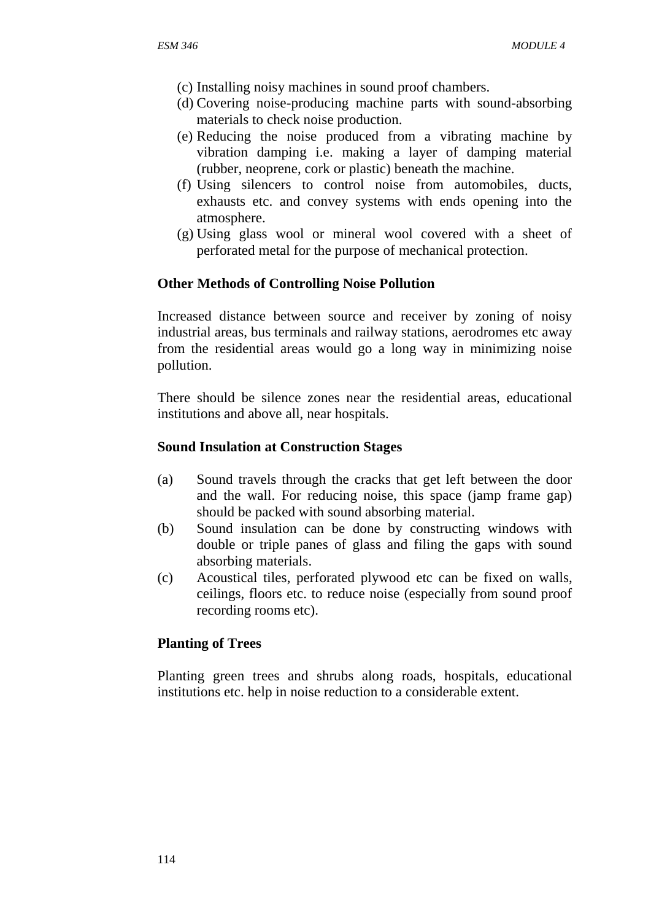(c) Installing noisy machines in sound proof chambers.
(d) Covering noise-producing machine parts with sound-absorbing materials to check noise production.
(e) Reducing the noise produced from a vibrating machine by vibration damping i.e. making a layer of damping material (rubber, neoprene, cork or plastic) beneath the machine.
(f) Using silencers to control noise from automobiles, ducts, exhausts etc. and convey systems with ends opening into the atmosphere.
(g) Using glass wool or mineral wool covered with a sheet of perforated metal for the purpose of mechanical protection.

**Other Methods of Controlling Noise Pollution**

Increased distance between source and receiver by zoning of noisy industrial areas, bus terminals and railway stations, aerodromes etc away from the residential areas would go a long way in minimizing noise pollution.

There should be silence zones near the residential areas, educational institutions and above all, near hospitals.

**Sound Insulation at Construction Stages**

(a) Sound travels through the cracks that get left between the door and the wall. For reducing noise, this space (jamp frame gap) should be packed with sound absorbing material.
(b) Sound insulation can be done by constructing windows with double or triple panes of glass and filing the gaps with sound absorbing materials.
(c) Acoustical tiles, perforated plywood etc can be fixed on walls, ceilings, floors etc. to reduce noise (especially from sound proof recording rooms etc).

**Planting of Trees**

Planting green trees and shrubs along roads, hospitals, educational institutions etc. help in noise reduction to a considerable extent.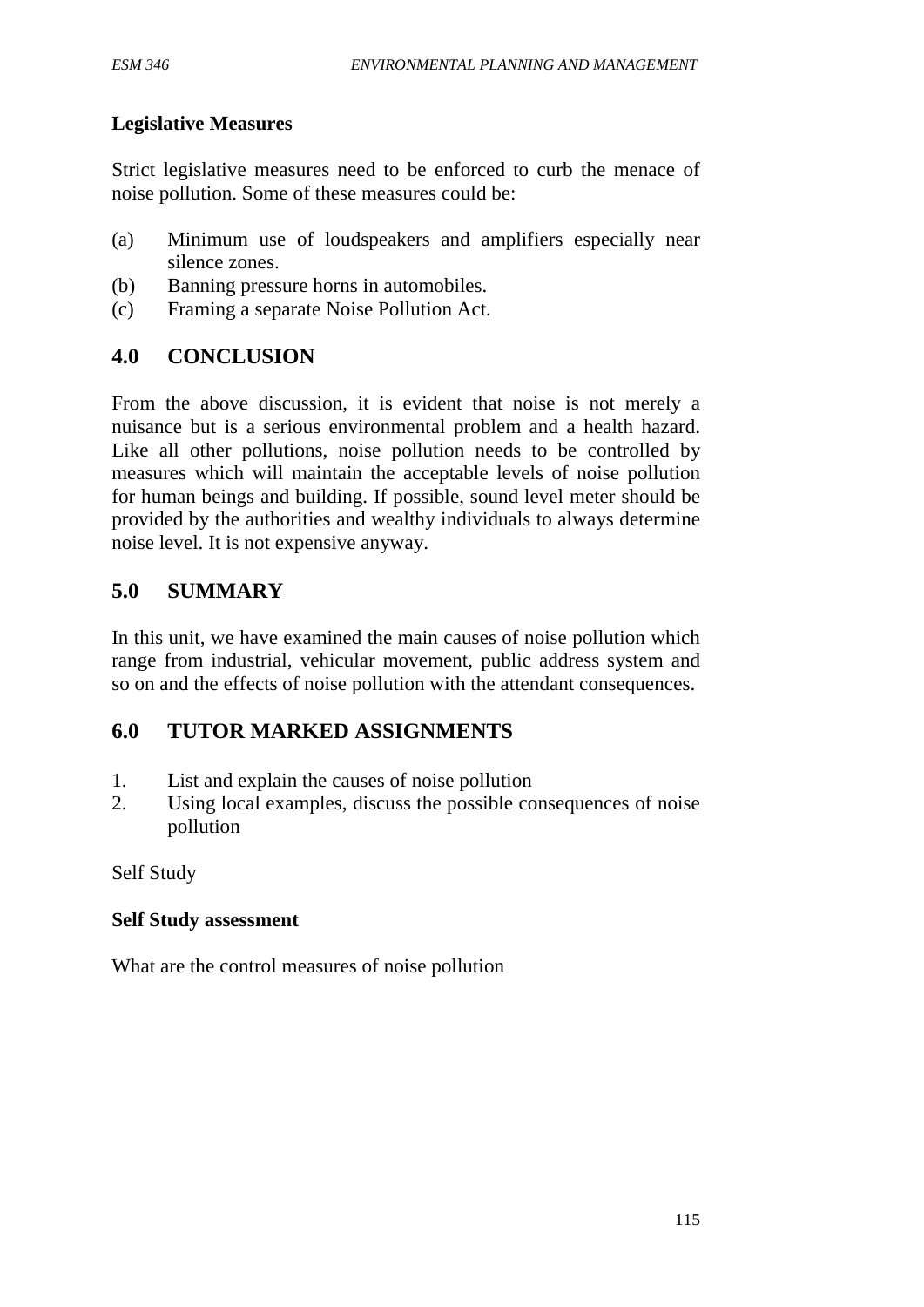**Legislative Measures**

Strict legislative measures need to be enforced to curb the menace of noise pollution. Some of these measures could be:

(a) Minimum use of loudspeakers and amplifiers especially near silence zones.
(b) Banning pressure horns in automobiles.
(c) Framing a separate Noise Pollution Act.

## 4.0 CONCLUSION

From the above discussion, it is evident that noise is not merely a nuisance but is a serious environmental problem and a health hazard. Like all other pollutions, noise pollution needs to be controlled by measures which will maintain the acceptable levels of noise pollution for human beings and building. If possible, sound level meter should be provided by the authorities and wealthy individuals to always determine noise level. It is not expensive anyway.

## 5.0 SUMMARY

In this unit, we have examined the main causes of noise pollution which range from industrial, vehicular movement, public address system and so on and the effects of noise pollution with the attendant consequences.

## 6.0 TUTOR MARKED ASSIGNMENTS

1. List and explain the causes of noise pollution
2. Using local examples, discuss the possible consequences of noise pollution

Self Study

**Self Study assessment**

What are the control measures of noise pollution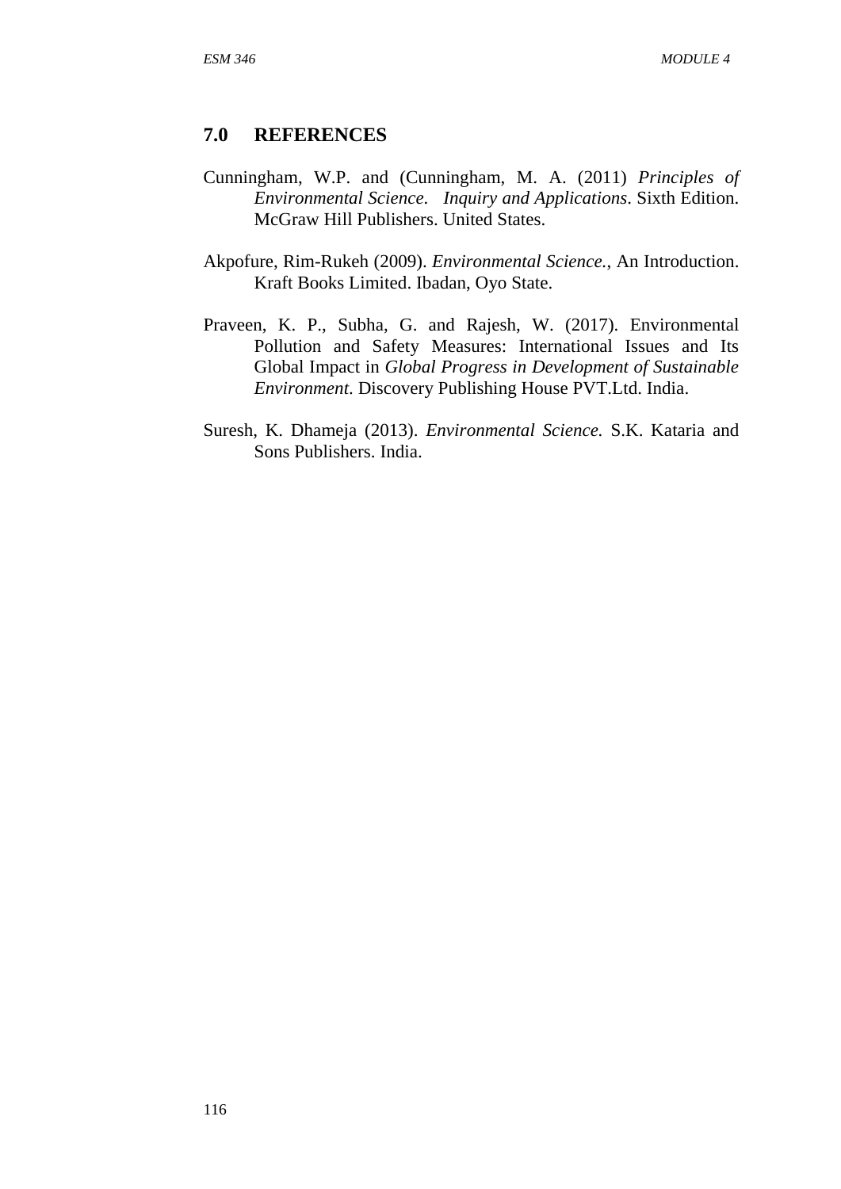## 7.0 REFERENCES

Cunningham, W.P. and (Cunningham, M. A. (2011) *Principles of Environmental Science. Inquiry and Applications*. Sixth Edition. McGraw Hill Publishers. United States.

Akpofure, Rim-Rukeh (2009). *Environmental Science.*, An Introduction. Kraft Books Limited. Ibadan, Oyo State.

Praveen, K. P., Subha, G. and Rajesh, W. (2017). Environmental Pollution and Safety Measures: International Issues and Its Global Impact in *Global Progress in Development of Sustainable Environment*. Discovery Publishing House PVT.Ltd. India.

Suresh, K. Dhameja (2013). *Environmental Science.* S.K. Kataria and Sons Publishers. India.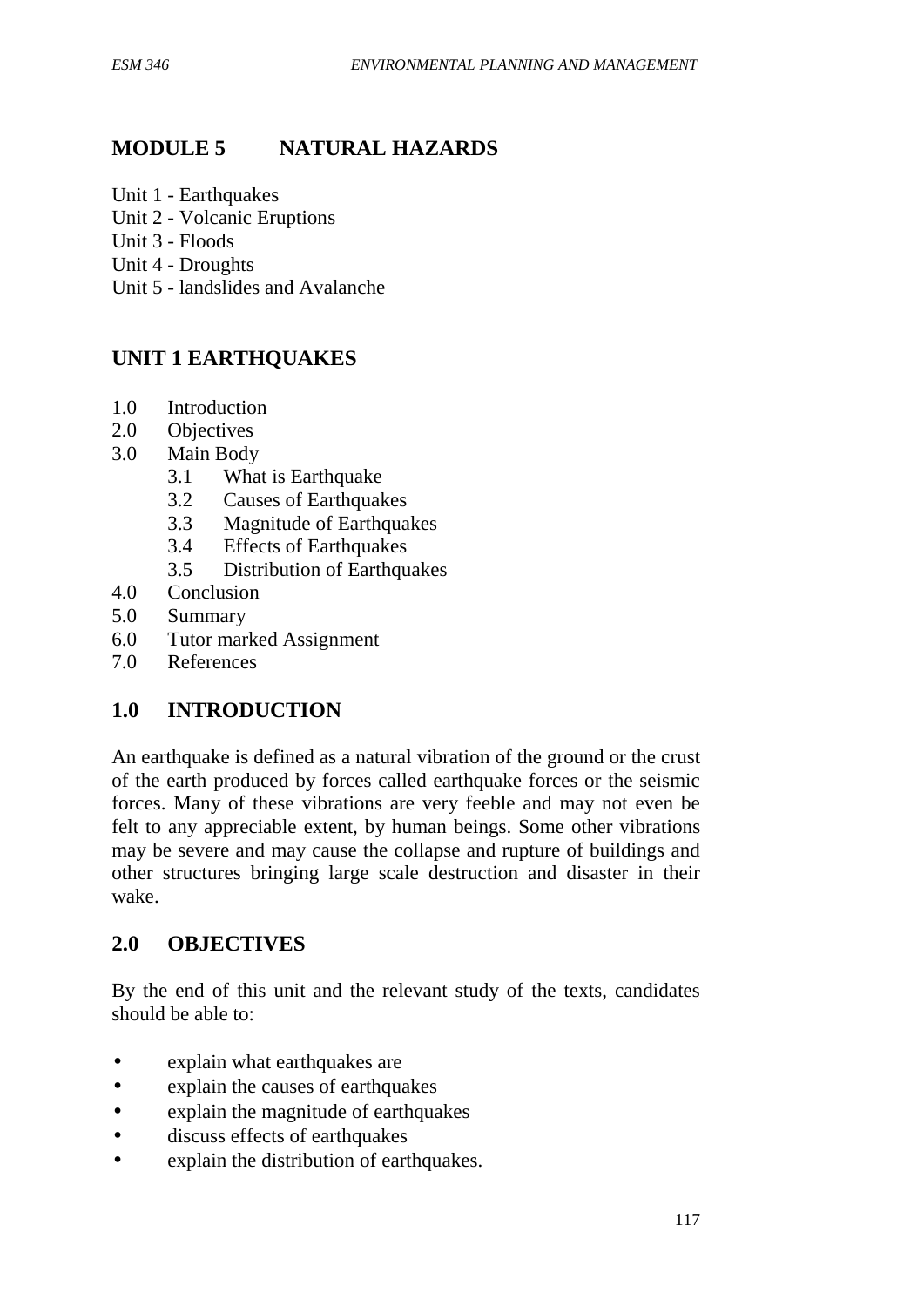# MODULE 5 NATURAL HAZARDS

Unit 1 - Earthquakes
Unit 2 - Volcanic Eruptions
Unit 3 - Floods
Unit 4 - Droughts
Unit 5 - landslides and Avalanche

## UNIT 1 EARTHQUAKES

1.0 Introduction
2.0 Objectives
3.0 Main Body
  3.1 What is Earthquake
  3.2 Causes of Earthquakes
  3.3 Magnitude of Earthquakes
  3.4 Effects of Earthquakes
  3.5 Distribution of Earthquakes
4.0 Conclusion
5.0 Summary
6.0 Tutor marked Assignment
7.0 References

## 1.0 INTRODUCTION

An earthquake is defined as a natural vibration of the ground or the crust of the earth produced by forces called earthquake forces or the seismic forces. Many of these vibrations are very feeble and may not even be felt to any appreciable extent, by human beings. Some other vibrations may be severe and may cause the collapse and rupture of buildings and other structures bringing large scale destruction and disaster in their wake.

## 2.0 OBJECTIVES

By the end of this unit and the relevant study of the texts, candidates should be able to:

- explain what earthquakes are
- explain the causes of earthquakes
- explain the magnitude of earthquakes
- discuss effects of earthquakes
- explain the distribution of earthquakes.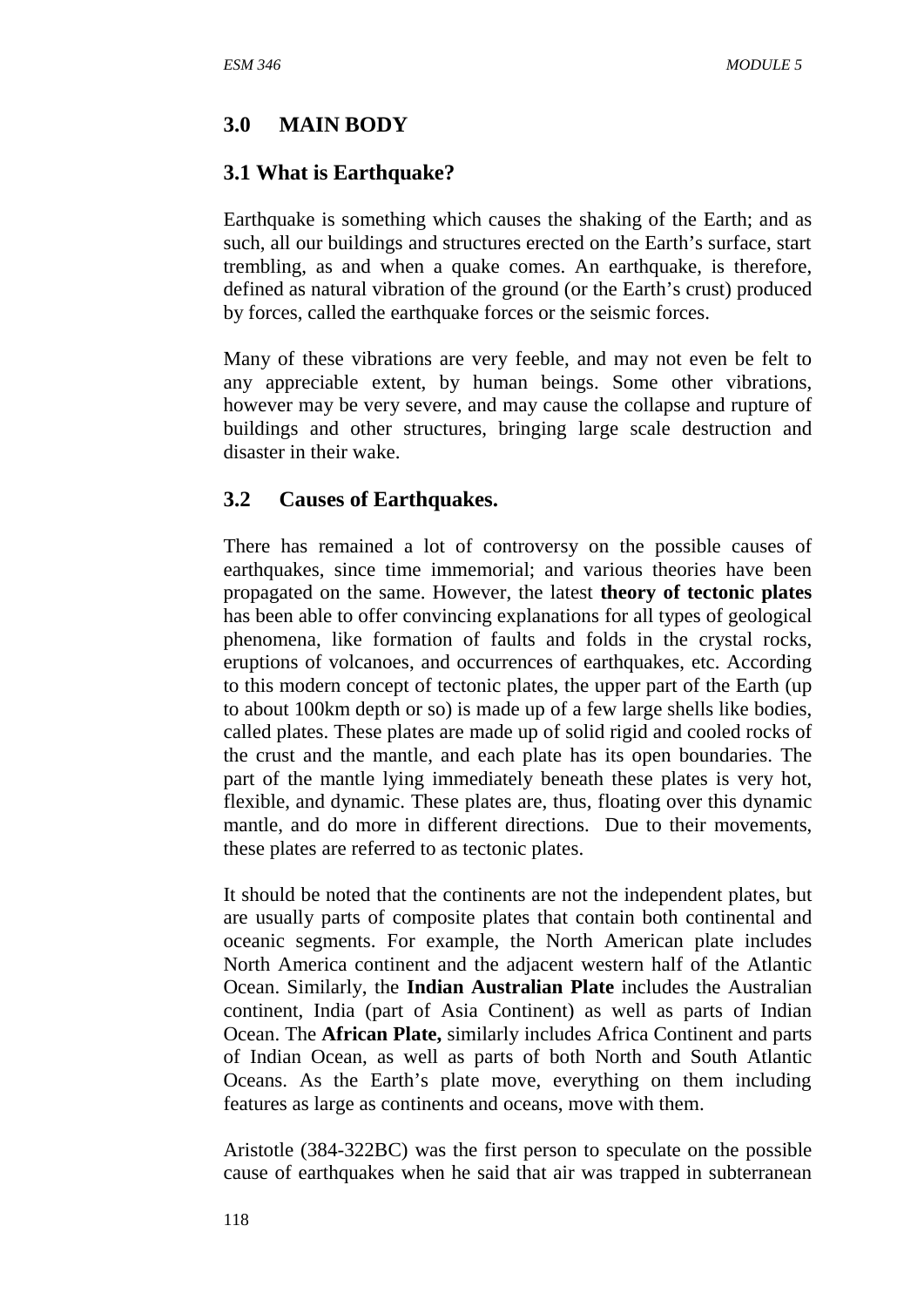## 3.0 MAIN BODY

### 3.1 What is Earthquake?

Earthquake is something which causes the shaking of the Earth; and as such, all our buildings and structures erected on the Earth's surface, start trembling, as and when a quake comes. An earthquake, is therefore, defined as natural vibration of the ground (or the Earth's crust) produced by forces, called the earthquake forces or the seismic forces.

Many of these vibrations are very feeble, and may not even be felt to any appreciable extent, by human beings. Some other vibrations, however may be very severe, and may cause the collapse and rupture of buildings and other structures, bringing large scale destruction and disaster in their wake.

### 3.2 Causes of Earthquakes.

There has remained a lot of controversy on the possible causes of earthquakes, since time immemorial; and various theories have been propagated on the same. However, the latest **theory of tectonic plates** has been able to offer convincing explanations for all types of geological phenomena, like formation of faults and folds in the crystal rocks, eruptions of volcanoes, and occurrences of earthquakes, etc. According to this modern concept of tectonic plates, the upper part of the Earth (up to about 100km depth or so) is made up of a few large shells like bodies, called plates. These plates are made up of solid rigid and cooled rocks of the crust and the mantle, and each plate has its open boundaries. The part of the mantle lying immediately beneath these plates is very hot, flexible, and dynamic. These plates are, thus, floating over this dynamic mantle, and do more in different directions. Due to their movements, these plates are referred to as tectonic plates.

It should be noted that the continents are not the independent plates, but are usually parts of composite plates that contain both continental and oceanic segments. For example, the North American plate includes North America continent and the adjacent western half of the Atlantic Ocean. Similarly, the **Indian Australian Plate** includes the Australian continent, India (part of Asia Continent) as well as parts of Indian Ocean. The **African Plate,** similarly includes Africa Continent and parts of Indian Ocean, as well as parts of both North and South Atlantic Oceans. As the Earth's plate move, everything on them including features as large as continents and oceans, move with them.

Aristotle (384-322BC) was the first person to speculate on the possible cause of earthquakes when he said that air was trapped in subterranean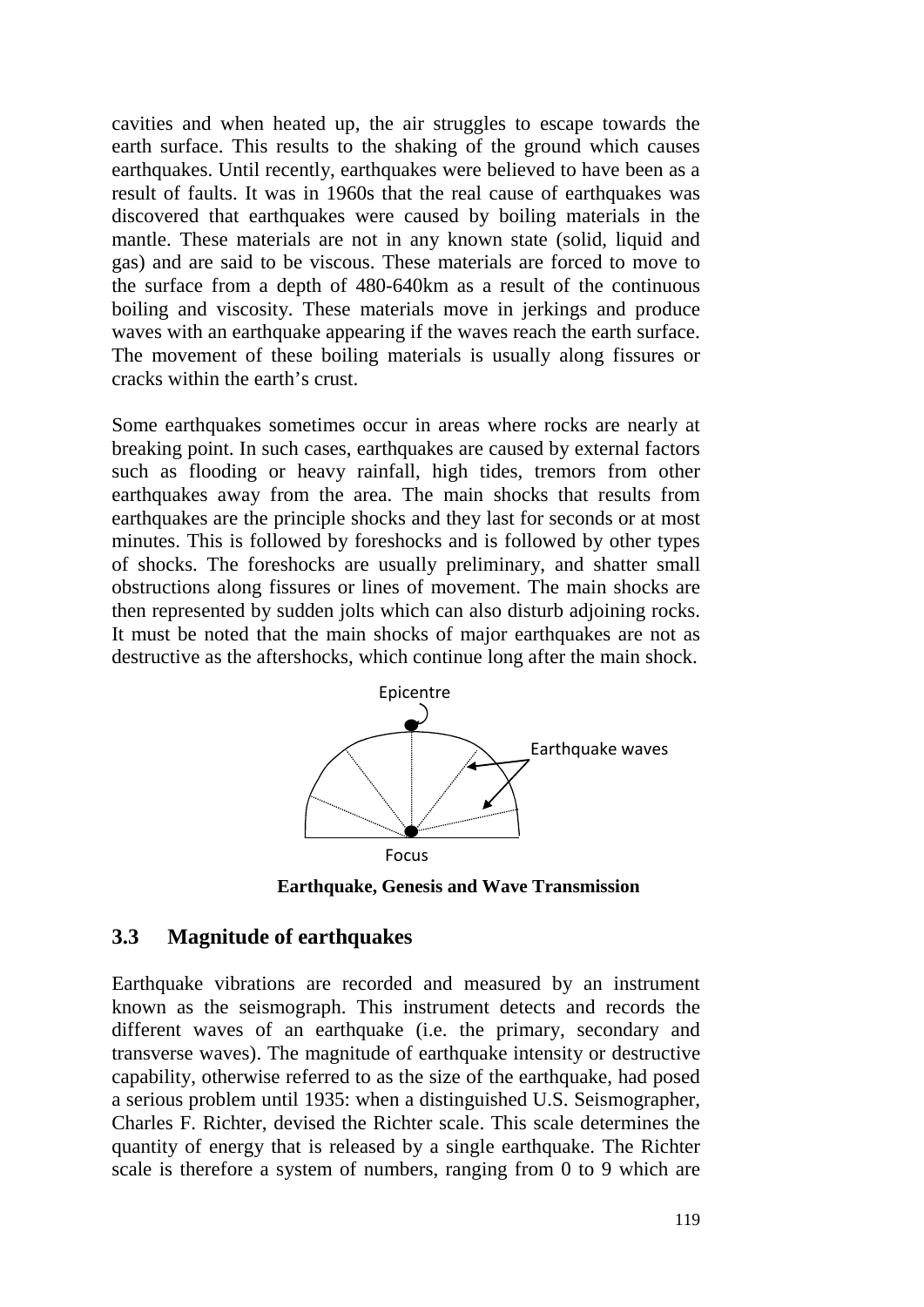cavities and when heated up, the air struggles to escape towards the earth surface. This results to the shaking of the ground which causes earthquakes. Until recently, earthquakes were believed to have been as a result of faults. It was in 1960s that the real cause of earthquakes was discovered that earthquakes were caused by boiling materials in the mantle. These materials are not in any known state (solid, liquid and gas) and are said to be viscous. These materials are forced to move to the surface from a depth of 480-640km as a result of the continuous boiling and viscosity. These materials move in jerkings and produce waves with an earthquake appearing if the waves reach the earth surface. The movement of these boiling materials is usually along fissures or cracks within the earth's crust.

Some earthquakes sometimes occur in areas where rocks are nearly at breaking point. In such cases, earthquakes are caused by external factors such as flooding or heavy rainfall, high tides, tremors from other earthquakes away from the area. The main shocks that results from earthquakes are the principle shocks and they last for seconds or at most minutes. This is followed by foreshocks and is followed by other types of shocks. The foreshocks are usually preliminary, and shatter small obstructions along fissures or lines of movement. The main shocks are then represented by sudden jolts which can also disturb adjoining rocks. It must be noted that the main shocks of major earthquakes are not as destructive as the aftershocks, which continue long after the main shock.

Epicentre

Earthquake waves

Focus

**Earthquake, Genesis and Wave Transmission**

## 3.3 Magnitude of earthquakes

Earthquake vibrations are recorded and measured by an instrument known as the seismograph. This instrument detects and records the different waves of an earthquake (i.e. the primary, secondary and transverse waves). The magnitude of earthquake intensity or destructive capability, otherwise referred to as the size of the earthquake, had posed a serious problem until 1935: when a distinguished U.S. Seismographer, Charles F. Richter, devised the Richter scale. This scale determines the quantity of energy that is released by a single earthquake. The Richter scale is therefore a system of numbers, ranging from 0 to 9 which are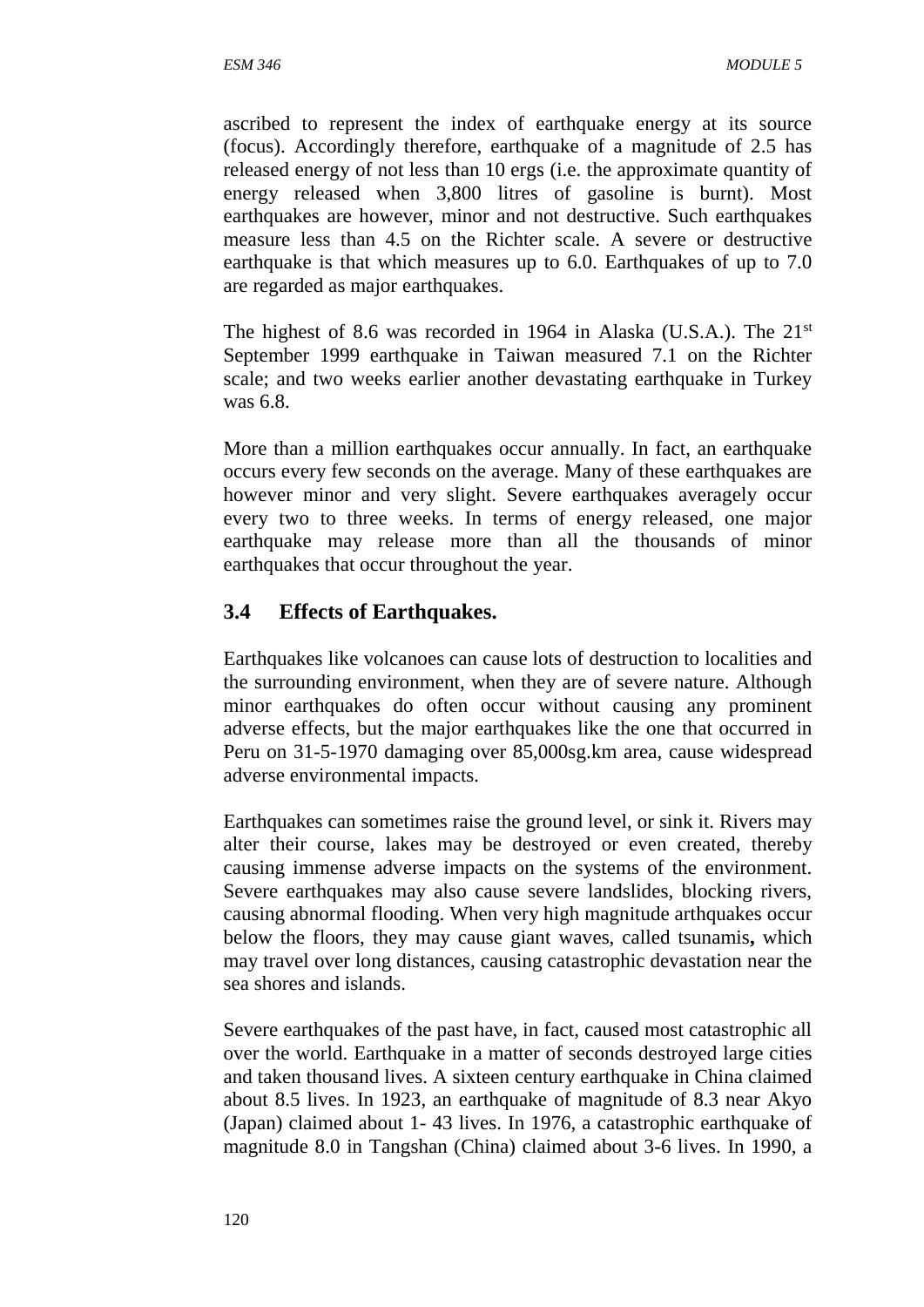ascribed to represent the index of earthquake energy at its source (focus). Accordingly therefore, earthquake of a magnitude of 2.5 has released energy of not less than 10 ergs (i.e. the approximate quantity of energy released when 3,800 litres of gasoline is burnt). Most earthquakes are however, minor and not destructive. Such earthquakes measure less than 4.5 on the Richter scale. A severe or destructive earthquake is that which measures up to 6.0. Earthquakes of up to 7.0 are regarded as major earthquakes.

The highest of 8.6 was recorded in 1964 in Alaska (U.S.A.). The 21st September 1999 earthquake in Taiwan measured 7.1 on the Richter scale; and two weeks earlier another devastating earthquake in Turkey was 6.8.

More than a million earthquakes occur annually. In fact, an earthquake occurs every few seconds on the average. Many of these earthquakes are however minor and very slight. Severe earthquakes averagely occur every two to three weeks. In terms of energy released, one major earthquake may release more than all the thousands of minor earthquakes that occur throughout the year.

## 3.4 Effects of Earthquakes.

Earthquakes like volcanoes can cause lots of destruction to localities and the surrounding environment, when they are of severe nature. Although minor earthquakes do often occur without causing any prominent adverse effects, but the major earthquakes like the one that occurred in Peru on 31-5-1970 damaging over 85,000sg.km area, cause widespread adverse environmental impacts.

Earthquakes can sometimes raise the ground level, or sink it. Rivers may alter their course, lakes may be destroyed or even created, thereby causing immense adverse impacts on the systems of the environment. Severe earthquakes may also cause severe landslides, blocking rivers, causing abnormal flooding. When very high magnitude arthquakes occur below the floors, they may cause giant waves, called tsunamis**,** which may travel over long distances, causing catastrophic devastation near the sea shores and islands.

Severe earthquakes of the past have, in fact, caused most catastrophic all over the world. Earthquake in a matter of seconds destroyed large cities and taken thousand lives. A sixteen century earthquake in China claimed about 8.5 lives. In 1923, an earthquake of magnitude of 8.3 near Akyo (Japan) claimed about 1- 43 lives. In 1976, a catastrophic earthquake of magnitude 8.0 in Tangshan (China) claimed about 3-6 lives. In 1990, a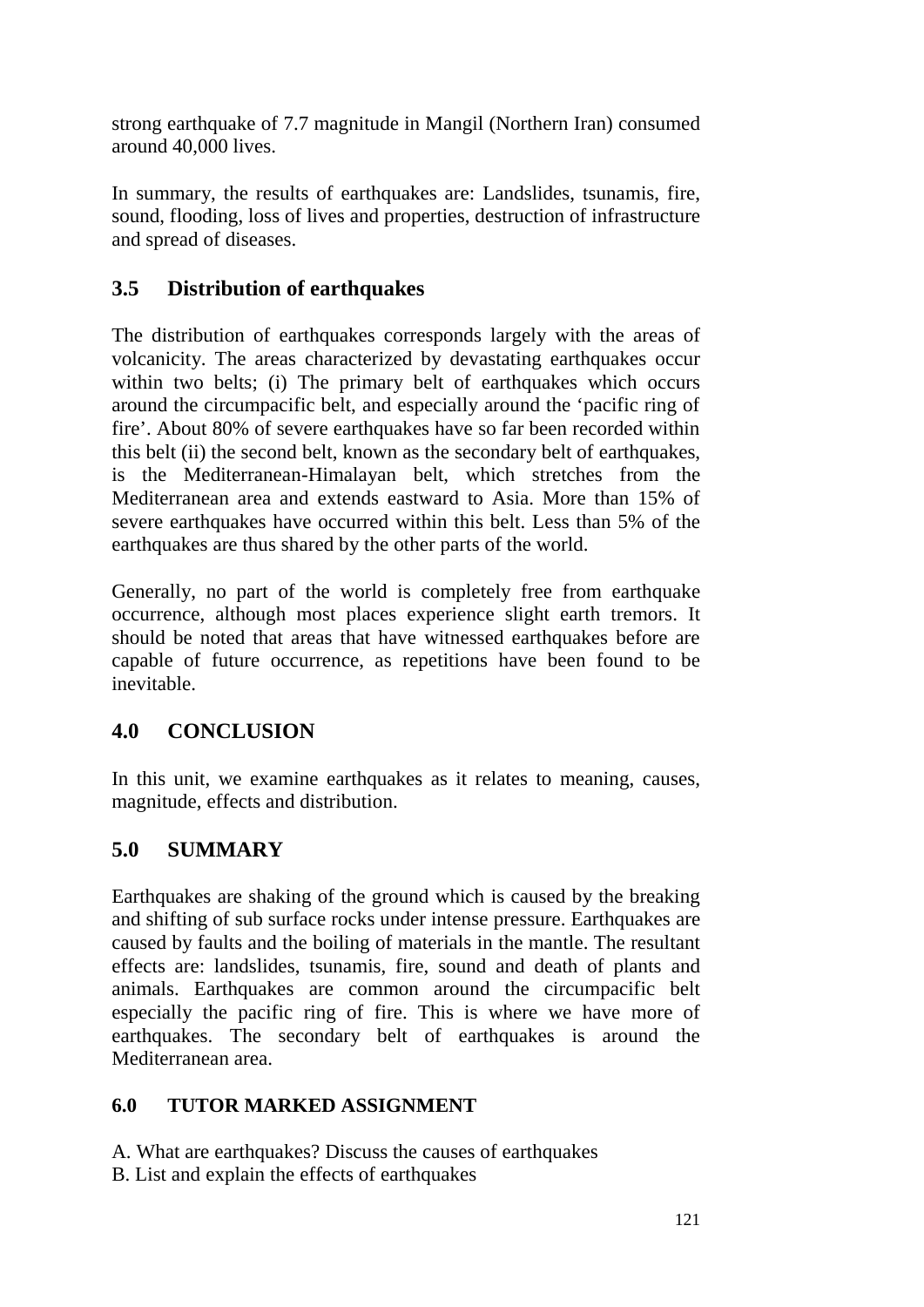strong earthquake of 7.7 magnitude in Mangil (Northern Iran) consumed around 40,000 lives.

In summary, the results of earthquakes are: Landslides, tsunamis, fire, sound, flooding, loss of lives and properties, destruction of infrastructure and spread of diseases.

## 3.5 Distribution of earthquakes

The distribution of earthquakes corresponds largely with the areas of volcanicity. The areas characterized by devastating earthquakes occur within two belts; (i) The primary belt of earthquakes which occurs around the circumpacific belt, and especially around the 'pacific ring of fire'. About 80% of severe earthquakes have so far been recorded within this belt (ii) the second belt, known as the secondary belt of earthquakes, is the Mediterranean-Himalayan belt, which stretches from the Mediterranean area and extends eastward to Asia. More than 15% of severe earthquakes have occurred within this belt. Less than 5% of the earthquakes are thus shared by the other parts of the world.

Generally, no part of the world is completely free from earthquake occurrence, although most places experience slight earth tremors. It should be noted that areas that have witnessed earthquakes before are capable of future occurrence, as repetitions have been found to be inevitable.

## 4.0 CONCLUSION

In this unit, we examine earthquakes as it relates to meaning, causes, magnitude, effects and distribution.

## 5.0 SUMMARY

Earthquakes are shaking of the ground which is caused by the breaking and shifting of sub surface rocks under intense pressure. Earthquakes are caused by faults and the boiling of materials in the mantle. The resultant effects are: landslides, tsunamis, fire, sound and death of plants and animals. Earthquakes are common around the circumpacific belt especially the pacific ring of fire. This is where we have more of earthquakes. The secondary belt of earthquakes is around the Mediterranean area.

### 6.0 TUTOR MARKED ASSIGNMENT

A. What are earthquakes? Discuss the causes of earthquakes
B. List and explain the effects of earthquakes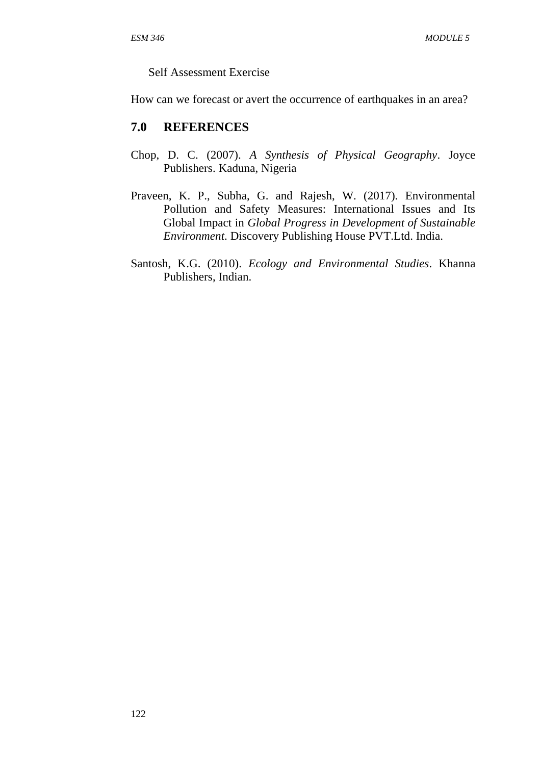Self Assessment Exercise

How can we forecast or avert the occurrence of earthquakes in an area?

## 7.0 REFERENCES

Chop, D. C. (2007). *A Synthesis of Physical Geography*. Joyce Publishers. Kaduna, Nigeria

Praveen, K. P., Subha, G. and Rajesh, W. (2017). Environmental Pollution and Safety Measures: International Issues and Its Global Impact in *Global Progress in Development of Sustainable Environment*. Discovery Publishing House PVT.Ltd. India.

Santosh, K.G. (2010). *Ecology and Environmental Studies*. Khanna Publishers, Indian.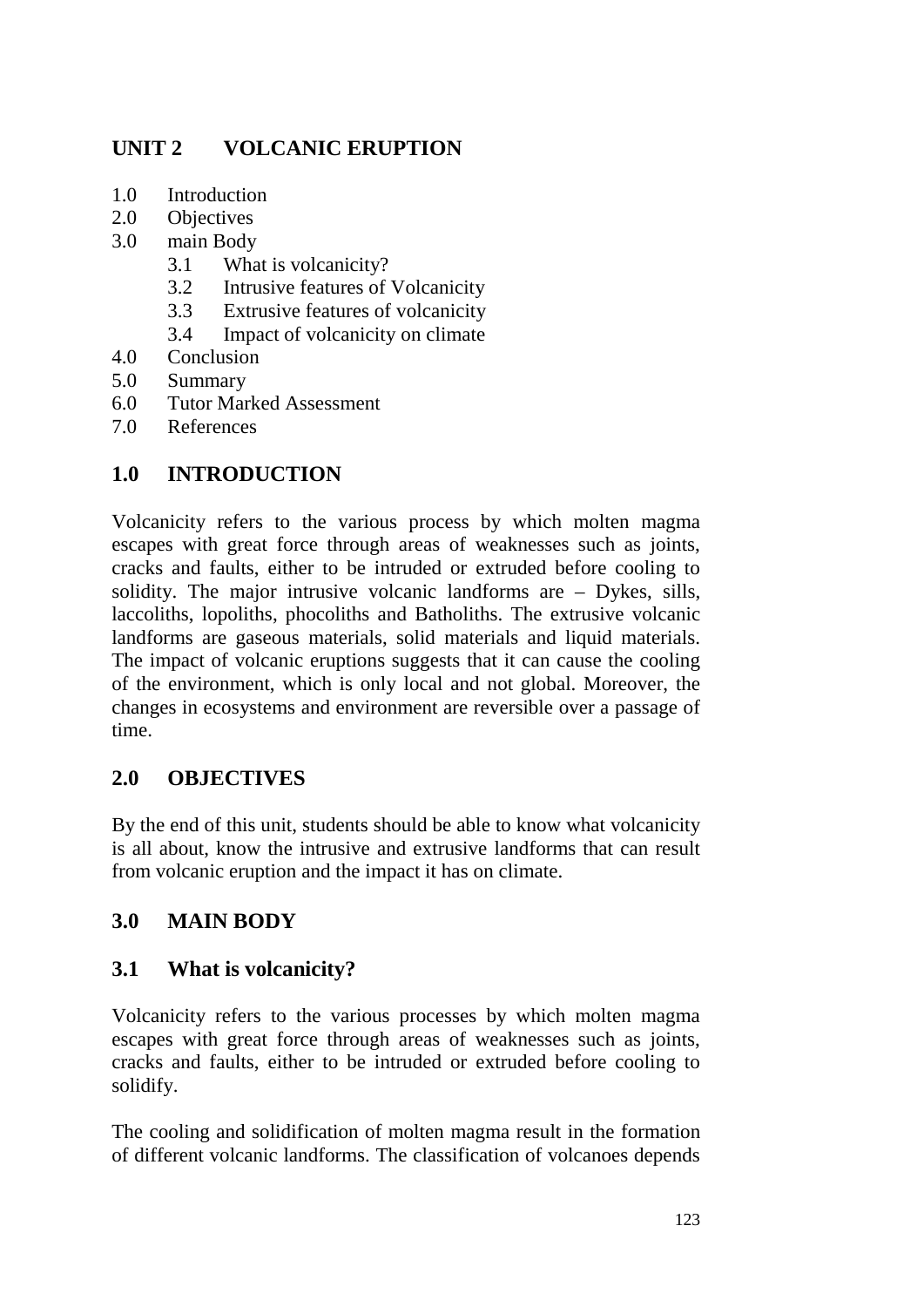# UNIT 2 VOLCANIC ERUPTION

1.0 Introduction
2.0 Objectives
3.0 main Body
    3.1 What is volcanicity?
    3.2 Intrusive features of Volcanicity
    3.3 Extrusive features of volcanicity
    3.4 Impact of volcanicity on climate
4.0 Conclusion
5.0 Summary
6.0 Tutor Marked Assessment
7.0 References

## 1.0 INTRODUCTION

Volcanicity refers to the various process by which molten magma escapes with great force through areas of weaknesses such as joints, cracks and faults, either to be intruded or extruded before cooling to solidity. The major intrusive volcanic landforms are – Dykes, sills, laccoliths, lopoliths, phocoliths and Batholiths. The extrusive volcanic landforms are gaseous materials, solid materials and liquid materials. The impact of volcanic eruptions suggests that it can cause the cooling of the environment, which is only local and not global. Moreover, the changes in ecosystems and environment are reversible over a passage of time.

## 2.0 OBJECTIVES

By the end of this unit, students should be able to know what volcanicity is all about, know the intrusive and extrusive landforms that can result from volcanic eruption and the impact it has on climate.

## 3.0 MAIN BODY

### 3.1 What is volcanicity?

Volcanicity refers to the various processes by which molten magma escapes with great force through areas of weaknesses such as joints, cracks and faults, either to be intruded or extruded before cooling to solidify.

The cooling and solidification of molten magma result in the formation of different volcanic landforms. The classification of volcanoes depends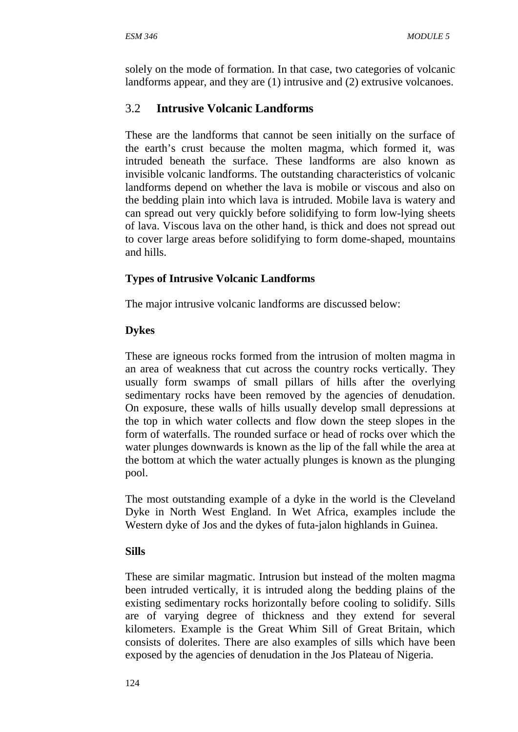solely on the mode of formation. In that case, two categories of volcanic landforms appear, and they are (1) intrusive and (2) extrusive volcanoes.

## 3.2 Intrusive Volcanic Landforms

These are the landforms that cannot be seen initially on the surface of the earth's crust because the molten magma, which formed it, was intruded beneath the surface. These landforms are also known as invisible volcanic landforms. The outstanding characteristics of volcanic landforms depend on whether the lava is mobile or viscous and also on the bedding plain into which lava is intruded. Mobile lava is watery and can spread out very quickly before solidifying to form low-lying sheets of lava. Viscous lava on the other hand, is thick and does not spread out to cover large areas before solidifying to form dome-shaped, mountains and hills.

**Types of Intrusive Volcanic Landforms**

The major intrusive volcanic landforms are discussed below:

**Dykes**

These are igneous rocks formed from the intrusion of molten magma in an area of weakness that cut across the country rocks vertically. They usually form swamps of small pillars of hills after the overlying sedimentary rocks have been removed by the agencies of denudation. On exposure, these walls of hills usually develop small depressions at the top in which water collects and flow down the steep slopes in the form of waterfalls. The rounded surface or head of rocks over which the water plunges downwards is known as the lip of the fall while the area at the bottom at which the water actually plunges is known as the plunging pool.

The most outstanding example of a dyke in the world is the Cleveland Dyke in North West England. In Wet Africa, examples include the Western dyke of Jos and the dykes of futa-jalon highlands in Guinea.

**Sills**

These are similar magmatic. Intrusion but instead of the molten magma been intruded vertically, it is intruded along the bedding plains of the existing sedimentary rocks horizontally before cooling to solidify. Sills are of varying degree of thickness and they extend for several kilometers. Example is the Great Whim Sill of Great Britain, which consists of dolerites. There are also examples of sills which have been exposed by the agencies of denudation in the Jos Plateau of Nigeria.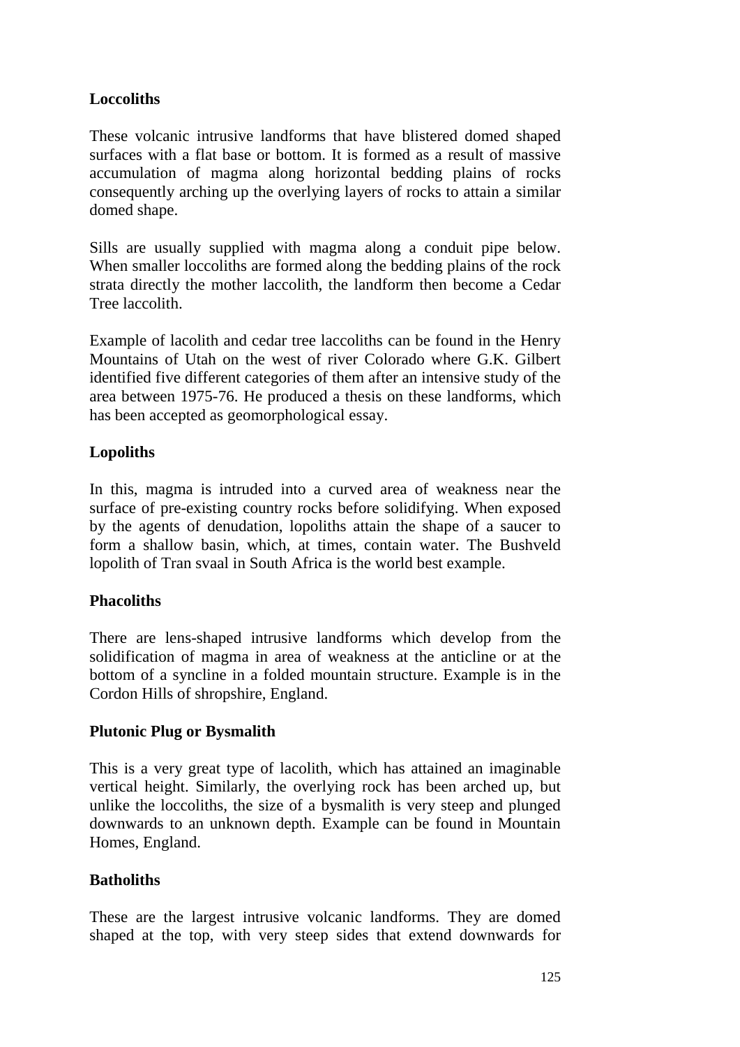**Loccoliths**

These volcanic intrusive landforms that have blistered domed shaped surfaces with a flat base or bottom. It is formed as a result of massive accumulation of magma along horizontal bedding plains of rocks consequently arching up the overlying layers of rocks to attain a similar domed shape.

Sills are usually supplied with magma along a conduit pipe below. When smaller loccoliths are formed along the bedding plains of the rock strata directly the mother laccolith, the landform then become a Cedar Tree laccolith.

Example of lacolith and cedar tree laccoliths can be found in the Henry Mountains of Utah on the west of river Colorado where G.K. Gilbert identified five different categories of them after an intensive study of the area between 1975-76. He produced a thesis on these landforms, which has been accepted as geomorphological essay.

**Lopoliths**

In this, magma is intruded into a curved area of weakness near the surface of pre-existing country rocks before solidifying. When exposed by the agents of denudation, lopoliths attain the shape of a saucer to form a shallow basin, which, at times, contain water. The Bushveld lopolith of Tran svaal in South Africa is the world best example.

**Phacoliths**

There are lens-shaped intrusive landforms which develop from the solidification of magma in area of weakness at the anticline or at the bottom of a syncline in a folded mountain structure. Example is in the Cordon Hills of shropshire, England.

**Plutonic Plug or Bysmalith**

This is a very great type of lacolith, which has attained an imaginable vertical height. Similarly, the overlying rock has been arched up, but unlike the loccoliths, the size of a bysmalith is very steep and plunged downwards to an unknown depth. Example can be found in Mountain Homes, England.

**Batholiths**

These are the largest intrusive volcanic landforms. They are domed shaped at the top, with very steep sides that extend downwards for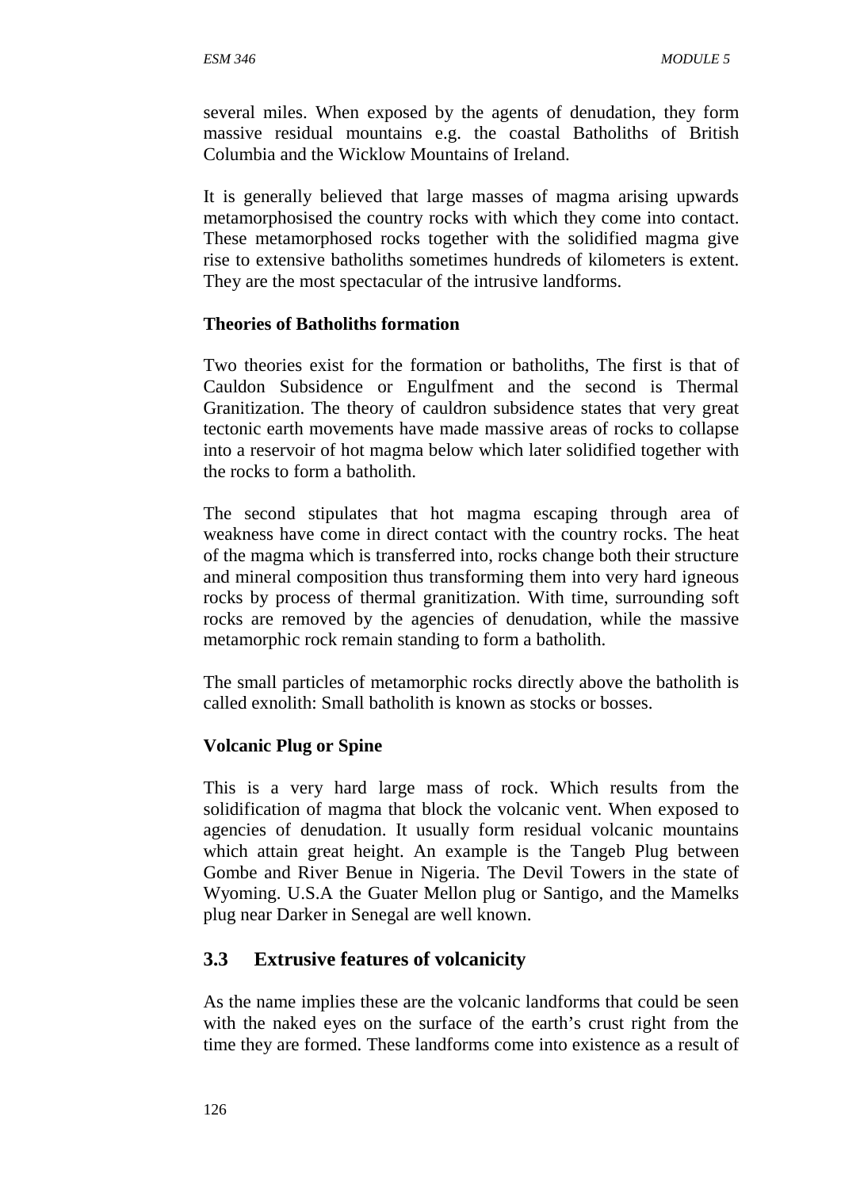several miles. When exposed by the agents of denudation, they form massive residual mountains e.g. the coastal Batholiths of British Columbia and the Wicklow Mountains of Ireland.

It is generally believed that large masses of magma arising upwards metamorphosised the country rocks with which they come into contact. These metamorphosed rocks together with the solidified magma give rise to extensive batholiths sometimes hundreds of kilometers is extent. They are the most spectacular of the intrusive landforms.

**Theories of Batholiths formation**

Two theories exist for the formation or batholiths, The first is that of Cauldon Subsidence or Engulfment and the second is Thermal Granitization. The theory of cauldron subsidence states that very great tectonic earth movements have made massive areas of rocks to collapse into a reservoir of hot magma below which later solidified together with the rocks to form a batholith.

The second stipulates that hot magma escaping through area of weakness have come in direct contact with the country rocks. The heat of the magma which is transferred into, rocks change both their structure and mineral composition thus transforming them into very hard igneous rocks by process of thermal granitization. With time, surrounding soft rocks are removed by the agencies of denudation, while the massive metamorphic rock remain standing to form a batholith.

The small particles of metamorphic rocks directly above the batholith is called exnolith: Small batholith is known as stocks or bosses.

**Volcanic Plug or Spine**

This is a very hard large mass of rock. Which results from the solidification of magma that block the volcanic vent. When exposed to agencies of denudation. It usually form residual volcanic mountains which attain great height. An example is the Tangeb Plug between Gombe and River Benue in Nigeria. The Devil Towers in the state of Wyoming. U.S.A the Guater Mellon plug or Santigo, and the Mamelks plug near Darker in Senegal are well known.

## 3.3 Extrusive features of volcanicity

As the name implies these are the volcanic landforms that could be seen with the naked eyes on the surface of the earth's crust right from the time they are formed. These landforms come into existence as a result of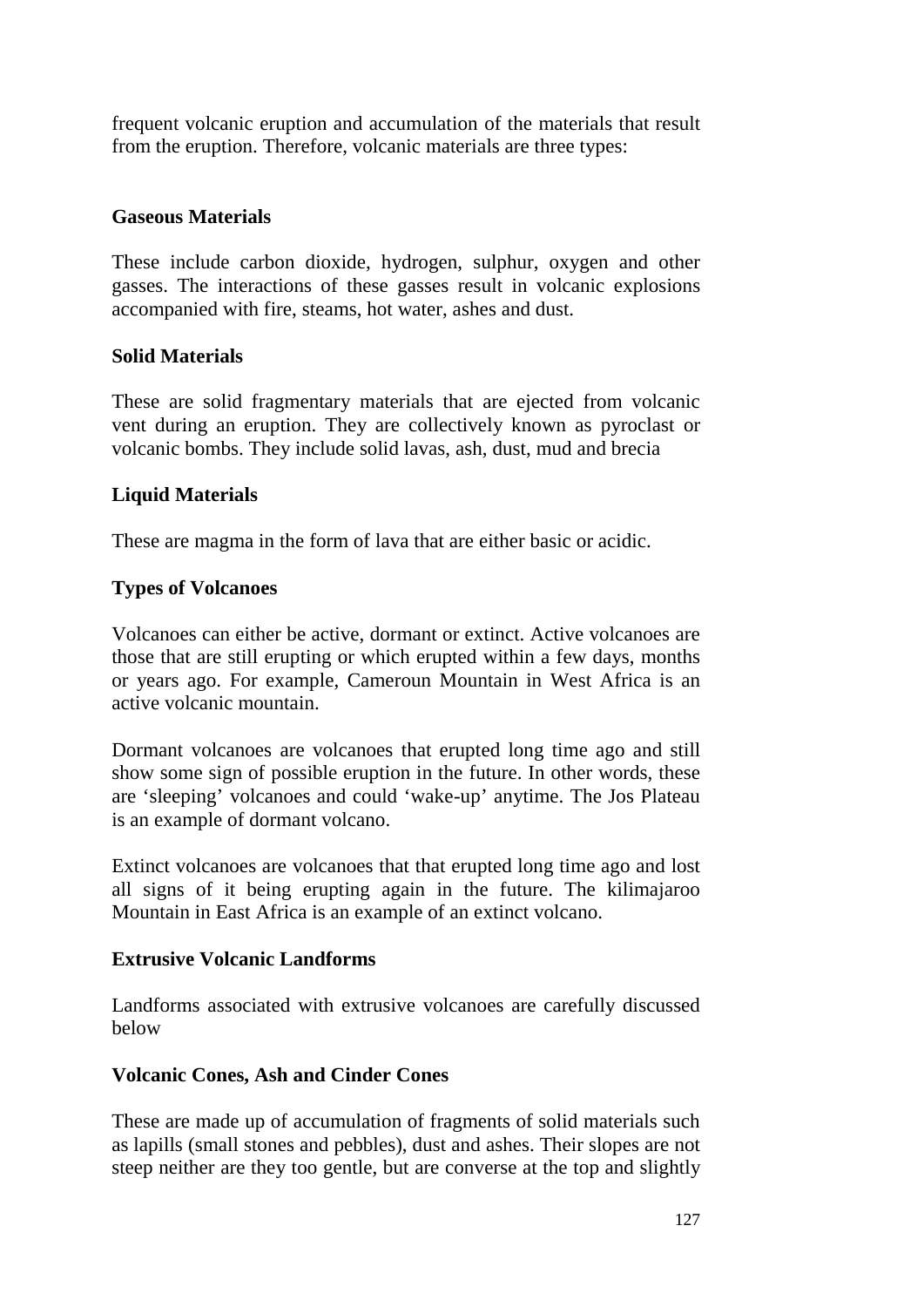frequent volcanic eruption and accumulation of the materials that result from the eruption. Therefore, volcanic materials are three types:

**Gaseous Materials**

These include carbon dioxide, hydrogen, sulphur, oxygen and other gasses. The interactions of these gasses result in volcanic explosions accompanied with fire, steams, hot water, ashes and dust.

**Solid Materials**

These are solid fragmentary materials that are ejected from volcanic vent during an eruption. They are collectively known as pyroclast or volcanic bombs. They include solid lavas, ash, dust, mud and brecia

**Liquid Materials**

These are magma in the form of lava that are either basic or acidic.

**Types of Volcanoes**

Volcanoes can either be active, dormant or extinct. Active volcanoes are those that are still erupting or which erupted within a few days, months or years ago. For example, Cameroun Mountain in West Africa is an active volcanic mountain.

Dormant volcanoes are volcanoes that erupted long time ago and still show some sign of possible eruption in the future. In other words, these are 'sleeping' volcanoes and could 'wake-up' anytime. The Jos Plateau is an example of dormant volcano.

Extinct volcanoes are volcanoes that that erupted long time ago and lost all signs of it being erupting again in the future. The kilimajaroo Mountain in East Africa is an example of an extinct volcano.

**Extrusive Volcanic Landforms**

Landforms associated with extrusive volcanoes are carefully discussed below

**Volcanic Cones, Ash and Cinder Cones**

These are made up of accumulation of fragments of solid materials such as lapills (small stones and pebbles), dust and ashes. Their slopes are not steep neither are they too gentle, but are converse at the top and slightly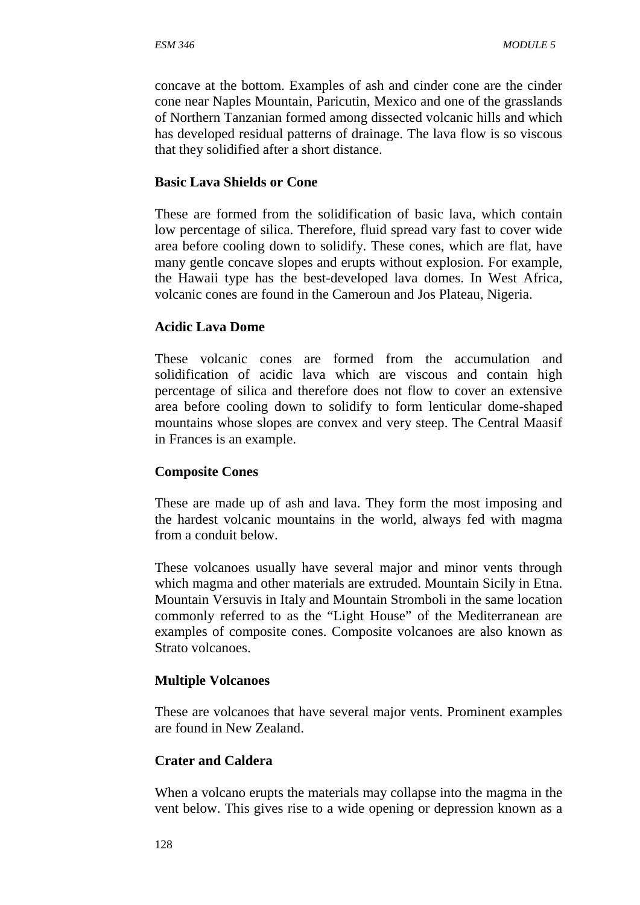concave at the bottom. Examples of ash and cinder cone are the cinder cone near Naples Mountain, Paricutin, Mexico and one of the grasslands of Northern Tanzanian formed among dissected volcanic hills and which has developed residual patterns of drainage. The lava flow is so viscous that they solidified after a short distance.

**Basic Lava Shields or Cone**

These are formed from the solidification of basic lava, which contain low percentage of silica. Therefore, fluid spread vary fast to cover wide area before cooling down to solidify. These cones, which are flat, have many gentle concave slopes and erupts without explosion. For example, the Hawaii type has the best-developed lava domes. In West Africa, volcanic cones are found in the Cameroun and Jos Plateau, Nigeria.

**Acidic Lava Dome**

These volcanic cones are formed from the accumulation and solidification of acidic lava which are viscous and contain high percentage of silica and therefore does not flow to cover an extensive area before cooling down to solidify to form lenticular dome-shaped mountains whose slopes are convex and very steep. The Central Maasif in Frances is an example.

**Composite Cones**

These are made up of ash and lava. They form the most imposing and the hardest volcanic mountains in the world, always fed with magma from a conduit below.

These volcanoes usually have several major and minor vents through which magma and other materials are extruded. Mountain Sicily in Etna. Mountain Versuvis in Italy and Mountain Stromboli in the same location commonly referred to as the "Light House" of the Mediterranean are examples of composite cones. Composite volcanoes are also known as Strato volcanoes.

**Multiple Volcanoes**

These are volcanoes that have several major vents. Prominent examples are found in New Zealand.

**Crater and Caldera**

When a volcano erupts the materials may collapse into the magma in the vent below. This gives rise to a wide opening or depression known as a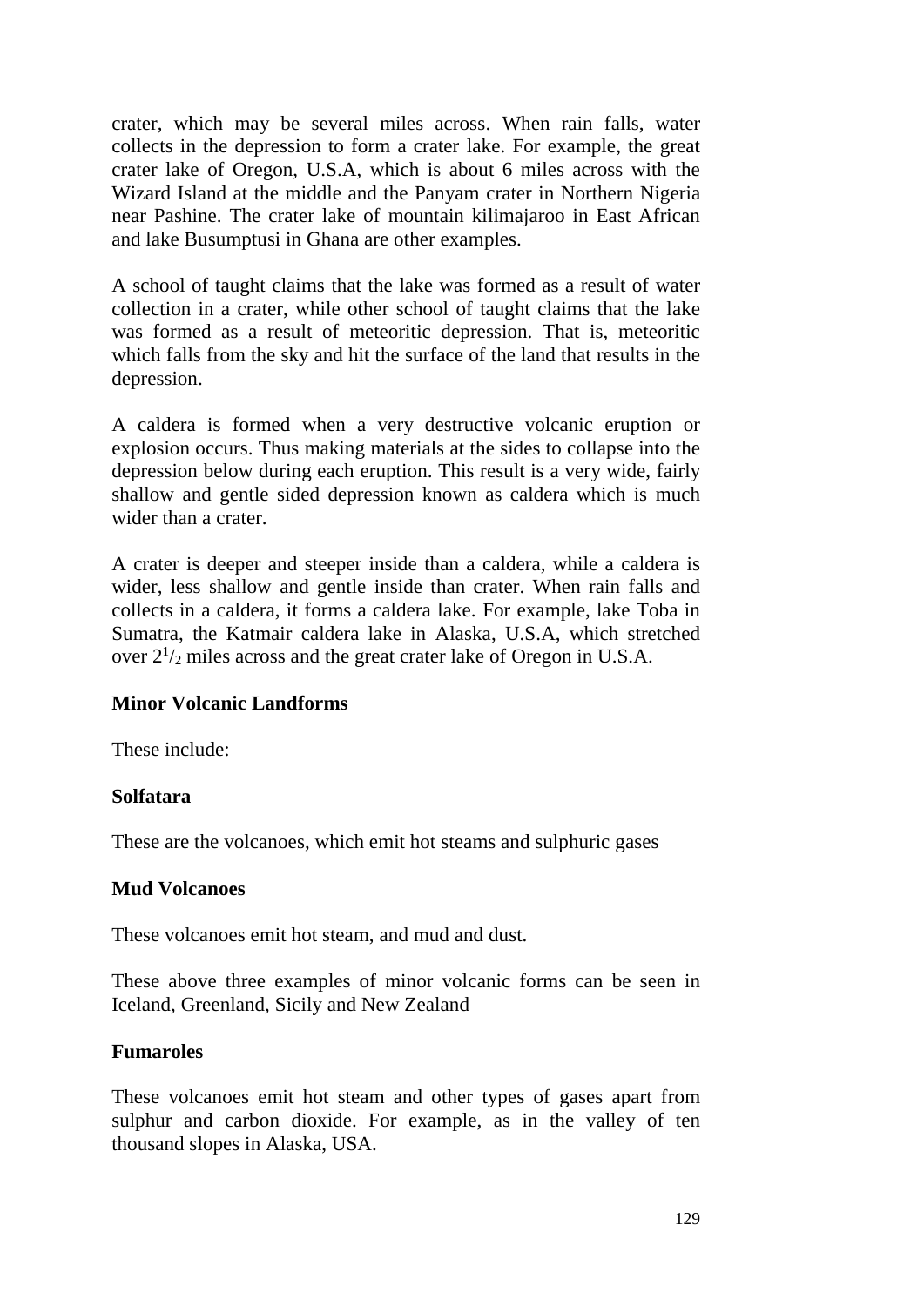crater, which may be several miles across. When rain falls, water collects in the depression to form a crater lake. For example, the great crater lake of Oregon, U.S.A, which is about 6 miles across with the Wizard Island at the middle and the Panyam crater in Northern Nigeria near Pashine. The crater lake of mountain kilimajaroo in East African and lake Busumptusi in Ghana are other examples.

A school of taught claims that the lake was formed as a result of water collection in a crater, while other school of taught claims that the lake was formed as a result of meteoritic depression. That is, meteoritic which falls from the sky and hit the surface of the land that results in the depression.

A caldera is formed when a very destructive volcanic eruption or explosion occurs. Thus making materials at the sides to collapse into the depression below during each eruption. This result is a very wide, fairly shallow and gentle sided depression known as caldera which is much wider than a crater.

A crater is deeper and steeper inside than a caldera, while a caldera is wider, less shallow and gentle inside than crater. When rain falls and collects in a caldera, it forms a caldera lake. For example, lake Toba in Sumatra, the Katmair caldera lake in Alaska, U.S.A, which stretched over $2^1/_2$ miles across and the great crater lake of Oregon in U.S.A.

**Minor Volcanic Landforms**

These include:

**Solfatara**

These are the volcanoes, which emit hot steams and sulphuric gases

**Mud Volcanoes**

These volcanoes emit hot steam, and mud and dust.

These above three examples of minor volcanic forms can be seen in Iceland, Greenland, Sicily and New Zealand

**Fumaroles**

These volcanoes emit hot steam and other types of gases apart from sulphur and carbon dioxide. For example, as in the valley of ten thousand slopes in Alaska, USA.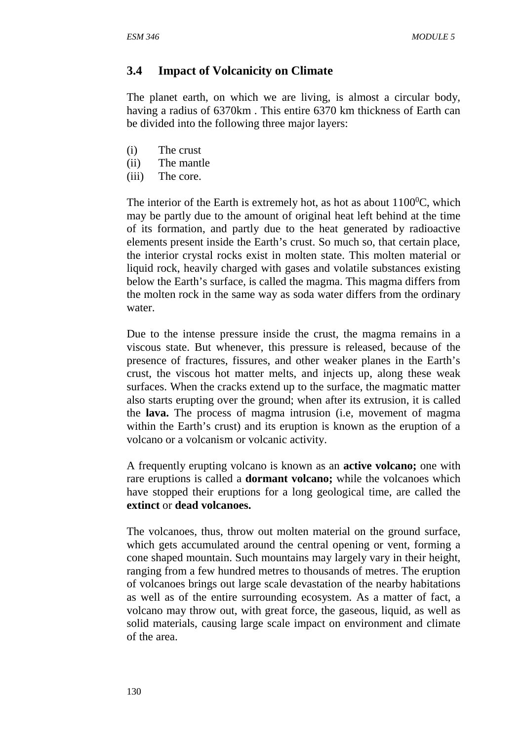## 3.4 Impact of Volcanicity on Climate

The planet earth, on which we are living, is almost a circular body, having a radius of 6370km . This entire 6370 km thickness of Earth can be divided into the following three major layers:

(i) The crust
(ii) The mantle
(iii) The core.

The interior of the Earth is extremely hot, as hot as about $1100^0$C, which may be partly due to the amount of original heat left behind at the time of its formation, and partly due to the heat generated by radioactive elements present inside the Earth's crust. So much so, that certain place, the interior crystal rocks exist in molten state. This molten material or liquid rock, heavily charged with gases and volatile substances existing below the Earth's surface, is called the magma. This magma differs from the molten rock in the same way as soda water differs from the ordinary water.

Due to the intense pressure inside the crust, the magma remains in a viscous state. But whenever, this pressure is released, because of the presence of fractures, fissures, and other weaker planes in the Earth's crust, the viscous hot matter melts, and injects up, along these weak surfaces. When the cracks extend up to the surface, the magmatic matter also starts erupting over the ground; when after its extrusion, it is called the **lava.** The process of magma intrusion (i.e, movement of magma within the Earth's crust) and its eruption is known as the eruption of a volcano or a volcanism or volcanic activity.

A frequently erupting volcano is known as an **active volcano;** one with rare eruptions is called a **dormant volcano;** while the volcanoes which have stopped their eruptions for a long geological time, are called the **extinct** or **dead volcanoes.**

The volcanoes, thus, throw out molten material on the ground surface, which gets accumulated around the central opening or vent, forming a cone shaped mountain. Such mountains may largely vary in their height, ranging from a few hundred metres to thousands of metres. The eruption of volcanoes brings out large scale devastation of the nearby habitations as well as of the entire surrounding ecosystem. As a matter of fact, a volcano may throw out, with great force, the gaseous, liquid, as well as solid materials, causing large scale impact on environment and climate of the area.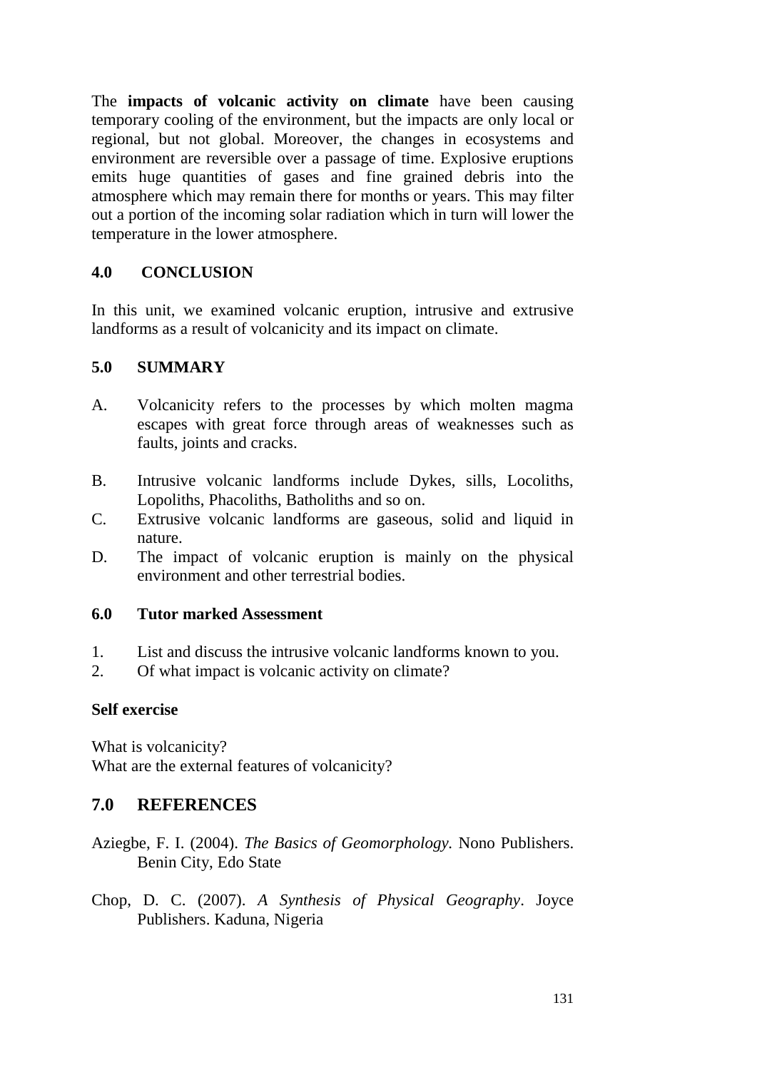The **impacts of volcanic activity on climate** have been causing temporary cooling of the environment, but the impacts are only local or regional, but not global. Moreover, the changes in ecosystems and environment are reversible over a passage of time. Explosive eruptions emits huge quantities of gases and fine grained debris into the atmosphere which may remain there for months or years. This may filter out a portion of the incoming solar radiation which in turn will lower the temperature in the lower atmosphere.

## 4.0 CONCLUSION

In this unit, we examined volcanic eruption, intrusive and extrusive landforms as a result of volcanicity and its impact on climate.

## 5.0 SUMMARY

A. Volcanicity refers to the processes by which molten magma escapes with great force through areas of weaknesses such as faults, joints and cracks.

B. Intrusive volcanic landforms include Dykes, sills, Locoliths, Lopoliths, Phacoliths, Batholiths and so on.

C. Extrusive volcanic landforms are gaseous, solid and liquid in nature.

D. The impact of volcanic eruption is mainly on the physical environment and other terrestrial bodies.

## 6.0 Tutor marked Assessment

1. List and discuss the intrusive volcanic landforms known to you.
2. Of what impact is volcanic activity on climate?

**Self exercise**

What is volcanicity?
What are the external features of volcanicity?

## 7.0 REFERENCES

Aziegbe, F. I. (2004). *The Basics of Geomorphology.* Nono Publishers. Benin City, Edo State

Chop, D. C. (2007). *A Synthesis of Physical Geography*. Joyce Publishers. Kaduna, Nigeria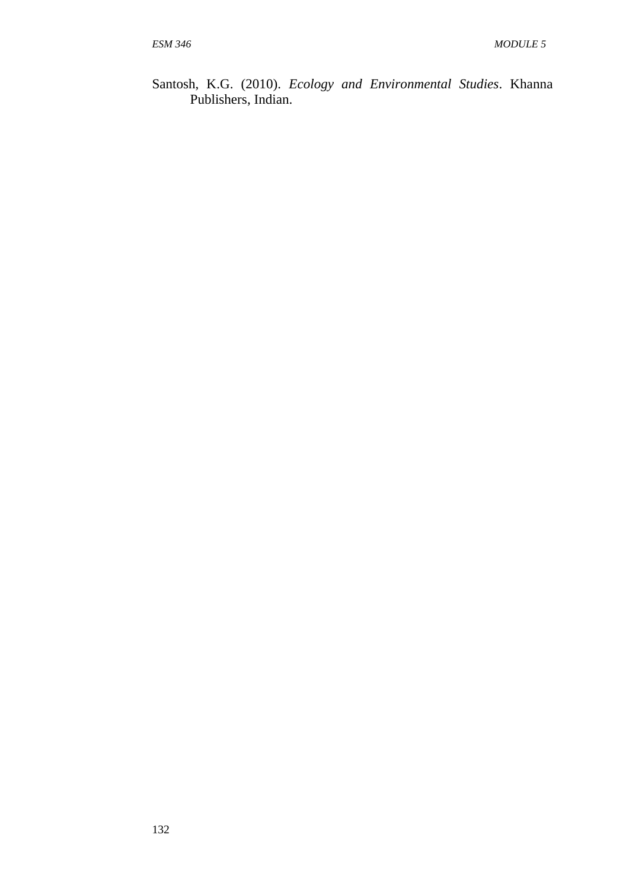Santosh, K.G. (2010). *Ecology and Environmental Studies*. Khanna Publishers, Indian.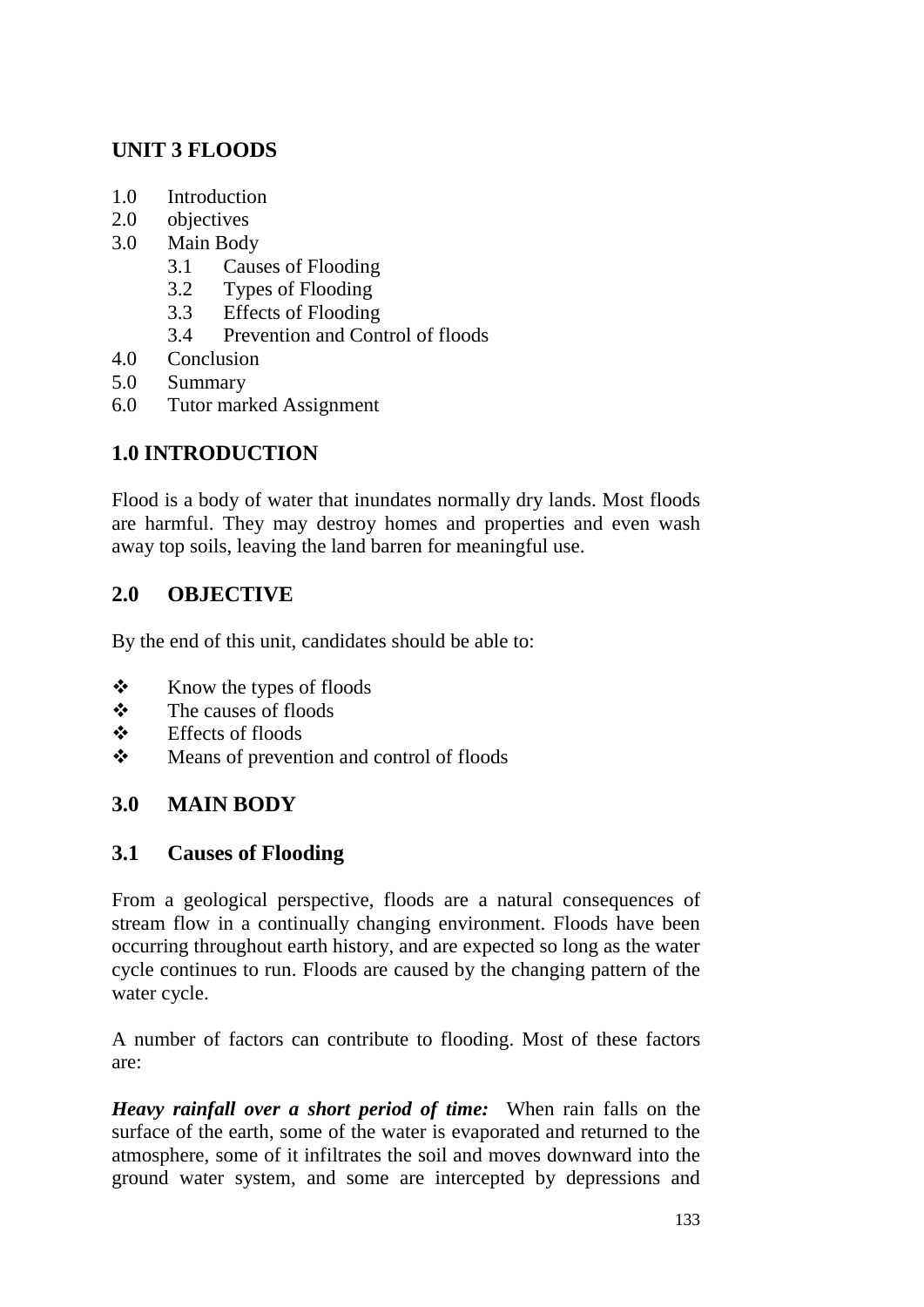# UNIT 3 FLOODS

1.0 Introduction
2.0 objectives
3.0 Main Body
  3.1 Causes of Flooding
  3.2 Types of Flooding
  3.3 Effects of Flooding
  3.4 Prevention and Control of floods
4.0 Conclusion
5.0 Summary
6.0 Tutor marked Assignment

## 1.0 INTRODUCTION

Flood is a body of water that inundates normally dry lands. Most floods are harmful. They may destroy homes and properties and even wash away top soils, leaving the land barren for meaningful use.

## 2.0 OBJECTIVE

By the end of this unit, candidates should be able to:

- Know the types of floods
- The causes of floods
- Effects of floods
- Means of prevention and control of floods

## 3.0 MAIN BODY

### 3.1 Causes of Flooding

From a geological perspective, floods are a natural consequences of stream flow in a continually changing environment. Floods have been occurring throughout earth history, and are expected so long as the water cycle continues to run. Floods are caused by the changing pattern of the water cycle.

A number of factors can contribute to flooding. Most of these factors are:

***Heavy rainfall over a short period of time:*** When rain falls on the surface of the earth, some of the water is evaporated and returned to the atmosphere, some of it infiltrates the soil and moves downward into the ground water system, and some are intercepted by depressions and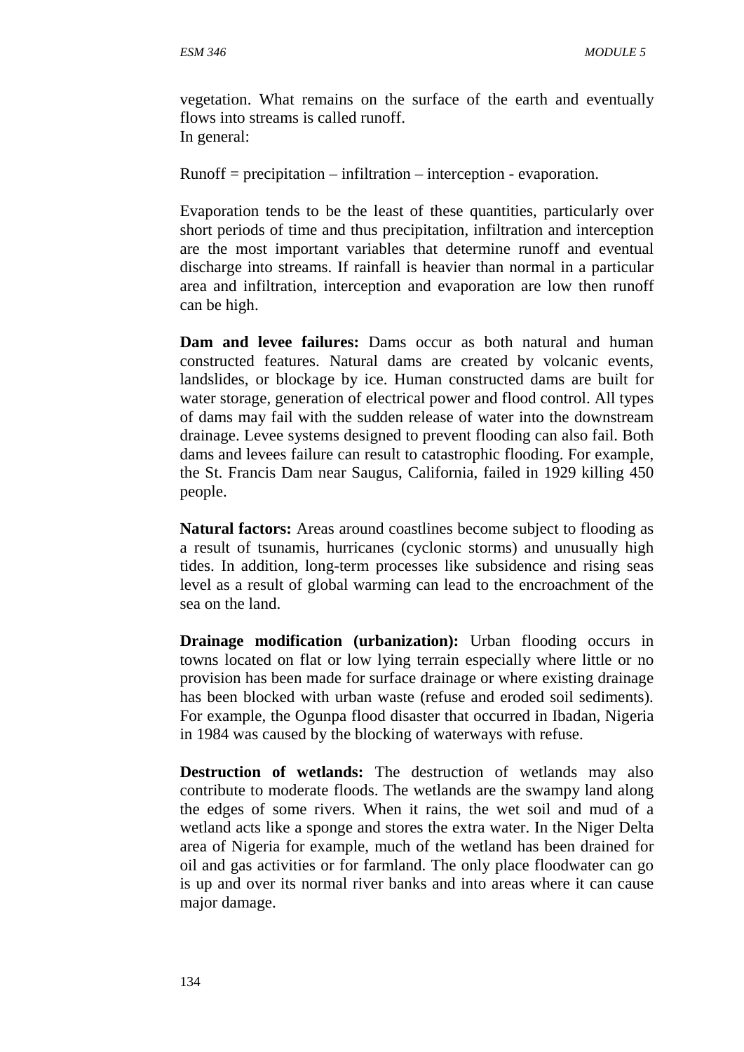vegetation. What remains on the surface of the earth and eventually flows into streams is called runoff.
In general:

Runoff = precipitation – infiltration – interception - evaporation.

Evaporation tends to be the least of these quantities, particularly over short periods of time and thus precipitation, infiltration and interception are the most important variables that determine runoff and eventual discharge into streams. If rainfall is heavier than normal in a particular area and infiltration, interception and evaporation are low then runoff can be high.

**Dam and levee failures:** Dams occur as both natural and human constructed features. Natural dams are created by volcanic events, landslides, or blockage by ice. Human constructed dams are built for water storage, generation of electrical power and flood control. All types of dams may fail with the sudden release of water into the downstream drainage. Levee systems designed to prevent flooding can also fail. Both dams and levees failure can result to catastrophic flooding. For example, the St. Francis Dam near Saugus, California, failed in 1929 killing 450 people.

**Natural factors:** Areas around coastlines become subject to flooding as a result of tsunamis, hurricanes (cyclonic storms) and unusually high tides. In addition, long-term processes like subsidence and rising seas level as a result of global warming can lead to the encroachment of the sea on the land.

**Drainage modification (urbanization):** Urban flooding occurs in towns located on flat or low lying terrain especially where little or no provision has been made for surface drainage or where existing drainage has been blocked with urban waste (refuse and eroded soil sediments). For example, the Ogunpa flood disaster that occurred in Ibadan, Nigeria in 1984 was caused by the blocking of waterways with refuse.

**Destruction of wetlands:** The destruction of wetlands may also contribute to moderate floods. The wetlands are the swampy land along the edges of some rivers. When it rains, the wet soil and mud of a wetland acts like a sponge and stores the extra water. In the Niger Delta area of Nigeria for example, much of the wetland has been drained for oil and gas activities or for farmland. The only place floodwater can go is up and over its normal river banks and into areas where it can cause major damage.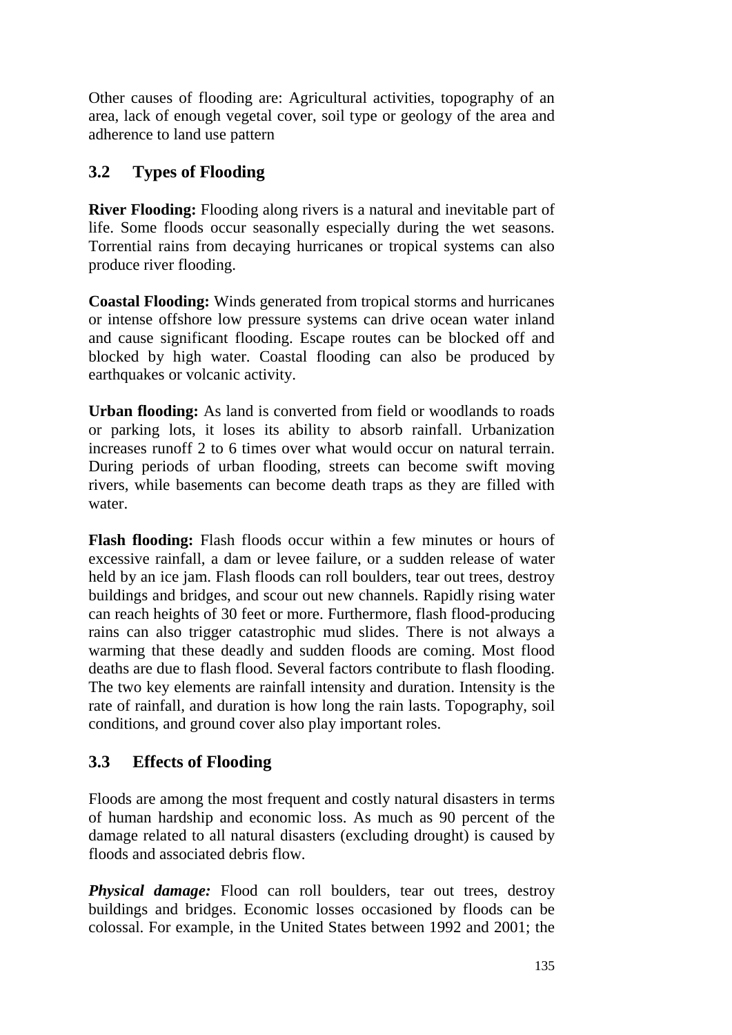Other causes of flooding are: Agricultural activities, topography of an area, lack of enough vegetal cover, soil type or geology of the area and adherence to land use pattern

## 3.2 Types of Flooding

**River Flooding:** Flooding along rivers is a natural and inevitable part of life. Some floods occur seasonally especially during the wet seasons. Torrential rains from decaying hurricanes or tropical systems can also produce river flooding.

**Coastal Flooding:** Winds generated from tropical storms and hurricanes or intense offshore low pressure systems can drive ocean water inland and cause significant flooding. Escape routes can be blocked off and blocked by high water. Coastal flooding can also be produced by earthquakes or volcanic activity.

**Urban flooding:** As land is converted from field or woodlands to roads or parking lots, it loses its ability to absorb rainfall. Urbanization increases runoff 2 to 6 times over what would occur on natural terrain. During periods of urban flooding, streets can become swift moving rivers, while basements can become death traps as they are filled with water.

**Flash flooding:** Flash floods occur within a few minutes or hours of excessive rainfall, a dam or levee failure, or a sudden release of water held by an ice jam. Flash floods can roll boulders, tear out trees, destroy buildings and bridges, and scour out new channels. Rapidly rising water can reach heights of 30 feet or more. Furthermore, flash flood-producing rains can also trigger catastrophic mud slides. There is not always a warming that these deadly and sudden floods are coming. Most flood deaths are due to flash flood. Several factors contribute to flash flooding. The two key elements are rainfall intensity and duration. Intensity is the rate of rainfall, and duration is how long the rain lasts. Topography, soil conditions, and ground cover also play important roles.

## 3.3 Effects of Flooding

Floods are among the most frequent and costly natural disasters in terms of human hardship and economic loss. As much as 90 percent of the damage related to all natural disasters (excluding drought) is caused by floods and associated debris flow.

***Physical damage:*** Flood can roll boulders, tear out trees, destroy buildings and bridges. Economic losses occasioned by floods can be colossal. For example, in the United States between 1992 and 2001; the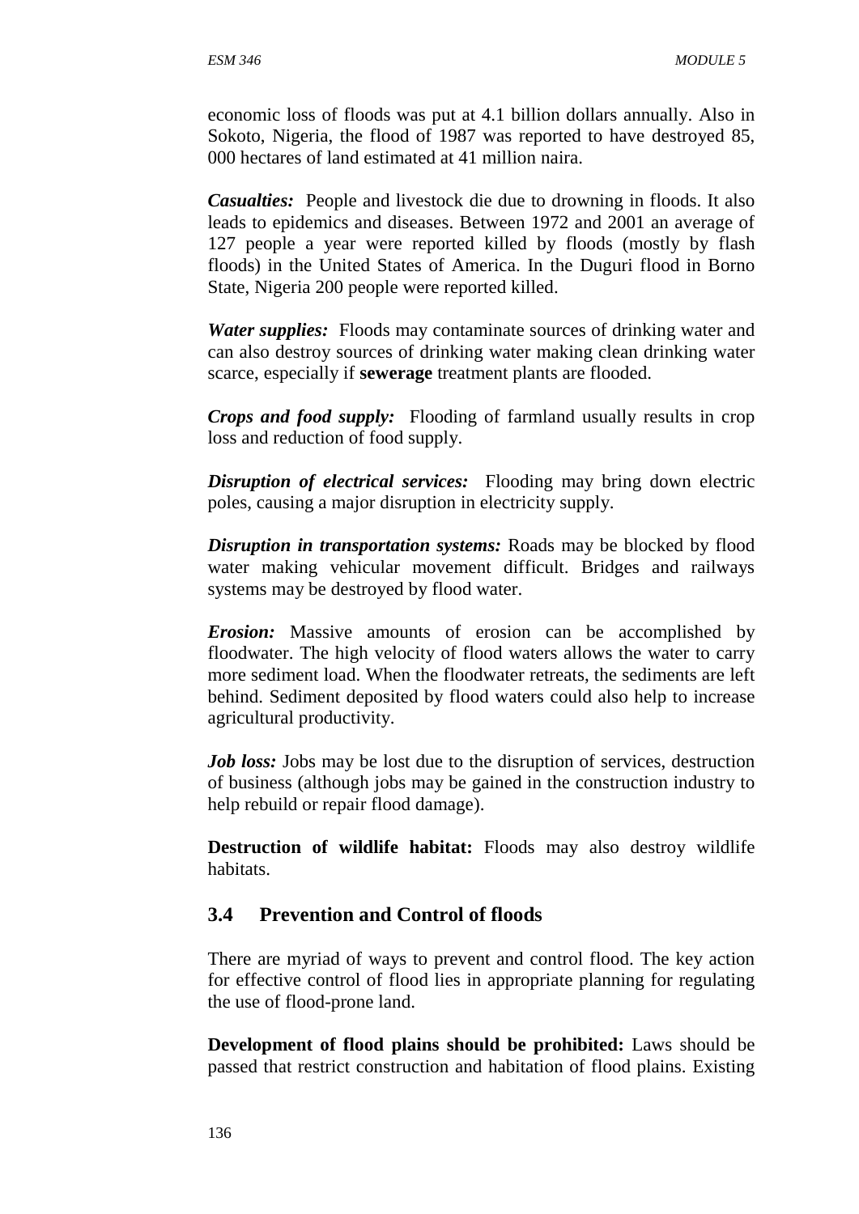economic loss of floods was put at 4.1 billion dollars annually. Also in Sokoto, Nigeria, the flood of 1987 was reported to have destroyed 85, 000 hectares of land estimated at 41 million naira.

***Casualties:*** People and livestock die due to drowning in floods. It also leads to epidemics and diseases. Between 1972 and 2001 an average of 127 people a year were reported killed by floods (mostly by flash floods) in the United States of America. In the Duguri flood in Borno State, Nigeria 200 people were reported killed.

***Water supplies:*** Floods may contaminate sources of drinking water and can also destroy sources of drinking water making clean drinking water scarce, especially if **sewerage** treatment plants are flooded.

***Crops and food supply:*** Flooding of farmland usually results in crop loss and reduction of food supply.

***Disruption of electrical services:*** Flooding may bring down electric poles, causing a major disruption in electricity supply.

***Disruption in transportation systems:*** Roads may be blocked by flood water making vehicular movement difficult. Bridges and railways systems may be destroyed by flood water.

***Erosion:*** Massive amounts of erosion can be accomplished by floodwater. The high velocity of flood waters allows the water to carry more sediment load. When the floodwater retreats, the sediments are left behind. Sediment deposited by flood waters could also help to increase agricultural productivity.

***Job loss:*** Jobs may be lost due to the disruption of services, destruction of business (although jobs may be gained in the construction industry to help rebuild or repair flood damage).

**Destruction of wildlife habitat:** Floods may also destroy wildlife habitats.

## 3.4 Prevention and Control of floods

There are myriad of ways to prevent and control flood. The key action for effective control of flood lies in appropriate planning for regulating the use of flood-prone land.

**Development of flood plains should be prohibited:** Laws should be passed that restrict construction and habitation of flood plains. Existing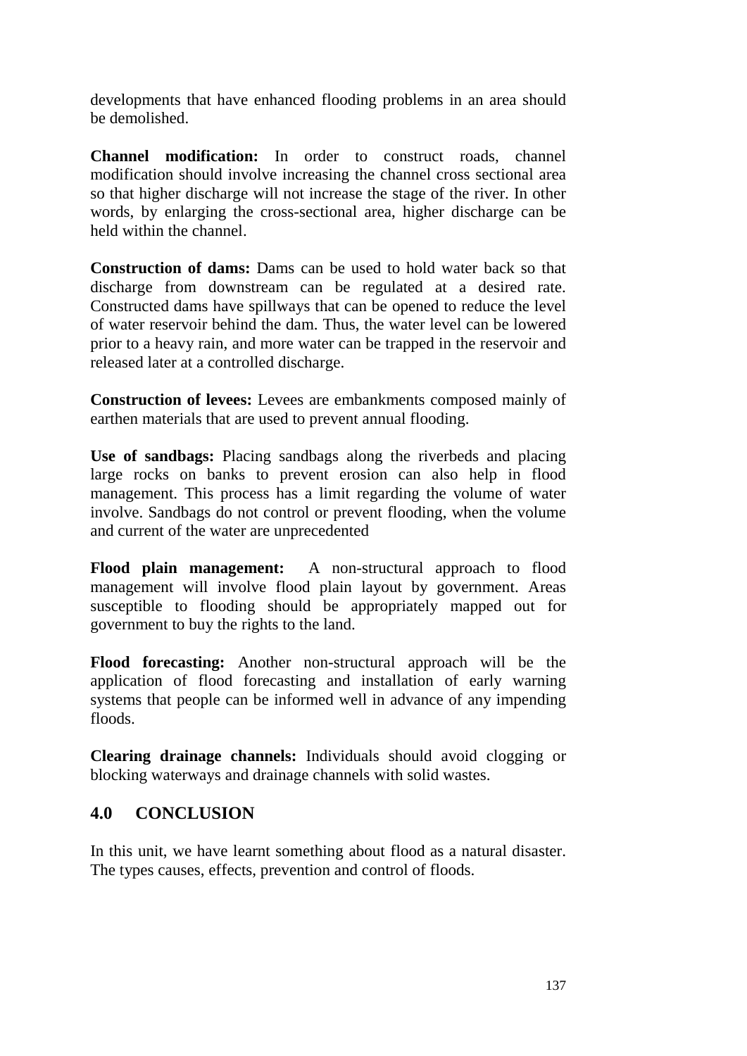developments that have enhanced flooding problems in an area should be demolished.

**Channel modification:** In order to construct roads, channel modification should involve increasing the channel cross sectional area so that higher discharge will not increase the stage of the river. In other words, by enlarging the cross-sectional area, higher discharge can be held within the channel.

**Construction of dams:** Dams can be used to hold water back so that discharge from downstream can be regulated at a desired rate. Constructed dams have spillways that can be opened to reduce the level of water reservoir behind the dam. Thus, the water level can be lowered prior to a heavy rain, and more water can be trapped in the reservoir and released later at a controlled discharge.

**Construction of levees:** Levees are embankments composed mainly of earthen materials that are used to prevent annual flooding.

**Use of sandbags:** Placing sandbags along the riverbeds and placing large rocks on banks to prevent erosion can also help in flood management. This process has a limit regarding the volume of water involve. Sandbags do not control or prevent flooding, when the volume and current of the water are unprecedented

**Flood plain management:** A non-structural approach to flood management will involve flood plain layout by government. Areas susceptible to flooding should be appropriately mapped out for government to buy the rights to the land.

**Flood forecasting:** Another non-structural approach will be the application of flood forecasting and installation of early warning systems that people can be informed well in advance of any impending floods.

**Clearing drainage channels:** Individuals should avoid clogging or blocking waterways and drainage channels with solid wastes.

## 4.0 CONCLUSION

In this unit, we have learnt something about flood as a natural disaster. The types causes, effects, prevention and control of floods.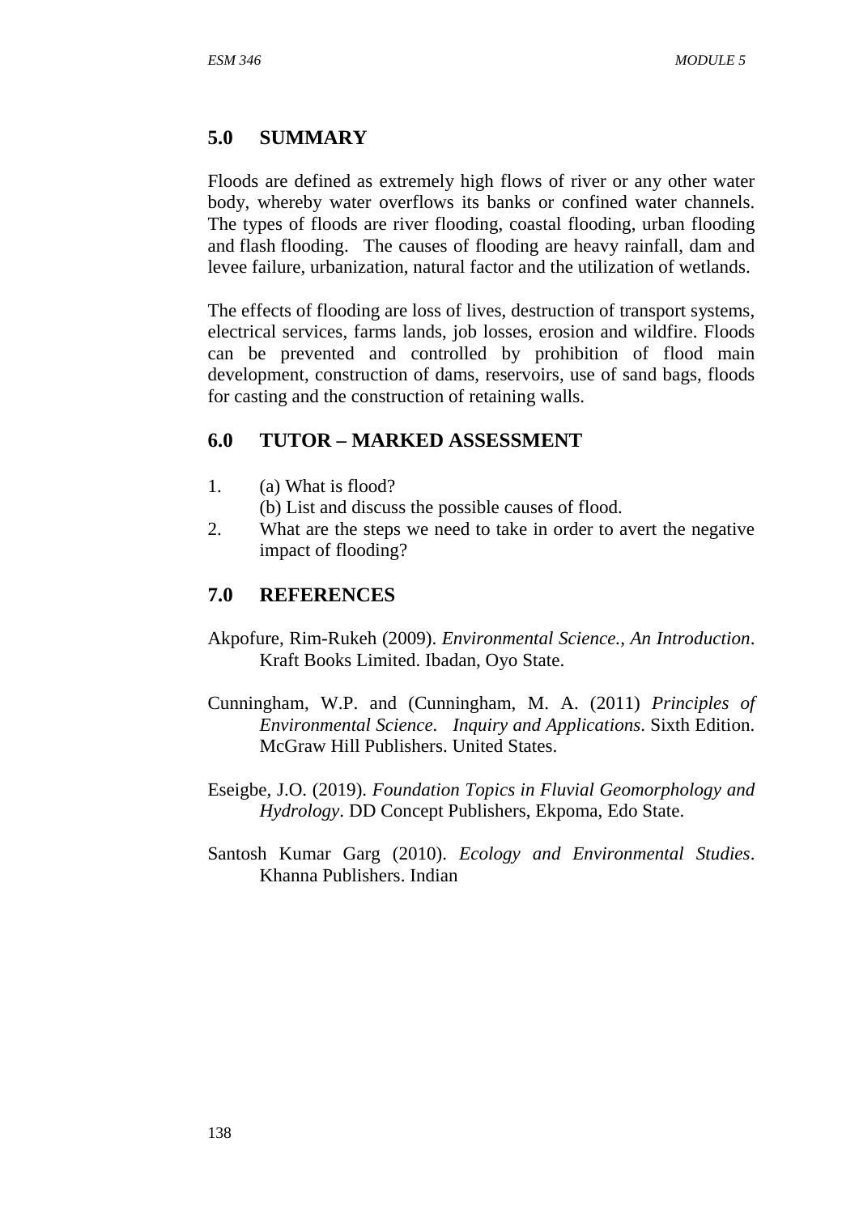## 5.0 SUMMARY

Floods are defined as extremely high flows of river or any other water body, whereby water overflows its banks or confined water channels. The types of floods are river flooding, coastal flooding, urban flooding and flash flooding. The causes of flooding are heavy rainfall, dam and levee failure, urbanization, natural factor and the utilization of wetlands.

The effects of flooding are loss of lives, destruction of transport systems, electrical services, farms lands, job losses, erosion and wildfire. Floods can be prevented and controlled by prohibition of flood main development, construction of dams, reservoirs, use of sand bags, floods for casting and the construction of retaining walls.

## 6.0 TUTOR – MARKED ASSESSMENT

1. (a) What is flood?
   (b) List and discuss the possible causes of flood.
2. What are the steps we need to take in order to avert the negative impact of flooding?

## 7.0 REFERENCES

Akpofure, Rim-Rukeh (2009). *Environmental Science., An Introduction*. Kraft Books Limited. Ibadan, Oyo State.

Cunningham, W.P. and (Cunningham, M. A. (2011) *Principles of Environmental Science. Inquiry and Applications*. Sixth Edition. McGraw Hill Publishers. United States.

Eseigbe, J.O. (2019). *Foundation Topics in Fluvial Geomorphology and Hydrology*. DD Concept Publishers, Ekpoma, Edo State.

Santosh Kumar Garg (2010). *Ecology and Environmental Studies*. Khanna Publishers. Indian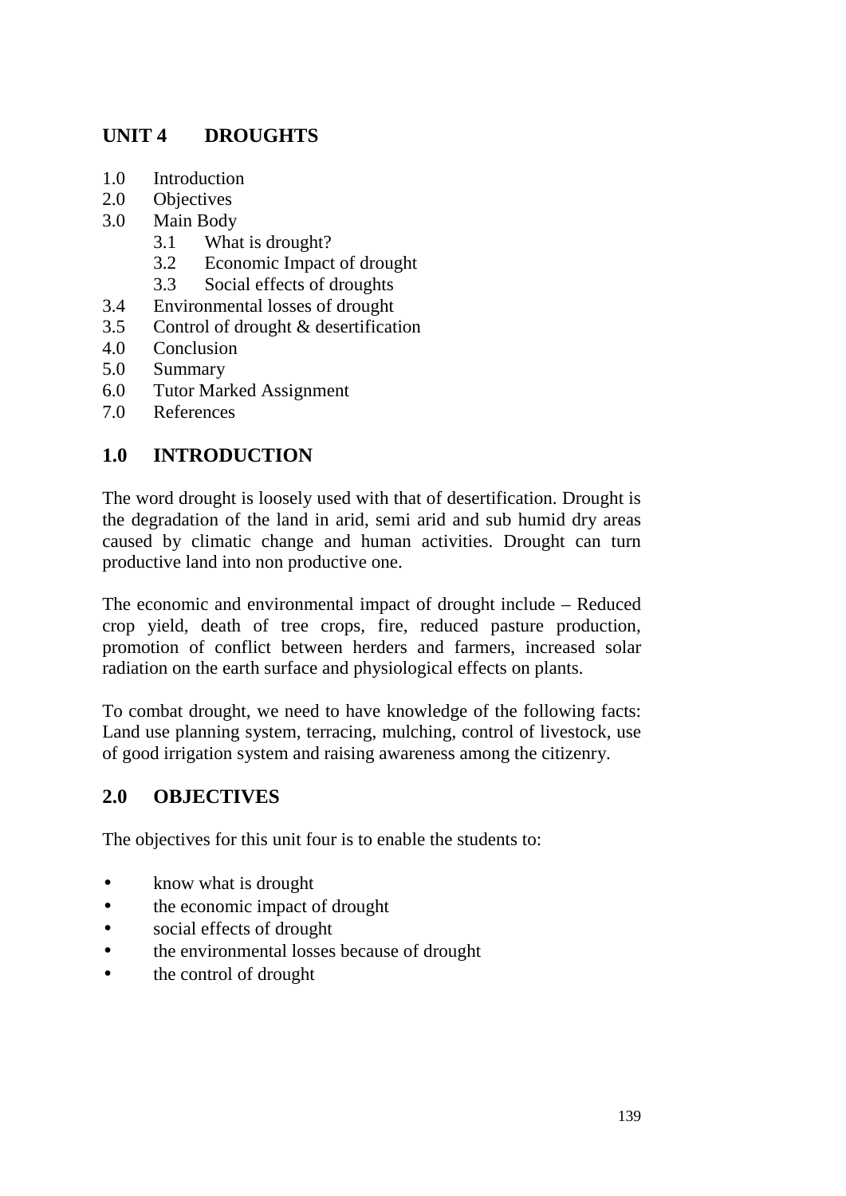# UNIT 4 DROUGHTS

1.0 Introduction
2.0 Objectives
3.0 Main Body
    3.1 What is drought?
    3.2 Economic Impact of drought
    3.3 Social effects of droughts
3.4 Environmental losses of drought
3.5 Control of drought & desertification
4.0 Conclusion
5.0 Summary
6.0 Tutor Marked Assignment
7.0 References

## 1.0 INTRODUCTION

The word drought is loosely used with that of desertification. Drought is the degradation of the land in arid, semi arid and sub humid dry areas caused by climatic change and human activities. Drought can turn productive land into non productive one.

The economic and environmental impact of drought include – Reduced crop yield, death of tree crops, fire, reduced pasture production, promotion of conflict between herders and farmers, increased solar radiation on the earth surface and physiological effects on plants.

To combat drought, we need to have knowledge of the following facts: Land use planning system, terracing, mulching, control of livestock, use of good irrigation system and raising awareness among the citizenry.

## 2.0 OBJECTIVES

The objectives for this unit four is to enable the students to:

- know what is drought
- the economic impact of drought
- social effects of drought
- the environmental losses because of drought
- the control of drought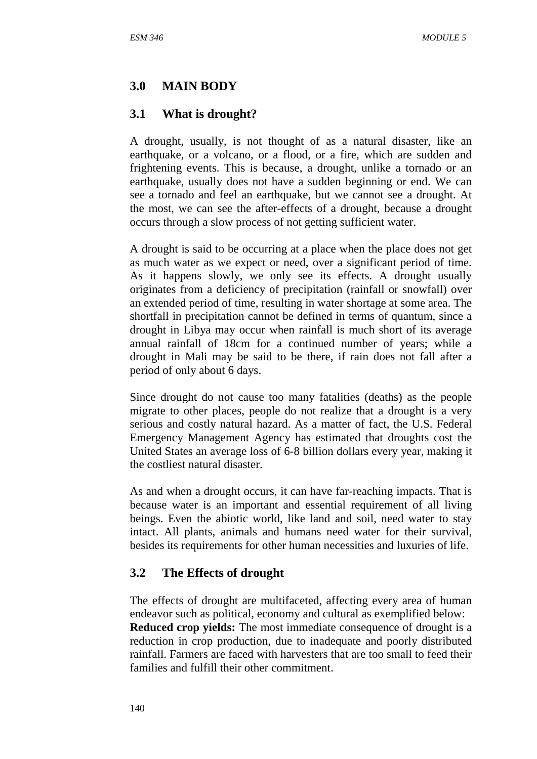## 3.0 MAIN BODY

### 3.1 What is drought?

A drought, usually, is not thought of as a natural disaster, like an earthquake, or a volcano, or a flood, or a fire, which are sudden and frightening events. This is because, a drought, unlike a tornado or an earthquake, usually does not have a sudden beginning or end. We can see a tornado and feel an earthquake, but we cannot see a drought. At the most, we can see the after-effects of a drought, because a drought occurs through a slow process of not getting sufficient water.

A drought is said to be occurring at a place when the place does not get as much water as we expect or need, over a significant period of time. As it happens slowly, we only see its effects. A drought usually originates from a deficiency of precipitation (rainfall or snowfall) over an extended period of time, resulting in water shortage at some area. The shortfall in precipitation cannot be defined in terms of quantum, since a drought in Libya may occur when rainfall is much short of its average annual rainfall of 18cm for a continued number of years; while a drought in Mali may be said to be there, if rain does not fall after a period of only about 6 days.

Since drought do not cause too many fatalities (deaths) as the people migrate to other places, people do not realize that a drought is a very serious and costly natural hazard. As a matter of fact, the U.S. Federal Emergency Management Agency has estimated that droughts cost the United States an average loss of 6-8 billion dollars every year, making it the costliest natural disaster.

As and when a drought occurs, it can have far-reaching impacts. That is because water is an important and essential requirement of all living beings. Even the abiotic world, like land and soil, need water to stay intact. All plants, animals and humans need water for their survival, besides its requirements for other human necessities and luxuries of life.

### 3.2 The Effects of drought

The effects of drought are multifaceted, affecting every area of human endeavor such as political, economy and cultural as exemplified below:
**Reduced crop yields:** The most immediate consequence of drought is a reduction in crop production, due to inadequate and poorly distributed rainfall. Farmers are faced with harvesters that are too small to feed their families and fulfill their other commitment.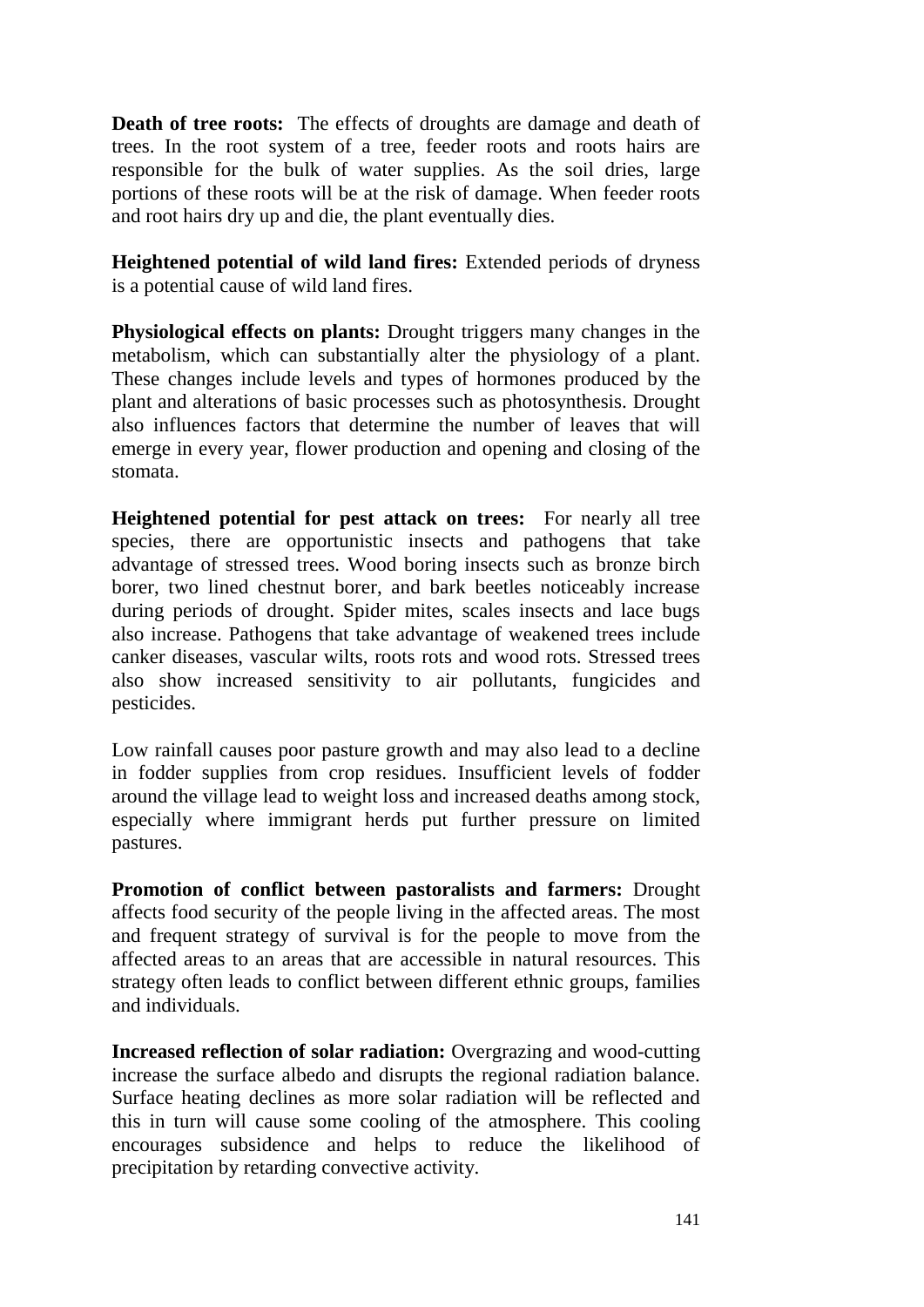**Death of tree roots:** The effects of droughts are damage and death of trees. In the root system of a tree, feeder roots and roots hairs are responsible for the bulk of water supplies. As the soil dries, large portions of these roots will be at the risk of damage. When feeder roots and root hairs dry up and die, the plant eventually dies.

**Heightened potential of wild land fires:** Extended periods of dryness is a potential cause of wild land fires.

**Physiological effects on plants:** Drought triggers many changes in the metabolism, which can substantially alter the physiology of a plant. These changes include levels and types of hormones produced by the plant and alterations of basic processes such as photosynthesis. Drought also influences factors that determine the number of leaves that will emerge in every year, flower production and opening and closing of the stomata.

**Heightened potential for pest attack on trees:** For nearly all tree species, there are opportunistic insects and pathogens that take advantage of stressed trees. Wood boring insects such as bronze birch borer, two lined chestnut borer, and bark beetles noticeably increase during periods of drought. Spider mites, scales insects and lace bugs also increase. Pathogens that take advantage of weakened trees include canker diseases, vascular wilts, roots rots and wood rots. Stressed trees also show increased sensitivity to air pollutants, fungicides and pesticides.

Low rainfall causes poor pasture growth and may also lead to a decline in fodder supplies from crop residues. Insufficient levels of fodder around the village lead to weight loss and increased deaths among stock, especially where immigrant herds put further pressure on limited pastures.

**Promotion of conflict between pastoralists and farmers:** Drought affects food security of the people living in the affected areas. The most and frequent strategy of survival is for the people to move from the affected areas to an areas that are accessible in natural resources. This strategy often leads to conflict between different ethnic groups, families and individuals.

**Increased reflection of solar radiation:** Overgrazing and wood-cutting increase the surface albedo and disrupts the regional radiation balance. Surface heating declines as more solar radiation will be reflected and this in turn will cause some cooling of the atmosphere. This cooling encourages subsidence and helps to reduce the likelihood of precipitation by retarding convective activity.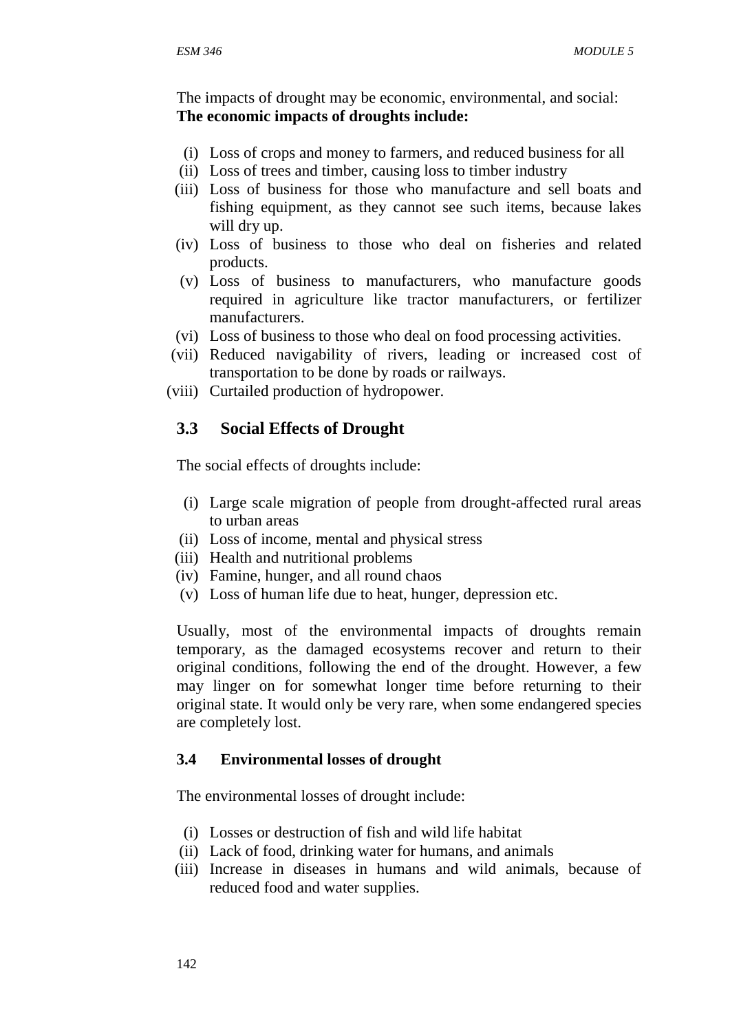The impacts of drought may be economic, environmental, and social:
**The economic impacts of droughts include:**

(i) Loss of crops and money to farmers, and reduced business for all
(ii) Loss of trees and timber, causing loss to timber industry
(iii) Loss of business for those who manufacture and sell boats and fishing equipment, as they cannot see such items, because lakes will dry up.
(iv) Loss of business to those who deal on fisheries and related products.
(v) Loss of business to manufacturers, who manufacture goods required in agriculture like tractor manufacturers, or fertilizer manufacturers.
(vi) Loss of business to those who deal on food processing activities.
(vii) Reduced navigability of rivers, leading or increased cost of transportation to be done by roads or railways.
(viii) Curtailed production of hydropower.

### 3.3 Social Effects of Drought

The social effects of droughts include:

(i) Large scale migration of people from drought-affected rural areas to urban areas
(ii) Loss of income, mental and physical stress
(iii) Health and nutritional problems
(iv) Famine, hunger, and all round chaos
(v) Loss of human life due to heat, hunger, depression etc.

Usually, most of the environmental impacts of droughts remain temporary, as the damaged ecosystems recover and return to their original conditions, following the end of the drought. However, a few may linger on for somewhat longer time before returning to their original state. It would only be very rare, when some endangered species are completely lost.

### 3.4 Environmental losses of drought

The environmental losses of drought include:

(i) Losses or destruction of fish and wild life habitat
(ii) Lack of food, drinking water for humans, and animals
(iii) Increase in diseases in humans and wild animals, because of reduced food and water supplies.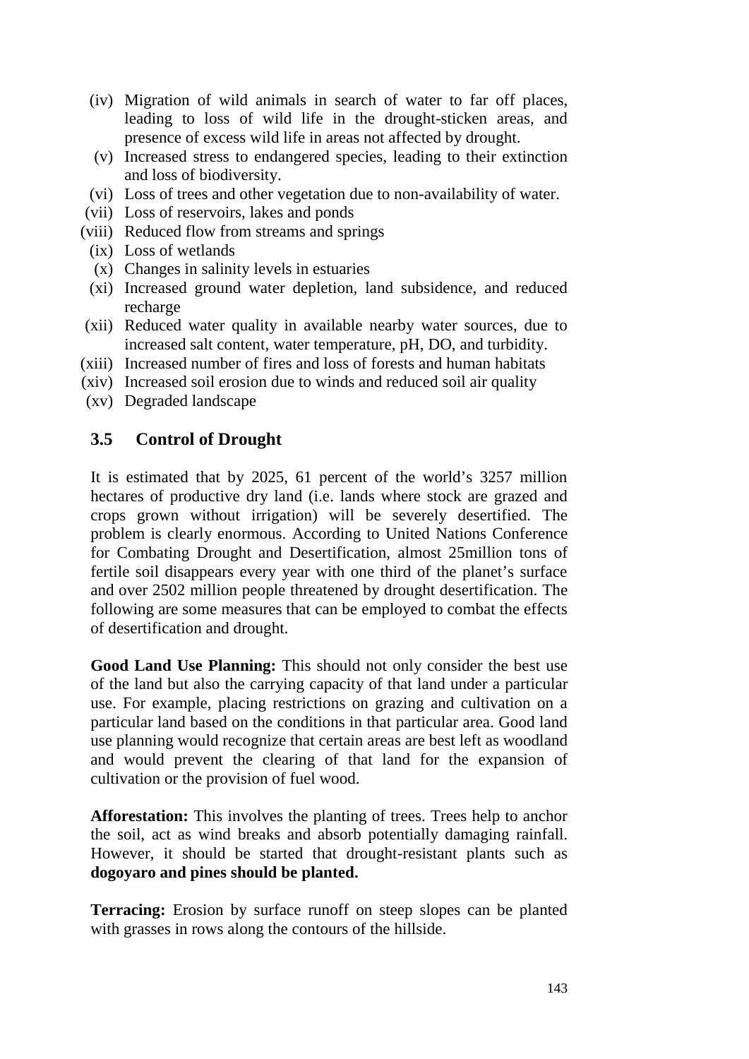(iv) Migration of wild animals in search of water to far off places, leading to loss of wild life in the drought-sticken areas, and presence of excess wild life in areas not affected by drought.

(v) Increased stress to endangered species, leading to their extinction and loss of biodiversity.

(vi) Loss of trees and other vegetation due to non-availability of water.

(vii) Loss of reservoirs, lakes and ponds

(viii) Reduced flow from streams and springs

(ix) Loss of wetlands

(x) Changes in salinity levels in estuaries

(xi) Increased ground water depletion, land subsidence, and reduced recharge

(xii) Reduced water quality in available nearby water sources, due to increased salt content, water temperature, pH, DO, and turbidity.

(xiii) Increased number of fires and loss of forests and human habitats

(xiv) Increased soil erosion due to winds and reduced soil air quality

(xv) Degraded landscape

### 3.5 Control of Drought

It is estimated that by 2025, 61 percent of the world's 3257 million hectares of productive dry land (i.e. lands where stock are grazed and crops grown without irrigation) will be severely desertified. The problem is clearly enormous. According to United Nations Conference for Combating Drought and Desertification, almost 25million tons of fertile soil disappears every year with one third of the planet's surface and over 2502 million people threatened by drought desertification. The following are some measures that can be employed to combat the effects of desertification and drought.

**Good Land Use Planning:** This should not only consider the best use of the land but also the carrying capacity of that land under a particular use. For example, placing restrictions on grazing and cultivation on a particular land based on the conditions in that particular area. Good land use planning would recognize that certain areas are best left as woodland and would prevent the clearing of that land for the expansion of cultivation or the provision of fuel wood.

**Afforestation:** This involves the planting of trees. Trees help to anchor the soil, act as wind breaks and absorb potentially damaging rainfall. However, it should be started that drought-resistant plants such as **dogoyaro and pines should be planted.**

**Terracing:** Erosion by surface runoff on steep slopes can be planted with grasses in rows along the contours of the hillside.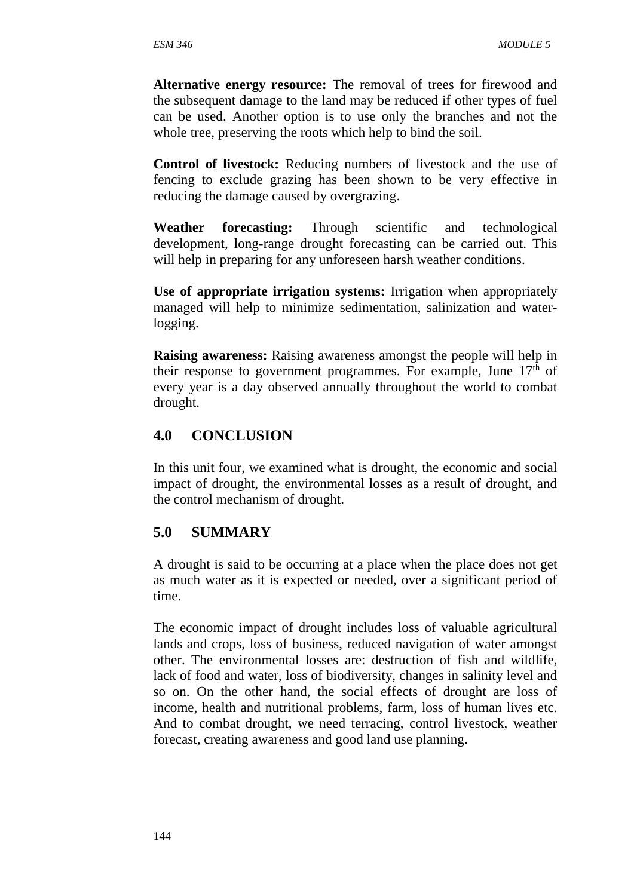**Alternative energy resource:** The removal of trees for firewood and the subsequent damage to the land may be reduced if other types of fuel can be used. Another option is to use only the branches and not the whole tree, preserving the roots which help to bind the soil.

**Control of livestock:** Reducing numbers of livestock and the use of fencing to exclude grazing has been shown to be very effective in reducing the damage caused by overgrazing.

**Weather forecasting:** Through scientific and technological development, long-range drought forecasting can be carried out. This will help in preparing for any unforeseen harsh weather conditions.

**Use of appropriate irrigation systems:** Irrigation when appropriately managed will help to minimize sedimentation, salinization and water-logging.

**Raising awareness:** Raising awareness amongst the people will help in their response to government programmes. For example, June 17th of every year is a day observed annually throughout the world to combat drought.

## 4.0 CONCLUSION

In this unit four, we examined what is drought, the economic and social impact of drought, the environmental losses as a result of drought, and the control mechanism of drought.

## 5.0 SUMMARY

A drought is said to be occurring at a place when the place does not get as much water as it is expected or needed, over a significant period of time.

The economic impact of drought includes loss of valuable agricultural lands and crops, loss of business, reduced navigation of water amongst other. The environmental losses are: destruction of fish and wildlife, lack of food and water, loss of biodiversity, changes in salinity level and so on. On the other hand, the social effects of drought are loss of income, health and nutritional problems, farm, loss of human lives etc. And to combat drought, we need terracing, control livestock, weather forecast, creating awareness and good land use planning.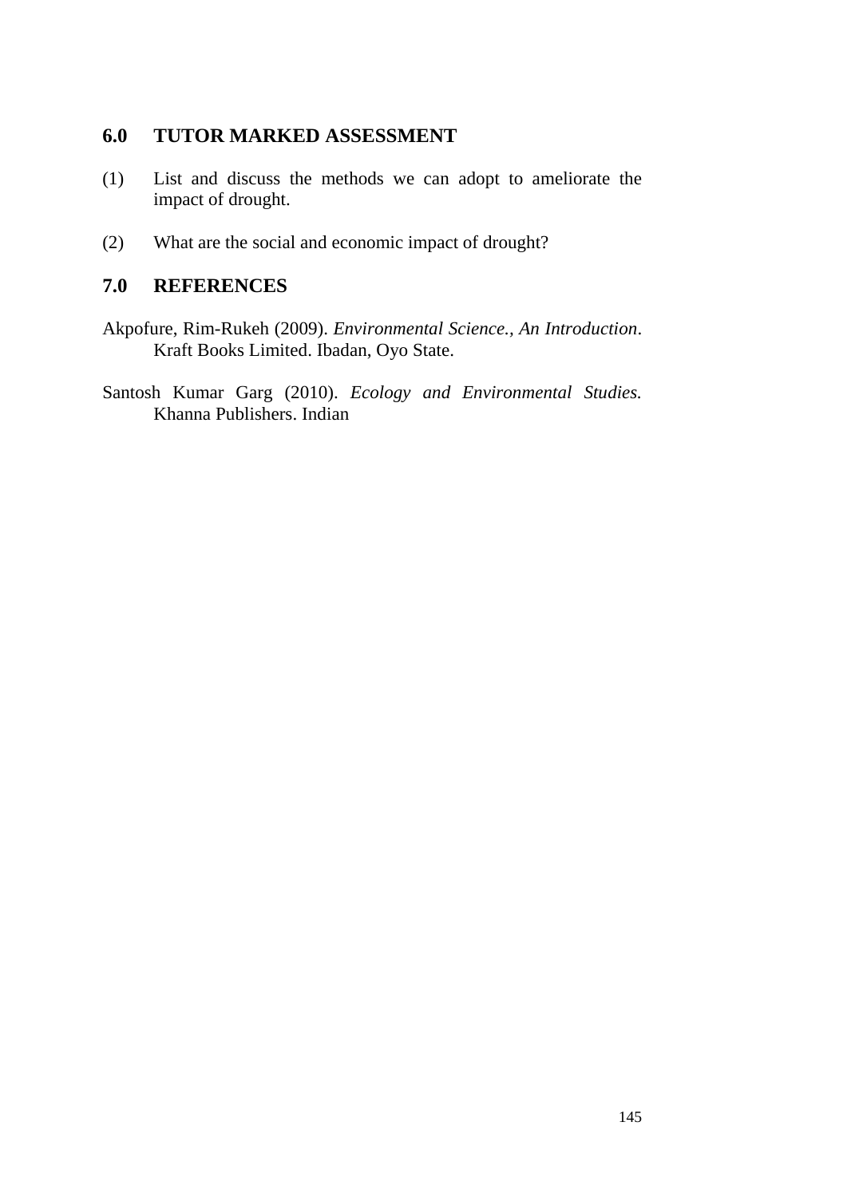## 6.0 TUTOR MARKED ASSESSMENT

(1) List and discuss the methods we can adopt to ameliorate the impact of drought.

(2) What are the social and economic impact of drought?

## 7.0 REFERENCES

Akpofure, Rim-Rukeh (2009). *Environmental Science., An Introduction*. Kraft Books Limited. Ibadan, Oyo State.

Santosh Kumar Garg (2010). *Ecology and Environmental Studies.* Khanna Publishers. Indian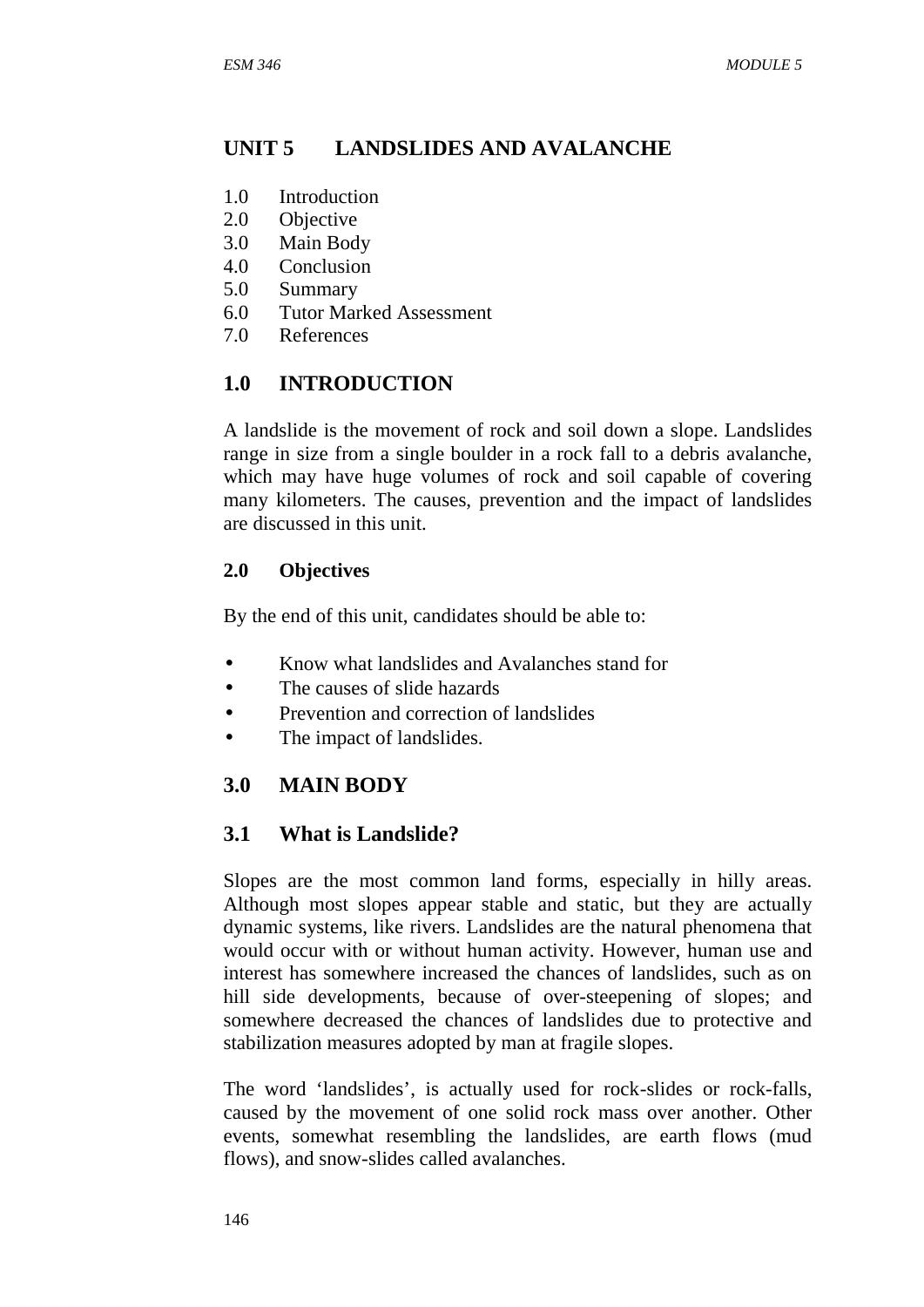## UNIT 5 LANDSLIDES AND AVALANCHE

1.0 Introduction
2.0 Objective
3.0 Main Body
4.0 Conclusion
5.0 Summary
6.0 Tutor Marked Assessment
7.0 References

## 1.0 INTRODUCTION

A landslide is the movement of rock and soil down a slope. Landslides range in size from a single boulder in a rock fall to a debris avalanche, which may have huge volumes of rock and soil capable of covering many kilometers. The causes, prevention and the impact of landslides are discussed in this unit.

### 2.0 Objectives

By the end of this unit, candidates should be able to:

- Know what landslides and Avalanches stand for
- The causes of slide hazards
- Prevention and correction of landslides
- The impact of landslides.

## 3.0 MAIN BODY

### 3.1 What is Landslide?

Slopes are the most common land forms, especially in hilly areas. Although most slopes appear stable and static, but they are actually dynamic systems, like rivers. Landslides are the natural phenomena that would occur with or without human activity. However, human use and interest has somewhere increased the chances of landslides, such as on hill side developments, because of over-steepening of slopes; and somewhere decreased the chances of landslides due to protective and stabilization measures adopted by man at fragile slopes.

The word 'landslides', is actually used for rock-slides or rock-falls, caused by the movement of one solid rock mass over another. Other events, somewhat resembling the landslides, are earth flows (mud flows), and snow-slides called avalanches.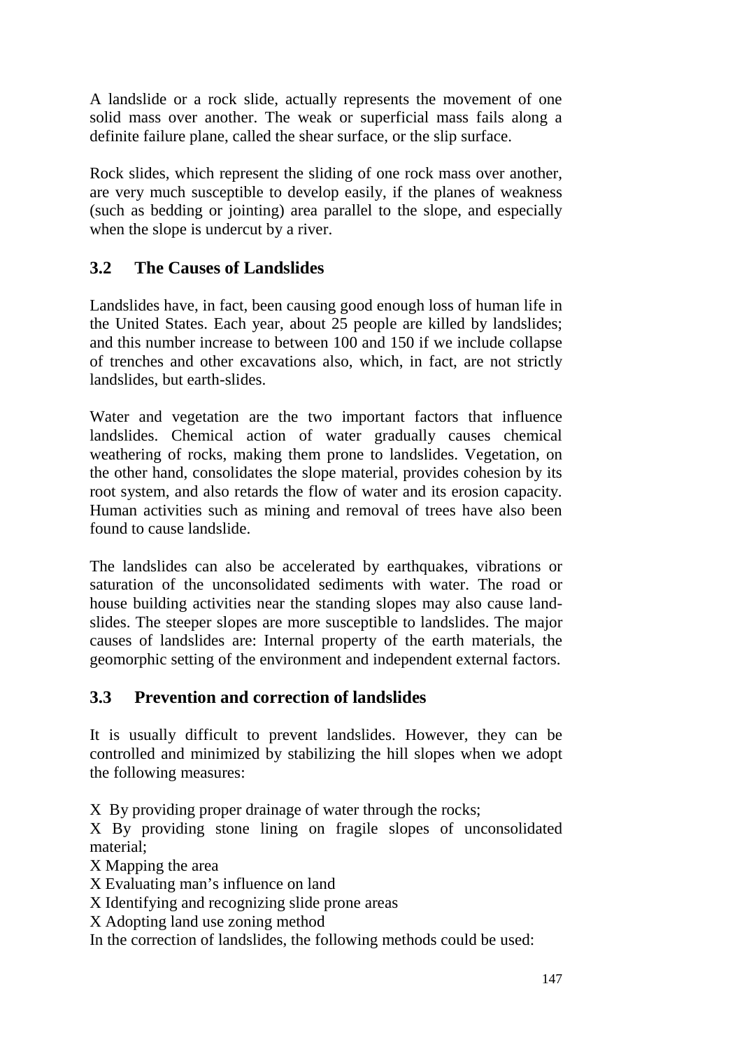A landslide or a rock slide, actually represents the movement of one solid mass over another. The weak or superficial mass fails along a definite failure plane, called the shear surface, or the slip surface.

Rock slides, which represent the sliding of one rock mass over another, are very much susceptible to develop easily, if the planes of weakness (such as bedding or jointing) area parallel to the slope, and especially when the slope is undercut by a river.

### 3.2 The Causes of Landslides

Landslides have, in fact, been causing good enough loss of human life in the United States. Each year, about 25 people are killed by landslides; and this number increase to between 100 and 150 if we include collapse of trenches and other excavations also, which, in fact, are not strictly landslides, but earth-slides.

Water and vegetation are the two important factors that influence landslides. Chemical action of water gradually causes chemical weathering of rocks, making them prone to landslides. Vegetation, on the other hand, consolidates the slope material, provides cohesion by its root system, and also retards the flow of water and its erosion capacity. Human activities such as mining and removal of trees have also been found to cause landslide.

The landslides can also be accelerated by earthquakes, vibrations or saturation of the unconsolidated sediments with water. The road or house building activities near the standing slopes may also cause land-slides. The steeper slopes are more susceptible to landslides. The major causes of landslides are: Internal property of the earth materials, the geomorphic setting of the environment and independent external factors.

### 3.3 Prevention and correction of landslides

It is usually difficult to prevent landslides. However, they can be controlled and minimized by stabilizing the hill slopes when we adopt the following measures:

X By providing proper drainage of water through the rocks;
X By providing stone lining on fragile slopes of unconsolidated material;
X Mapping the area
X Evaluating man's influence on land
X Identifying and recognizing slide prone areas
X Adopting land use zoning method
In the correction of landslides, the following methods could be used: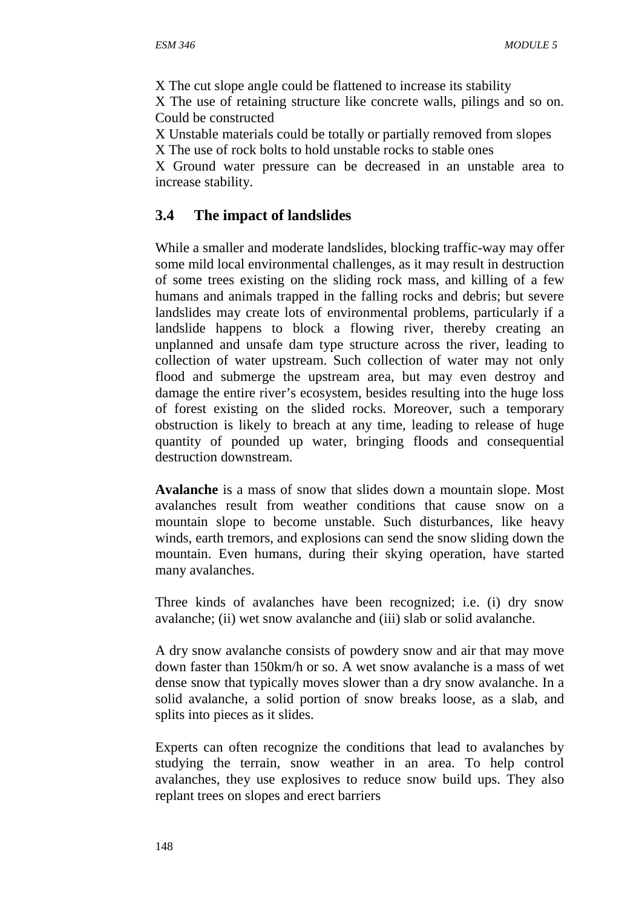X The cut slope angle could be flattened to increase its stability

X The use of retaining structure like concrete walls, pilings and so on. Could be constructed

X Unstable materials could be totally or partially removed from slopes

X The use of rock bolts to hold unstable rocks to stable ones

X Ground water pressure can be decreased in an unstable area to increase stability.

## 3.4 The impact of landslides

While a smaller and moderate landslides, blocking traffic-way may offer some mild local environmental challenges, as it may result in destruction of some trees existing on the sliding rock mass, and killing of a few humans and animals trapped in the falling rocks and debris; but severe landslides may create lots of environmental problems, particularly if a landslide happens to block a flowing river, thereby creating an unplanned and unsafe dam type structure across the river, leading to collection of water upstream. Such collection of water may not only flood and submerge the upstream area, but may even destroy and damage the entire river's ecosystem, besides resulting into the huge loss of forest existing on the slided rocks. Moreover, such a temporary obstruction is likely to breach at any time, leading to release of huge quantity of pounded up water, bringing floods and consequential destruction downstream.

**Avalanche** is a mass of snow that slides down a mountain slope. Most avalanches result from weather conditions that cause snow on a mountain slope to become unstable. Such disturbances, like heavy winds, earth tremors, and explosions can send the snow sliding down the mountain. Even humans, during their skying operation, have started many avalanches.

Three kinds of avalanches have been recognized; i.e. (i) dry snow avalanche; (ii) wet snow avalanche and (iii) slab or solid avalanche.

A dry snow avalanche consists of powdery snow and air that may move down faster than 150km/h or so. A wet snow avalanche is a mass of wet dense snow that typically moves slower than a dry snow avalanche. In a solid avalanche, a solid portion of snow breaks loose, as a slab, and splits into pieces as it slides.

Experts can often recognize the conditions that lead to avalanches by studying the terrain, snow weather in an area. To help control avalanches, they use explosives to reduce snow build ups. They also replant trees on slopes and erect barriers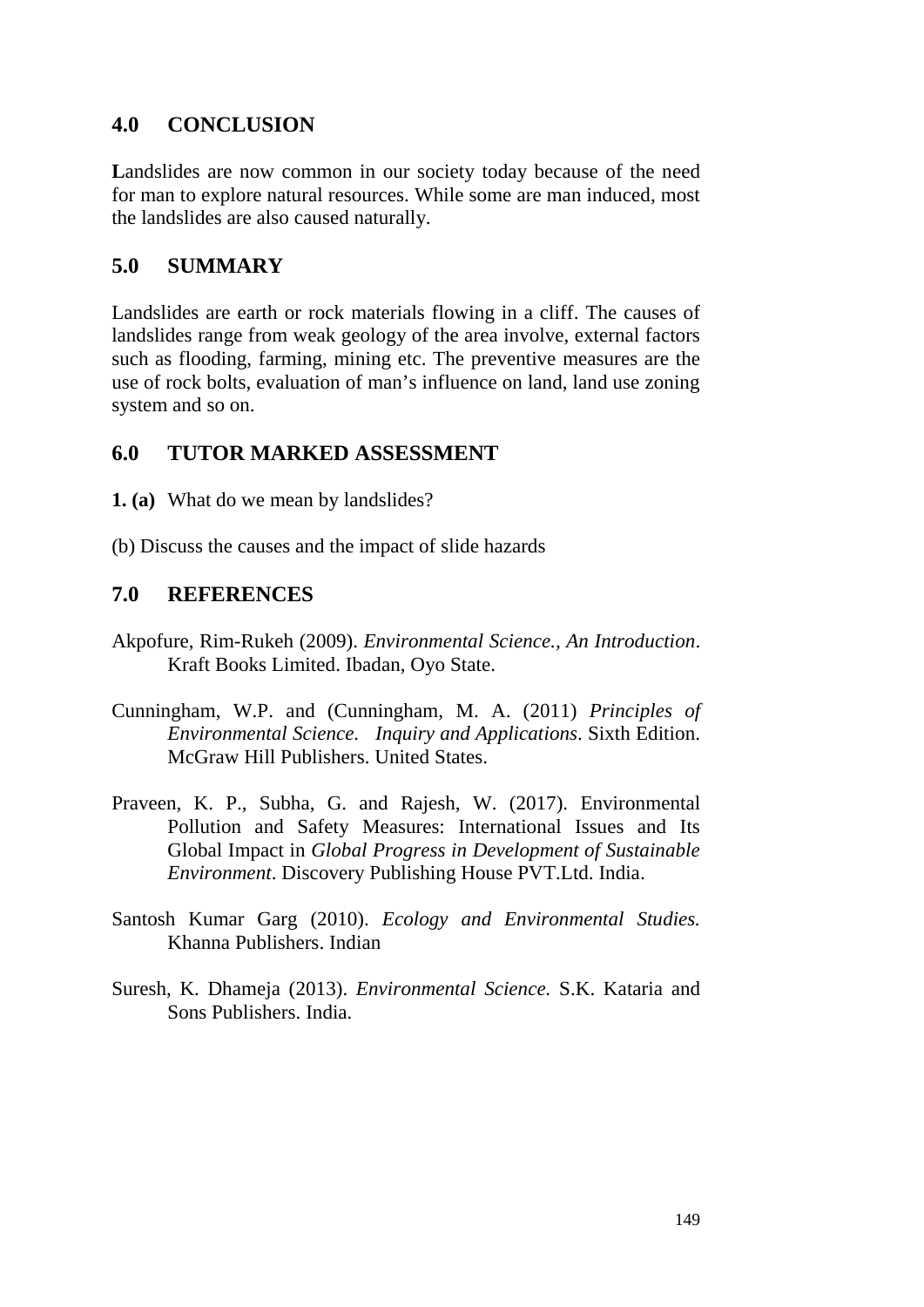## 4.0 CONCLUSION

**L**andslides are now common in our society today because of the need for man to explore natural resources. While some are man induced, most the landslides are also caused naturally.

## 5.0 SUMMARY

Landslides are earth or rock materials flowing in a cliff. The causes of landslides range from weak geology of the area involve, external factors such as flooding, farming, mining etc. The preventive measures are the use of rock bolts, evaluation of man's influence on land, land use zoning system and so on.

## 6.0 TUTOR MARKED ASSESSMENT

**1. (a)** What do we mean by landslides?

(b) Discuss the causes and the impact of slide hazards

## 7.0 REFERENCES

Akpofure, Rim-Rukeh (2009). *Environmental Science., An Introduction*. Kraft Books Limited. Ibadan, Oyo State.

Cunningham, W.P. and (Cunningham, M. A. (2011) *Principles of Environmental Science. Inquiry and Applications*. Sixth Edition. McGraw Hill Publishers. United States.

Praveen, K. P., Subha, G. and Rajesh, W. (2017). Environmental Pollution and Safety Measures: International Issues and Its Global Impact in *Global Progress in Development of Sustainable Environment*. Discovery Publishing House PVT.Ltd. India.

Santosh Kumar Garg (2010). *Ecology and Environmental Studies.* Khanna Publishers. Indian

Suresh, K. Dhameja (2013). *Environmental Science.* S.K. Kataria and Sons Publishers. India.